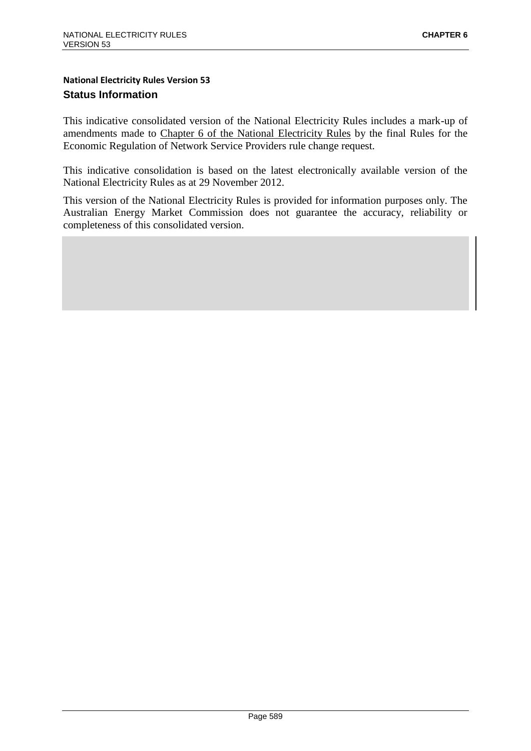**National Electricity Rules Version 53**

## Status Information

This indicative consolidated version of the National Electricity Rules includes a mark-up of amendments made to Chapter 6 of the National Electricity Rules by the final Rules for the Economic Regulation of Network Service Providers rule change request.

This indicative consolidation is based on the latest electronically available version of the National Electricity Rules as at 29 November 2012.

This version of the National Electricity Rules is provided for information purposes only. The Australian Energy Market Commission does not guarantee the accuracy, reliability or completeness of this consolidated version.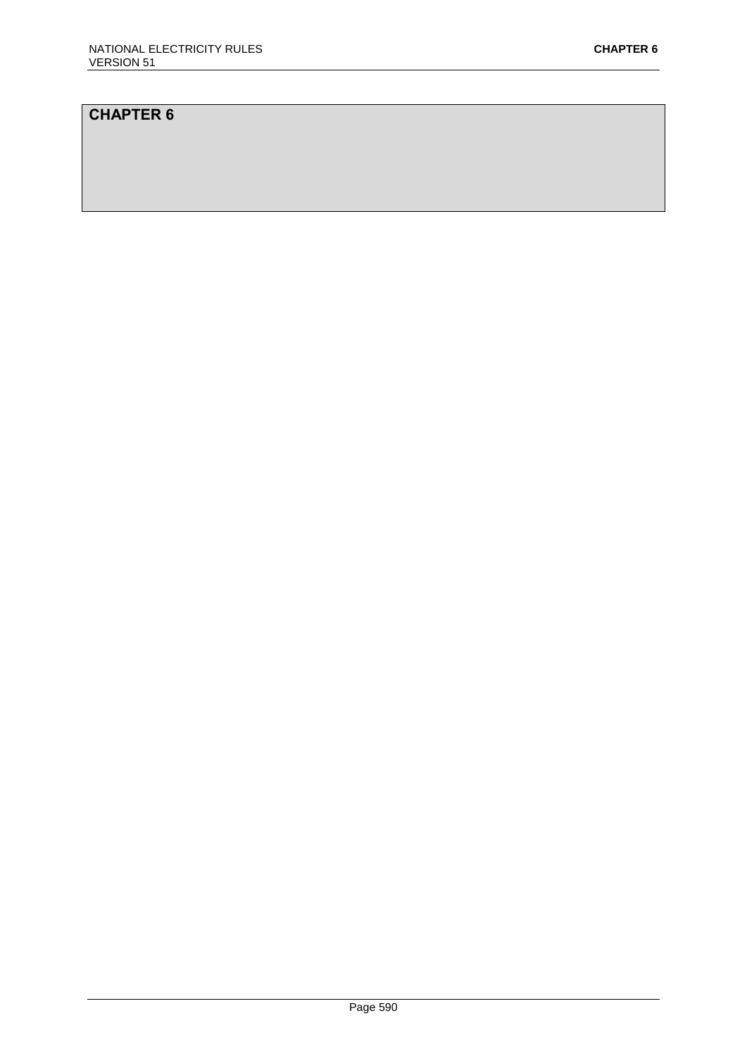# CHAPTER 6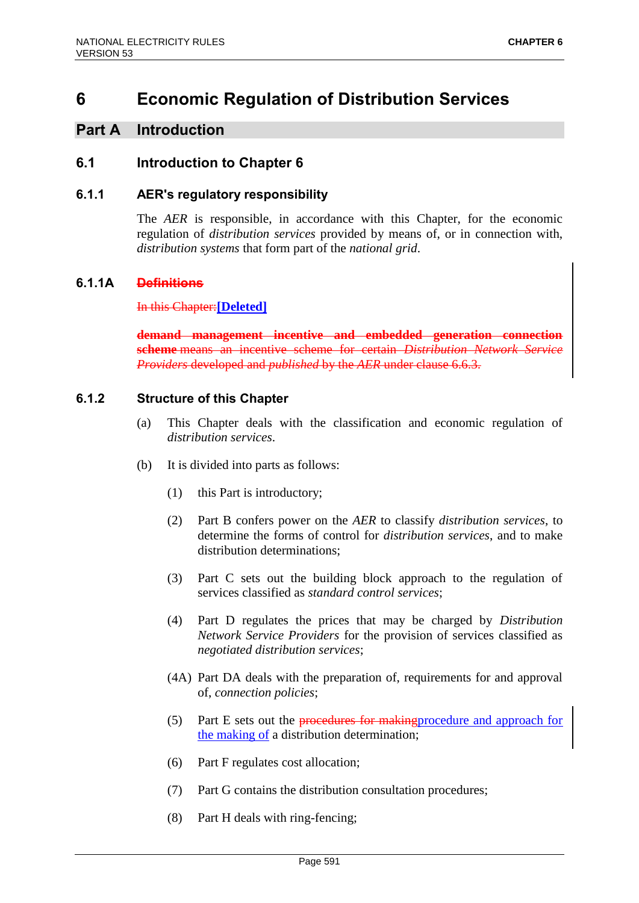# 6 Economic Regulation of Distribution Services

## Part A Introduction

### 6.1 Introduction to Chapter 6

#### 6.1.1 AER's regulatory responsibility

The *AER* is responsible, in accordance with this Chapter, for the economic regulation of *distribution services* provided by means of, or in connection with, *distribution systems* that form part of the *national grid*.

#### 6.1.1A ~~Definitions~~

~~In this Chapter:~~**[Deleted]**

~~**demand management incentive and embedded generation connection scheme** means an incentive scheme for certain *Distribution Network Service Providers* developed and *published* by the *AER* under clause 6.6.3.~~

#### 6.1.2 Structure of this Chapter

(a) This Chapter deals with the classification and economic regulation of *distribution services*.

(b) It is divided into parts as follows:

(1) this Part is introductory;

(2) Part B confers power on the *AER* to classify *distribution services*, to determine the forms of control for *distribution services*, and to make distribution determinations;

(3) Part C sets out the building block approach to the regulation of services classified as *standard control services*;

(4) Part D regulates the prices that may be charged by *Distribution Network Service Providers* for the provision of services classified as *negotiated distribution services*;

(4A) Part DA deals with the preparation of, requirements for and approval of, *connection policies*;

(5) Part E sets out the ~~procedures for making~~procedure and approach for the making of a distribution determination;

(6) Part F regulates cost allocation;

(7) Part G contains the distribution consultation procedures;

(8) Part H deals with ring-fencing;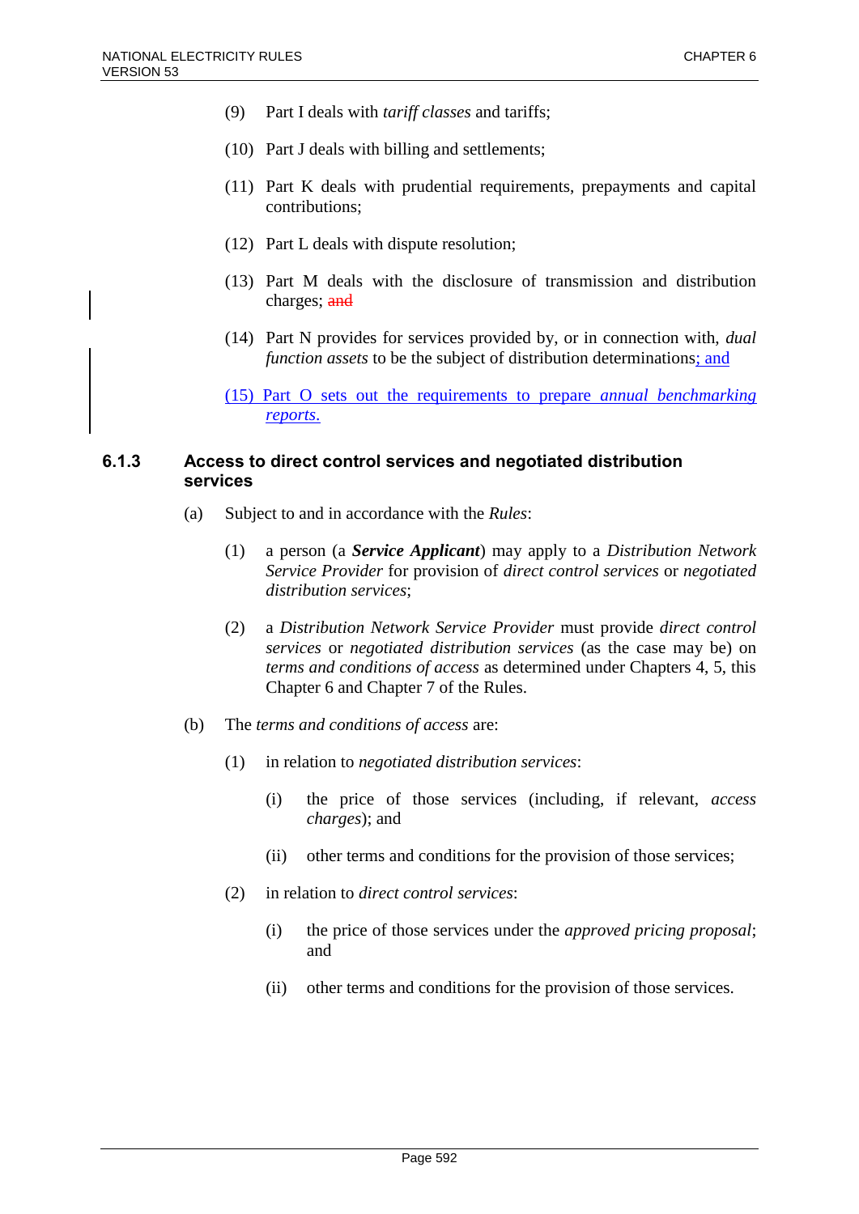(9) Part I deals with *tariff classes* and tariffs;

(10) Part J deals with billing and settlements;

(11) Part K deals with prudential requirements, prepayments and capital contributions;

(12) Part L deals with dispute resolution;

(13) Part M deals with the disclosure of transmission and distribution charges; ~~and~~

(14) Part N provides for services provided by, or in connection with, *dual function assets* to be the subject of distribution determinations; and

(15) Part O sets out the requirements to prepare *annual benchmarking reports*.

### 6.1.3 Access to direct control services and negotiated distribution services

(a) Subject to and in accordance with the *Rules*:

(1) a person (a ***Service Applicant***) may apply to a *Distribution Network Service Provider* for provision of *direct control services* or *negotiated distribution services*;

(2) a *Distribution Network Service Provider* must provide *direct control services* or *negotiated distribution services* (as the case may be) on *terms and conditions of access* as determined under Chapters 4, 5, this Chapter 6 and Chapter 7 of the Rules.

(b) The *terms and conditions of access* are:

(1) in relation to *negotiated distribution services*:

(i) the price of those services (including, if relevant, *access charges*); and

(ii) other terms and conditions for the provision of those services;

(2) in relation to *direct control services*:

(i) the price of those services under the *approved pricing proposal*; and

(ii) other terms and conditions for the provision of those services.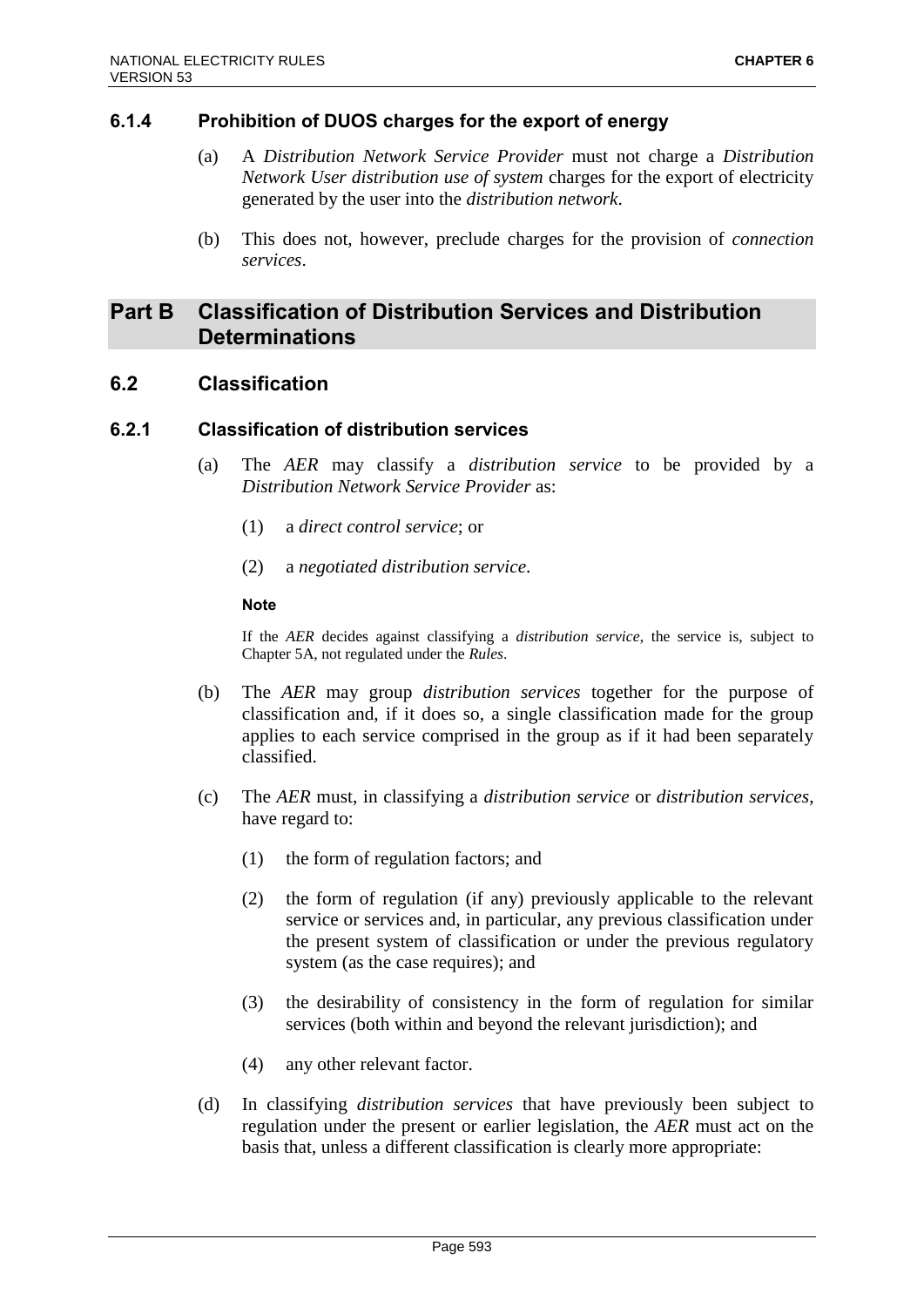### 6.1.4 Prohibition of DUOS charges for the export of energy

(a) A *Distribution Network Service Provider* must not charge a *Distribution Network User distribution use of system* charges for the export of electricity generated by the user into the *distribution network*.

(b) This does not, however, preclude charges for the provision of *connection services*.

## Part B Classification of Distribution Services and Distribution Determinations

## 6.2 Classification

### 6.2.1 Classification of distribution services

(a) The *AER* may classify a *distribution service* to be provided by a *Distribution Network Service Provider* as:

(1) a *direct control service*; or

(2) a *negotiated distribution service*.

**Note**

If the *AER* decides against classifying a *distribution service*, the service is, subject to Chapter 5A, not regulated under the *Rules*.

(b) The *AER* may group *distribution services* together for the purpose of classification and, if it does so, a single classification made for the group applies to each service comprised in the group as if it had been separately classified.

(c) The *AER* must, in classifying a *distribution service* or *distribution services*, have regard to:

(1) the form of regulation factors; and

(2) the form of regulation (if any) previously applicable to the relevant service or services and, in particular, any previous classification under the present system of classification or under the previous regulatory system (as the case requires); and

(3) the desirability of consistency in the form of regulation for similar services (both within and beyond the relevant jurisdiction); and

(4) any other relevant factor.

(d) In classifying *distribution services* that have previously been subject to regulation under the present or earlier legislation, the *AER* must act on the basis that, unless a different classification is clearly more appropriate: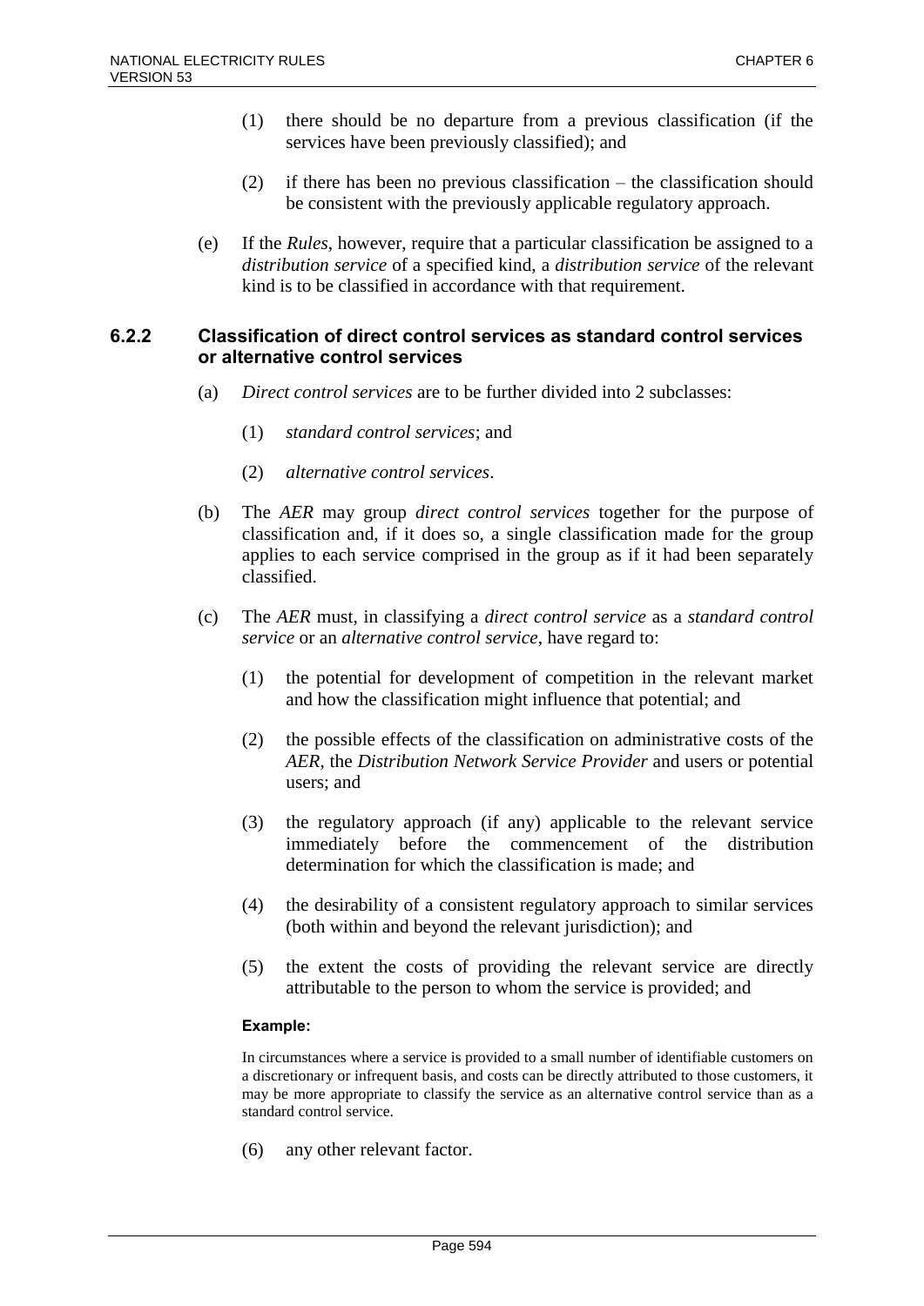(1) there should be no departure from a previous classification (if the services have been previously classified); and

(2) if there has been no previous classification – the classification should be consistent with the previously applicable regulatory approach.

(e) If the *Rules*, however, require that a particular classification be assigned to a *distribution service* of a specified kind, a *distribution service* of the relevant kind is to be classified in accordance with that requirement.

### 6.2.2 Classification of direct control services as standard control services or alternative control services

(a) *Direct control services* are to be further divided into 2 subclasses:

(1) *standard control services*; and

(2) *alternative control services*.

(b) The *AER* may group *direct control services* together for the purpose of classification and, if it does so, a single classification made for the group applies to each service comprised in the group as if it had been separately classified.

(c) The *AER* must, in classifying a *direct control service* as a *standard control service* or an *alternative control service*, have regard to:

(1) the potential for development of competition in the relevant market and how the classification might influence that potential; and

(2) the possible effects of the classification on administrative costs of the *AER*, the *Distribution Network Service Provider* and users or potential users; and

(3) the regulatory approach (if any) applicable to the relevant service immediately before the commencement of the distribution determination for which the classification is made; and

(4) the desirability of a consistent regulatory approach to similar services (both within and beyond the relevant jurisdiction); and

(5) the extent the costs of providing the relevant service are directly attributable to the person to whom the service is provided; and

**Example:**

In circumstances where a service is provided to a small number of identifiable customers on a discretionary or infrequent basis, and costs can be directly attributed to those customers, it may be more appropriate to classify the service as an alternative control service than as a standard control service.

(6) any other relevant factor.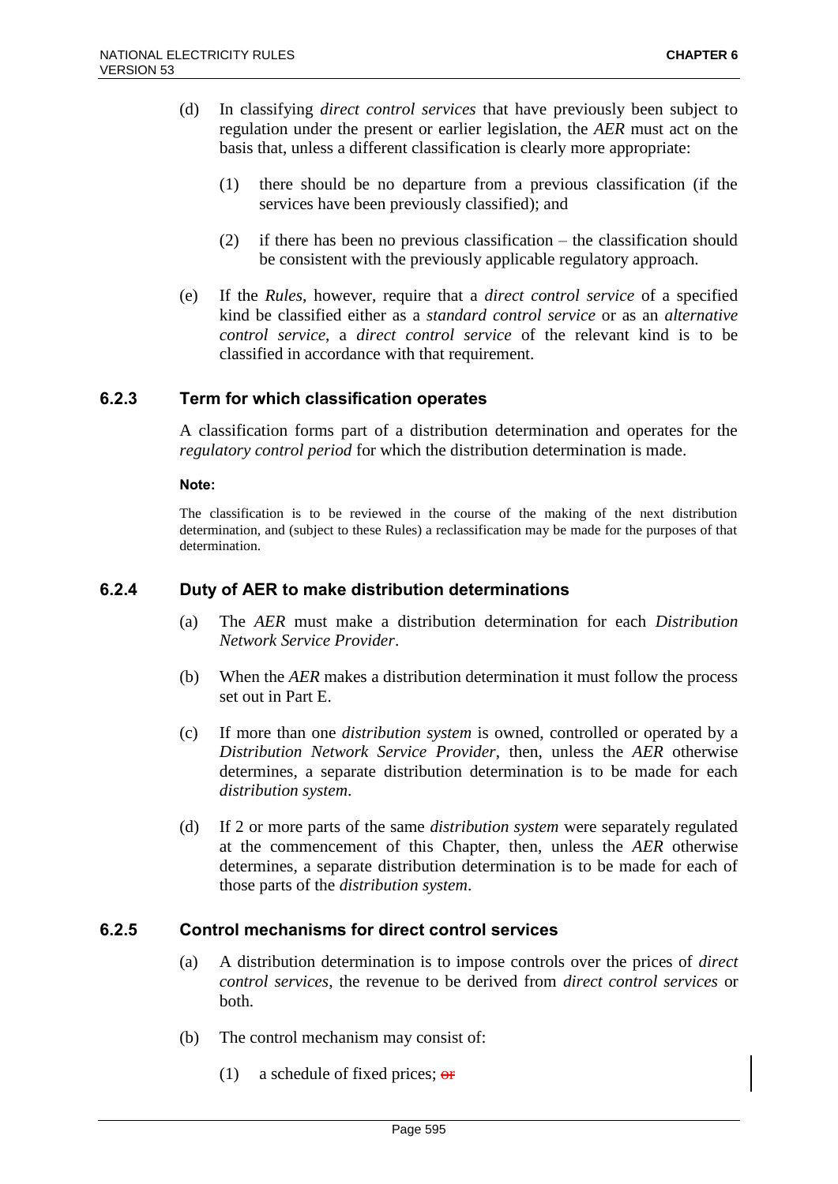(d) In classifying *direct control services* that have previously been subject to regulation under the present or earlier legislation, the *AER* must act on the basis that, unless a different classification is clearly more appropriate:

(1) there should be no departure from a previous classification (if the services have been previously classified); and

(2) if there has been no previous classification – the classification should be consistent with the previously applicable regulatory approach.

(e) If the *Rules*, however, require that a *direct control service* of a specified kind be classified either as a *standard control service* or as an *alternative control service*, a *direct control service* of the relevant kind is to be classified in accordance with that requirement.

### 6.2.3 Term for which classification operates

A classification forms part of a distribution determination and operates for the *regulatory control period* for which the distribution determination is made.

**Note:**

The classification is to be reviewed in the course of the making of the next distribution determination, and (subject to these Rules) a reclassification may be made for the purposes of that determination.

### 6.2.4 Duty of AER to make distribution determinations

(a) The *AER* must make a distribution determination for each *Distribution Network Service Provider*.

(b) When the *AER* makes a distribution determination it must follow the process set out in Part E.

(c) If more than one *distribution system* is owned, controlled or operated by a *Distribution Network Service Provider*, then, unless the *AER* otherwise determines, a separate distribution determination is to be made for each *distribution system*.

(d) If 2 or more parts of the same *distribution system* were separately regulated at the commencement of this Chapter, then, unless the *AER* otherwise determines, a separate distribution determination is to be made for each of those parts of the *distribution system*.

### 6.2.5 Control mechanisms for direct control services

(a) A distribution determination is to impose controls over the prices of *direct control services*, the revenue to be derived from *direct control services* or both.

(b) The control mechanism may consist of:

(1) a schedule of fixed prices; ~~or~~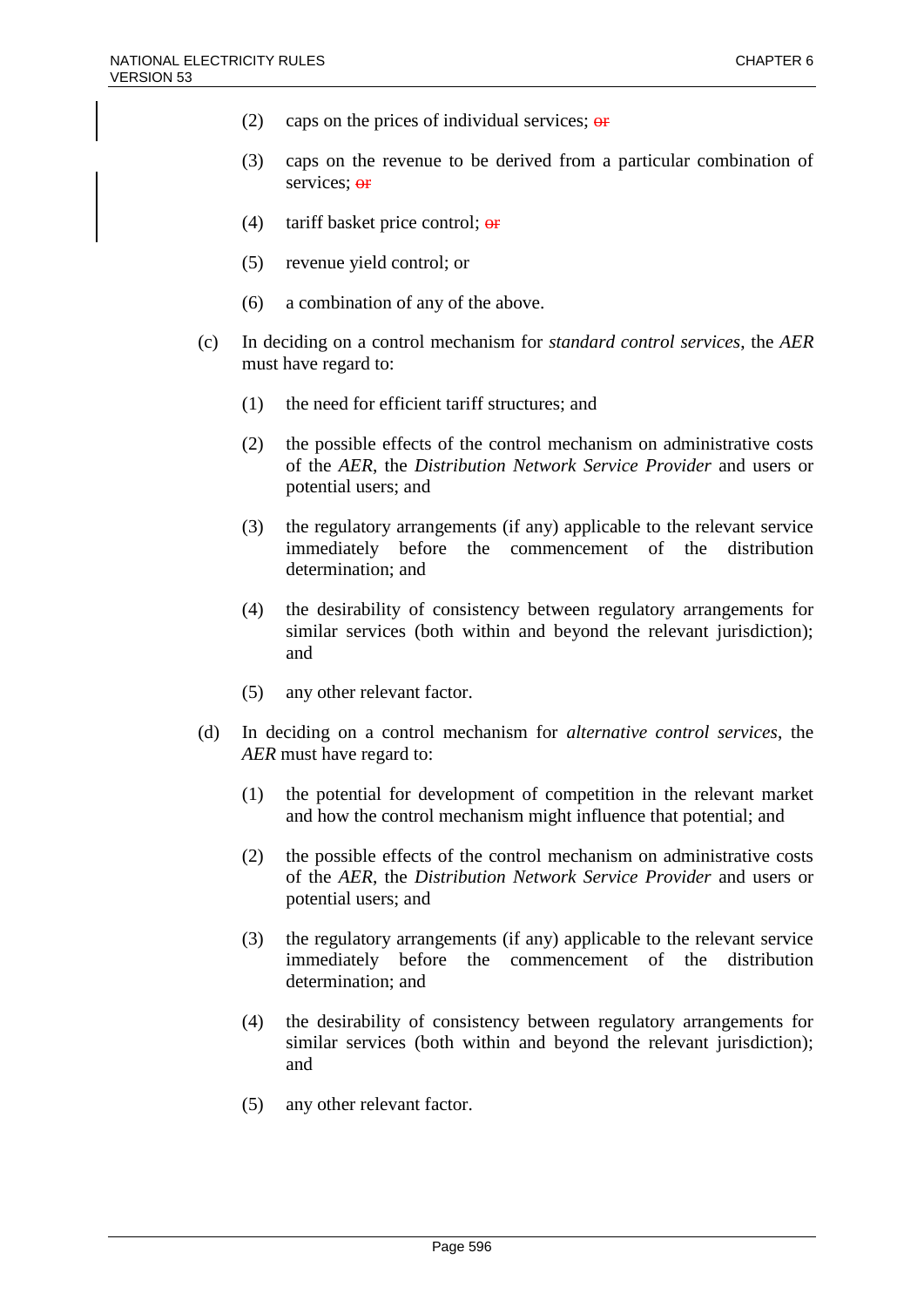(2) caps on the prices of individual services; ~~or~~

(3) caps on the revenue to be derived from a particular combination of services; ~~or~~

(4) tariff basket price control; ~~or~~

(5) revenue yield control; or

(6) a combination of any of the above.

(c) In deciding on a control mechanism for *standard control services*, the *AER* must have regard to:

(1) the need for efficient tariff structures; and

(2) the possible effects of the control mechanism on administrative costs of the *AER*, the *Distribution Network Service Provider* and users or potential users; and

(3) the regulatory arrangements (if any) applicable to the relevant service immediately before the commencement of the distribution determination; and

(4) the desirability of consistency between regulatory arrangements for similar services (both within and beyond the relevant jurisdiction); and

(5) any other relevant factor.

(d) In deciding on a control mechanism for *alternative control services*, the *AER* must have regard to:

(1) the potential for development of competition in the relevant market and how the control mechanism might influence that potential; and

(2) the possible effects of the control mechanism on administrative costs of the *AER*, the *Distribution Network Service Provider* and users or potential users; and

(3) the regulatory arrangements (if any) applicable to the relevant service immediately before the commencement of the distribution determination; and

(4) the desirability of consistency between regulatory arrangements for similar services (both within and beyond the relevant jurisdiction); and

(5) any other relevant factor.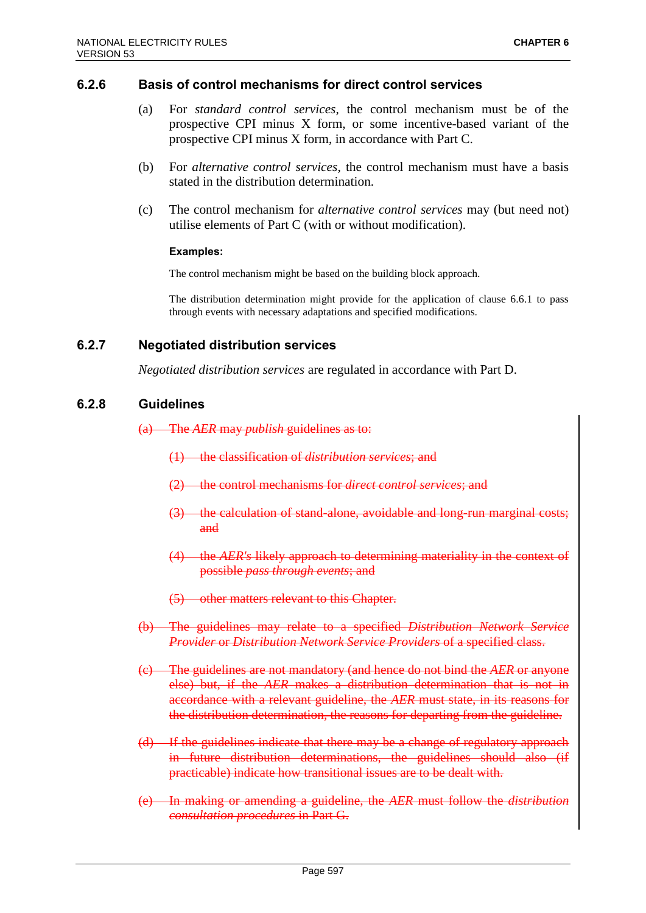### 6.2.6 Basis of control mechanisms for direct control services

(a) For *standard control services*, the control mechanism must be of the prospective CPI minus X form, or some incentive-based variant of the prospective CPI minus X form, in accordance with Part C.

(b) For *alternative control services*, the control mechanism must have a basis stated in the distribution determination.

(c) The control mechanism for *alternative control services* may (but need not) utilise elements of Part C (with or without modification).

**Examples:**

The control mechanism might be based on the building block approach.

The distribution determination might provide for the application of clause 6.6.1 to pass through events with necessary adaptations and specified modifications.

### 6.2.7 Negotiated distribution services

*Negotiated distribution services* are regulated in accordance with Part D.

### 6.2.8 Guidelines

~~(a) The *AER* may *publish* guidelines as to:~~

~~(1) the classification of *distribution services*; and~~

~~(2) the control mechanisms for *direct control services*; and~~

~~(3) the calculation of stand-alone, avoidable and long-run marginal costs; and~~

~~(4) the *AER's* likely approach to determining materiality in the context of possible *pass through events*; and~~

~~(5) other matters relevant to this Chapter.~~

~~(b) The guidelines may relate to a specified *Distribution Network Service Provider* or *Distribution Network Service Providers* of a specified class.~~

~~(c) The guidelines are not mandatory (and hence do not bind the *AER* or anyone else) but, if the *AER* makes a distribution determination that is not in accordance with a relevant guideline, the *AER* must state, in its reasons for the distribution determination, the reasons for departing from the guideline.~~

~~(d) If the guidelines indicate that there may be a change of regulatory approach in future distribution determinations, the guidelines should also (if practicable) indicate how transitional issues are to be dealt with.~~

~~(e) In making or amending a guideline, the *AER* must follow the *distribution consultation procedures* in Part G.~~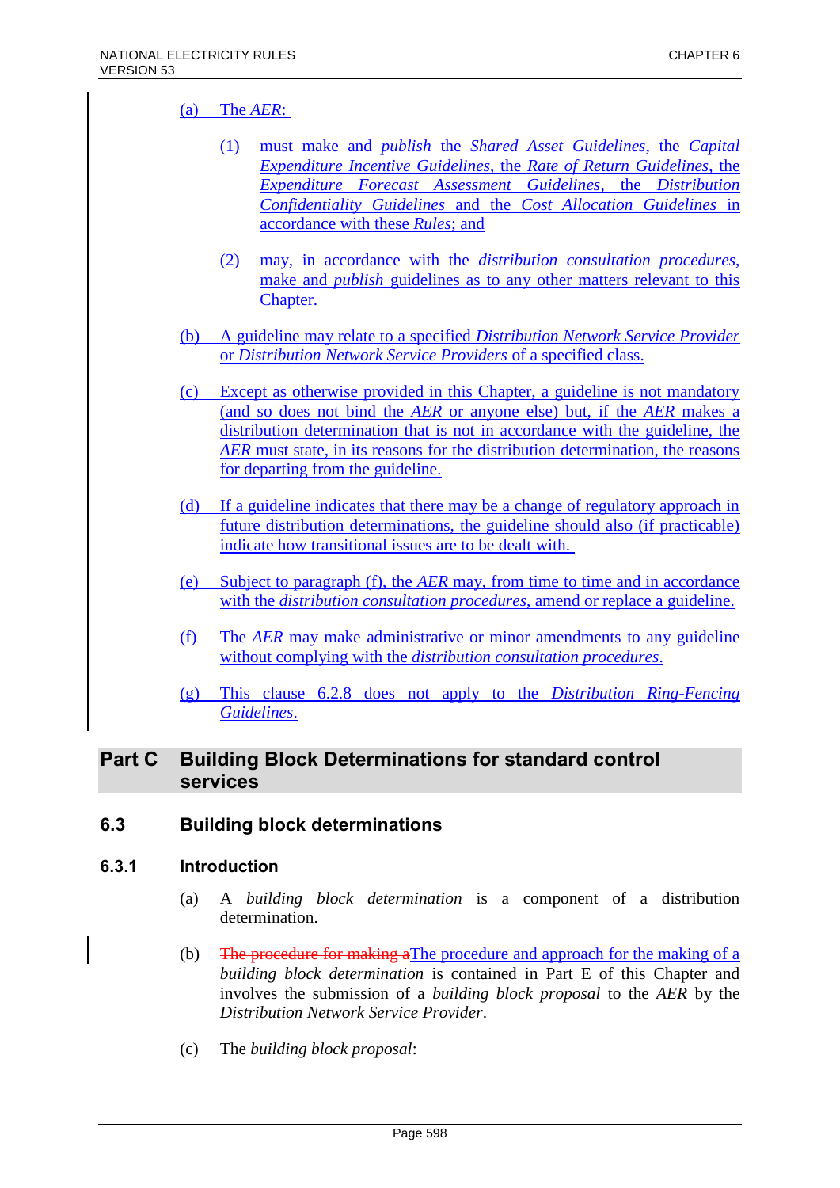(a) The *AER*:

(1) must make and *publish* the *Shared Asset Guidelines*, the *Capital Expenditure Incentive Guidelines*, the *Rate of Return Guidelines*, the *Expenditure Forecast Assessment Guidelines*, the *Distribution Confidentiality Guidelines* and the *Cost Allocation Guidelines* in accordance with these *Rules*; and

(2) may, in accordance with the *distribution consultation procedures*, make and *publish* guidelines as to any other matters relevant to this Chapter.

(b) A guideline may relate to a specified *Distribution Network Service Provider* or *Distribution Network Service Providers* of a specified class.

(c) Except as otherwise provided in this Chapter, a guideline is not mandatory (and so does not bind the *AER* or anyone else) but, if the *AER* makes a distribution determination that is not in accordance with the guideline, the *AER* must state, in its reasons for the distribution determination, the reasons for departing from the guideline.

(d) If a guideline indicates that there may be a change of regulatory approach in future distribution determinations, the guideline should also (if practicable) indicate how transitional issues are to be dealt with.

(e) Subject to paragraph (f), the *AER* may, from time to time and in accordance with the *distribution consultation procedures*, amend or replace a guideline.

(f) The *AER* may make administrative or minor amendments to any guideline without complying with the *distribution consultation procedures*.

(g) This clause 6.2.8 does not apply to the *Distribution Ring-Fencing Guidelines*.

## Part C Building Block Determinations for standard control services

## 6.3 Building block determinations

### 6.3.1 Introduction

(a) A *building block determination* is a component of a distribution determination.

(b) ~~The procedure for making a~~The procedure and approach for the making of a *building block determination* is contained in Part E of this Chapter and involves the submission of a *building block proposal* to the *AER* by the *Distribution Network Service Provider*.

(c) The *building block proposal*: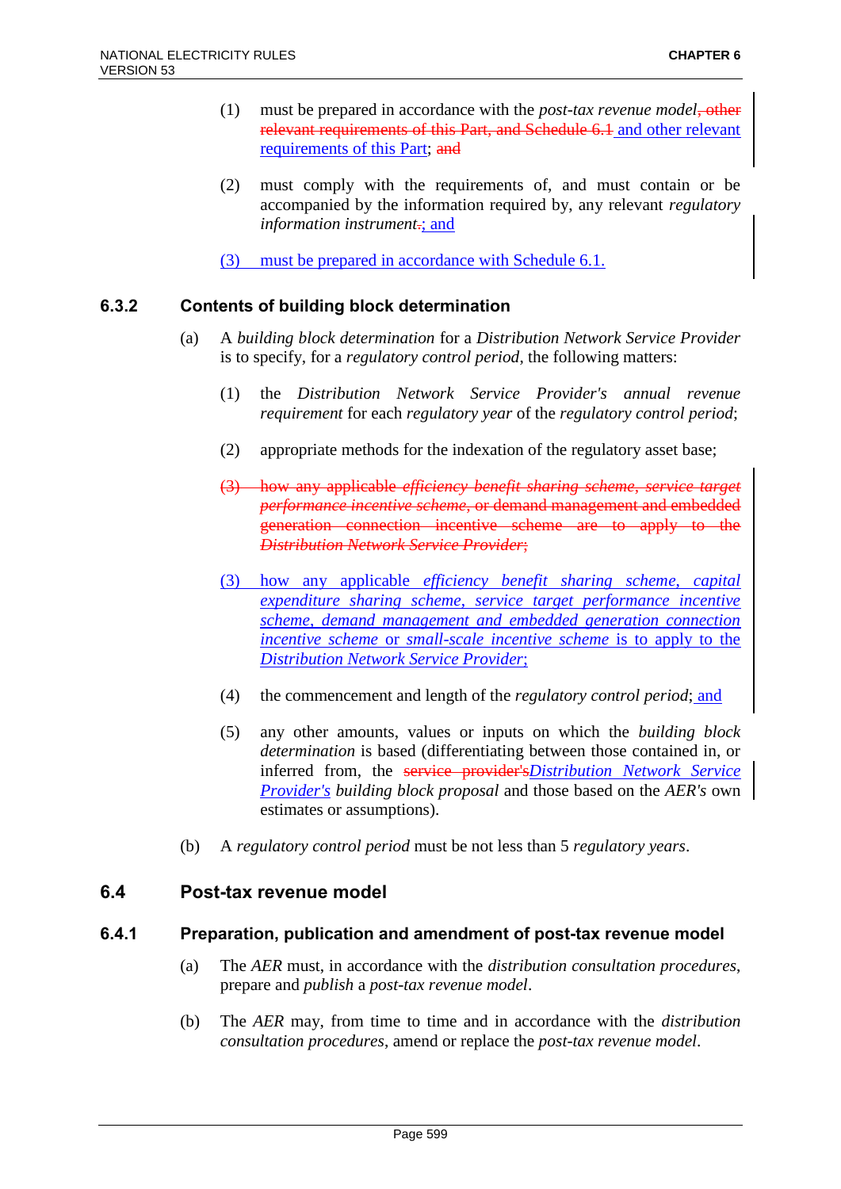(1) must be prepared in accordance with the *post-tax revenue model*~~, other relevant requirements of this Part, and Schedule 6.1~~ and other relevant requirements of this Part; ~~and~~

(2) must comply with the requirements of, and must contain or be accompanied by the information required by, any relevant *regulatory information instrument*~~.~~; and

(3) must be prepared in accordance with Schedule 6.1.

### 6.3.2 Contents of building block determination

(a) A *building block determination* for a *Distribution Network Service Provider* is to specify, for a *regulatory control period*, the following matters:

(1) the *Distribution Network Service Provider's annual revenue requirement* for each *regulatory year* of the *regulatory control period*;

(2) appropriate methods for the indexation of the regulatory asset base;

~~(3) how any applicable *efficiency benefit sharing scheme*, *service target performance incentive scheme*, or demand management and embedded generation connection incentive scheme are to apply to the *Distribution Network Service Provider*;~~

(3) how any applicable *efficiency benefit sharing scheme*, *capital expenditure sharing scheme*, *service target performance incentive scheme*, *demand management and embedded generation connection incentive scheme* or *small-scale incentive scheme* is to apply to the *Distribution Network Service Provider*;

(4) the commencement and length of the *regulatory control period*; and

(5) any other amounts, values or inputs on which the *building block determination* is based (differentiating between those contained in, or inferred from, the ~~service provider's~~*Distribution Network Service Provider's building block proposal* and those based on the *AER's* own estimates or assumptions).

(b) A *regulatory control period* must be not less than 5 *regulatory years*.

## 6.4 Post-tax revenue model

### 6.4.1 Preparation, publication and amendment of post-tax revenue model

(a) The *AER* must, in accordance with the *distribution consultation procedures*, prepare and *publish* a *post-tax revenue model*.

(b) The *AER* may, from time to time and in accordance with the *distribution consultation procedures*, amend or replace the *post-tax revenue model*.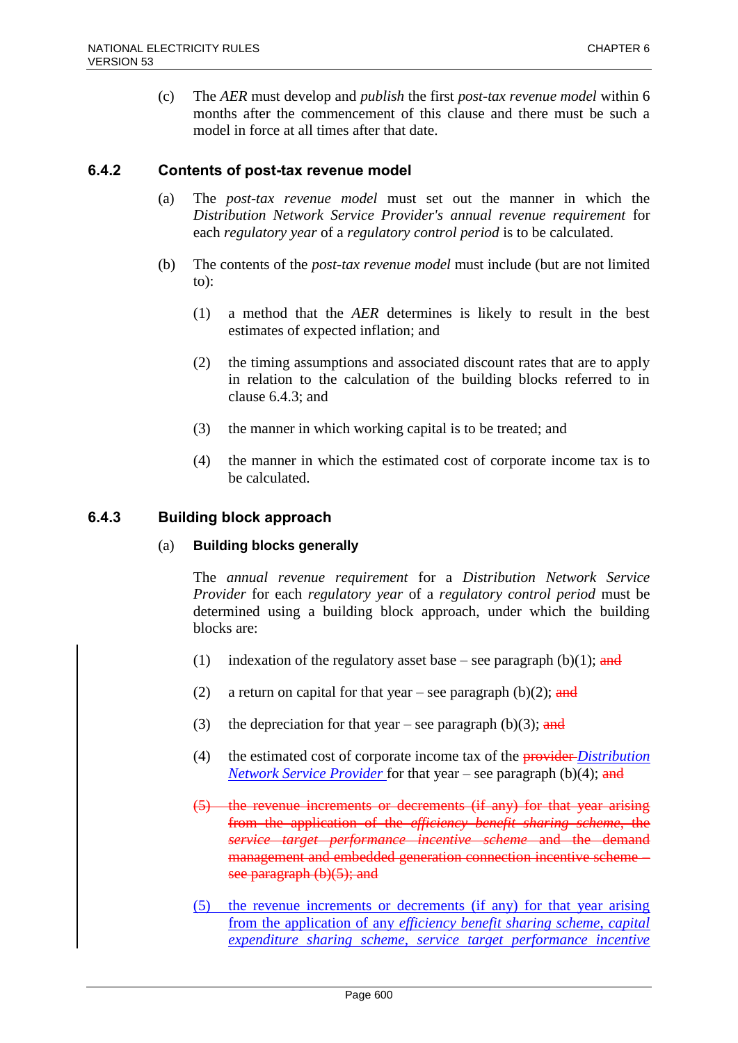(c) The *AER* must develop and *publish* the first *post-tax revenue model* within 6 months after the commencement of this clause and there must be such a model in force at all times after that date.

## 6.4.2 Contents of post-tax revenue model

(a) The *post-tax revenue model* must set out the manner in which the *Distribution Network Service Provider's annual revenue requirement* for each *regulatory year* of a *regulatory control period* is to be calculated.

(b) The contents of the *post-tax revenue model* must include (but are not limited to):

(1) a method that the *AER* determines is likely to result in the best estimates of expected inflation; and

(2) the timing assumptions and associated discount rates that are to apply in relation to the calculation of the building blocks referred to in clause 6.4.3; and

(3) the manner in which working capital is to be treated; and

(4) the manner in which the estimated cost of corporate income tax is to be calculated.

## 6.4.3 Building block approach

(a) **Building blocks generally**

The *annual revenue requirement* for a *Distribution Network Service Provider* for each *regulatory year* of a *regulatory control period* must be determined using a building block approach, under which the building blocks are:

(1) indexation of the regulatory asset base – see paragraph (b)(1); ~~and~~

(2) a return on capital for that year – see paragraph (b)(2); ~~and~~

(3) the depreciation for that year – see paragraph (b)(3); ~~and~~

(4) the estimated cost of corporate income tax of the ~~provider~~ *Distribution Network Service Provider* for that year – see paragraph (b)(4); ~~and~~

~~(5) the revenue increments or decrements (if any) for that year arising from the application of the *efficiency benefit sharing scheme*, the *service target performance incentive scheme* and the demand management and embedded generation connection incentive scheme – see paragraph (b)(5); and~~

(5) the revenue increments or decrements (if any) for that year arising from the application of any *efficiency benefit sharing scheme, capital expenditure sharing scheme, service target performance incentive*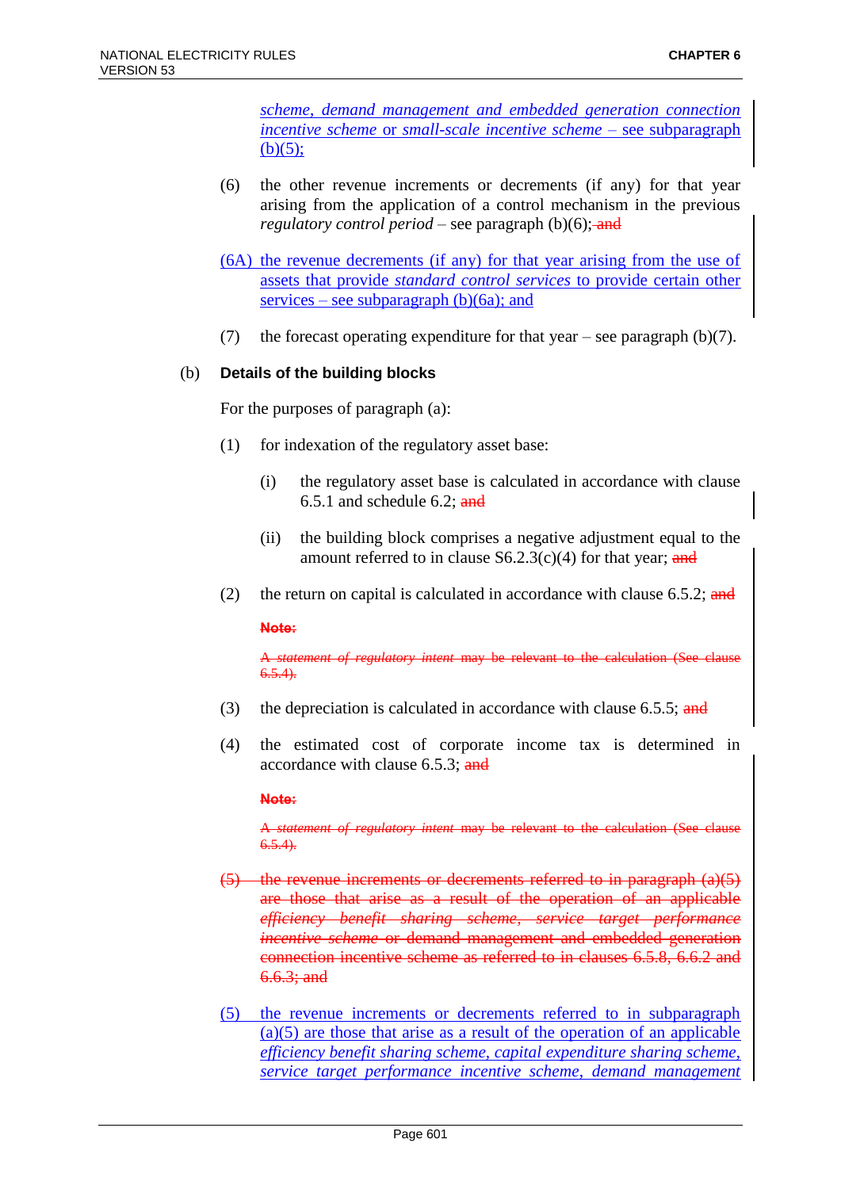*scheme, demand management and embedded generation connection incentive scheme* or *small-scale incentive scheme* – see subparagraph (b)(5);

(6) the other revenue increments or decrements (if any) for that year arising from the application of a control mechanism in the previous *regulatory control period* – see paragraph (b)(6); ~~and~~

(6A) the revenue decrements (if any) for that year arising from the use of assets that provide *standard control services* to provide certain other services – see subparagraph (b)(6a); and

(7) the forecast operating expenditure for that year – see paragraph (b)(7).

(b) **Details of the building blocks**

For the purposes of paragraph (a):

(1) for indexation of the regulatory asset base:

(i) the regulatory asset base is calculated in accordance with clause 6.5.1 and schedule 6.2; ~~and~~

(ii) the building block comprises a negative adjustment equal to the amount referred to in clause S6.2.3(c)(4) for that year; ~~and~~

(2) the return on capital is calculated in accordance with clause 6.5.2; ~~and~~

~~**Note:**~~

~~A *statement of regulatory intent* may be relevant to the calculation (See clause 6.5.4).~~

(3) the depreciation is calculated in accordance with clause 6.5.5; ~~and~~

(4) the estimated cost of corporate income tax is determined in accordance with clause 6.5.3; ~~and~~

~~**Note:**~~

~~A *statement of regulatory intent* may be relevant to the calculation (See clause 6.5.4).~~

~~(5) the revenue increments or decrements referred to in paragraph (a)(5) are those that arise as a result of the operation of an applicable *efficiency benefit sharing scheme*, *service target performance incentive scheme* or demand management and embedded generation connection incentive scheme as referred to in clauses 6.5.8, 6.6.2 and 6.6.3; and~~

(5) the revenue increments or decrements referred to in subparagraph (a)(5) are those that arise as a result of the operation of an applicable *efficiency benefit sharing scheme, capital expenditure sharing scheme, service target performance incentive scheme, demand management*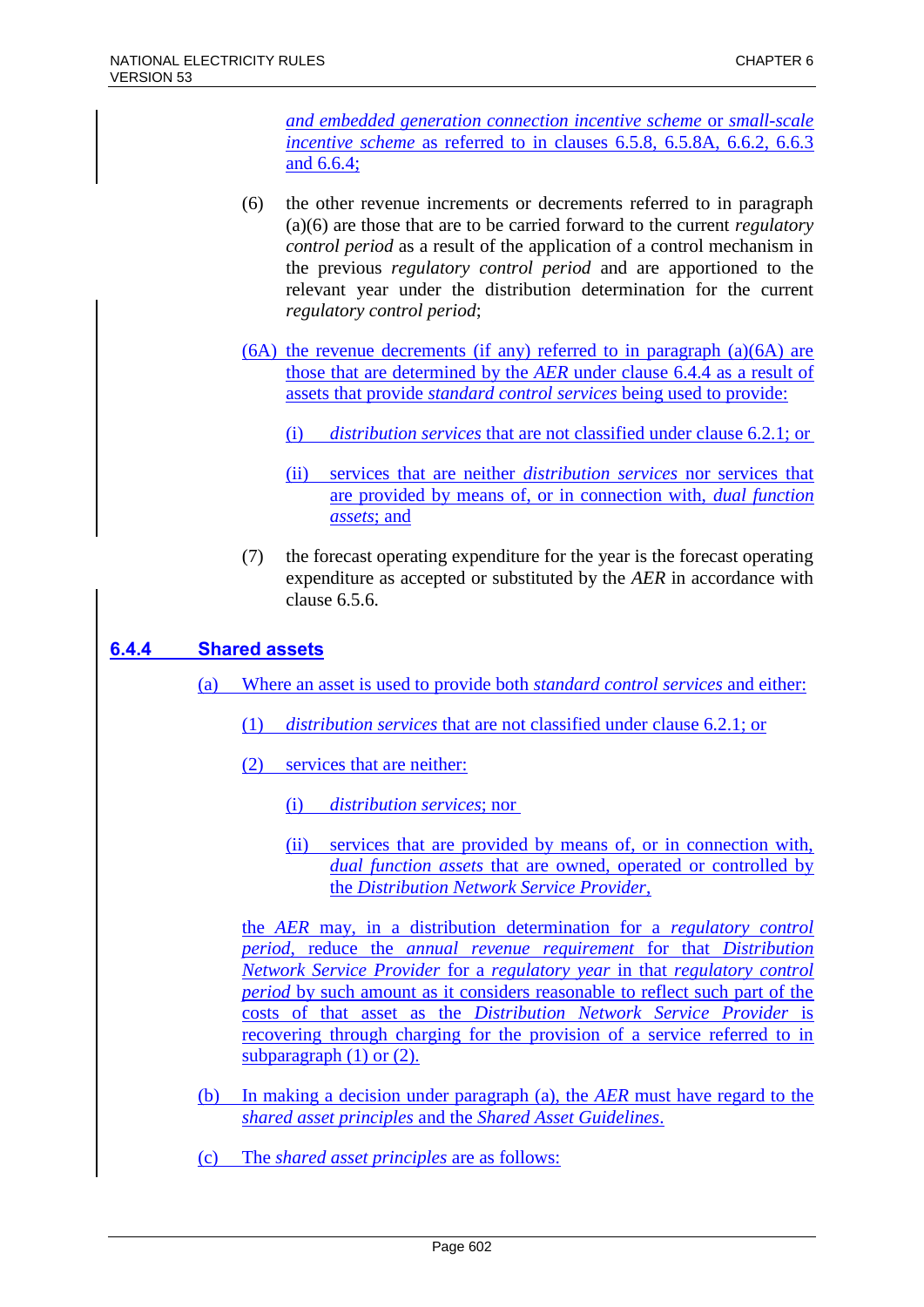*and embedded generation connection incentive scheme* or *small-scale incentive scheme* as referred to in clauses 6.5.8, 6.5.8A, 6.6.2, 6.6.3 and 6.6.4;

(6) the other revenue increments or decrements referred to in paragraph (a)(6) are those that are to be carried forward to the current *regulatory control period* as a result of the application of a control mechanism in the previous *regulatory control period* and are apportioned to the relevant year under the distribution determination for the current *regulatory control period*;

(6A) the revenue decrements (if any) referred to in paragraph (a)(6A) are those that are determined by the *AER* under clause 6.4.4 as a result of assets that provide *standard control services* being used to provide:

(i) *distribution services* that are not classified under clause 6.2.1; or

(ii) services that are neither *distribution services* nor services that are provided by means of, or in connection with, *dual function assets*; and

(7) the forecast operating expenditure for the year is the forecast operating expenditure as accepted or substituted by the *AER* in accordance with clause 6.5.6.

### 6.4.4 Shared assets

(a) Where an asset is used to provide both *standard control services* and either:

(1) *distribution services* that are not classified under clause 6.2.1; or

(2) services that are neither:

(i) *distribution services*; nor

(ii) services that are provided by means of, or in connection with, *dual function assets* that are owned, operated or controlled by the *Distribution Network Service Provider*,

the *AER* may, in a distribution determination for a *regulatory control period*, reduce the *annual revenue requirement* for that *Distribution Network Service Provider* for a *regulatory year* in that *regulatory control period* by such amount as it considers reasonable to reflect such part of the costs of that asset as the *Distribution Network Service Provider* is recovering through charging for the provision of a service referred to in subparagraph (1) or (2).

(b) In making a decision under paragraph (a), the *AER* must have regard to the *shared asset principles* and the *Shared Asset Guidelines*.

(c) The *shared asset principles* are as follows: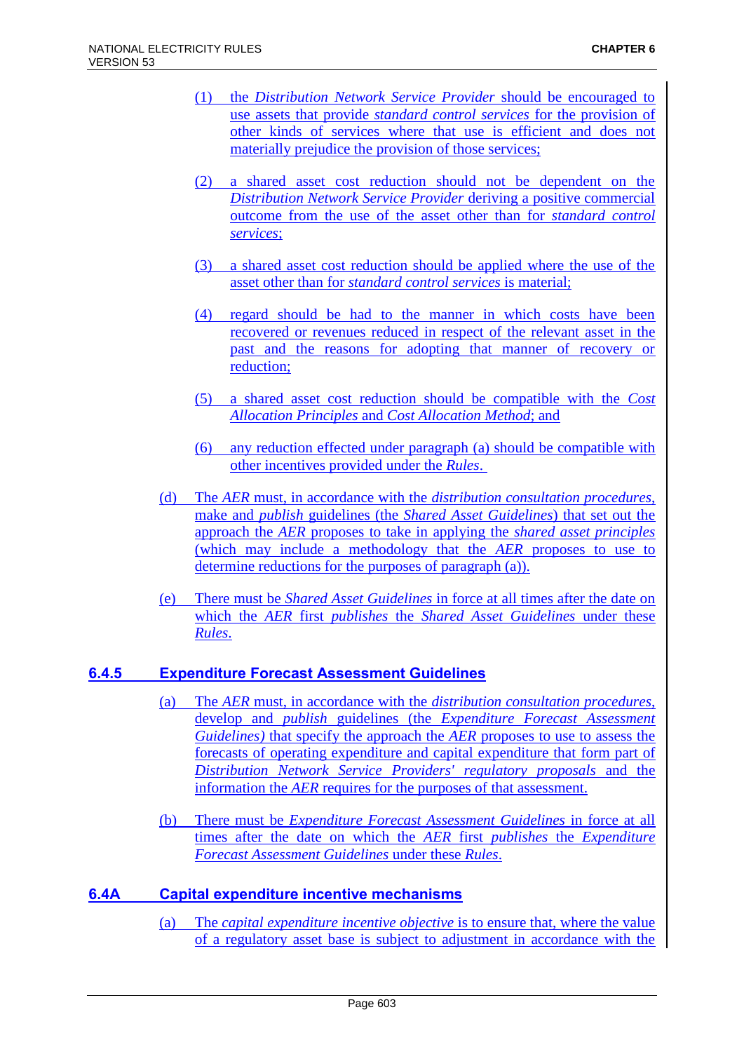(1) the *Distribution Network Service Provider* should be encouraged to use assets that provide *standard control services* for the provision of other kinds of services where that use is efficient and does not materially prejudice the provision of those services;

(2) a shared asset cost reduction should not be dependent on the *Distribution Network Service Provider* deriving a positive commercial outcome from the use of the asset other than for *standard control services*;

(3) a shared asset cost reduction should be applied where the use of the asset other than for *standard control services* is material;

(4) regard should be had to the manner in which costs have been recovered or revenues reduced in respect of the relevant asset in the past and the reasons for adopting that manner of recovery or reduction;

(5) a shared asset cost reduction should be compatible with the *Cost Allocation Principles* and *Cost Allocation Method*; and

(6) any reduction effected under paragraph (a) should be compatible with other incentives provided under the *Rules*.

(d) The *AER* must, in accordance with the *distribution consultation procedures*, make and *publish* guidelines (the *Shared Asset Guidelines*) that set out the approach the *AER* proposes to take in applying the *shared asset principles* (which may include a methodology that the *AER* proposes to use to determine reductions for the purposes of paragraph (a)).

(e) There must be *Shared Asset Guidelines* in force at all times after the date on which the *AER* first *publishes* the *Shared Asset Guidelines* under these *Rules*.

### 6.4.5 Expenditure Forecast Assessment Guidelines

(a) The *AER* must, in accordance with the *distribution consultation procedures*, develop and *publish* guidelines (the *Expenditure Forecast Assessment Guidelines)* that specify the approach the *AER* proposes to use to assess the forecasts of operating expenditure and capital expenditure that form part of *Distribution Network Service Providers' regulatory proposals* and the information the *AER* requires for the purposes of that assessment.

(b) There must be *Expenditure Forecast Assessment Guidelines* in force at all times after the date on which the *AER* first *publishes* the *Expenditure Forecast Assessment Guidelines* under these *Rules*.

## 6.4A Capital expenditure incentive mechanisms

(a) The *capital expenditure incentive objective* is to ensure that, where the value of a regulatory asset base is subject to adjustment in accordance with the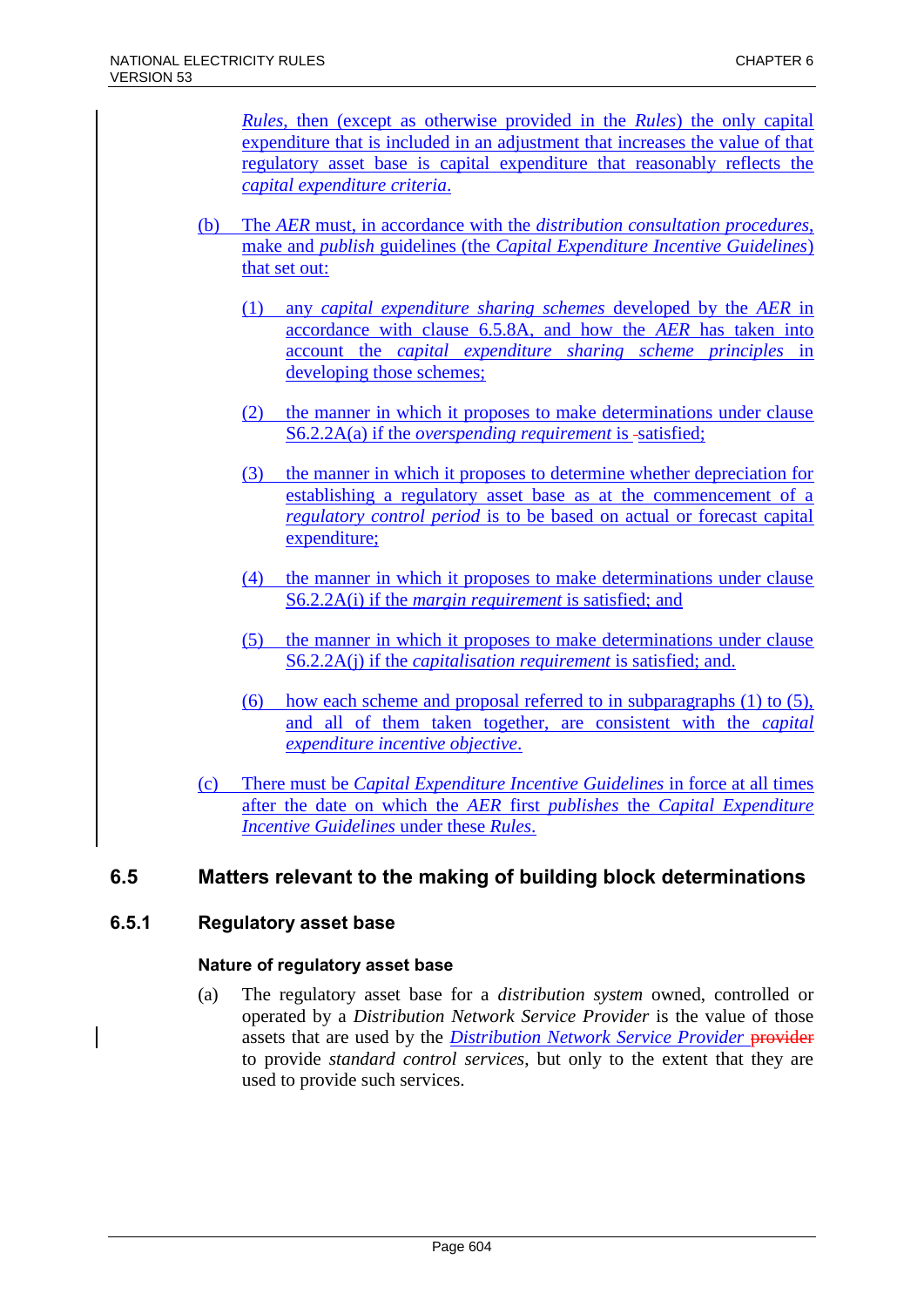*Rules*, then (except as otherwise provided in the *Rules*) the only capital expenditure that is included in an adjustment that increases the value of that regulatory asset base is capital expenditure that reasonably reflects the *capital expenditure criteria*.

(b) The *AER* must, in accordance with the *distribution consultation procedures*, make and *publish* guidelines (the *Capital Expenditure Incentive Guidelines*) that set out:

(1) any *capital expenditure sharing schemes* developed by the *AER* in accordance with clause 6.5.8A, and how the *AER* has taken into account the *capital expenditure sharing scheme principles* in developing those schemes;

(2) the manner in which it proposes to make determinations under clause S6.2.2A(a) if the *overspending requirement* is satisfied;

(3) the manner in which it proposes to determine whether depreciation for establishing a regulatory asset base as at the commencement of a *regulatory control period* is to be based on actual or forecast capital expenditure;

(4) the manner in which it proposes to make determinations under clause S6.2.2A(i) if the *margin requirement* is satisfied; and

(5) the manner in which it proposes to make determinations under clause S6.2.2A(j) if the *capitalisation requirement* is satisfied; and.

(6) how each scheme and proposal referred to in subparagraphs (1) to (5), and all of them taken together, are consistent with the *capital expenditure incentive objective*.

(c) There must be *Capital Expenditure Incentive Guidelines* in force at all times after the date on which the *AER* first *publishes* the *Capital Expenditure Incentive Guidelines* under these *Rules*.

## 6.5 Matters relevant to the making of building block determinations

### 6.5.1 Regulatory asset base

#### Nature of regulatory asset base

(a) The regulatory asset base for a *distribution system* owned, controlled or operated by a *Distribution Network Service Provider* is the value of those assets that are used by the *Distribution Network Service Provider* ~~provider~~ to provide *standard control services*, but only to the extent that they are used to provide such services.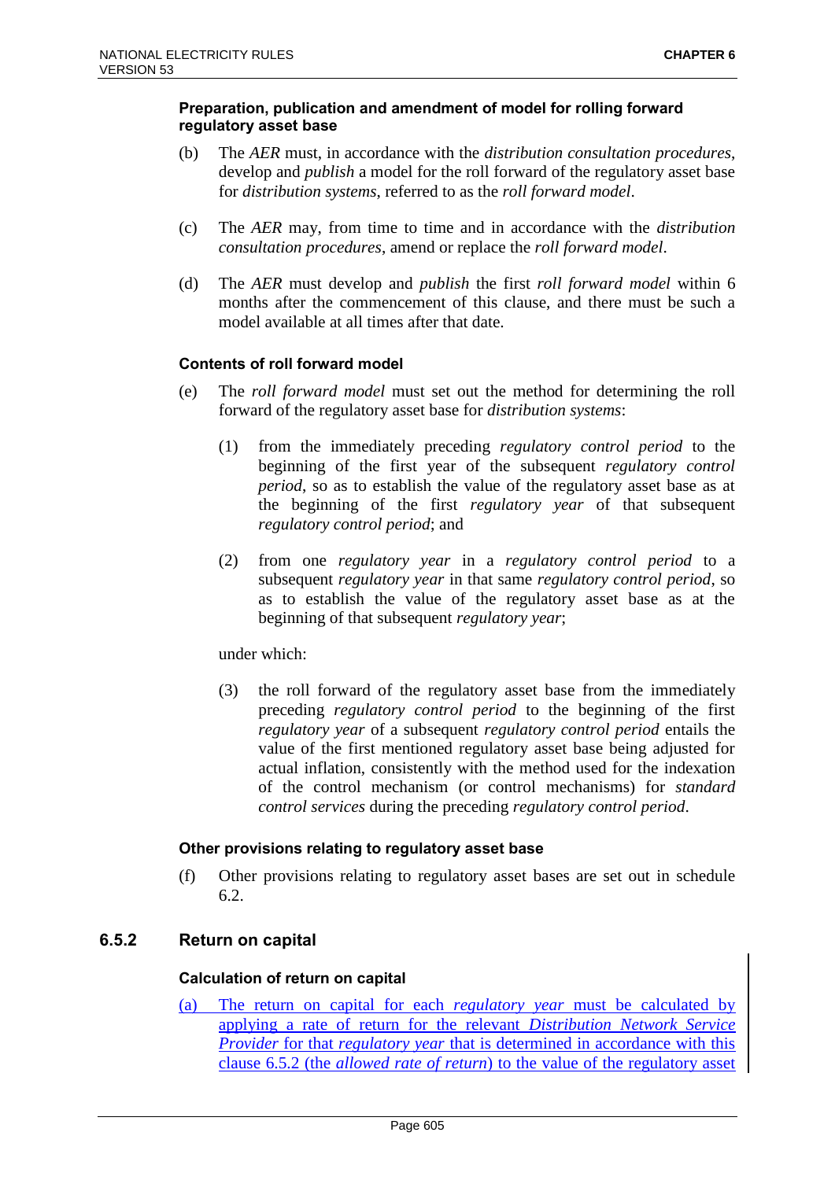#### Preparation, publication and amendment of model for rolling forward regulatory asset base

(b) The *AER* must, in accordance with the *distribution consultation procedures*, develop and *publish* a model for the roll forward of the regulatory asset base for *distribution systems*, referred to as the *roll forward model*.

(c) The *AER* may, from time to time and in accordance with the *distribution consultation procedures*, amend or replace the *roll forward model*.

(d) The *AER* must develop and *publish* the first *roll forward model* within 6 months after the commencement of this clause, and there must be such a model available at all times after that date.

#### Contents of roll forward model

(e) The *roll forward model* must set out the method for determining the roll forward of the regulatory asset base for *distribution systems*:

(1) from the immediately preceding *regulatory control period* to the beginning of the first year of the subsequent *regulatory control period*, so as to establish the value of the regulatory asset base as at the beginning of the first *regulatory year* of that subsequent *regulatory control period*; and

(2) from one *regulatory year* in a *regulatory control period* to a subsequent *regulatory year* in that same *regulatory control period*, so as to establish the value of the regulatory asset base as at the beginning of that subsequent *regulatory year*;

under which:

(3) the roll forward of the regulatory asset base from the immediately preceding *regulatory control period* to the beginning of the first *regulatory year* of a subsequent *regulatory control period* entails the value of the first mentioned regulatory asset base being adjusted for actual inflation, consistently with the method used for the indexation of the control mechanism (or control mechanisms) for *standard control services* during the preceding *regulatory control period*.

#### Other provisions relating to regulatory asset base

(f) Other provisions relating to regulatory asset bases are set out in schedule 6.2.

### 6.5.2 Return on capital

#### Calculation of return on capital

(a) The return on capital for each *regulatory year* must be calculated by applying a rate of return for the relevant *Distribution Network Service Provider* for that *regulatory year* that is determined in accordance with this clause 6.5.2 (the *allowed rate of return*) to the value of the regulatory asset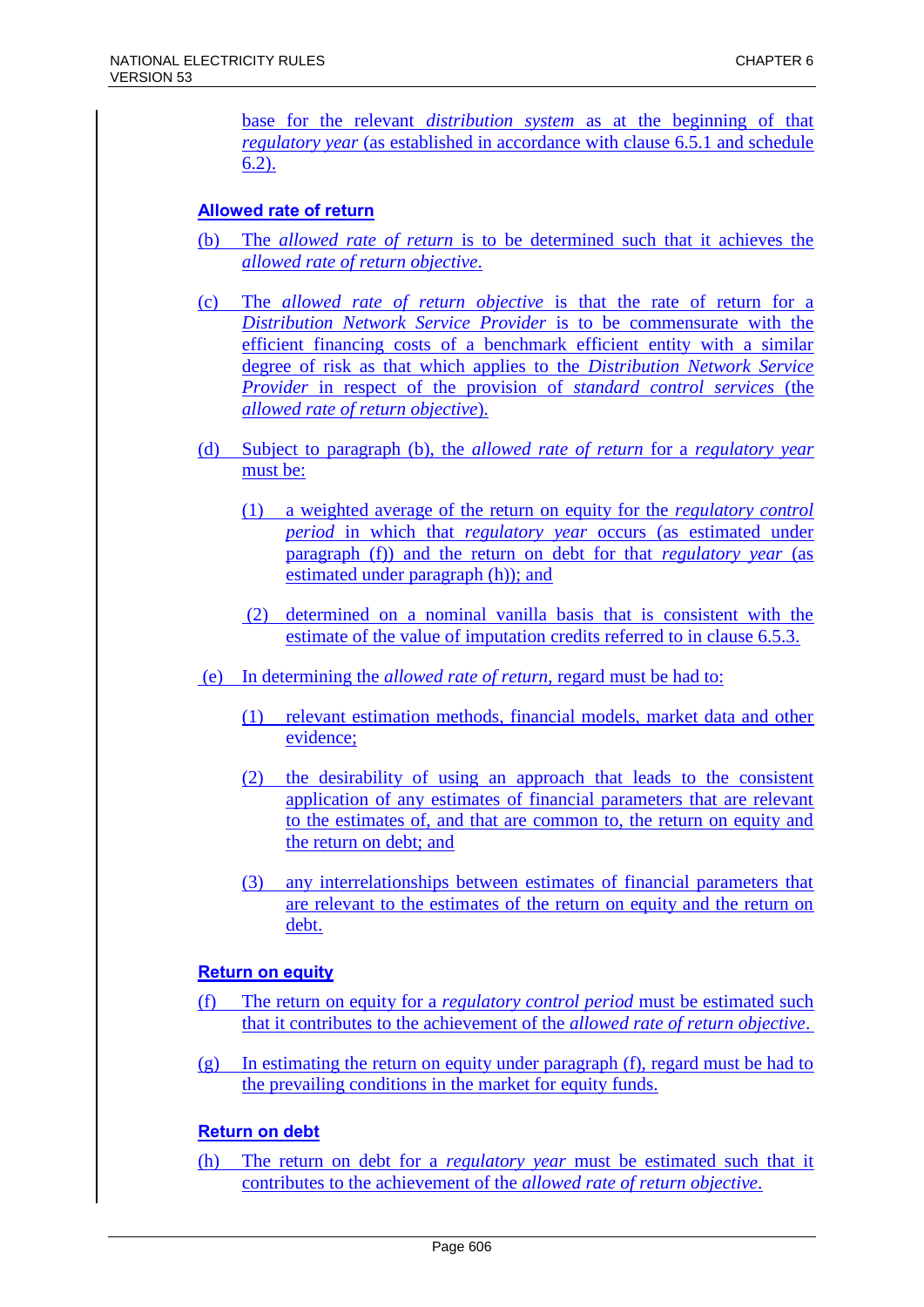base for the relevant *distribution system* as at the beginning of that *regulatory year* (as established in accordance with clause 6.5.1 and schedule 6.2).

**Allowed rate of return**

(b) The *allowed rate of return* is to be determined such that it achieves the *allowed rate of return objective*.

(c) The *allowed rate of return objective* is that the rate of return for a *Distribution Network Service Provider* is to be commensurate with the efficient financing costs of a benchmark efficient entity with a similar degree of risk as that which applies to the *Distribution Network Service Provider* in respect of the provision of *standard control services* (the *allowed rate of return objective*).

(d) Subject to paragraph (b), the *allowed rate of return* for a *regulatory year* must be:

(1) a weighted average of the return on equity for the *regulatory control period* in which that *regulatory year* occurs (as estimated under paragraph (f)) and the return on debt for that *regulatory year* (as estimated under paragraph (h)); and

(2) determined on a nominal vanilla basis that is consistent with the estimate of the value of imputation credits referred to in clause 6.5.3.

(e) In determining the *allowed rate of return*, regard must be had to:

(1) relevant estimation methods, financial models, market data and other evidence;

(2) the desirability of using an approach that leads to the consistent application of any estimates of financial parameters that are relevant to the estimates of, and that are common to, the return on equity and the return on debt; and

(3) any interrelationships between estimates of financial parameters that are relevant to the estimates of the return on equity and the return on debt.

**Return on equity**

(f) The return on equity for a *regulatory control period* must be estimated such that it contributes to the achievement of the *allowed rate of return objective*.

(g) In estimating the return on equity under paragraph (f), regard must be had to the prevailing conditions in the market for equity funds.

**Return on debt**

(h) The return on debt for a *regulatory year* must be estimated such that it contributes to the achievement of the *allowed rate of return objective*.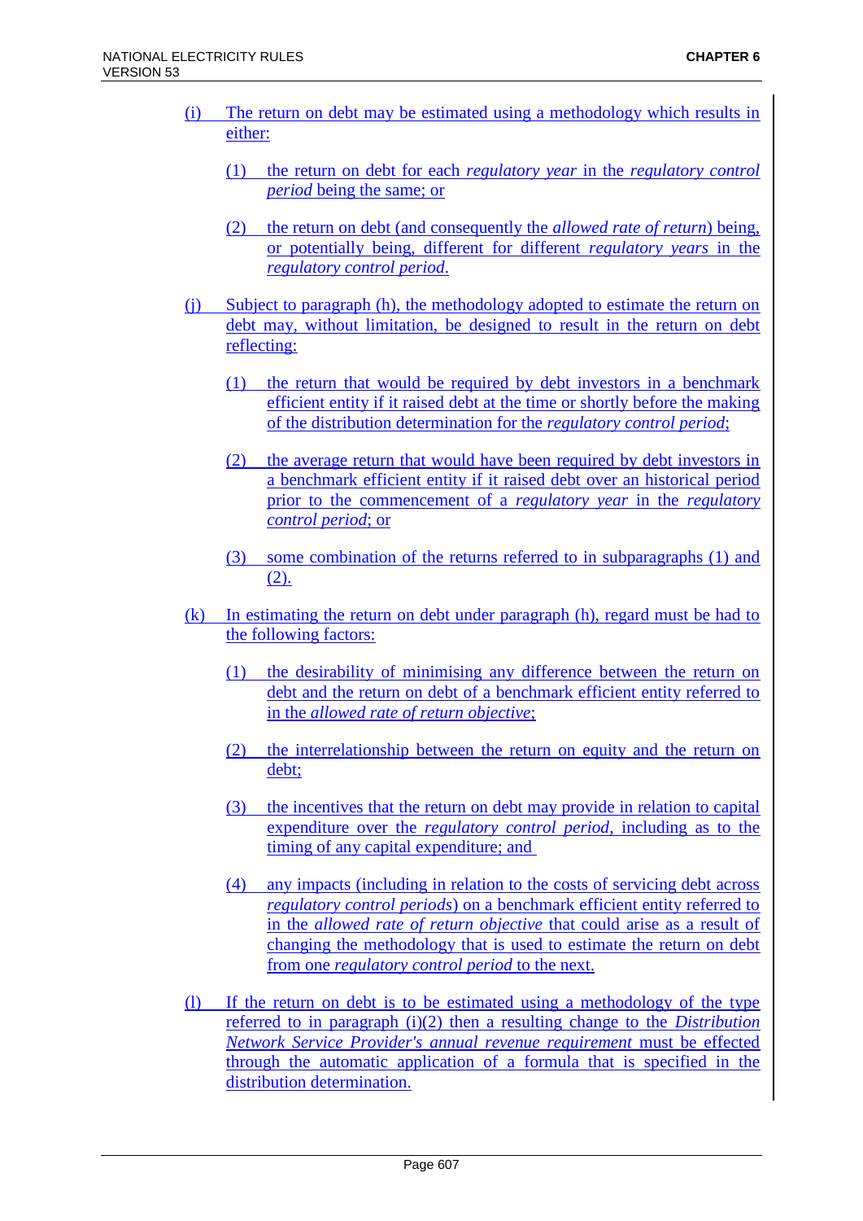(i) The return on debt may be estimated using a methodology which results in either:

   (1) the return on debt for each *regulatory year* in the *regulatory control period* being the same; or

   (2) the return on debt (and consequently the *allowed rate of return*) being, or potentially being, different for different *regulatory years* in the *regulatory control period*.

(j) Subject to paragraph (h), the methodology adopted to estimate the return on debt may, without limitation, be designed to result in the return on debt reflecting:

   (1) the return that would be required by debt investors in a benchmark efficient entity if it raised debt at the time or shortly before the making of the distribution determination for the *regulatory control period*;

   (2) the average return that would have been required by debt investors in a benchmark efficient entity if it raised debt over an historical period prior to the commencement of a *regulatory year* in the *regulatory control period*; or

   (3) some combination of the returns referred to in subparagraphs (1) and (2).

(k) In estimating the return on debt under paragraph (h), regard must be had to the following factors:

   (1) the desirability of minimising any difference between the return on debt and the return on debt of a benchmark efficient entity referred to in the *allowed rate of return objective*;

   (2) the interrelationship between the return on equity and the return on debt;

   (3) the incentives that the return on debt may provide in relation to capital expenditure over the *regulatory control period*, including as to the timing of any capital expenditure; and

   (4) any impacts (including in relation to the costs of servicing debt across *regulatory control periods*) on a benchmark efficient entity referred to in the *allowed rate of return objective* that could arise as a result of changing the methodology that is used to estimate the return on debt from one *regulatory control period* to the next.

(l) If the return on debt is to be estimated using a methodology of the type referred to in paragraph (i)(2) then a resulting change to the *Distribution Network Service Provider's annual revenue requirement* must be effected through the automatic application of a formula that is specified in the distribution determination.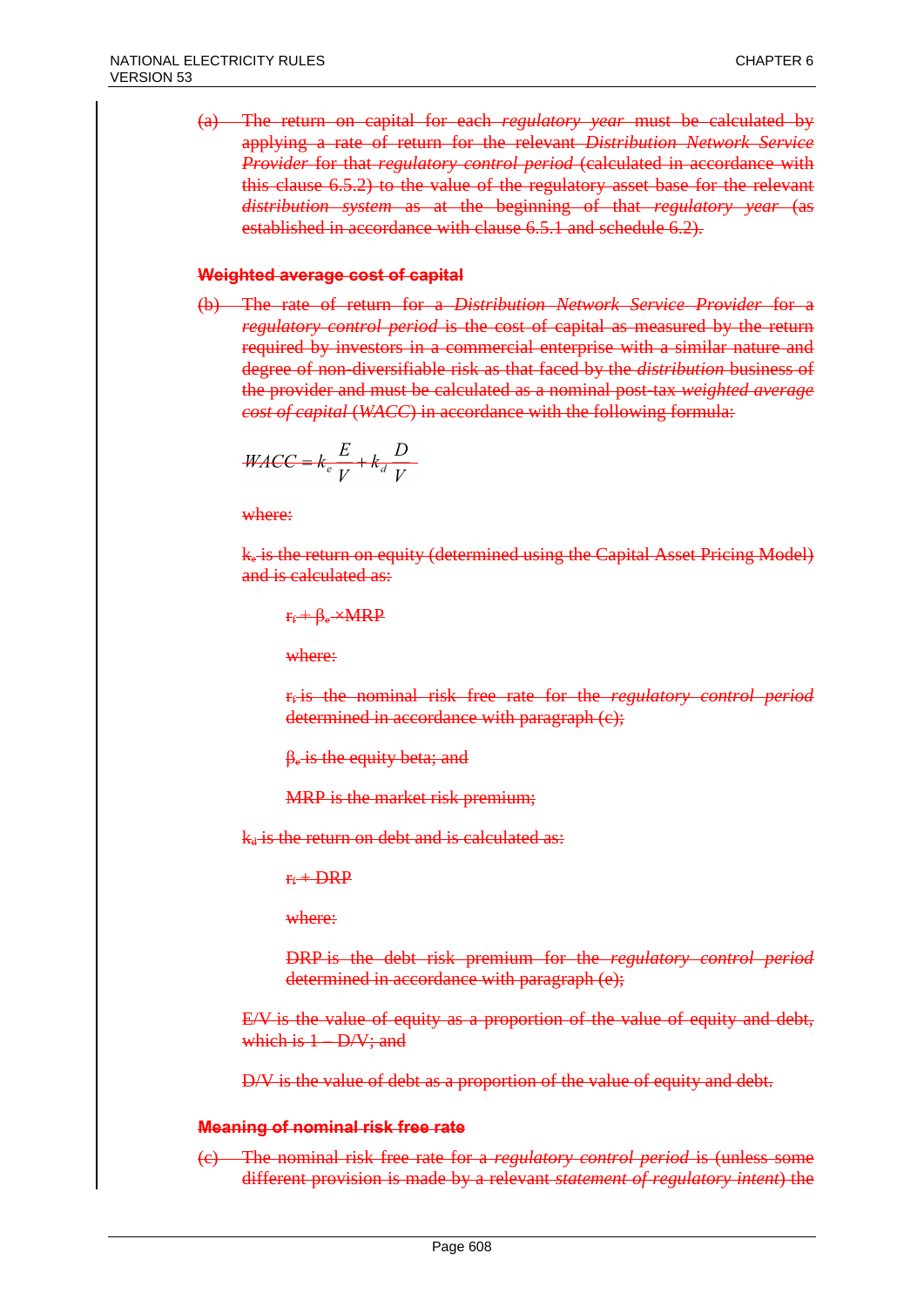(a) The return on capital for each *regulatory year* must be calculated by applying a rate of return for the relevant *Distribution Network Service Provider* for that *regulatory control period* (calculated in accordance with this clause 6.5.2) to the value of the regulatory asset base for the relevant *distribution system* as at the beginning of that *regulatory year* (as established in accordance with clause 6.5.1 and schedule 6.2).

**Weighted average cost of capital**

(b) The rate of return for a *Distribution Network Service Provider* for a *regulatory control period* is the cost of capital as measured by the return required by investors in a commercial enterprise with a similar nature and degree of non-diversifiable risk as that faced by the *distribution* business of the provider and must be calculated as a nominal post-tax *weighted average cost of capital* (*WACC*) in accordance with the following formula:

$$WACC = k_e \frac{E}{V} + k_d \frac{D}{V}$$

where:

$k_e$ is the return on equity (determined using the Capital Asset Pricing Model) and is calculated as:

$r_f + \beta_e \times MRP$

where:

$r_f$ is the nominal risk free rate for the *regulatory control period* determined in accordance with paragraph (c);

$\beta_e$ is the equity beta; and

MRP is the market risk premium;

$k_d$ is the return on debt and is calculated as:

$r_f + DRP$

where:

DRP is the debt risk premium for the *regulatory control period* determined in accordance with paragraph (e);

E/V is the value of equity as a proportion of the value of equity and debt, which is 1 – D/V; and

D/V is the value of debt as a proportion of the value of equity and debt.

**Meaning of nominal risk free rate**

(c) The nominal risk free rate for a *regulatory control period* is (unless some different provision is made by a relevant *statement of regulatory intent*) the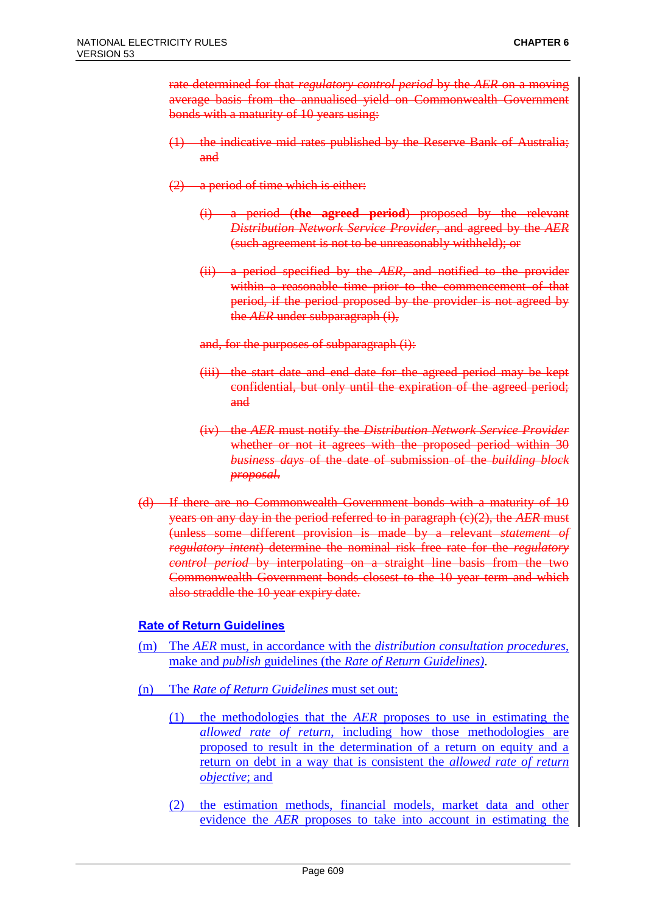~~rate determined for that *regulatory control period* by the *AER* on a moving average basis from the annualised yield on Commonwealth Government bonds with a maturity of 10 years using:~~

~~(1) the indicative mid rates published by the Reserve Bank of Australia; and~~

~~(2) a period of time which is either:~~

~~(i) a period (**the agreed period**) proposed by the relevant *Distribution Network Service Provider*, and agreed by the *AER* (such agreement is not to be unreasonably withheld); or~~

~~(ii) a period specified by the *AER*, and notified to the provider within a reasonable time prior to the commencement of that period, if the period proposed by the provider is not agreed by the *AER* under subparagraph (i),~~

~~and, for the purposes of subparagraph (i):~~

~~(iii) the start date and end date for the agreed period may be kept confidential, but only until the expiration of the agreed period; and~~

~~(iv) the *AER* must notify the *Distribution Network Service Provider* whether or not it agrees with the proposed period within 30 *business days* of the date of submission of the *building block proposal*.~~

~~(d) If there are no Commonwealth Government bonds with a maturity of 10 years on any day in the period referred to in paragraph (c)(2), the *AER* must (unless some different provision is made by a relevant *statement of regulatory intent*) determine the nominal risk free rate for the *regulatory control period* by interpolating on a straight line basis from the two Commonwealth Government bonds closest to the 10 year term and which also straddle the 10 year expiry date.~~

<u>**Rate of Return Guidelines**</u>

<u>(m) The *AER* must, in accordance with the *distribution consultation procedures*, make and *publish* guidelines (the *Rate of Return Guidelines*).</u>

<u>(n) The *Rate of Return Guidelines* must set out:</u>

<u>(1) the methodologies that the *AER* proposes to use in estimating the *allowed rate of return*, including how those methodologies are proposed to result in the determination of a return on equity and a return on debt in a way that is consistent the *allowed rate of return objective*; and</u>

<u>(2) the estimation methods, financial models, market data and other evidence the *AER* proposes to take into account in estimating the</u>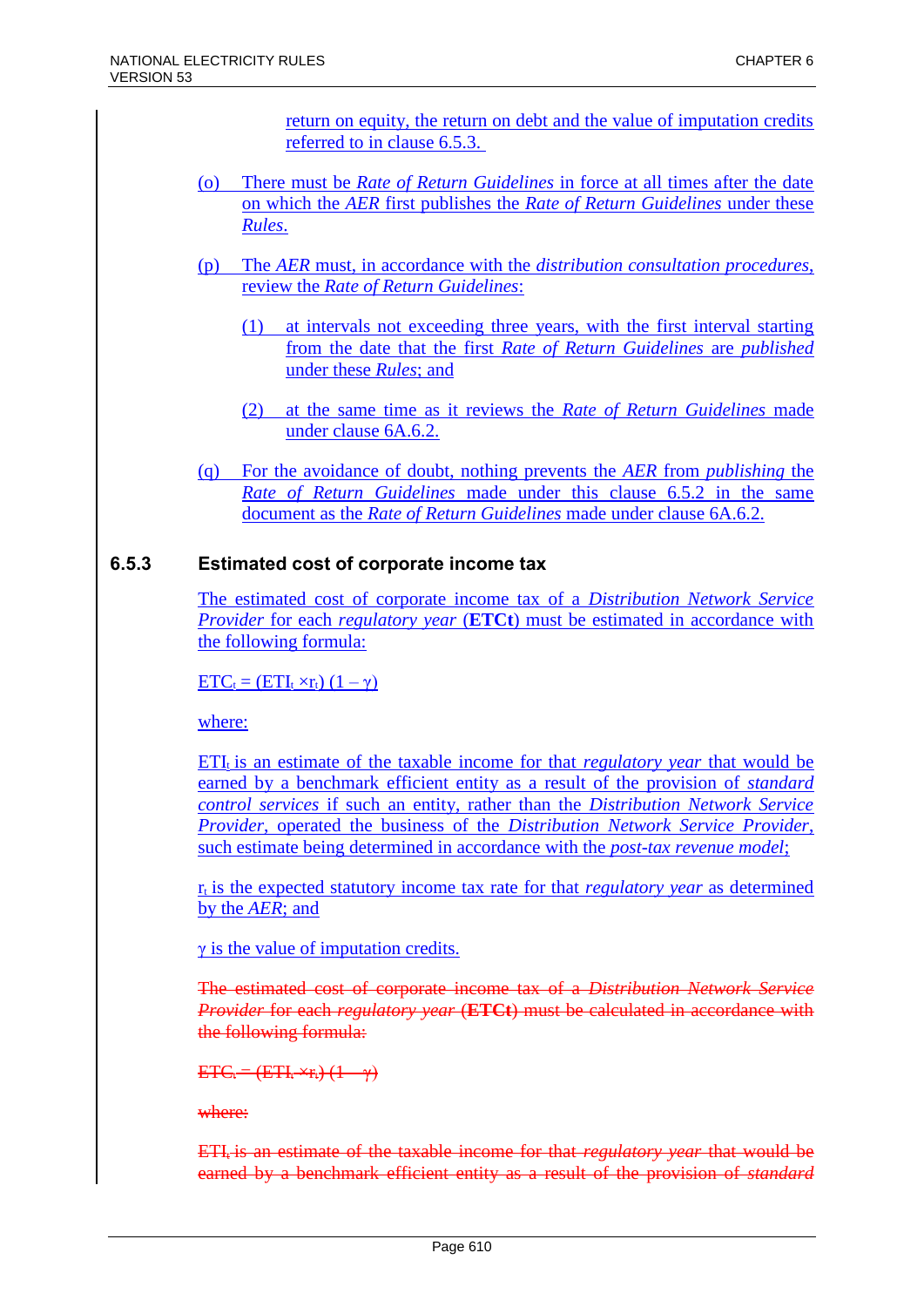return on equity, the return on debt and the value of imputation credits referred to in clause 6.5.3.

(o) There must be *Rate of Return Guidelines* in force at all times after the date on which the *AER* first publishes the *Rate of Return Guidelines* under these *Rules*.

(p) The *AER* must, in accordance with the *distribution consultation procedures*, review the *Rate of Return Guidelines*:

(1) at intervals not exceeding three years, with the first interval starting from the date that the first *Rate of Return Guidelines* are *published* under these *Rules*; and

(2) at the same time as it reviews the *Rate of Return Guidelines* made under clause 6A.6.2.

(q) For the avoidance of doubt, nothing prevents the *AER* from *publishing* the *Rate of Return Guidelines* made under this clause 6.5.2 in the same document as the *Rate of Return Guidelines* made under clause 6A.6.2.

### 6.5.3 Estimated cost of corporate income tax

The estimated cost of corporate income tax of a *Distribution Network Service Provider* for each *regulatory year* (**ETCt**) must be estimated in accordance with the following formula:

$ETC_t = (ETI_t \times r_t)(1 - \gamma)$

where:

$ETI_t$ is an estimate of the taxable income for that *regulatory year* that would be earned by a benchmark efficient entity as a result of the provision of *standard control services* if such an entity, rather than the *Distribution Network Service Provider*, operated the business of the *Distribution Network Service Provider*, such estimate being determined in accordance with the *post-tax revenue model*;

$r_t$ is the expected statutory income tax rate for that *regulatory year* as determined by the *AER*; and

$\gamma$ is the value of imputation credits.

~~The estimated cost of corporate income tax of a *Distribution Network Service Provider* for each *regulatory year* (**ETCt**) must be calculated in accordance with the following formula:~~

~~$ETC_t = (ETI_t \times r_t)(1 - \gamma)$~~

~~where:~~

~~$ETI_t$ is an estimate of the taxable income for that *regulatory year* that would be earned by a benchmark efficient entity as a result of the provision of *standard*~~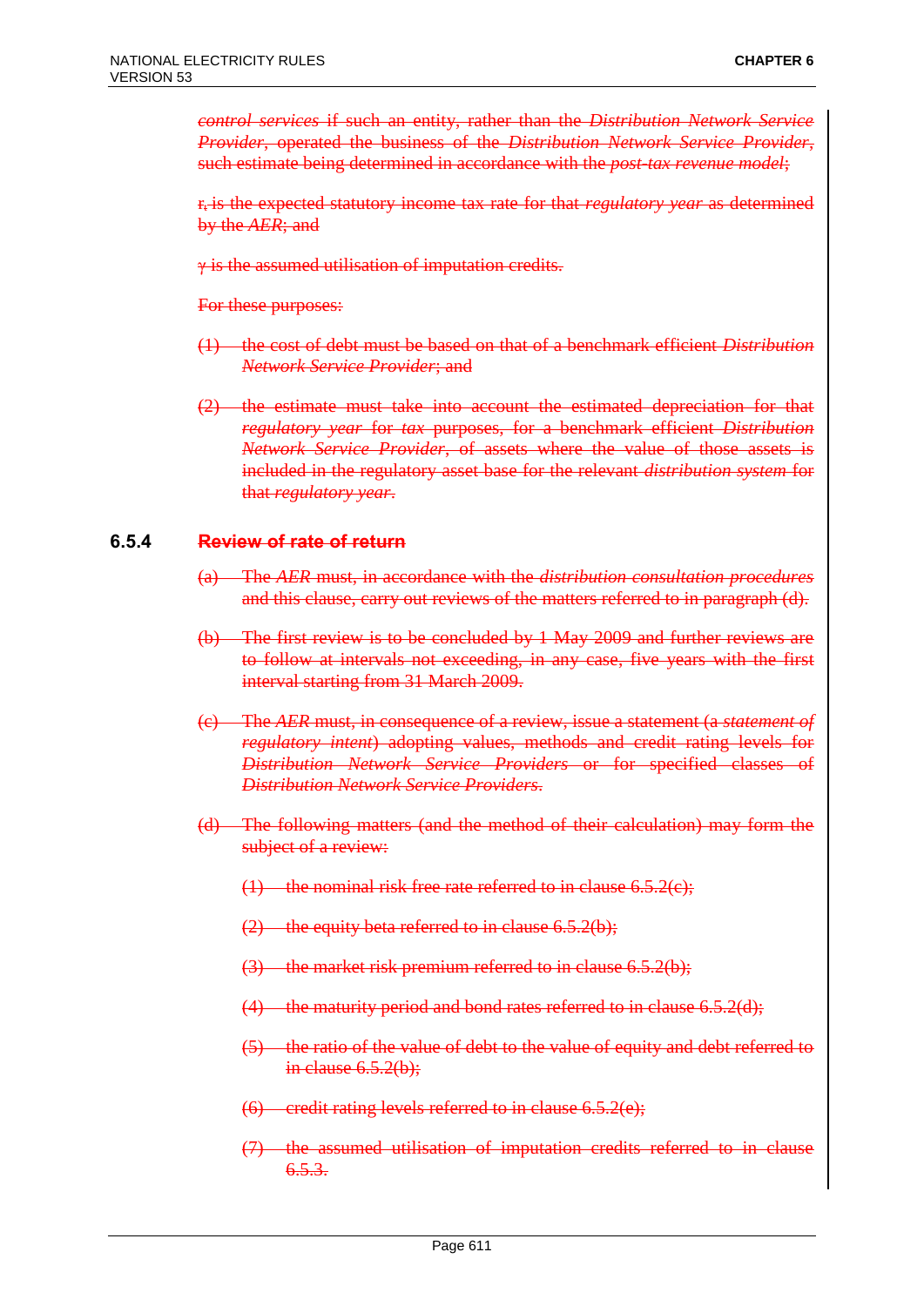~~*control services* if such an entity, rather than the *Distribution Network Service Provider*, operated the business of the *Distribution Network Service Provider*, such estimate being determined in accordance with the *post-tax revenue model*;~~

~~$r_t$ is the expected statutory income tax rate for that *regulatory year* as determined by the *AER*; and~~

~~$\gamma$ is the assumed utilisation of imputation credits.~~

~~For these purposes:~~

~~(1) the cost of debt must be based on that of a benchmark efficient *Distribution Network Service Provider*; and~~

~~(2) the estimate must take into account the estimated depreciation for that *regulatory year* for *tax* purposes, for a benchmark efficient *Distribution Network Service Provider*, of assets where the value of those assets is included in the regulatory asset base for the relevant *distribution system* for that *regulatory year*.~~

### 6.5.4 ~~Review of rate of return~~

~~(a) The *AER* must, in accordance with the *distribution consultation procedures* and this clause, carry out reviews of the matters referred to in paragraph (d).~~

~~(b) The first review is to be concluded by 1 May 2009 and further reviews are to follow at intervals not exceeding, in any case, five years with the first interval starting from 31 March 2009.~~

~~(c) The *AER* must, in consequence of a review, issue a statement (a *statement of regulatory intent*) adopting values, methods and credit rating levels for *Distribution Network Service Providers* or for specified classes of *Distribution Network Service Providers*.~~

~~(d) The following matters (and the method of their calculation) may form the subject of a review:~~

~~(1) the nominal risk free rate referred to in clause 6.5.2(c);~~

~~(2) the equity beta referred to in clause 6.5.2(b);~~

~~(3) the market risk premium referred to in clause 6.5.2(b);~~

~~(4) the maturity period and bond rates referred to in clause 6.5.2(d);~~

~~(5) the ratio of the value of debt to the value of equity and debt referred to in clause 6.5.2(b);~~

~~(6) credit rating levels referred to in clause 6.5.2(e);~~

~~(7) the assumed utilisation of imputation credits referred to in clause 6.5.3.~~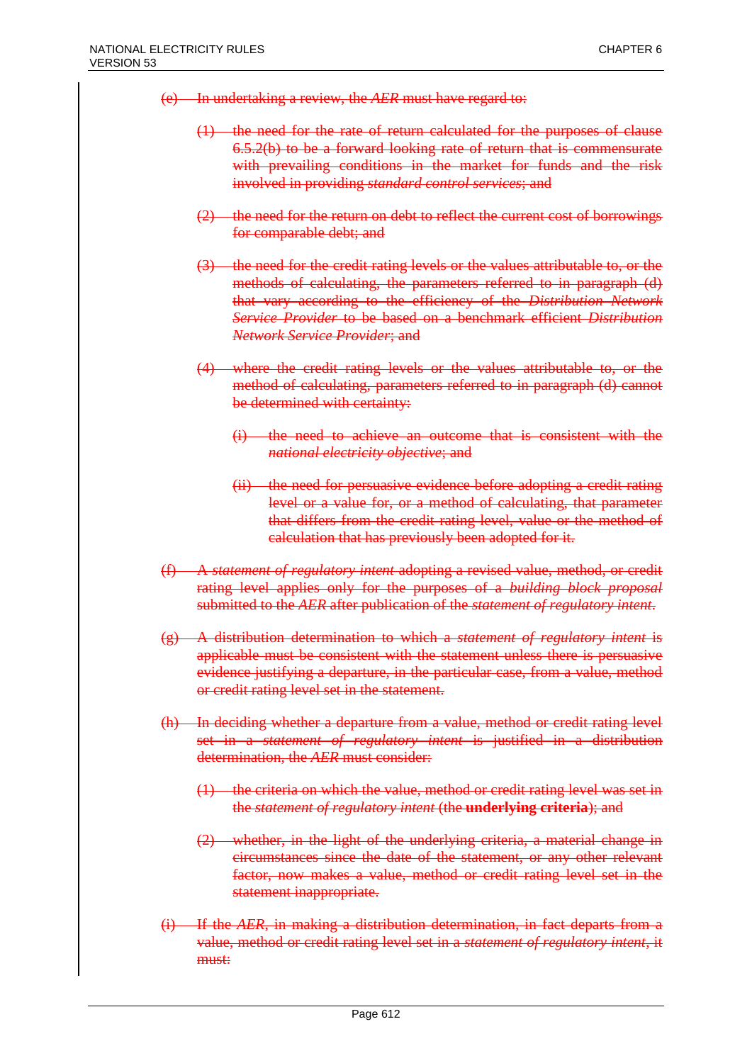~~(e) In undertaking a review, the *AER* must have regard to:~~

~~(1) the need for the rate of return calculated for the purposes of clause 6.5.2(b) to be a forward looking rate of return that is commensurate with prevailing conditions in the market for funds and the risk involved in providing *standard control services*; and~~

~~(2) the need for the return on debt to reflect the current cost of borrowings for comparable debt; and~~

~~(3) the need for the credit rating levels or the values attributable to, or the methods of calculating, the parameters referred to in paragraph (d) that vary according to the efficiency of the *Distribution Network Service Provider* to be based on a benchmark efficient *Distribution Network Service Provider*; and~~

~~(4) where the credit rating levels or the values attributable to, or the method of calculating, parameters referred to in paragraph (d) cannot be determined with certainty:~~

~~(i) the need to achieve an outcome that is consistent with the *national electricity objective*; and~~

~~(ii) the need for persuasive evidence before adopting a credit rating level or a value for, or a method of calculating, that parameter that differs from the credit rating level, value or the method of calculation that has previously been adopted for it.~~

~~(f) A *statement of regulatory intent* adopting a revised value, method, or credit rating level applies only for the purposes of a *building block proposal* submitted to the *AER* after publication of the *statement of regulatory intent*.~~

~~(g) A distribution determination to which a *statement of regulatory intent* is applicable must be consistent with the statement unless there is persuasive evidence justifying a departure, in the particular case, from a value, method or credit rating level set in the statement.~~

~~(h) In deciding whether a departure from a value, method or credit rating level set in a *statement of regulatory intent* is justified in a distribution determination, the *AER* must consider:~~

~~(1) the criteria on which the value, method or credit rating level was set in the *statement of regulatory intent* (the **underlying criteria**); and~~

~~(2) whether, in the light of the underlying criteria, a material change in circumstances since the date of the statement, or any other relevant factor, now makes a value, method or credit rating level set in the statement inappropriate.~~

~~(i) If the *AER*, in making a distribution determination, in fact departs from a value, method or credit rating level set in a *statement of regulatory intent*, it must:~~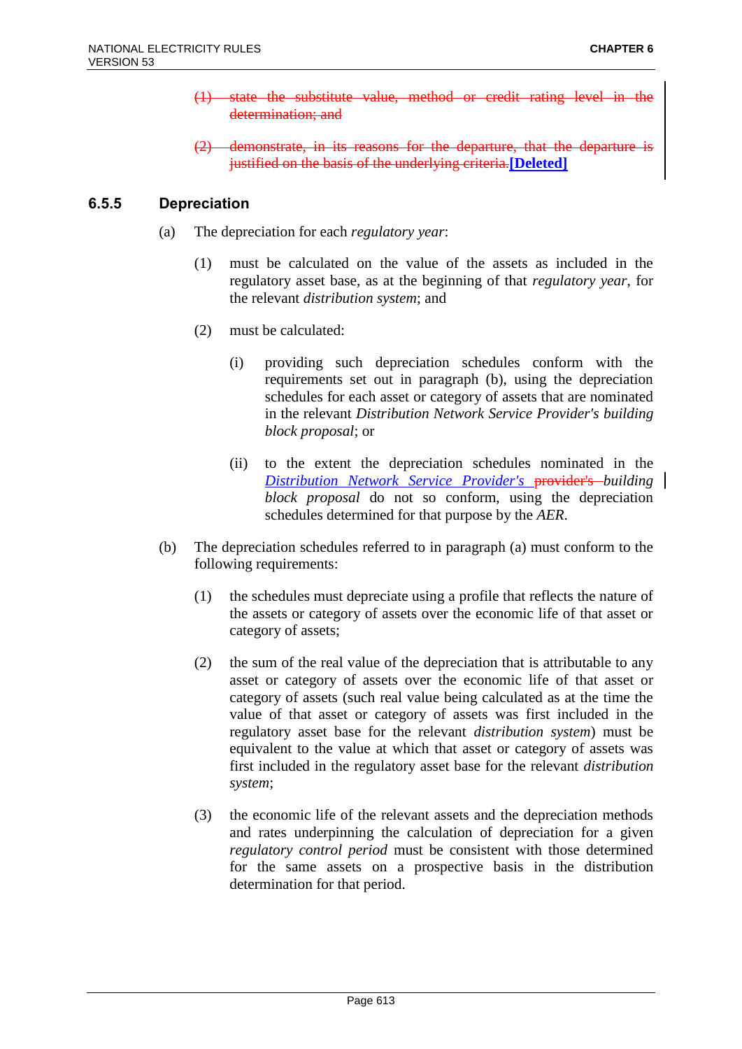~~(1) state the substitute value, method or credit rating level in the determination; and~~

~~(2) demonstrate, in its reasons for the departure, that the departure is justified on the basis of the underlying criteria.~~**[Deleted]**

### 6.5.5 Depreciation

(a) The depreciation for each *regulatory year*:

(1) must be calculated on the value of the assets as included in the regulatory asset base, as at the beginning of that *regulatory year*, for the relevant *distribution system*; and

(2) must be calculated:

(i) providing such depreciation schedules conform with the requirements set out in paragraph (b), using the depreciation schedules for each asset or category of assets that are nominated in the relevant *Distribution Network Service Provider's building block proposal*; or

(ii) to the extent the depreciation schedules nominated in the *Distribution Network Service Provider's* ~~provider's~~ *building block proposal* do not so conform, using the depreciation schedules determined for that purpose by the *AER*.

(b) The depreciation schedules referred to in paragraph (a) must conform to the following requirements:

(1) the schedules must depreciate using a profile that reflects the nature of the assets or category of assets over the economic life of that asset or category of assets;

(2) the sum of the real value of the depreciation that is attributable to any asset or category of assets over the economic life of that asset or category of assets (such real value being calculated as at the time the value of that asset or category of assets was first included in the regulatory asset base for the relevant *distribution system*) must be equivalent to the value at which that asset or category of assets was first included in the regulatory asset base for the relevant *distribution system*;

(3) the economic life of the relevant assets and the depreciation methods and rates underpinning the calculation of depreciation for a given *regulatory control period* must be consistent with those determined for the same assets on a prospective basis in the distribution determination for that period.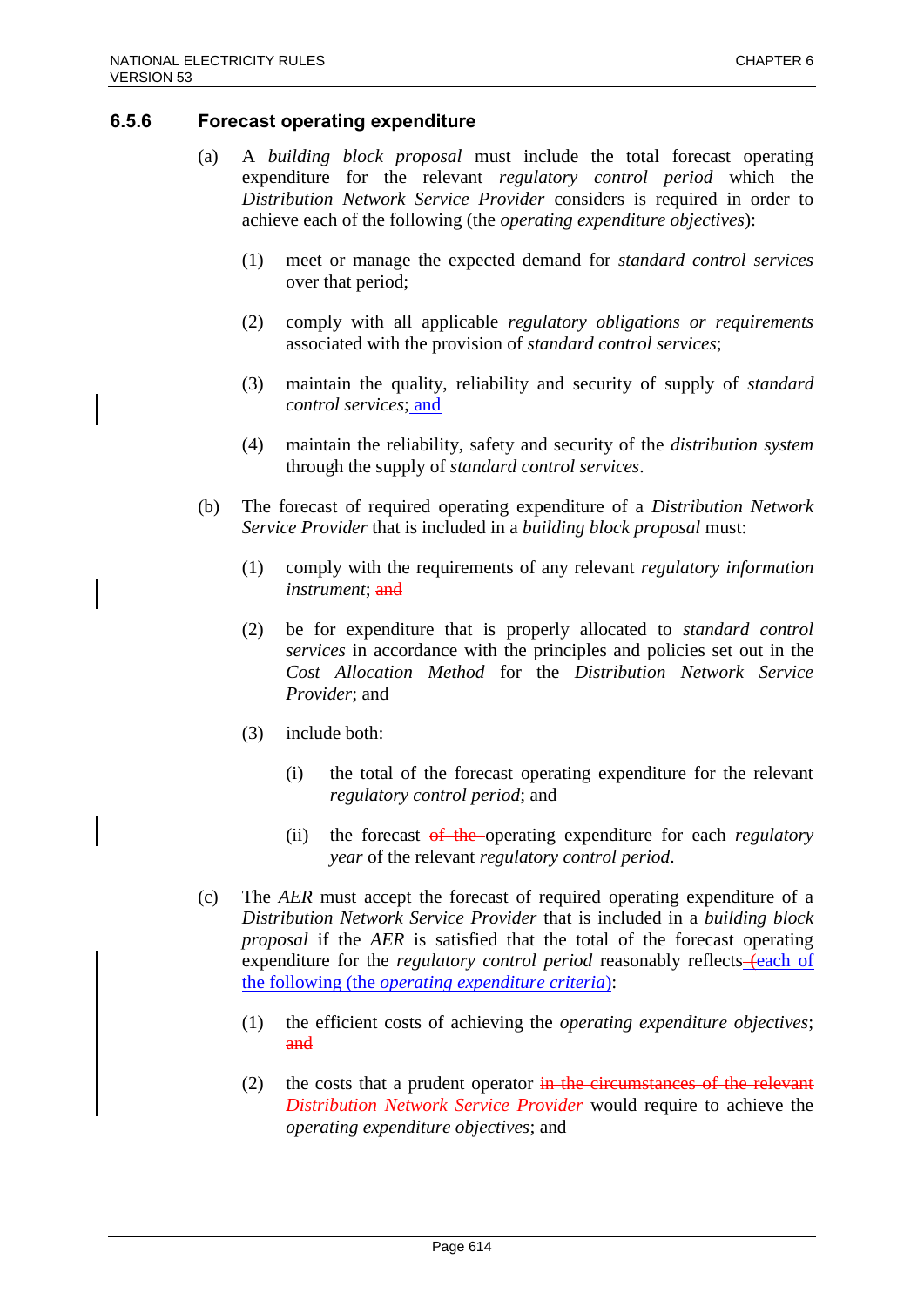### 6.5.6 Forecast operating expenditure

(a) A *building block proposal* must include the total forecast operating expenditure for the relevant *regulatory control period* which the *Distribution Network Service Provider* considers is required in order to achieve each of the following (the *operating expenditure objectives*):

(1) meet or manage the expected demand for *standard control services* over that period;

(2) comply with all applicable *regulatory obligations or requirements* associated with the provision of *standard control services*;

(3) maintain the quality, reliability and security of supply of *standard control services*; and

(4) maintain the reliability, safety and security of the *distribution system* through the supply of *standard control services*.

(b) The forecast of required operating expenditure of a *Distribution Network Service Provider* that is included in a *building block proposal* must:

(1) comply with the requirements of any relevant *regulatory information instrument*; ~~and~~

(2) be for expenditure that is properly allocated to *standard control services* in accordance with the principles and policies set out in the *Cost Allocation Method* for the *Distribution Network Service Provider*; and

(3) include both:

(i) the total of the forecast operating expenditure for the relevant *regulatory control period*; and

(ii) the forecast ~~of the~~ operating expenditure for each *regulatory year* of the relevant *regulatory control period*.

(c) The *AER* must accept the forecast of required operating expenditure of a *Distribution Network Service Provider* that is included in a *building block proposal* if the *AER* is satisfied that the total of the forecast operating expenditure for the *regulatory control period* reasonably reflects ~~(~~each of the following (the *operating expenditure criteria*):

(1) the efficient costs of achieving the *operating expenditure objectives*; ~~and~~

(2) the costs that a prudent operator ~~in the circumstances of the relevant *Distribution Network Service Provider*~~ would require to achieve the *operating expenditure objectives*; and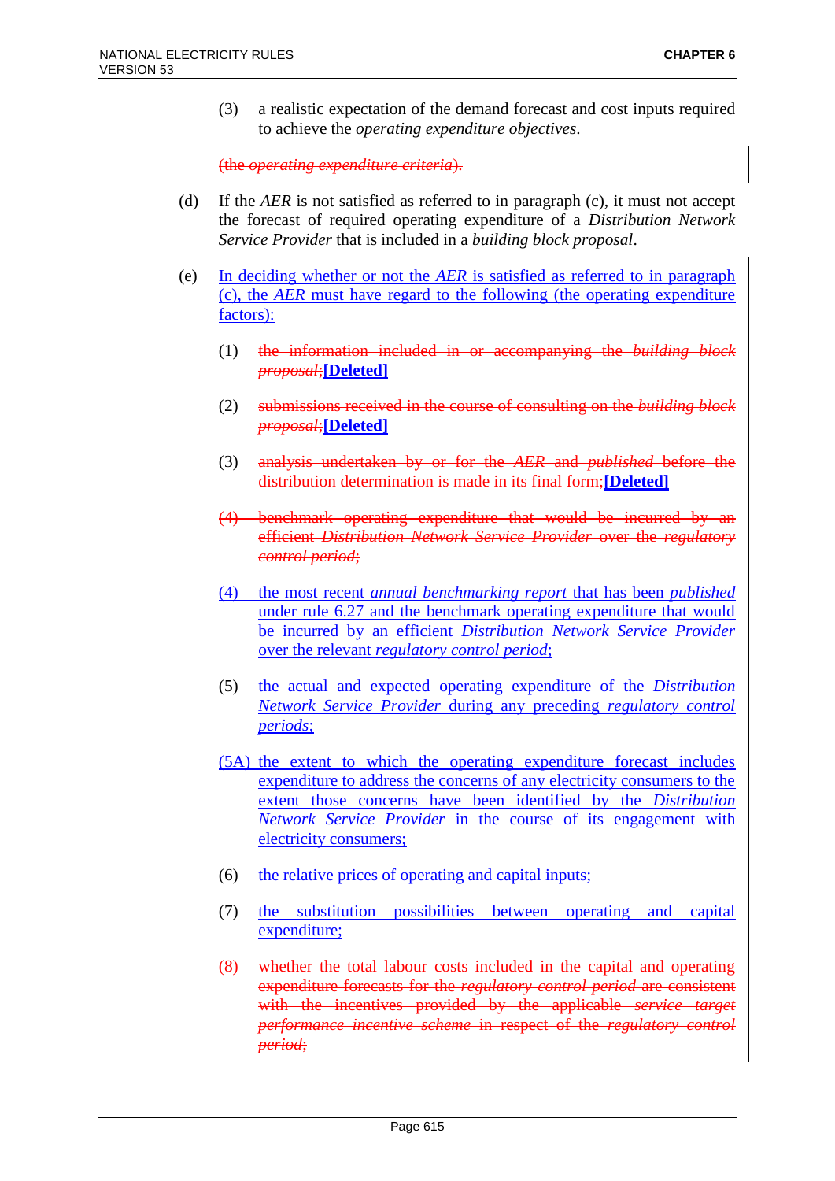(3) a realistic expectation of the demand forecast and cost inputs required to achieve the *operating expenditure objectives*.

~~(the *operating expenditure criteria*).~~

(d) If the *AER* is not satisfied as referred to in paragraph (c), it must not accept the forecast of required operating expenditure of a *Distribution Network Service Provider* that is included in a *building block proposal*.

(e) In deciding whether or not the *AER* is satisfied as referred to in paragraph (c), the *AER* must have regard to the following (the operating expenditure factors):

(1) ~~the information included in or accompanying the *building block proposal*;~~ **[Deleted]**

(2) ~~submissions received in the course of consulting on the *building block proposal*;~~ **[Deleted]**

(3) ~~analysis undertaken by or for the *AER* and *published* before the distribution determination is made in its final form;~~ **[Deleted]**

~~(4) benchmark operating expenditure that would be incurred by an efficient *Distribution Network Service Provider* over the *regulatory control period*;~~

(4) the most recent *annual benchmarking report* that has been *published* under rule 6.27 and the benchmark operating expenditure that would be incurred by an efficient *Distribution Network Service Provider* over the relevant *regulatory control period*;

(5) the actual and expected operating expenditure of the *Distribution Network Service Provider* during any preceding *regulatory control periods*;

(5A) the extent to which the operating expenditure forecast includes expenditure to address the concerns of any electricity consumers to the extent those concerns have been identified by the *Distribution Network Service Provider* in the course of its engagement with electricity consumers;

(6) the relative prices of operating and capital inputs;

(7) the substitution possibilities between operating and capital expenditure;

~~(8) whether the total labour costs included in the capital and operating expenditure forecasts for the *regulatory control period* are consistent with the incentives provided by the applicable *service target performance incentive scheme* in respect of the *regulatory control period*;~~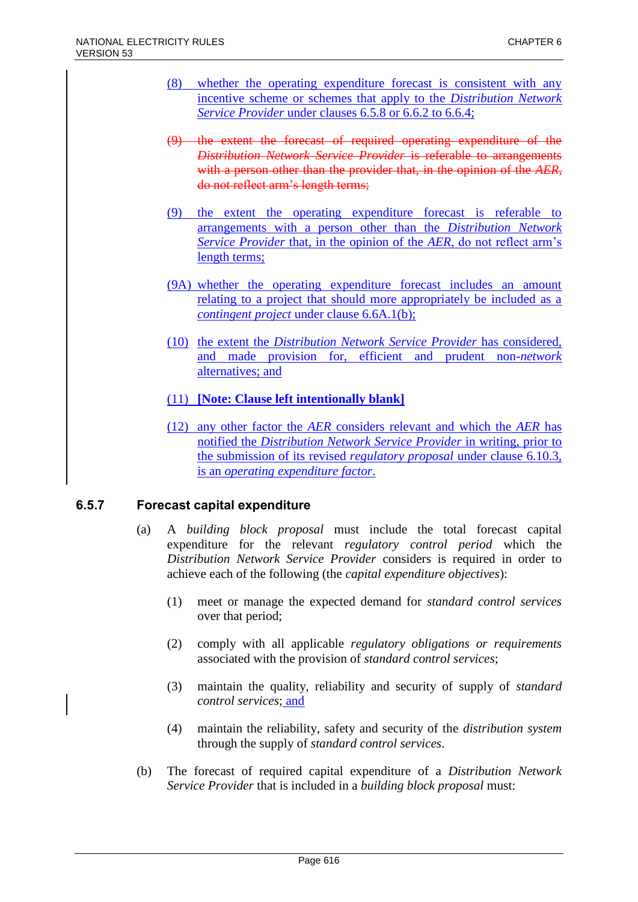(8) whether the operating expenditure forecast is consistent with any incentive scheme or schemes that apply to the *Distribution Network Service Provider* under clauses 6.5.8 or 6.6.2 to 6.6.4;

~~(9) the extent the forecast of required operating expenditure of the *Distribution Network Service Provider* is referable to arrangements with a person other than the provider that, in the opinion of the *AER*, do not reflect arm's length terms;~~

(9) the extent the operating expenditure forecast is referable to arrangements with a person other than the *Distribution Network Service Provider* that, in the opinion of the *AER*, do not reflect arm's length terms;

(9A) whether the operating expenditure forecast includes an amount relating to a project that should more appropriately be included as a *contingent project* under clause 6.6A.1(b);

(10) the extent the *Distribution Network Service Provider* has considered, and made provision for, efficient and prudent non-*network* alternatives; and

(11) **[Note: Clause left intentionally blank]**

(12) any other factor the *AER* considers relevant and which the *AER* has notified the *Distribution Network Service Provider* in writing, prior to the submission of its revised *regulatory proposal* under clause 6.10.3, is an *operating expenditure factor*.

### 6.5.7 Forecast capital expenditure

(a) A *building block proposal* must include the total forecast capital expenditure for the relevant *regulatory control period* which the *Distribution Network Service Provider* considers is required in order to achieve each of the following (the *capital expenditure objectives*):

(1) meet or manage the expected demand for *standard control services* over that period;

(2) comply with all applicable *regulatory obligations or requirements* associated with the provision of *standard control services*;

(3) maintain the quality, reliability and security of supply of *standard control services*; and

(4) maintain the reliability, safety and security of the *distribution system* through the supply of *standard control services*.

(b) The forecast of required capital expenditure of a *Distribution Network Service Provider* that is included in a *building block proposal* must: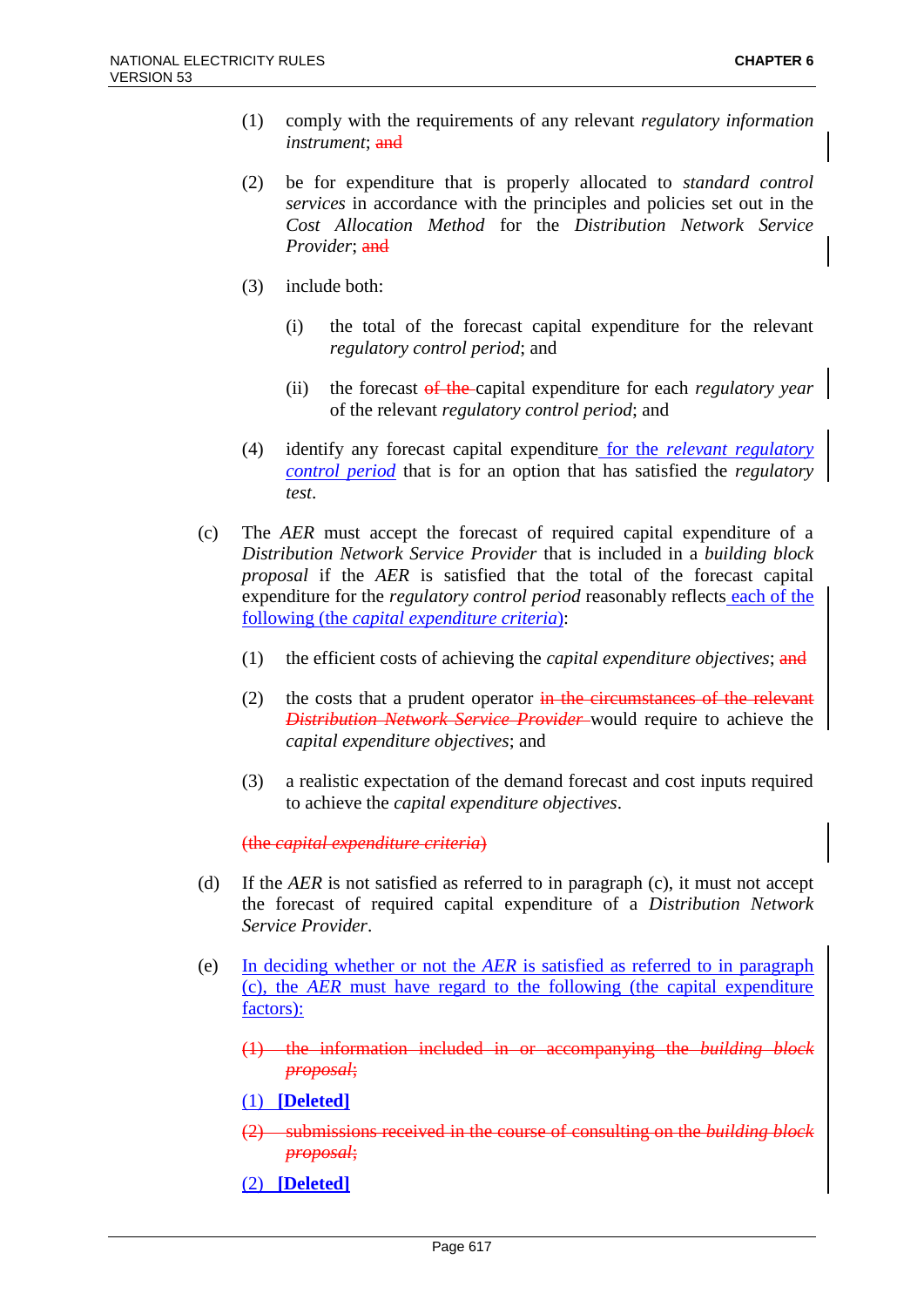(1) comply with the requirements of any relevant *regulatory information instrument*; ~~and~~

(2) be for expenditure that is properly allocated to *standard control services* in accordance with the principles and policies set out in the *Cost Allocation Method* for the *Distribution Network Service Provider*; ~~and~~

(3) include both:

(i) the total of the forecast capital expenditure for the relevant *regulatory control period*; and

(ii) the forecast ~~of the~~ capital expenditure for each *regulatory year* of the relevant *regulatory control period*; and

(4) identify any forecast capital expenditure for the *relevant regulatory control period* that is for an option that has satisfied the *regulatory test*.

(c) The *AER* must accept the forecast of required capital expenditure of a *Distribution Network Service Provider* that is included in a *building block proposal* if the *AER* is satisfied that the total of the forecast capital expenditure for the *regulatory control period* reasonably reflects each of the following (the *capital expenditure criteria*):

(1) the efficient costs of achieving the *capital expenditure objectives*; ~~and~~

(2) the costs that a prudent operator ~~in the circumstances of the relevant *Distribution Network Service Provider*~~ would require to achieve the *capital expenditure objectives*; and

(3) a realistic expectation of the demand forecast and cost inputs required to achieve the *capital expenditure objectives*.

~~(the *capital expenditure criteria*)~~

(d) If the *AER* is not satisfied as referred to in paragraph (c), it must not accept the forecast of required capital expenditure of a *Distribution Network Service Provider*.

(e) In deciding whether or not the *AER* is satisfied as referred to in paragraph (c), the *AER* must have regard to the following (the capital expenditure factors):

~~(1) the information included in or accompanying the *building block proposal*;~~

(1) **[Deleted]**

~~(2) submissions received in the course of consulting on the *building block proposal*;~~

(2) **[Deleted]**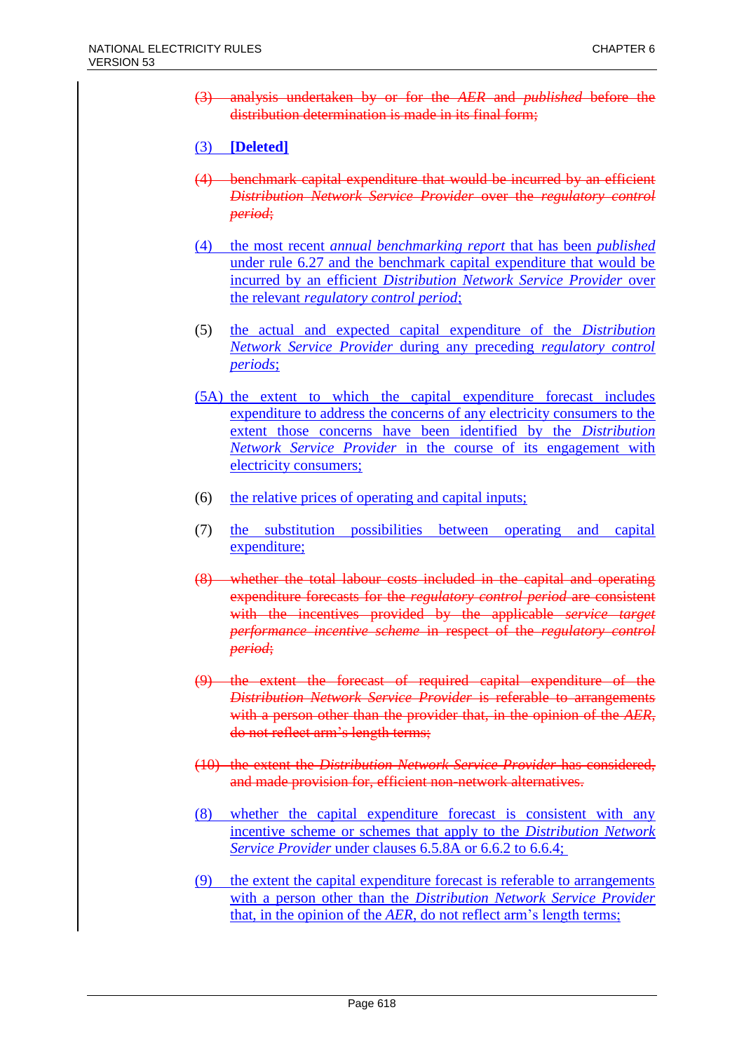~~(3) analysis undertaken by or for the *AER* and *published* before the distribution determination is made in its final form;~~

(3) **[Deleted]**

~~(4) benchmark capital expenditure that would be incurred by an efficient *Distribution Network Service Provider* over the *regulatory control period*;~~

(4) the most recent *annual benchmarking report* that has been *published* under rule 6.27 and the benchmark capital expenditure that would be incurred by an efficient *Distribution Network Service Provider* over the relevant *regulatory control period*;

(5) the actual and expected capital expenditure of the *Distribution Network Service Provider* during any preceding *regulatory control periods*;

(5A) the extent to which the capital expenditure forecast includes expenditure to address the concerns of any electricity consumers to the extent those concerns have been identified by the *Distribution Network Service Provider* in the course of its engagement with electricity consumers;

(6) the relative prices of operating and capital inputs;

(7) the substitution possibilities between operating and capital expenditure;

~~(8) whether the total labour costs included in the capital and operating expenditure forecasts for the *regulatory control period* are consistent with the incentives provided by the applicable *service target performance incentive scheme* in respect of the *regulatory control period*;~~

~~(9) the extent the forecast of required capital expenditure of the *Distribution Network Service Provider* is referable to arrangements with a person other than the provider that, in the opinion of the *AER*, do not reflect arm's length terms;~~

~~(10) the extent the *Distribution Network Service Provider* has considered, and made provision for, efficient non-network alternatives.~~

(8) whether the capital expenditure forecast is consistent with any incentive scheme or schemes that apply to the *Distribution Network Service Provider* under clauses 6.5.8A or 6.6.2 to 6.6.4;

(9) the extent the capital expenditure forecast is referable to arrangements with a person other than the *Distribution Network Service Provider* that, in the opinion of the *AER*, do not reflect arm's length terms;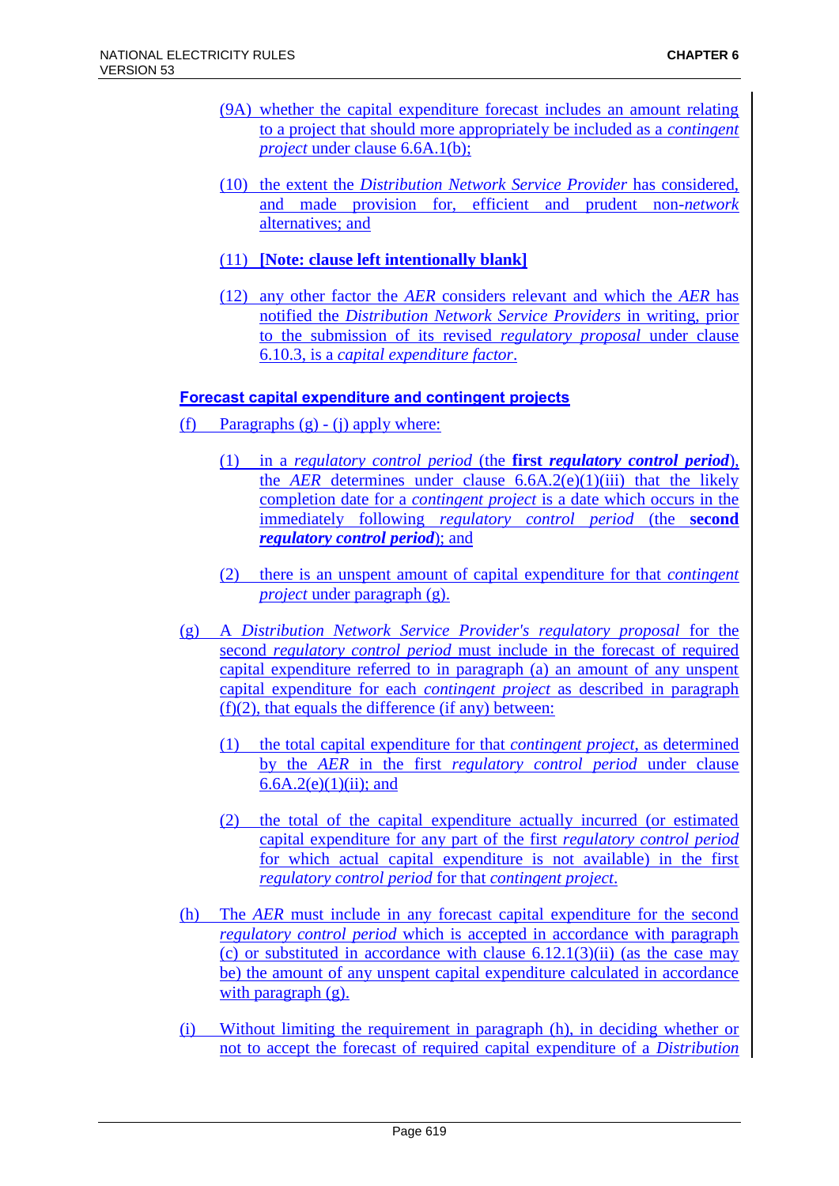(9A) whether the capital expenditure forecast includes an amount relating to a project that should more appropriately be included as a *contingent project* under clause 6.6A.1(b);

(10) the extent the *Distribution Network Service Provider* has considered, and made provision for, efficient and prudent non-*network* alternatives; and

(11) **[Note: clause left intentionally blank]**

(12) any other factor the *AER* considers relevant and which the *AER* has notified the *Distribution Network Service Providers* in writing, prior to the submission of its revised *regulatory proposal* under clause 6.10.3, is a *capital expenditure factor*.

**Forecast capital expenditure and contingent projects**

(f) Paragraphs (g) - (j) apply where:

(1) in a *regulatory control period* (the **first *regulatory control period***), the *AER* determines under clause 6.6A.2(e)(1)(iii) that the likely completion date for a *contingent project* is a date which occurs in the immediately following *regulatory control period* (the **second *regulatory control period***); and

(2) there is an unspent amount of capital expenditure for that *contingent project* under paragraph (g).

(g) A *Distribution Network Service Provider's regulatory proposal* for the second *regulatory control period* must include in the forecast of required capital expenditure referred to in paragraph (a) an amount of any unspent capital expenditure for each *contingent project* as described in paragraph (f)(2), that equals the difference (if any) between:

(1) the total capital expenditure for that *contingent project*, as determined by the *AER* in the first *regulatory control period* under clause 6.6A.2(e)(1)(ii); and

(2) the total of the capital expenditure actually incurred (or estimated capital expenditure for any part of the first *regulatory control period* for which actual capital expenditure is not available) in the first *regulatory control period* for that *contingent project*.

(h) The *AER* must include in any forecast capital expenditure for the second *regulatory control period* which is accepted in accordance with paragraph (c) or substituted in accordance with clause 6.12.1(3)(ii) (as the case may be) the amount of any unspent capital expenditure calculated in accordance with paragraph (g).

(i) Without limiting the requirement in paragraph (h), in deciding whether or not to accept the forecast of required capital expenditure of a *Distribution*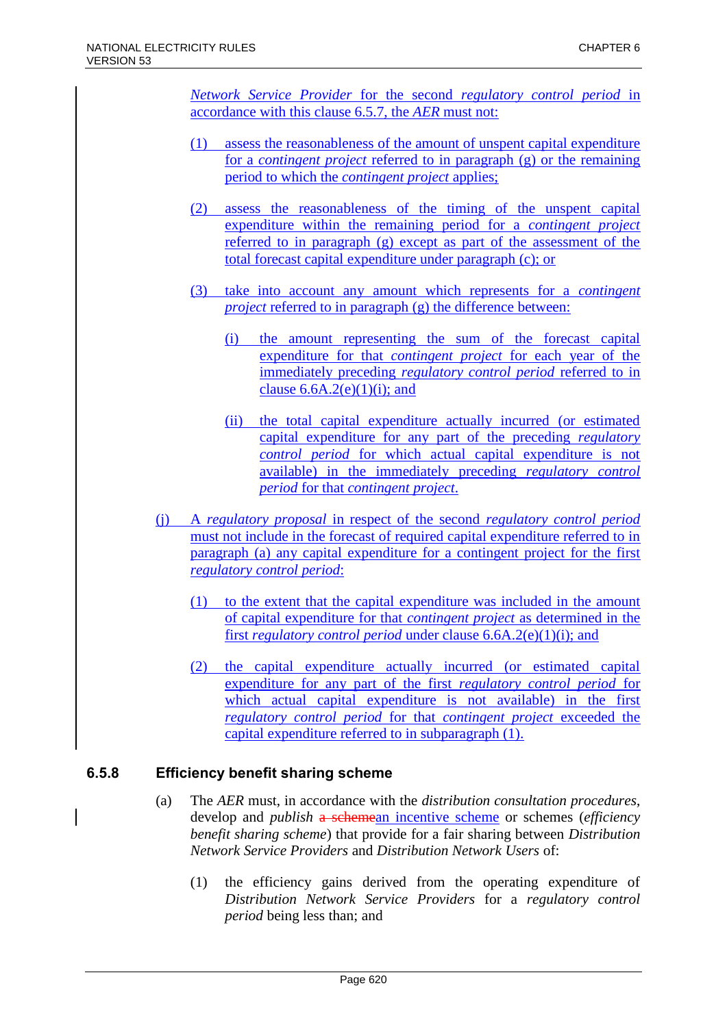*Network Service Provider* for the second *regulatory control period* in accordance with this clause 6.5.7, the *AER* must not:

(1) assess the reasonableness of the amount of unspent capital expenditure for a *contingent project* referred to in paragraph (g) or the remaining period to which the *contingent project* applies;

(2) assess the reasonableness of the timing of the unspent capital expenditure within the remaining period for a *contingent project* referred to in paragraph (g) except as part of the assessment of the total forecast capital expenditure under paragraph (c); or

(3) take into account any amount which represents for a *contingent project* referred to in paragraph (g) the difference between:

(i) the amount representing the sum of the forecast capital expenditure for that *contingent project* for each year of the immediately preceding *regulatory control period* referred to in clause 6.6A.2(e)(1)(i); and

(ii) the total capital expenditure actually incurred (or estimated capital expenditure for any part of the preceding *regulatory control period* for which actual capital expenditure is not available) in the immediately preceding *regulatory control period* for that *contingent project*.

(j) A *regulatory proposal* in respect of the second *regulatory control period* must not include in the forecast of required capital expenditure referred to in paragraph (a) any capital expenditure for a contingent project for the first *regulatory control period*:

(1) to the extent that the capital expenditure was included in the amount of capital expenditure for that *contingent project* as determined in the first *regulatory control period* under clause 6.6A.2(e)(1)(i); and

(2) the capital expenditure actually incurred (or estimated capital expenditure for any part of the first *regulatory control period* for which actual capital expenditure is not available) in the first *regulatory control period* for that *contingent project* exceeded the capital expenditure referred to in subparagraph (1).

### 6.5.8 Efficiency benefit sharing scheme

(a) The *AER* must, in accordance with the *distribution consultation procedures*, develop and *publish* ~~a scheme~~an incentive scheme or schemes (*efficiency benefit sharing scheme*) that provide for a fair sharing between *Distribution Network Service Providers* and *Distribution Network Users* of:

(1) the efficiency gains derived from the operating expenditure of *Distribution Network Service Providers* for a *regulatory control period* being less than; and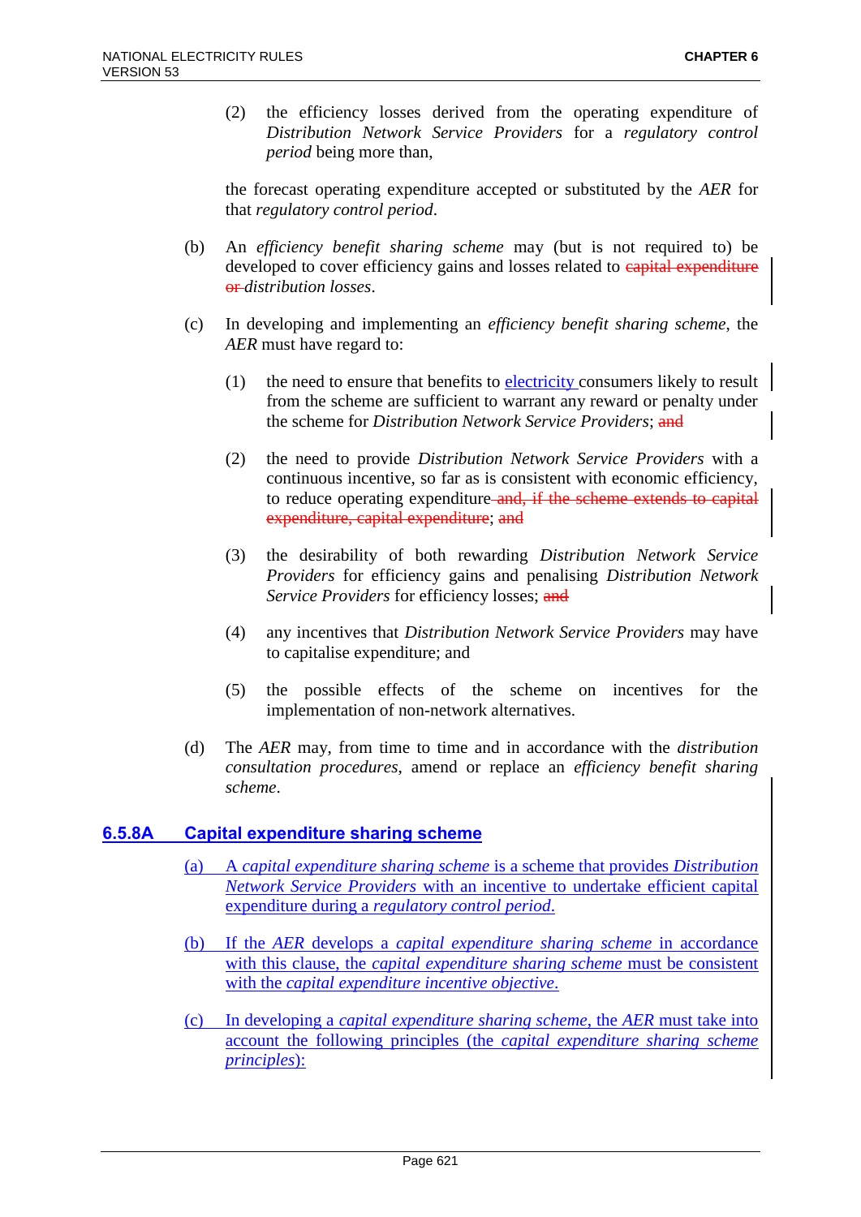(2) the efficiency losses derived from the operating expenditure of *Distribution Network Service Providers* for a *regulatory control period* being more than,

the forecast operating expenditure accepted or substituted by the *AER* for that *regulatory control period*.

(b) An *efficiency benefit sharing scheme* may (but is not required to) be developed to cover efficiency gains and losses related to ~~capital expenditure or~~ *distribution losses*.

(c) In developing and implementing an *efficiency benefit sharing scheme*, the *AER* must have regard to:

(1) the need to ensure that benefits to electricity consumers likely to result from the scheme are sufficient to warrant any reward or penalty under the scheme for *Distribution Network Service Providers*; ~~and~~

(2) the need to provide *Distribution Network Service Providers* with a continuous incentive, so far as is consistent with economic efficiency, to reduce operating expenditure ~~and, if the scheme extends to capital expenditure, capital expenditure~~; and

(3) the desirability of both rewarding *Distribution Network Service Providers* for efficiency gains and penalising *Distribution Network Service Providers* for efficiency losses; ~~and~~

(4) any incentives that *Distribution Network Service Providers* may have to capitalise expenditure; and

(5) the possible effects of the scheme on incentives for the implementation of non-network alternatives.

(d) The *AER* may, from time to time and in accordance with the *distribution consultation procedures*, amend or replace an *efficiency benefit sharing scheme*.

### 6.5.8A Capital expenditure sharing scheme

(a) A *capital expenditure sharing scheme* is a scheme that provides *Distribution Network Service Providers* with an incentive to undertake efficient capital expenditure during a *regulatory control period*.

(b) If the *AER* develops a *capital expenditure sharing scheme* in accordance with this clause, the *capital expenditure sharing scheme* must be consistent with the *capital expenditure incentive objective*.

(c) In developing a *capital expenditure sharing scheme*, the *AER* must take into account the following principles (the *capital expenditure sharing scheme principles*):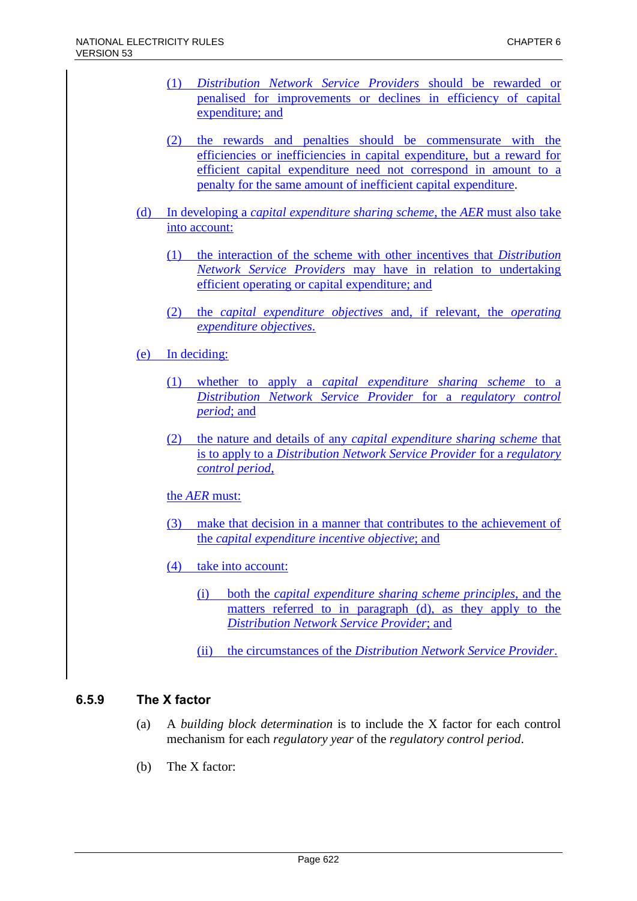(1) *Distribution Network Service Providers* should be rewarded or penalised for improvements or declines in efficiency of capital expenditure; and

(2) the rewards and penalties should be commensurate with the efficiencies or inefficiencies in capital expenditure, but a reward for efficient capital expenditure need not correspond in amount to a penalty for the same amount of inefficient capital expenditure.

(d) In developing a *capital expenditure sharing scheme*, the *AER* must also take into account:

(1) the interaction of the scheme with other incentives that *Distribution Network Service Providers* may have in relation to undertaking efficient operating or capital expenditure; and

(2) the *capital expenditure objectives* and, if relevant, the *operating expenditure objectives*.

(e) In deciding:

(1) whether to apply a *capital expenditure sharing scheme* to a *Distribution Network Service Provider* for a *regulatory control period*; and

(2) the nature and details of any *capital expenditure sharing scheme* that is to apply to a *Distribution Network Service Provider* for a *regulatory control period*,

the *AER* must:

(3) make that decision in a manner that contributes to the achievement of the *capital expenditure incentive objective*; and

(4) take into account:

(i) both the *capital expenditure sharing scheme principles*, and the matters referred to in paragraph (d), as they apply to the *Distribution Network Service Provider*; and

(ii) the circumstances of the *Distribution Network Service Provider*.

### 6.5.9 The X factor

(a) A *building block determination* is to include the X factor for each control mechanism for each *regulatory year* of the *regulatory control period*.

(b) The X factor: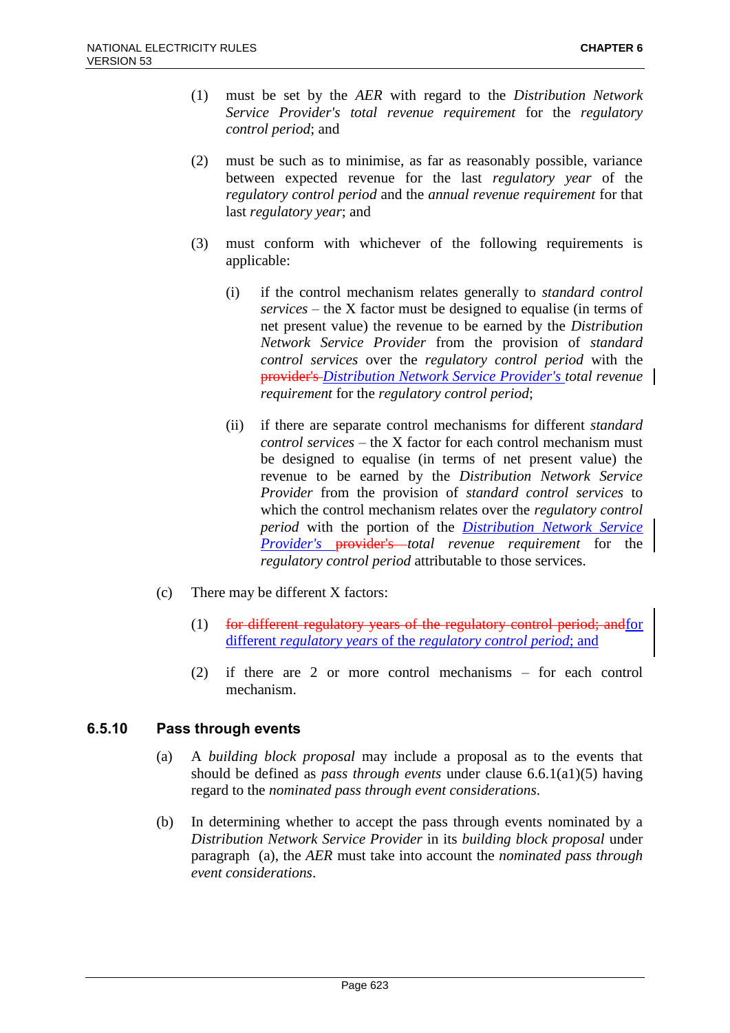(1) must be set by the *AER* with regard to the *Distribution Network Service Provider's total revenue requirement* for the *regulatory control period*; and

(2) must be such as to minimise, as far as reasonably possible, variance between expected revenue for the last *regulatory year* of the *regulatory control period* and the *annual revenue requirement* for that last *regulatory year*; and

(3) must conform with whichever of the following requirements is applicable:

(i) if the control mechanism relates generally to *standard control services* – the X factor must be designed to equalise (in terms of net present value) the revenue to be earned by the *Distribution Network Service Provider* from the provision of *standard control services* over the *regulatory control period* with the ~~provider's~~ *Distribution Network Service Provider's total revenue requirement* for the *regulatory control period*;

(ii) if there are separate control mechanisms for different *standard control services* – the X factor for each control mechanism must be designed to equalise (in terms of net present value) the revenue to be earned by the *Distribution Network Service Provider* from the provision of *standard control services* to which the control mechanism relates over the *regulatory control period* with the portion of the *Distribution Network Service Provider's* ~~provider's~~ *total revenue requirement* for the *regulatory control period* attributable to those services.

(c) There may be different X factors:

(1) ~~for different regulatory years of the regulatory control period; and~~for different *regulatory years* of the *regulatory control period*; and

(2) if there are 2 or more control mechanisms – for each control mechanism.

### 6.5.10 Pass through events

(a) A *building block proposal* may include a proposal as to the events that should be defined as *pass through events* under clause 6.6.1(a1)(5) having regard to the *nominated pass through event considerations*.

(b) In determining whether to accept the pass through events nominated by a *Distribution Network Service Provider* in its *building block proposal* under paragraph (a), the *AER* must take into account the *nominated pass through event considerations*.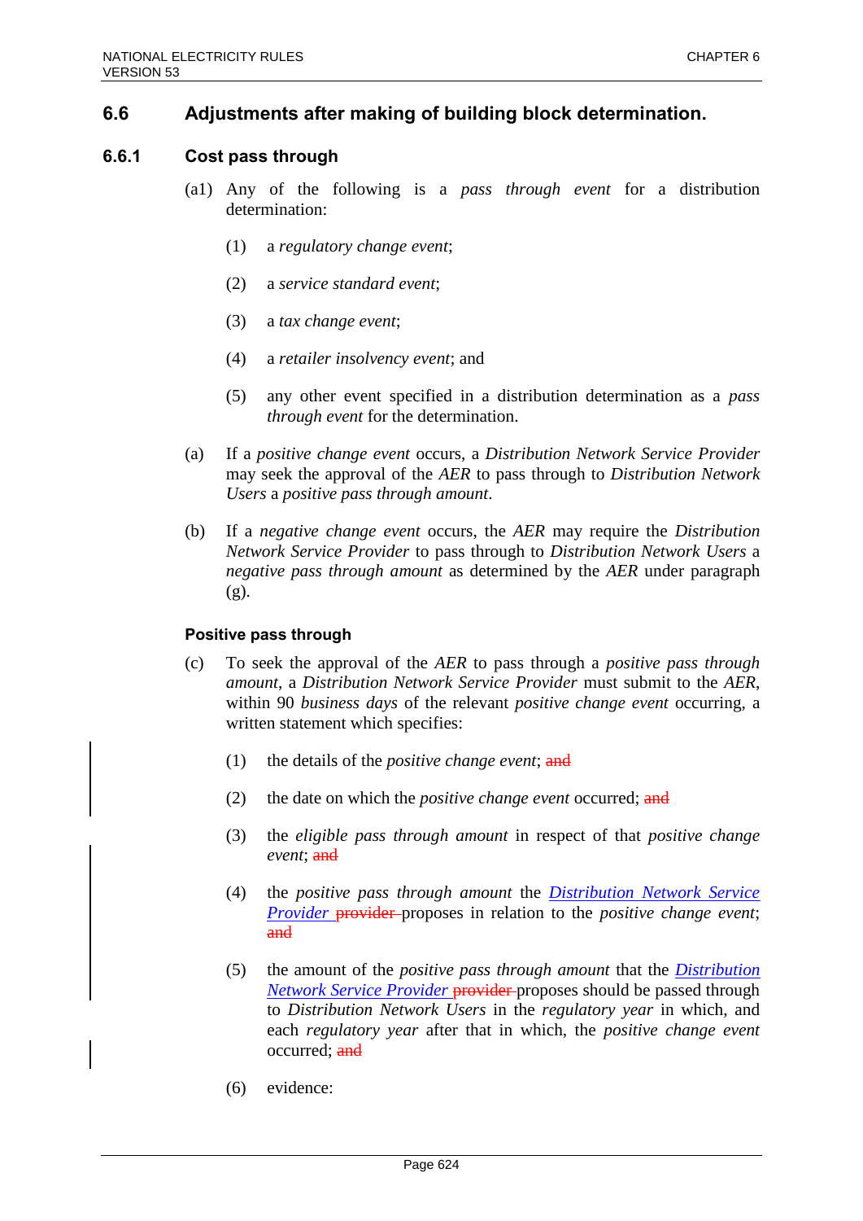## 6.6 Adjustments after making of building block determination.

### 6.6.1 Cost pass through

(a1) Any of the following is a *pass through event* for a distribution determination:

(1) a *regulatory change event*;

(2) a *service standard event*;

(3) a *tax change event*;

(4) a *retailer insolvency event*; and

(5) any other event specified in a distribution determination as a *pass through event* for the determination.

(a) If a *positive change event* occurs, a *Distribution Network Service Provider* may seek the approval of the *AER* to pass through to *Distribution Network Users* a *positive pass through amount*.

(b) If a *negative change event* occurs, the *AER* may require the *Distribution Network Service Provider* to pass through to *Distribution Network Users* a *negative pass through amount* as determined by the *AER* under paragraph (g).

#### Positive pass through

(c) To seek the approval of the *AER* to pass through a *positive pass through amount*, a *Distribution Network Service Provider* must submit to the *AER*, within 90 *business days* of the relevant *positive change event* occurring, a written statement which specifies:

(1) the details of the *positive change event*; ~~and~~

(2) the date on which the *positive change event* occurred; ~~and~~

(3) the *eligible pass through amount* in respect of that *positive change event*; ~~and~~

(4) the *positive pass through amount* the *Distribution Network Service Provider* ~~provider~~ proposes in relation to the *positive change event*; ~~and~~

(5) the amount of the *positive pass through amount* that the *Distribution Network Service Provider* ~~provider~~ proposes should be passed through to *Distribution Network Users* in the *regulatory year* in which, and each *regulatory year* after that in which, the *positive change event* occurred; ~~and~~

(6) evidence: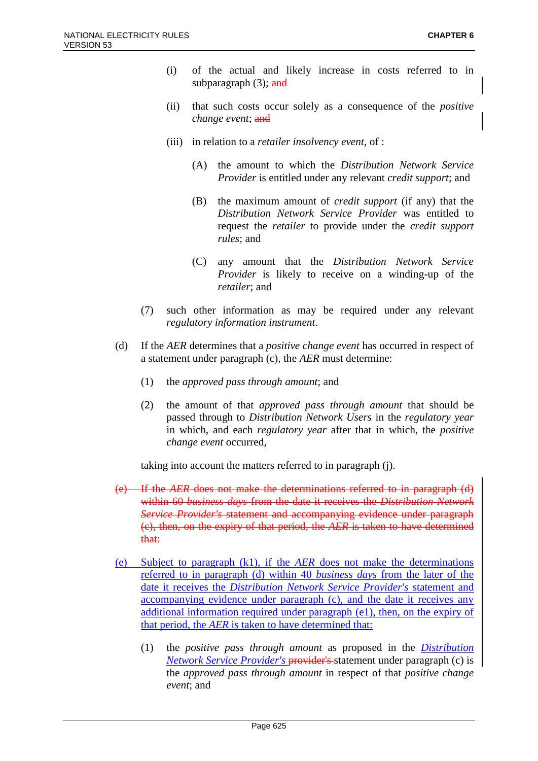(i) of the actual and likely increase in costs referred to in subparagraph (3); ~~and~~

(ii) that such costs occur solely as a consequence of the *positive change event*; ~~and~~

(iii) in relation to a *retailer insolvency event*, of :

(A) the amount to which the *Distribution Network Service Provider* is entitled under any relevant *credit support*; and

(B) the maximum amount of *credit support* (if any) that the *Distribution Network Service Provider* was entitled to request the *retailer* to provide under the *credit support rules*; and

(C) any amount that the *Distribution Network Service Provider* is likely to receive on a winding-up of the *retailer*; and

(7) such other information as may be required under any relevant *regulatory information instrument*.

(d) If the *AER* determines that a *positive change event* has occurred in respect of a statement under paragraph (c), the *AER* must determine:

(1) the *approved pass through amount*; and

(2) the amount of that *approved pass through amount* that should be passed through to *Distribution Network Users* in the *regulatory year* in which, and each *regulatory year* after that in which, the *positive change event* occurred,

taking into account the matters referred to in paragraph (j).

~~(e) If the *AER* does not make the determinations referred to in paragraph (d) within 60 *business days* from the date it receives the *Distribution Network Service Provider's* statement and accompanying evidence under paragraph (c), then, on the expiry of that period, the *AER* is taken to have determined that:~~

<u>(e) Subject to paragraph (k1), if the *AER* does not make the determinations referred to in paragraph (d) within 40 *business days* from the later of the date it receives the *Distribution Network Service Provider's* statement and accompanying evidence under paragraph (c), and the date it receives any additional information required under paragraph (e1), then, on the expiry of that period, the *AER* is taken to have determined that:</u>

(1) the *positive pass through amount* as proposed in the <u>*Distribution Network Service Provider's*</u> ~~provider's~~ statement under paragraph (c) is the *approved pass through amount* in respect of that *positive change event*; and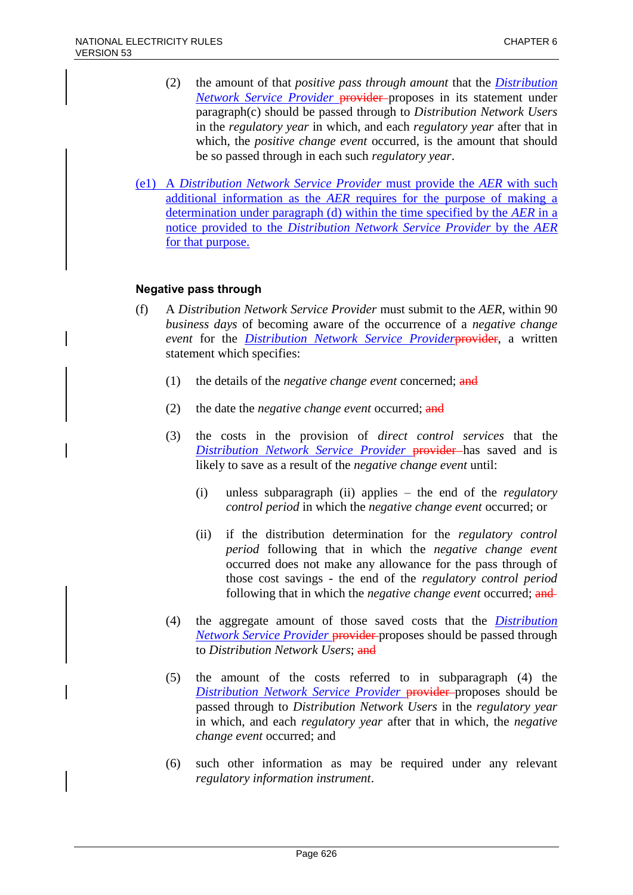(2) the amount of that *positive pass through amount* that the *Distribution Network Service Provider* ~~provider~~ proposes in its statement under paragraph(c) should be passed through to *Distribution Network Users* in the *regulatory year* in which, and each *regulatory year* after that in which, the *positive change event* occurred, is the amount that should be so passed through in each such *regulatory year*.

(e1) A *Distribution Network Service Provider* must provide the *AER* with such additional information as the *AER* requires for the purpose of making a determination under paragraph (d) within the time specified by the *AER* in a notice provided to the *Distribution Network Service Provider* by the *AER* for that purpose.

**Negative pass through**

(f) A *Distribution Network Service Provider* must submit to the *AER*, within 90 *business days* of becoming aware of the occurrence of a *negative change event* for the *Distribution Network Service Provider*~~provider~~, a written statement which specifies:

(1) the details of the *negative change event* concerned; ~~and~~

(2) the date the *negative change event* occurred; ~~and~~

(3) the costs in the provision of *direct control services* that the *Distribution Network Service Provider* ~~provider~~ has saved and is likely to save as a result of the *negative change event* until:

(i) unless subparagraph (ii) applies – the end of the *regulatory control period* in which the *negative change event* occurred; or

(ii) if the distribution determination for the *regulatory control period* following that in which the *negative change event* occurred does not make any allowance for the pass through of those cost savings - the end of the *regulatory control period* following that in which the *negative change event* occurred; ~~and~~

(4) the aggregate amount of those saved costs that the *Distribution Network Service Provider* ~~provider~~ proposes should be passed through to *Distribution Network Users*; ~~and~~

(5) the amount of the costs referred to in subparagraph (4) the *Distribution Network Service Provider* ~~provider~~ proposes should be passed through to *Distribution Network Users* in the *regulatory year* in which, and each *regulatory year* after that in which, the *negative change event* occurred; and

(6) such other information as may be required under any relevant *regulatory information instrument*.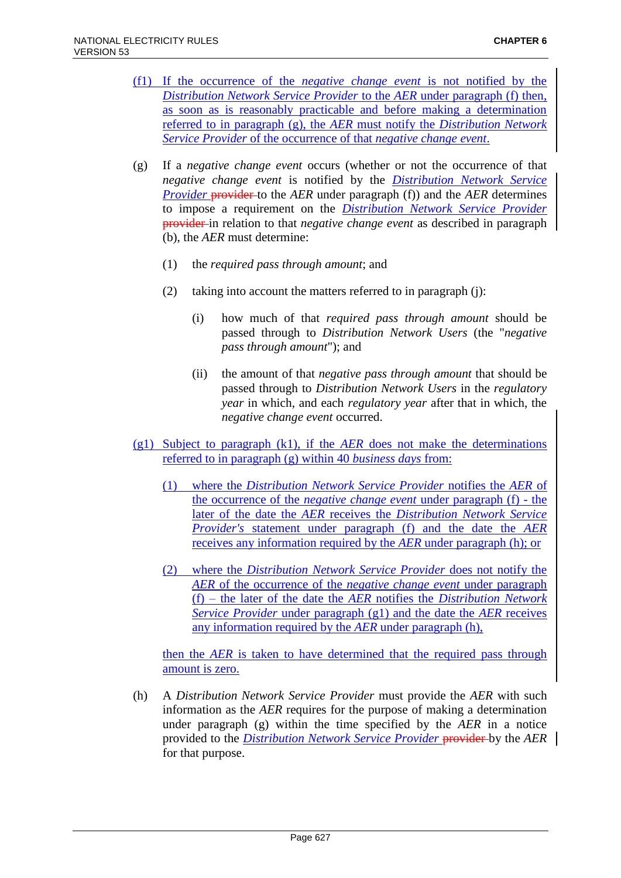(f1) If the occurrence of the *negative change event* is not notified by the *Distribution Network Service Provider* to the *AER* under paragraph (f) then, as soon as is reasonably practicable and before making a determination referred to in paragraph (g), the *AER* must notify the *Distribution Network Service Provider* of the occurrence of that *negative change event*.

(g) If a *negative change event* occurs (whether or not the occurrence of that *negative change event* is notified by the *Distribution Network Service Provider* ~~provider~~ to the *AER* under paragraph (f)) and the *AER* determines to impose a requirement on the *Distribution Network Service Provider* ~~provider~~ in relation to that *negative change event* as described in paragraph (b), the *AER* must determine:

(1) the *required pass through amount*; and

(2) taking into account the matters referred to in paragraph (j):

(i) how much of that *required pass through amount* should be passed through to *Distribution Network Users* (the "*negative pass through amount*"); and

(ii) the amount of that *negative pass through amount* that should be passed through to *Distribution Network Users* in the *regulatory year* in which, and each *regulatory year* after that in which, the *negative change event* occurred.

(g1) Subject to paragraph (k1), if the *AER* does not make the determinations referred to in paragraph (g) within 40 *business days* from:

(1) where the *Distribution Network Service Provider* notifies the *AER* of the occurrence of the *negative change event* under paragraph (f) - the later of the date the *AER* receives the *Distribution Network Service Provider's* statement under paragraph (f) and the date the *AER* receives any information required by the *AER* under paragraph (h); or

(2) where the *Distribution Network Service Provider* does not notify the *AER* of the occurrence of the *negative change event* under paragraph (f) – the later of the date the *AER* notifies the *Distribution Network Service Provider* under paragraph (g1) and the date the *AER* receives any information required by the *AER* under paragraph (h),

then the *AER* is taken to have determined that the required pass through amount is zero.

(h) A *Distribution Network Service Provider* must provide the *AER* with such information as the *AER* requires for the purpose of making a determination under paragraph (g) within the time specified by the *AER* in a notice provided to the *Distribution Network Service Provider* ~~provider~~ by the *AER* for that purpose.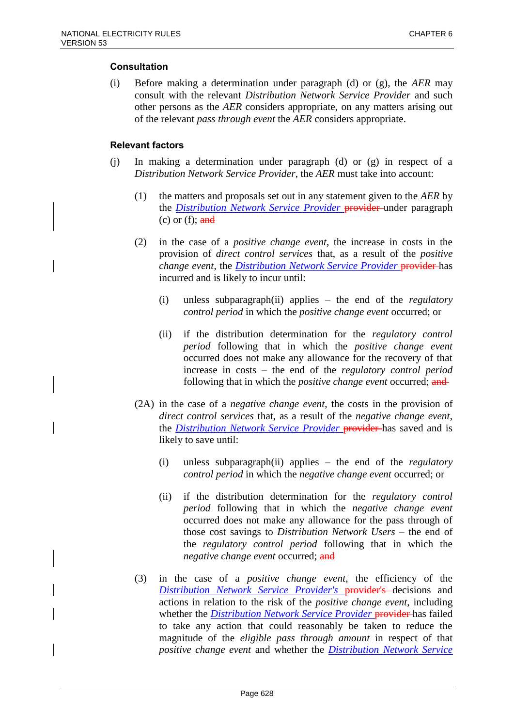**Consultation**

(i) Before making a determination under paragraph (d) or (g), the *AER* may consult with the relevant *Distribution Network Service Provider* and such other persons as the *AER* considers appropriate, on any matters arising out of the relevant *pass through event* the *AER* considers appropriate.

**Relevant factors**

(j) In making a determination under paragraph (d) or (g) in respect of a *Distribution Network Service Provider*, the *AER* must take into account:

(1) the matters and proposals set out in any statement given to the *AER* by the *Distribution Network Service Provider* ~~provider~~ under paragraph (c) or (f); ~~and~~

(2) in the case of a *positive change event*, the increase in costs in the provision of *direct control services* that, as a result of the *positive change event*, the *Distribution Network Service Provider* ~~provider~~ has incurred and is likely to incur until:

(i) unless subparagraph(ii) applies – the end of the *regulatory control period* in which the *positive change event* occurred; or

(ii) if the distribution determination for the *regulatory control period* following that in which the *positive change event* occurred does not make any allowance for the recovery of that increase in costs – the end of the *regulatory control period* following that in which the *positive change event* occurred; ~~and~~

(2A) in the case of a *negative change event*, the costs in the provision of *direct control services* that, as a result of the *negative change event*, the *Distribution Network Service Provider* ~~provider~~ has saved and is likely to save until:

(i) unless subparagraph(ii) applies – the end of the *regulatory control period* in which the *negative change event* occurred; or

(ii) if the distribution determination for the *regulatory control period* following that in which the *negative change event* occurred does not make any allowance for the pass through of those cost savings to *Distribution Network Users* – the end of the *regulatory control period* following that in which the *negative change event* occurred; ~~and~~

(3) in the case of a *positive change event*, the efficiency of the *Distribution Network Service Provider's* ~~provider's~~ decisions and actions in relation to the risk of the *positive change event*, including whether the *Distribution Network Service Provider* ~~provider~~ has failed to take any action that could reasonably be taken to reduce the magnitude of the *eligible pass through amount* in respect of that *positive change event* and whether the *Distribution Network Service*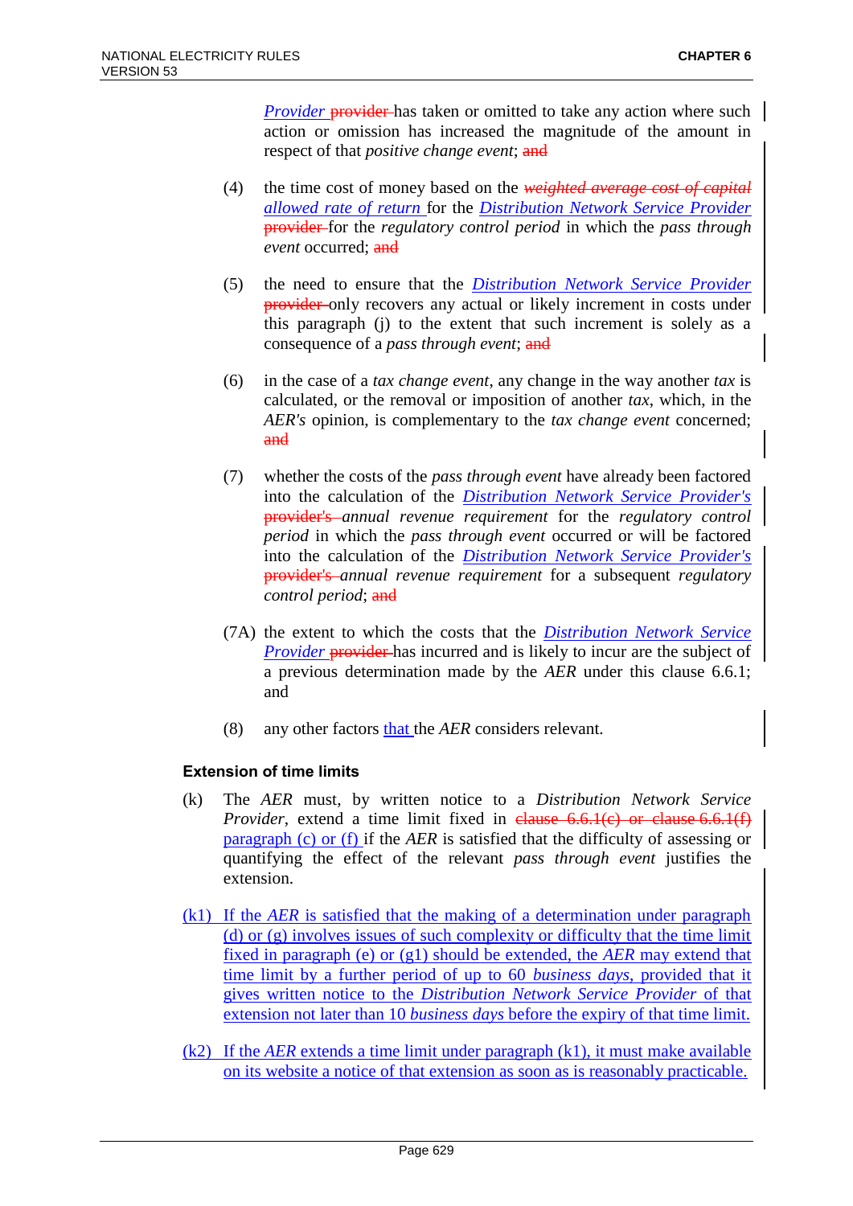*Provider* ~~provider~~ has taken or omitted to take any action where such action or omission has increased the magnitude of the amount in respect of that *positive change event*; ~~and~~

(4) the time cost of money based on the ~~*weighted average cost of capital*~~ *allowed rate of return* for the *Distribution Network Service Provider* ~~provider~~ for the *regulatory control period* in which the *pass through event* occurred; ~~and~~

(5) the need to ensure that the *Distribution Network Service Provider* ~~provider~~ only recovers any actual or likely increment in costs under this paragraph (j) to the extent that such increment is solely as a consequence of a *pass through event*; ~~and~~

(6) in the case of a *tax change event*, any change in the way another *tax* is calculated, or the removal or imposition of another *tax*, which, in the *AER's* opinion, is complementary to the *tax change event* concerned; ~~and~~

(7) whether the costs of the *pass through event* have already been factored into the calculation of the *Distribution Network Service Provider's* ~~provider's~~ *annual revenue requirement* for the *regulatory control period* in which the *pass through event* occurred or will be factored into the calculation of the *Distribution Network Service Provider's* ~~provider's~~ *annual revenue requirement* for a subsequent *regulatory control period*; ~~and~~

(7A) the extent to which the costs that the *Distribution Network Service Provider* ~~provider~~ has incurred and is likely to incur are the subject of a previous determination made by the *AER* under this clause 6.6.1; and

(8) any other factors that the *AER* considers relevant.

### Extension of time limits

(k) The *AER* must, by written notice to a *Distribution Network Service Provider*, extend a time limit fixed in ~~clause 6.6.1(c) or clause 6.6.1(f)~~ paragraph (c) or (f) if the *AER* is satisfied that the difficulty of assessing or quantifying the effect of the relevant *pass through event* justifies the extension.

(k1) If the *AER* is satisfied that the making of a determination under paragraph (d) or (g) involves issues of such complexity or difficulty that the time limit fixed in paragraph (e) or (g1) should be extended, the *AER* may extend that time limit by a further period of up to 60 *business days*, provided that it gives written notice to the *Distribution Network Service Provider* of that extension not later than 10 *business days* before the expiry of that time limit.

(k2) If the *AER* extends a time limit under paragraph (k1), it must make available on its website a notice of that extension as soon as is reasonably practicable.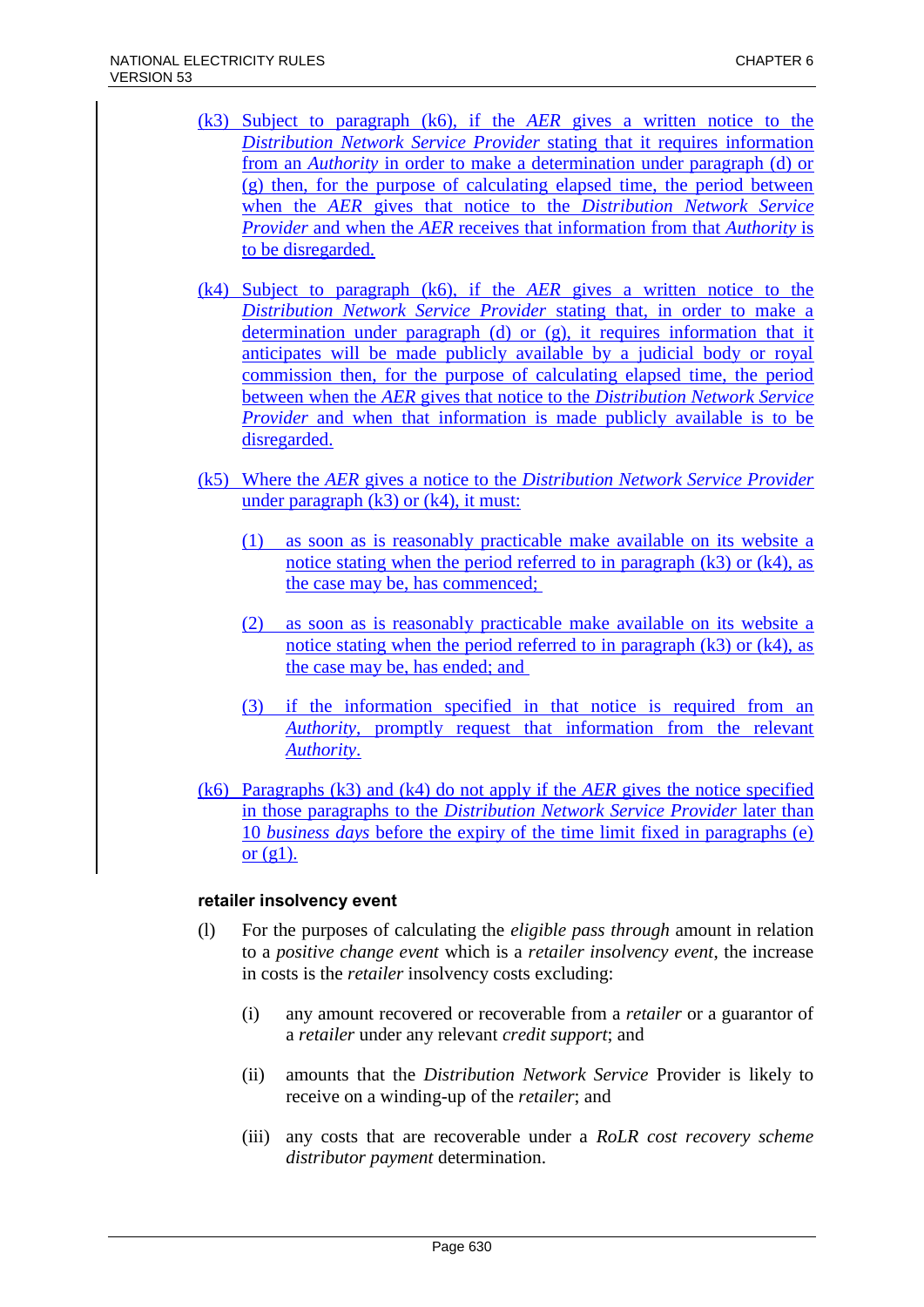(k3) Subject to paragraph (k6), if the *AER* gives a written notice to the *Distribution Network Service Provider* stating that it requires information from an *Authority* in order to make a determination under paragraph (d) or (g) then, for the purpose of calculating elapsed time, the period between when the *AER* gives that notice to the *Distribution Network Service Provider* and when the *AER* receives that information from that *Authority* is to be disregarded.

(k4) Subject to paragraph (k6), if the *AER* gives a written notice to the *Distribution Network Service Provider* stating that, in order to make a determination under paragraph (d) or (g), it requires information that it anticipates will be made publicly available by a judicial body or royal commission then, for the purpose of calculating elapsed time, the period between when the *AER* gives that notice to the *Distribution Network Service Provider* and when that information is made publicly available is to be disregarded.

(k5) Where the *AER* gives a notice to the *Distribution Network Service Provider* under paragraph (k3) or (k4), it must:

(1) as soon as is reasonably practicable make available on its website a notice stating when the period referred to in paragraph (k3) or (k4), as the case may be, has commenced;

(2) as soon as is reasonably practicable make available on its website a notice stating when the period referred to in paragraph (k3) or (k4), as the case may be, has ended; and

(3) if the information specified in that notice is required from an *Authority*, promptly request that information from the relevant *Authority*.

(k6) Paragraphs (k3) and (k4) do not apply if the *AER* gives the notice specified in those paragraphs to the *Distribution Network Service Provider* later than 10 *business days* before the expiry of the time limit fixed in paragraphs (e) or (g1).

**retailer insolvency event**

(l) For the purposes of calculating the *eligible pass through* amount in relation to a *positive change event* which is a *retailer insolvency event*, the increase in costs is the *retailer* insolvency costs excluding:

(i) any amount recovered or recoverable from a *retailer* or a guarantor of a *retailer* under any relevant *credit support*; and

(ii) amounts that the *Distribution Network Service* Provider is likely to receive on a winding-up of the *retailer*; and

(iii) any costs that are recoverable under a *RoLR cost recovery scheme distributor payment* determination.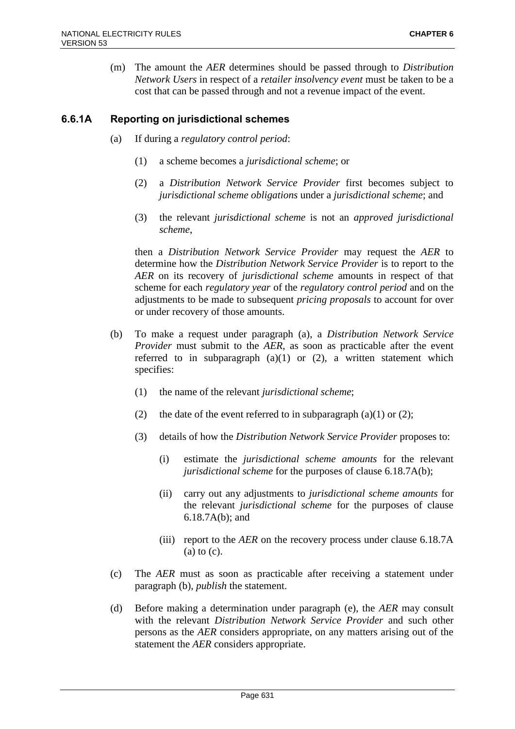(m) The amount the *AER* determines should be passed through to *Distribution Network Users* in respect of a *retailer insolvency event* must be taken to be a cost that can be passed through and not a revenue impact of the event.

### 6.6.1A Reporting on jurisdictional schemes

(a) If during a *regulatory control period*:

(1) a scheme becomes a *jurisdictional scheme*; or

(2) a *Distribution Network Service Provider* first becomes subject to *jurisdictional scheme obligations* under a *jurisdictional scheme*; and

(3) the relevant *jurisdictional scheme* is not an *approved jurisdictional scheme*,

then a *Distribution Network Service Provider* may request the *AER* to determine how the *Distribution Network Service Provider* is to report to the *AER* on its recovery of *jurisdictional scheme* amounts in respect of that scheme for each *regulatory year* of the *regulatory control period* and on the adjustments to be made to subsequent *pricing proposals* to account for over or under recovery of those amounts.

(b) To make a request under paragraph (a), a *Distribution Network Service Provider* must submit to the *AER*, as soon as practicable after the event referred to in subparagraph (a)(1) or (2), a written statement which specifies:

(1) the name of the relevant *jurisdictional scheme*;

(2) the date of the event referred to in subparagraph (a)(1) or (2);

(3) details of how the *Distribution Network Service Provider* proposes to:

(i) estimate the *jurisdictional scheme amounts* for the relevant *jurisdictional scheme* for the purposes of clause 6.18.7A(b);

(ii) carry out any adjustments to *jurisdictional scheme amounts* for the relevant *jurisdictional scheme* for the purposes of clause 6.18.7A(b); and

(iii) report to the *AER* on the recovery process under clause 6.18.7A (a) to (c).

(c) The *AER* must as soon as practicable after receiving a statement under paragraph (b), *publish* the statement.

(d) Before making a determination under paragraph (e), the *AER* may consult with the relevant *Distribution Network Service Provider* and such other persons as the *AER* considers appropriate, on any matters arising out of the statement the *AER* considers appropriate.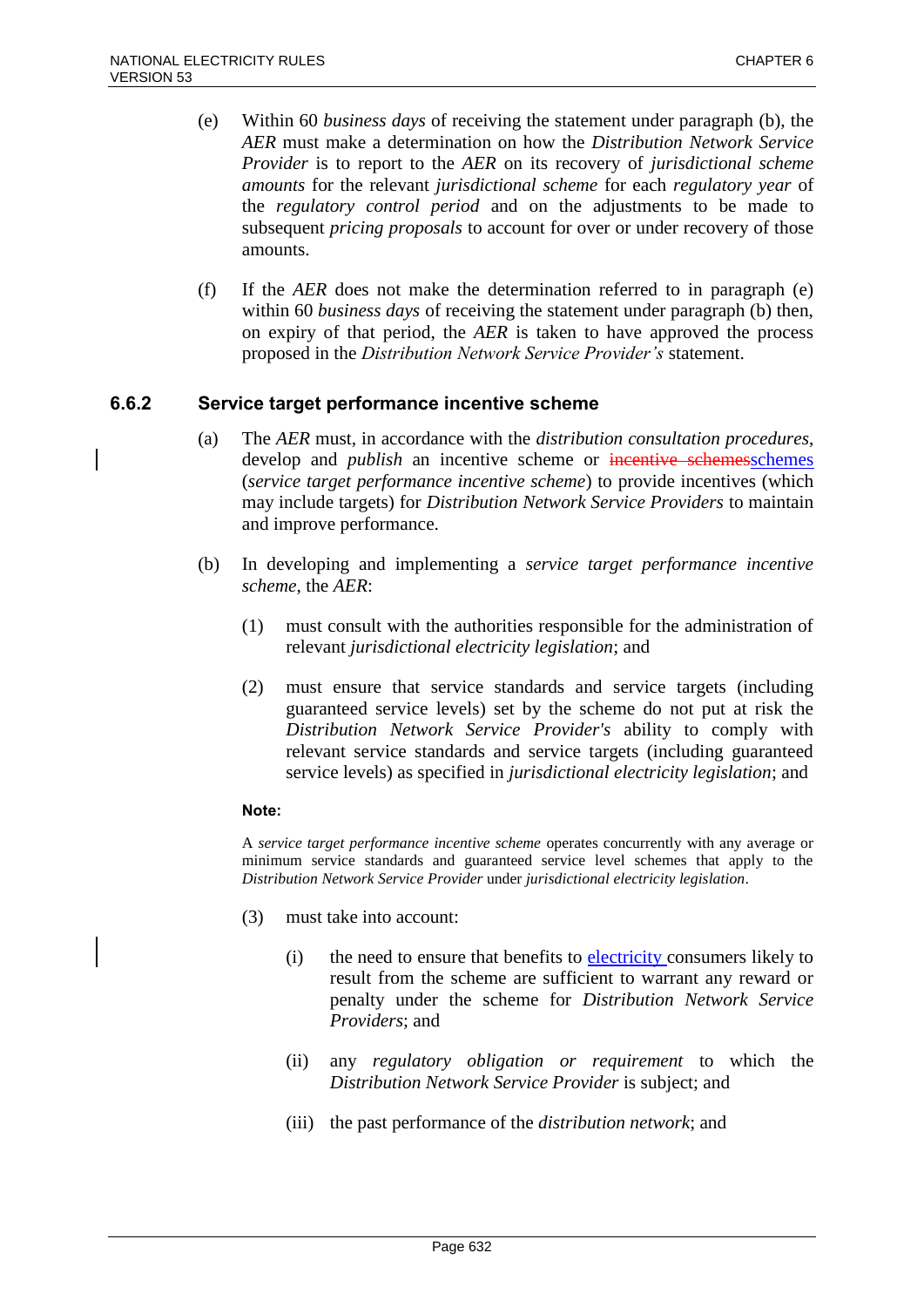(e) Within 60 *business days* of receiving the statement under paragraph (b), the *AER* must make a determination on how the *Distribution Network Service Provider* is to report to the *AER* on its recovery of *jurisdictional scheme amounts* for the relevant *jurisdictional scheme* for each *regulatory year* of the *regulatory control period* and on the adjustments to be made to subsequent *pricing proposals* to account for over or under recovery of those amounts.

(f) If the *AER* does not make the determination referred to in paragraph (e) within 60 *business days* of receiving the statement under paragraph (b) then, on expiry of that period, the *AER* is taken to have approved the process proposed in the *Distribution Network Service Provider's* statement.

### 6.6.2 Service target performance incentive scheme

(a) The *AER* must, in accordance with the *distribution consultation procedures*, develop and *publish* an incentive scheme or ~~incentive schemes~~schemes (*service target performance incentive scheme*) to provide incentives (which may include targets) for *Distribution Network Service Providers* to maintain and improve performance.

(b) In developing and implementing a *service target performance incentive scheme*, the *AER*:

(1) must consult with the authorities responsible for the administration of relevant *jurisdictional electricity legislation*; and

(2) must ensure that service standards and service targets (including guaranteed service levels) set by the scheme do not put at risk the *Distribution Network Service Provider's* ability to comply with relevant service standards and service targets (including guaranteed service levels) as specified in *jurisdictional electricity legislation*; and

**Note:**

A *service target performance incentive scheme* operates concurrently with any average or minimum service standards and guaranteed service level schemes that apply to the *Distribution Network Service Provider* under *jurisdictional electricity legislation*.

(3) must take into account:

(i) the need to ensure that benefits to electricity consumers likely to result from the scheme are sufficient to warrant any reward or penalty under the scheme for *Distribution Network Service Providers*; and

(ii) any *regulatory obligation or requirement* to which the *Distribution Network Service Provider* is subject; and

(iii) the past performance of the *distribution network*; and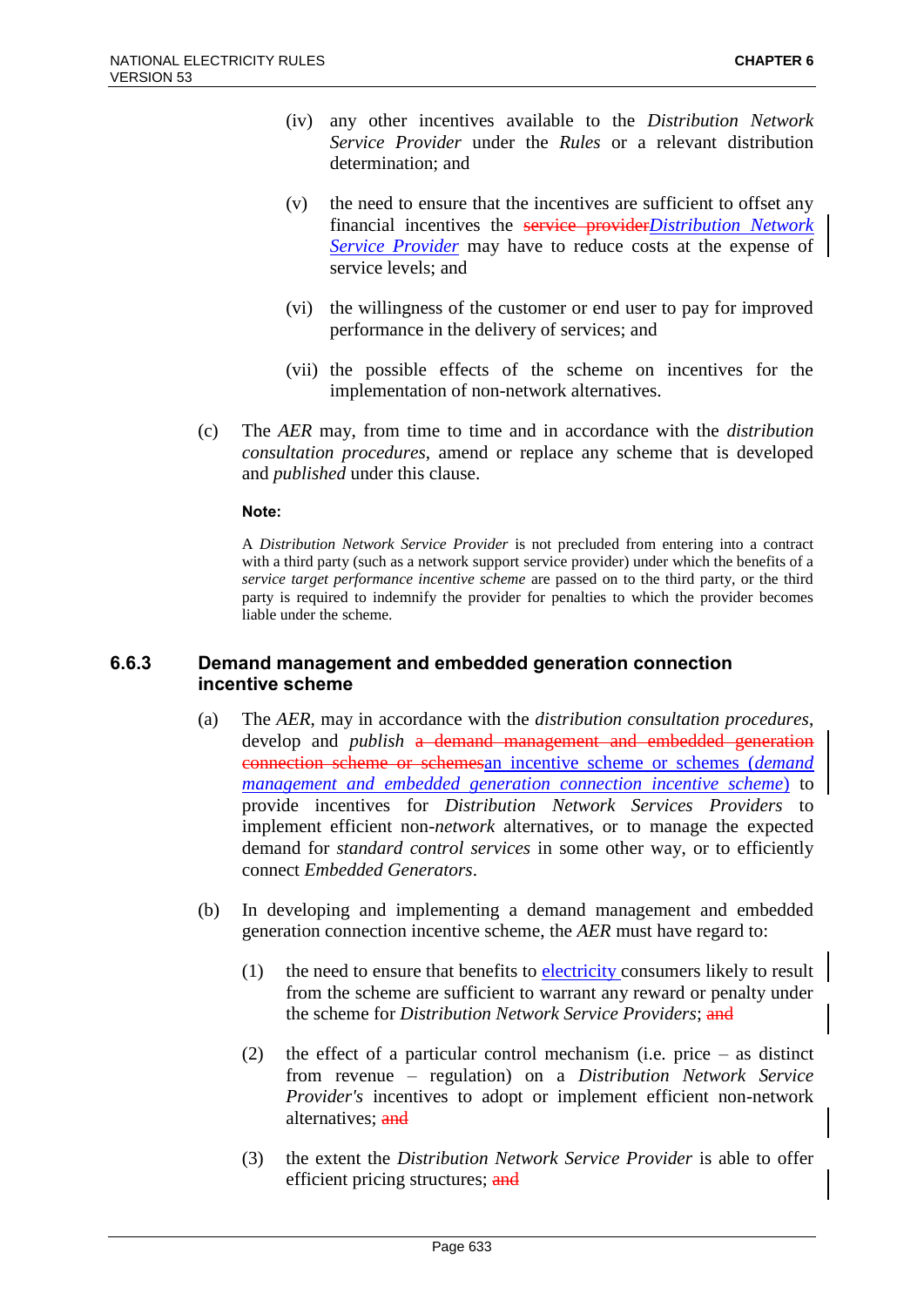(iv) any other incentives available to the *Distribution Network Service Provider* under the *Rules* or a relevant distribution determination; and

(v) the need to ensure that the incentives are sufficient to offset any financial incentives the ~~service provider~~*Distribution Network Service Provider* may have to reduce costs at the expense of service levels; and

(vi) the willingness of the customer or end user to pay for improved performance in the delivery of services; and

(vii) the possible effects of the scheme on incentives for the implementation of non-network alternatives.

(c) The *AER* may, from time to time and in accordance with the *distribution consultation procedures*, amend or replace any scheme that is developed and *published* under this clause.

**Note:**

A *Distribution Network Service Provider* is not precluded from entering into a contract with a third party (such as a network support service provider) under which the benefits of a *service target performance incentive scheme* are passed on to the third party, or the third party is required to indemnify the provider for penalties to which the provider becomes liable under the scheme.

### 6.6.3 Demand management and embedded generation connection incentive scheme

(a) The *AER*, may in accordance with the *distribution consultation procedures*, develop and *publish* ~~a demand management and embedded generation connection scheme or schemes~~an incentive scheme or schemes (*demand management and embedded generation connection incentive scheme*) to provide incentives for *Distribution Network Services Providers* to implement efficient non-*network* alternatives, or to manage the expected demand for *standard control services* in some other way, or to efficiently connect *Embedded Generators*.

(b) In developing and implementing a demand management and embedded generation connection incentive scheme, the *AER* must have regard to:

(1) the need to ensure that benefits to electricity consumers likely to result from the scheme are sufficient to warrant any reward or penalty under the scheme for *Distribution Network Service Providers*; ~~and~~

(2) the effect of a particular control mechanism (i.e. price – as distinct from revenue – regulation) on a *Distribution Network Service Provider's* incentives to adopt or implement efficient non-network alternatives; ~~and~~

(3) the extent the *Distribution Network Service Provider* is able to offer efficient pricing structures; ~~and~~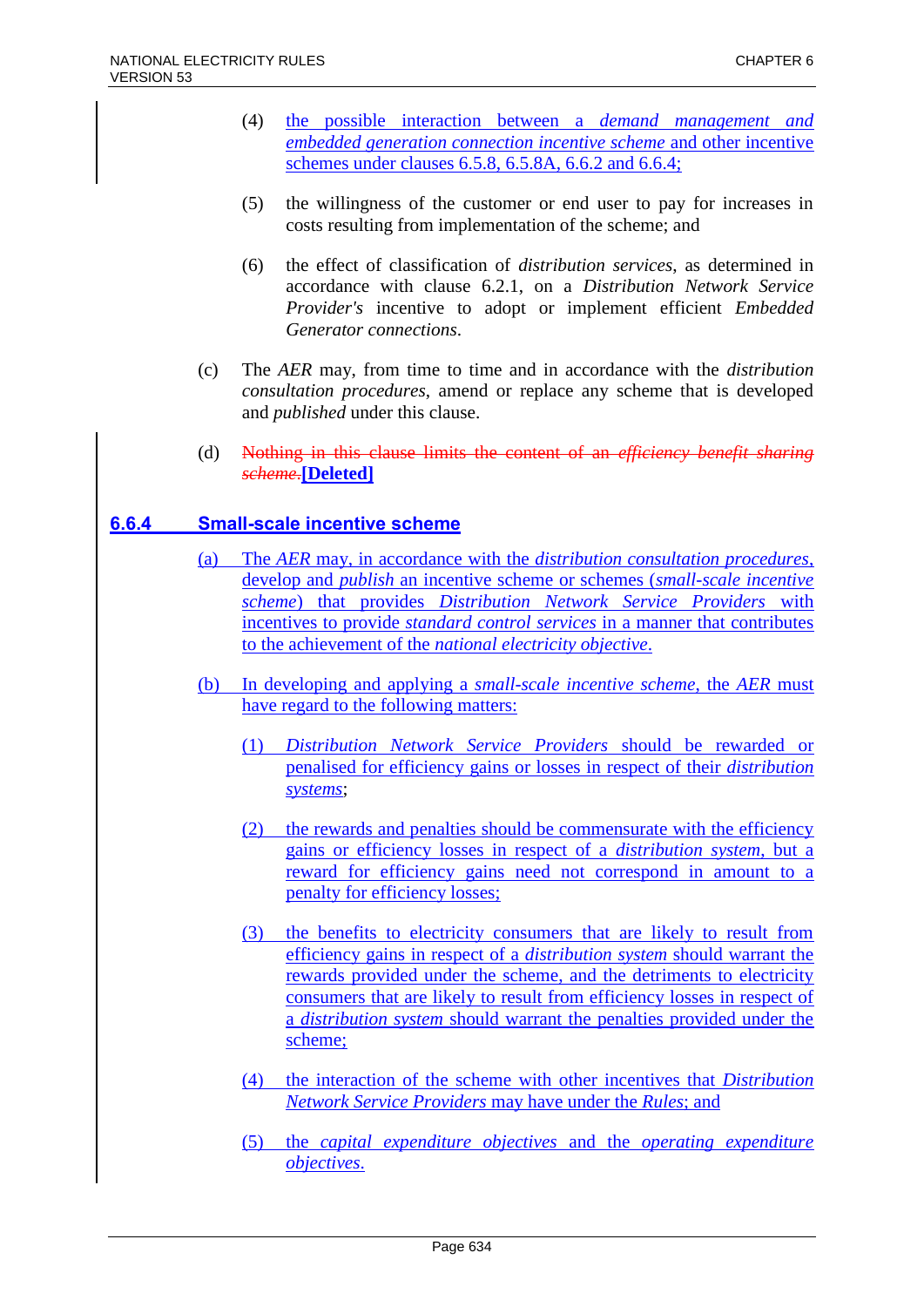(4) the possible interaction between a *demand management and embedded generation connection incentive scheme* and other incentive schemes under clauses 6.5.8, 6.5.8A, 6.6.2 and 6.6.4;

(5) the willingness of the customer or end user to pay for increases in costs resulting from implementation of the scheme; and

(6) the effect of classification of *distribution services*, as determined in accordance with clause 6.2.1, on a *Distribution Network Service Provider's* incentive to adopt or implement efficient *Embedded Generator connections*.

(c) The *AER* may, from time to time and in accordance with the *distribution consultation procedures*, amend or replace any scheme that is developed and *published* under this clause.

(d) ~~Nothing in this clause limits the content of an *efficiency benefit sharing scheme*.~~**[Deleted]**

## 6.6.4 Small-scale incentive scheme

(a) The *AER* may, in accordance with the *distribution consultation procedures*, develop and *publish* an incentive scheme or schemes (*small-scale incentive scheme*) that provides *Distribution Network Service Providers* with incentives to provide *standard control services* in a manner that contributes to the achievement of the *national electricity objective*.

(b) In developing and applying a *small-scale incentive scheme*, the *AER* must have regard to the following matters:

(1) *Distribution Network Service Providers* should be rewarded or penalised for efficiency gains or losses in respect of their *distribution systems*;

(2) the rewards and penalties should be commensurate with the efficiency gains or efficiency losses in respect of a *distribution system*, but a reward for efficiency gains need not correspond in amount to a penalty for efficiency losses;

(3) the benefits to electricity consumers that are likely to result from efficiency gains in respect of a *distribution system* should warrant the rewards provided under the scheme, and the detriments to electricity consumers that are likely to result from efficiency losses in respect of a *distribution system* should warrant the penalties provided under the scheme;

(4) the interaction of the scheme with other incentives that *Distribution Network Service Providers* may have under the *Rules*; and

(5) the *capital expenditure objectives* and the *operating expenditure objectives*.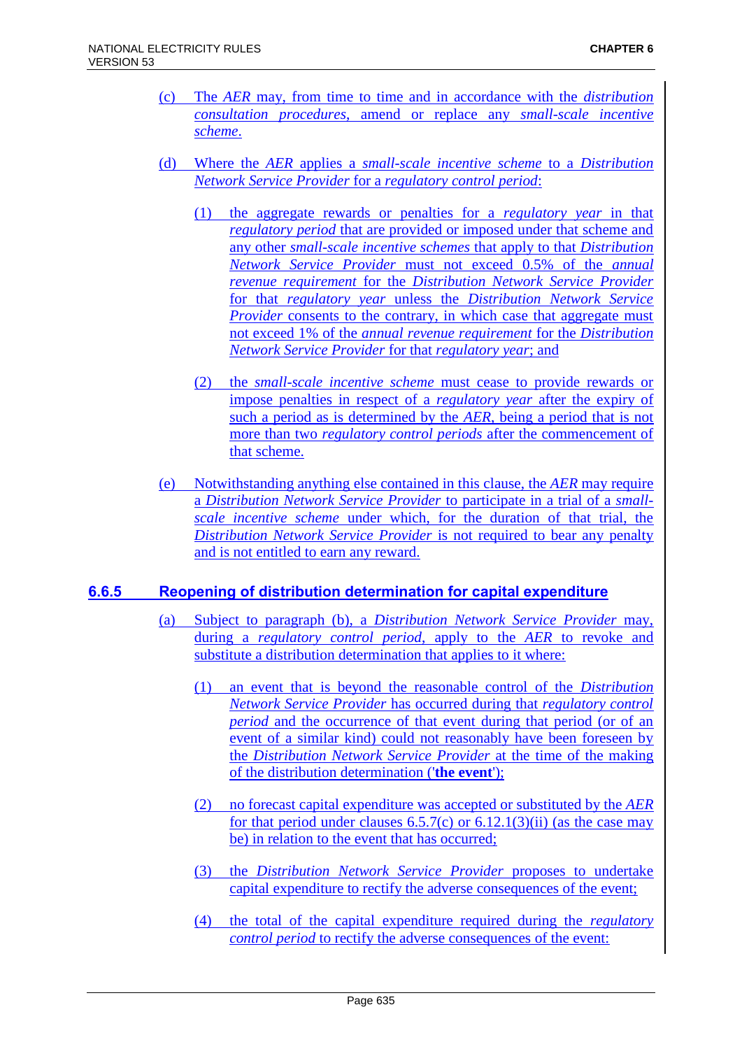(c) The *AER* may, from time to time and in accordance with the *distribution consultation procedures*, amend or replace any *small-scale incentive scheme*.

(d) Where the *AER* applies a *small-scale incentive scheme* to a *Distribution Network Service Provider* for a *regulatory control period*:

(1) the aggregate rewards or penalties for a *regulatory year* in that *regulatory period* that are provided or imposed under that scheme and any other *small-scale incentive schemes* that apply to that *Distribution Network Service Provider* must not exceed 0.5% of the *annual revenue requirement* for the *Distribution Network Service Provider* for that *regulatory year* unless the *Distribution Network Service Provider* consents to the contrary, in which case that aggregate must not exceed 1% of the *annual revenue requirement* for the *Distribution Network Service Provider* for that *regulatory year*; and

(2) the *small-scale incentive scheme* must cease to provide rewards or impose penalties in respect of a *regulatory year* after the expiry of such a period as is determined by the *AER*, being a period that is not more than two *regulatory control periods* after the commencement of that scheme.

(e) Notwithstanding anything else contained in this clause, the *AER* may require a *Distribution Network Service Provider* to participate in a trial of a *small-scale incentive scheme* under which, for the duration of that trial, the *Distribution Network Service Provider* is not required to bear any penalty and is not entitled to earn any reward.

### 6.6.5 Reopening of distribution determination for capital expenditure

(a) Subject to paragraph (b), a *Distribution Network Service Provider* may, during a *regulatory control period*, apply to the *AER* to revoke and substitute a distribution determination that applies to it where:

(1) an event that is beyond the reasonable control of the *Distribution Network Service Provider* has occurred during that *regulatory control period* and the occurrence of that event during that period (or of an event of a similar kind) could not reasonably have been foreseen by the *Distribution Network Service Provider* at the time of the making of the distribution determination ('**the event**');

(2) no forecast capital expenditure was accepted or substituted by the *AER* for that period under clauses 6.5.7(c) or 6.12.1(3)(ii) (as the case may be) in relation to the event that has occurred;

(3) the *Distribution Network Service Provider* proposes to undertake capital expenditure to rectify the adverse consequences of the event;

(4) the total of the capital expenditure required during the *regulatory control period* to rectify the adverse consequences of the event: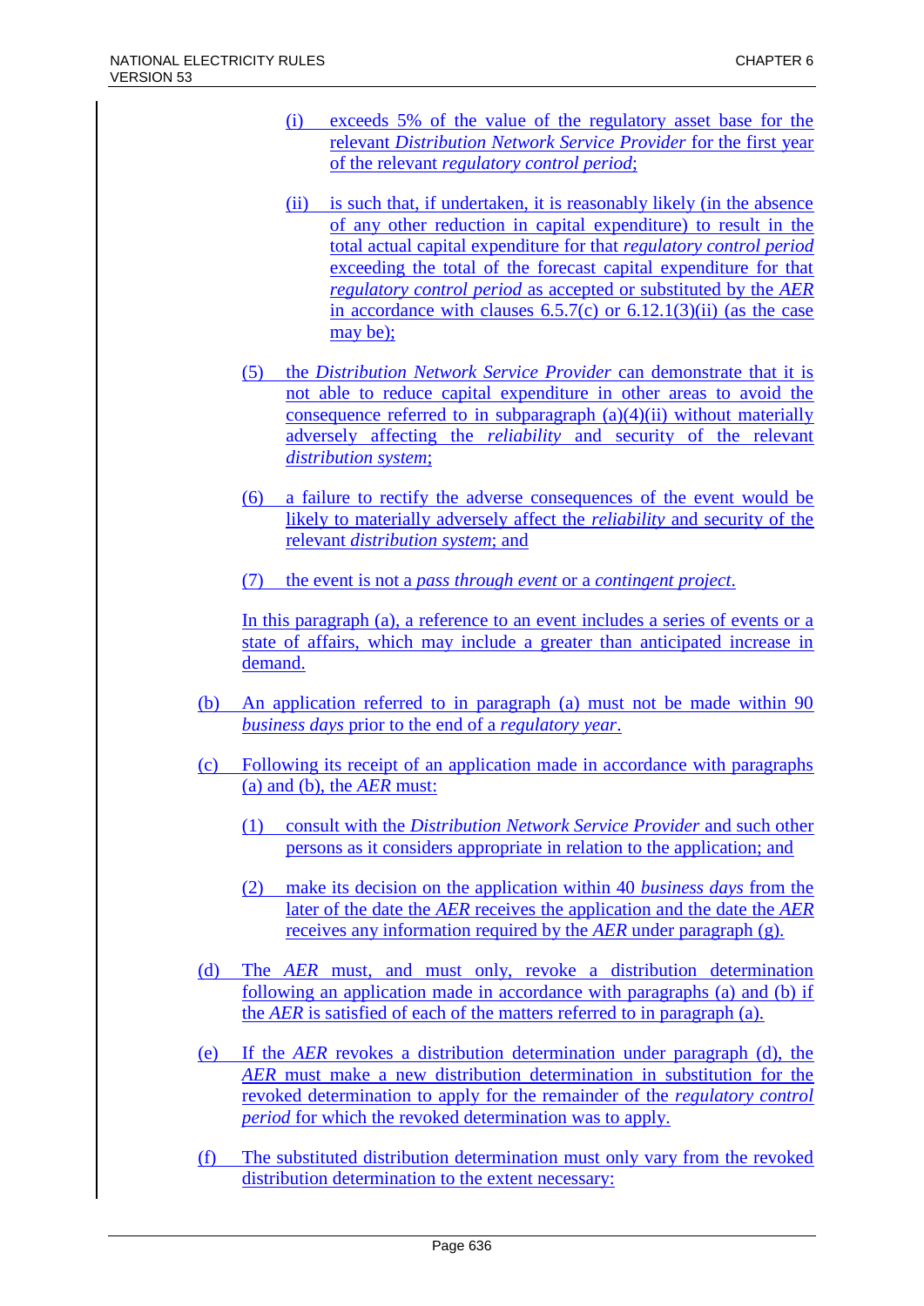(i) exceeds 5% of the value of the regulatory asset base for the relevant *Distribution Network Service Provider* for the first year of the relevant *regulatory control period*;

(ii) is such that, if undertaken, it is reasonably likely (in the absence of any other reduction in capital expenditure) to result in the total actual capital expenditure for that *regulatory control period* exceeding the total of the forecast capital expenditure for that *regulatory control period* as accepted or substituted by the *AER* in accordance with clauses 6.5.7(c) or 6.12.1(3)(ii) (as the case may be);

(5) the *Distribution Network Service Provider* can demonstrate that it is not able to reduce capital expenditure in other areas to avoid the consequence referred to in subparagraph (a)(4)(ii) without materially adversely affecting the *reliability* and security of the relevant *distribution system*;

(6) a failure to rectify the adverse consequences of the event would be likely to materially adversely affect the *reliability* and security of the relevant *distribution system*; and

(7) the event is not a *pass through event* or a *contingent project*.

In this paragraph (a), a reference to an event includes a series of events or a state of affairs, which may include a greater than anticipated increase in demand.

(b) An application referred to in paragraph (a) must not be made within 90 *business days* prior to the end of a *regulatory year*.

(c) Following its receipt of an application made in accordance with paragraphs (a) and (b), the *AER* must:

(1) consult with the *Distribution Network Service Provider* and such other persons as it considers appropriate in relation to the application; and

(2) make its decision on the application within 40 *business days* from the later of the date the *AER* receives the application and the date the *AER* receives any information required by the *AER* under paragraph (g).

(d) The *AER* must, and must only, revoke a distribution determination following an application made in accordance with paragraphs (a) and (b) if the *AER* is satisfied of each of the matters referred to in paragraph (a).

(e) If the *AER* revokes a distribution determination under paragraph (d), the *AER* must make a new distribution determination in substitution for the revoked determination to apply for the remainder of the *regulatory control period* for which the revoked determination was to apply.

(f) The substituted distribution determination must only vary from the revoked distribution determination to the extent necessary: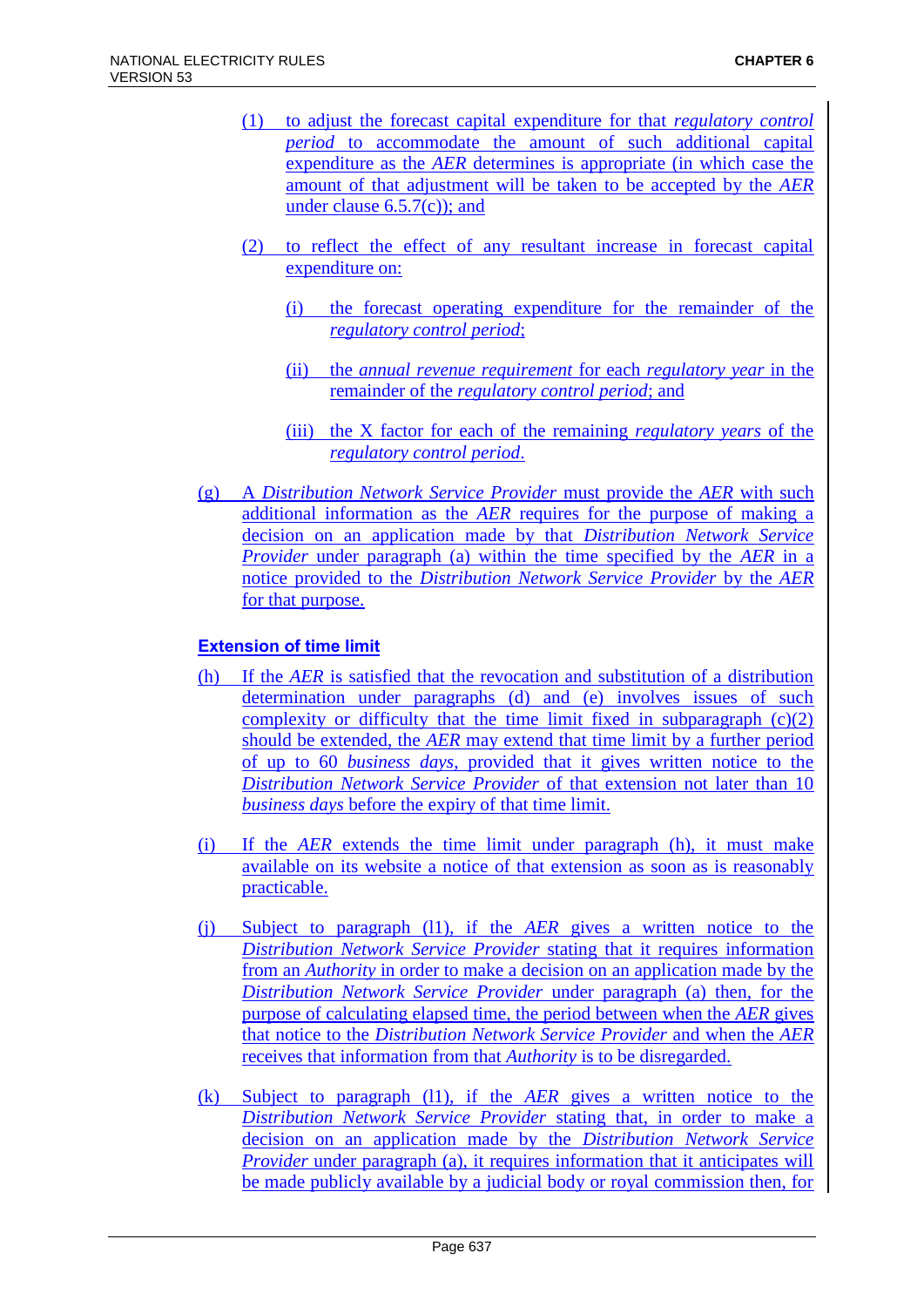(1) to adjust the forecast capital expenditure for that *regulatory control period* to accommodate the amount of such additional capital expenditure as the *AER* determines is appropriate (in which case the amount of that adjustment will be taken to be accepted by the *AER* under clause 6.5.7(c)); and

(2) to reflect the effect of any resultant increase in forecast capital expenditure on:

(i) the forecast operating expenditure for the remainder of the *regulatory control period*;

(ii) the *annual revenue requirement* for each *regulatory year* in the remainder of the *regulatory control period*; and

(iii) the X factor for each of the remaining *regulatory years* of the *regulatory control period*.

(g) A *Distribution Network Service Provider* must provide the *AER* with such additional information as the *AER* requires for the purpose of making a decision on an application made by that *Distribution Network Service Provider* under paragraph (a) within the time specified by the *AER* in a notice provided to the *Distribution Network Service Provider* by the *AER* for that purpose.

### Extension of time limit

(h) If the *AER* is satisfied that the revocation and substitution of a distribution determination under paragraphs (d) and (e) involves issues of such complexity or difficulty that the time limit fixed in subparagraph (c)(2) should be extended, the *AER* may extend that time limit by a further period of up to 60 *business days*, provided that it gives written notice to the *Distribution Network Service Provider* of that extension not later than 10 *business days* before the expiry of that time limit.

(i) If the *AER* extends the time limit under paragraph (h), it must make available on its website a notice of that extension as soon as is reasonably practicable.

(j) Subject to paragraph (l1), if the *AER* gives a written notice to the *Distribution Network Service Provider* stating that it requires information from an *Authority* in order to make a decision on an application made by the *Distribution Network Service Provider* under paragraph (a) then, for the purpose of calculating elapsed time, the period between when the *AER* gives that notice to the *Distribution Network Service Provider* and when the *AER* receives that information from that *Authority* is to be disregarded.

(k) Subject to paragraph (l1), if the *AER* gives a written notice to the *Distribution Network Service Provider* stating that, in order to make a decision on an application made by the *Distribution Network Service Provider* under paragraph (a), it requires information that it anticipates will be made publicly available by a judicial body or royal commission then, for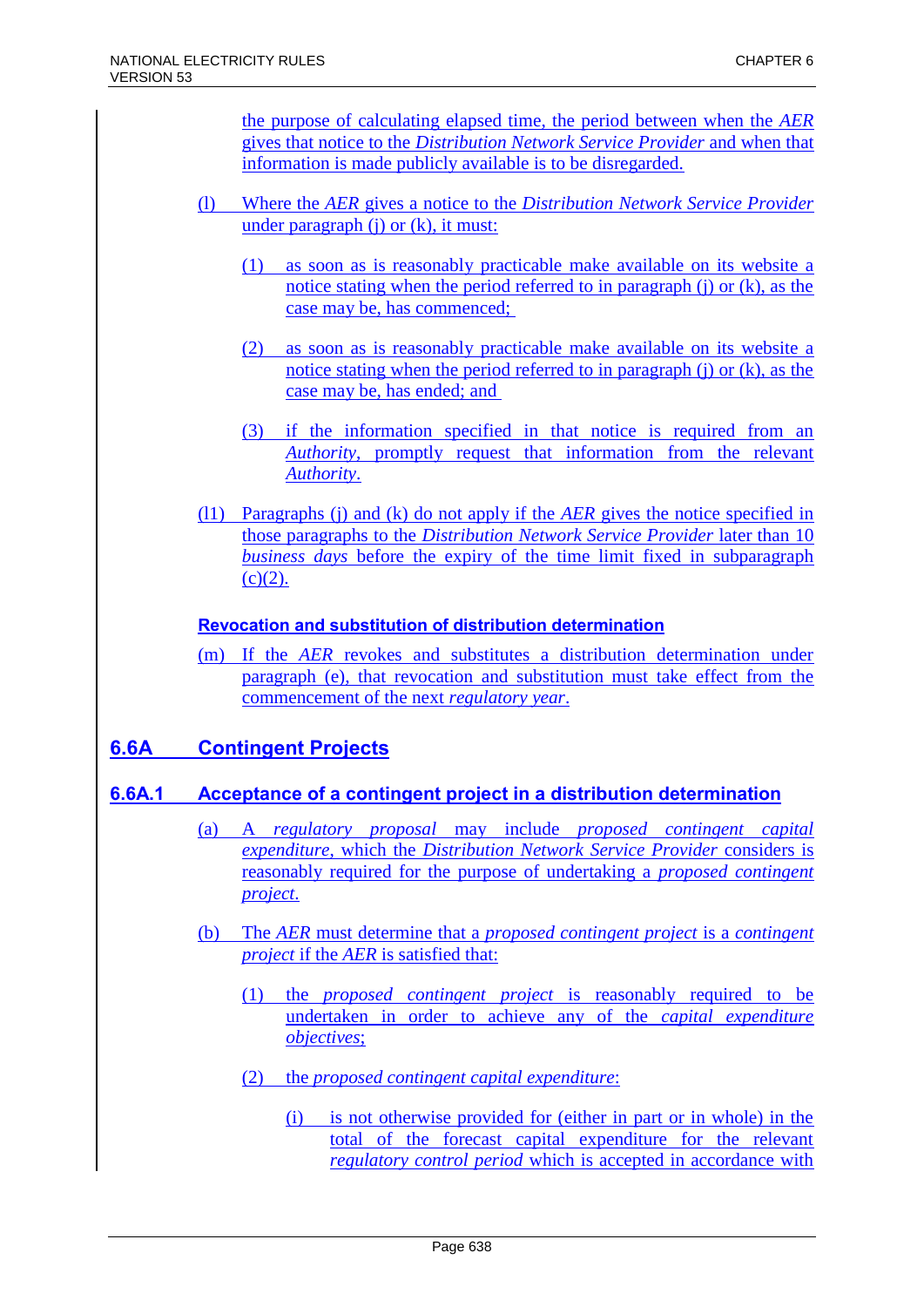the purpose of calculating elapsed time, the period between when the *AER* gives that notice to the *Distribution Network Service Provider* and when that information is made publicly available is to be disregarded.

(l) Where the *AER* gives a notice to the *Distribution Network Service Provider* under paragraph (j) or (k), it must:

(1) as soon as is reasonably practicable make available on its website a notice stating when the period referred to in paragraph (j) or (k), as the case may be, has commenced;

(2) as soon as is reasonably practicable make available on its website a notice stating when the period referred to in paragraph (j) or (k), as the case may be, has ended; and

(3) if the information specified in that notice is required from an *Authority*, promptly request that information from the relevant *Authority*.

(l1) Paragraphs (j) and (k) do not apply if the *AER* gives the notice specified in those paragraphs to the *Distribution Network Service Provider* later than 10 *business days* before the expiry of the time limit fixed in subparagraph (c)(2).

**Revocation and substitution of distribution determination**

(m) If the *AER* revokes and substitutes a distribution determination under paragraph (e), that revocation and substitution must take effect from the commencement of the next *regulatory year*.

## 6.6A Contingent Projects

### 6.6A.1 Acceptance of a contingent project in a distribution determination

(a) A *regulatory proposal* may include *proposed contingent capital expenditure*, which the *Distribution Network Service Provider* considers is reasonably required for the purpose of undertaking a *proposed contingent project*.

(b) The *AER* must determine that a *proposed contingent project* is a *contingent project* if the *AER* is satisfied that:

(1) the *proposed contingent project* is reasonably required to be undertaken in order to achieve any of the *capital expenditure objectives*;

(2) the *proposed contingent capital expenditure*:

(i) is not otherwise provided for (either in part or in whole) in the total of the forecast capital expenditure for the relevant *regulatory control period* which is accepted in accordance with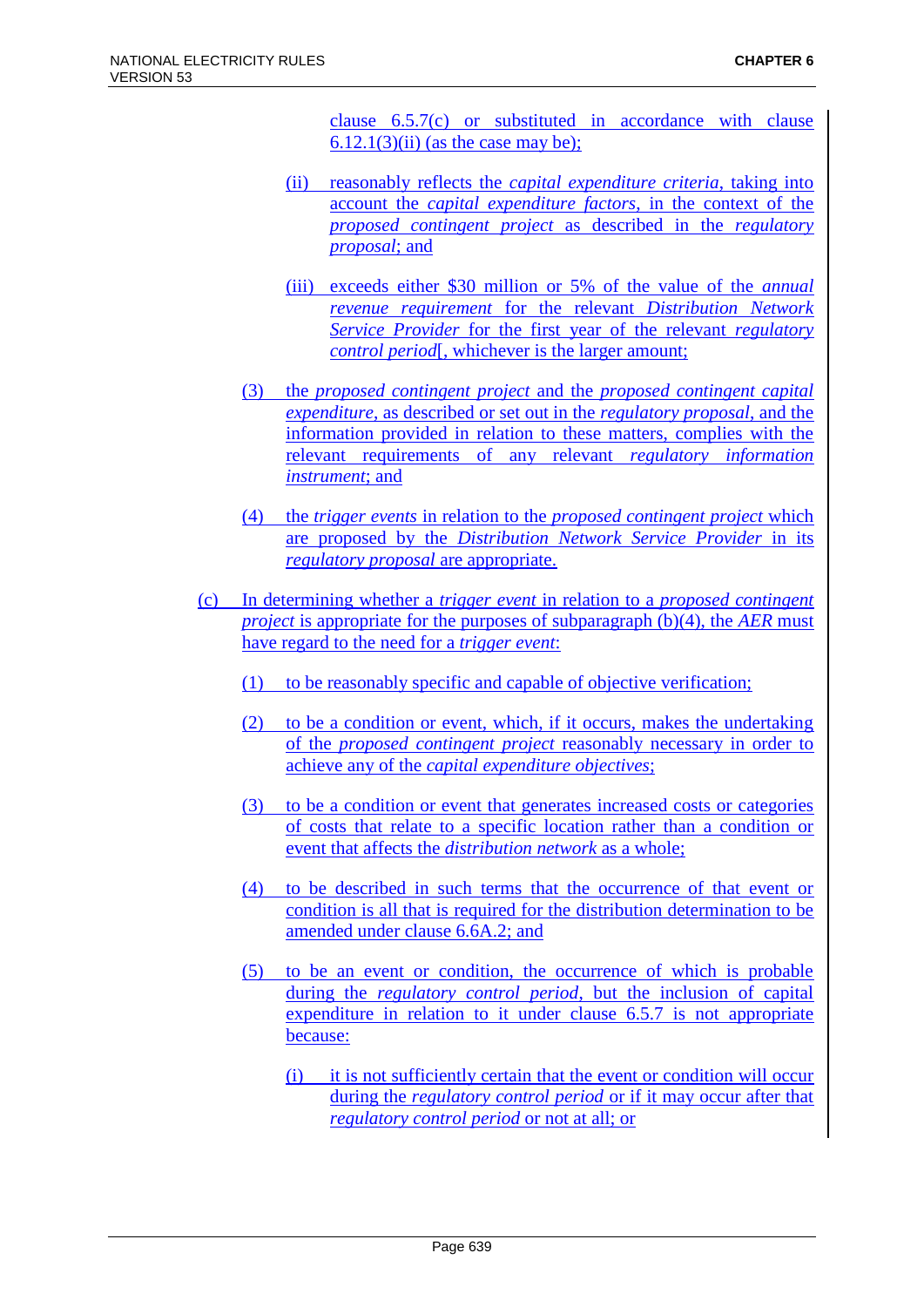clause 6.5.7(c) or substituted in accordance with clause 6.12.1(3)(ii) (as the case may be);

(ii) reasonably reflects the *capital expenditure criteria*, taking into account the *capital expenditure factors*, in the context of the *proposed contingent project* as described in the *regulatory proposal*; and

(iii) exceeds either $30 million or 5% of the value of the *annual revenue requirement* for the relevant *Distribution Network Service Provider* for the first year of the relevant *regulatory control period*[, whichever is the larger amount;

(3) the *proposed contingent project* and the *proposed contingent capital expenditure*, as described or set out in the *regulatory proposal*, and the information provided in relation to these matters, complies with the relevant requirements of any relevant *regulatory information instrument*; and

(4) the *trigger events* in relation to the *proposed contingent project* which are proposed by the *Distribution Network Service Provider* in its *regulatory proposal* are appropriate.

(c) In determining whether a *trigger event* in relation to a *proposed contingent project* is appropriate for the purposes of subparagraph (b)(4), the *AER* must have regard to the need for a *trigger event*:

(1) to be reasonably specific and capable of objective verification;

(2) to be a condition or event, which, if it occurs, makes the undertaking of the *proposed contingent project* reasonably necessary in order to achieve any of the *capital expenditure objectives*;

(3) to be a condition or event that generates increased costs or categories of costs that relate to a specific location rather than a condition or event that affects the *distribution network* as a whole;

(4) to be described in such terms that the occurrence of that event or condition is all that is required for the distribution determination to be amended under clause 6.6A.2; and

(5) to be an event or condition, the occurrence of which is probable during the *regulatory control period*, but the inclusion of capital expenditure in relation to it under clause 6.5.7 is not appropriate because:

(i) it is not sufficiently certain that the event or condition will occur during the *regulatory control period* or if it may occur after that *regulatory control period* or not at all; or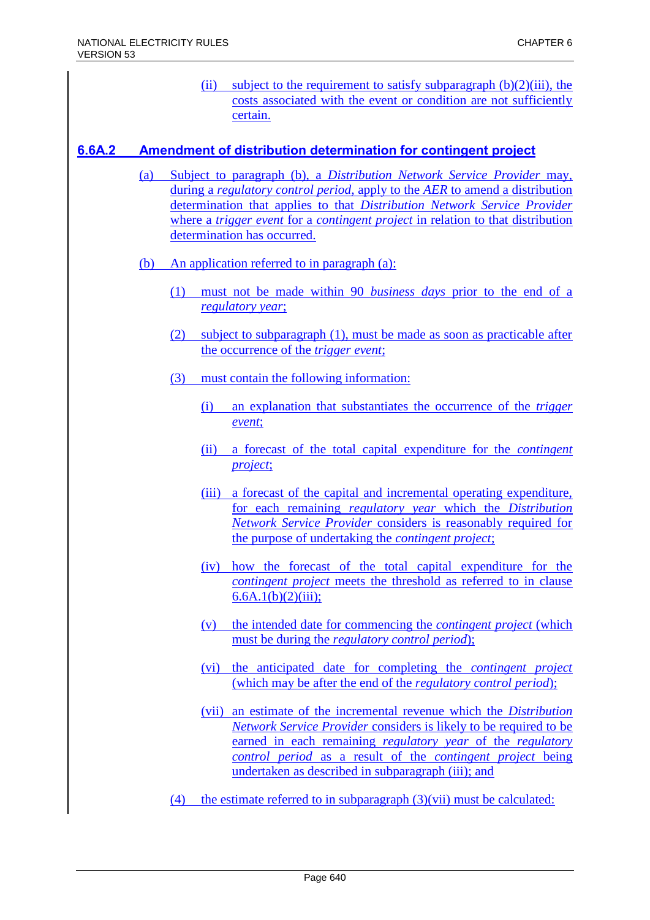(ii) subject to the requirement to satisfy subparagraph (b)(2)(iii), the costs associated with the event or condition are not sufficiently certain.

## 6.6A.2 Amendment of distribution determination for contingent project

(a) Subject to paragraph (b), a *Distribution Network Service Provider* may, during a *regulatory control period*, apply to the *AER* to amend a distribution determination that applies to that *Distribution Network Service Provider* where a *trigger event* for a *contingent project* in relation to that distribution determination has occurred.

(b) An application referred to in paragraph (a):

(1) must not be made within 90 *business days* prior to the end of a *regulatory year*;

(2) subject to subparagraph (1), must be made as soon as practicable after the occurrence of the *trigger event*;

(3) must contain the following information:

(i) an explanation that substantiates the occurrence of the *trigger event*;

(ii) a forecast of the total capital expenditure for the *contingent project*;

(iii) a forecast of the capital and incremental operating expenditure, for each remaining *regulatory year* which the *Distribution Network Service Provider* considers is reasonably required for the purpose of undertaking the *contingent project*;

(iv) how the forecast of the total capital expenditure for the *contingent project* meets the threshold as referred to in clause 6.6A.1(b)(2)(iii);

(v) the intended date for commencing the *contingent project* (which must be during the *regulatory control period*);

(vi) the anticipated date for completing the *contingent project* (which may be after the end of the *regulatory control period*);

(vii) an estimate of the incremental revenue which the *Distribution Network Service Provider* considers is likely to be required to be earned in each remaining *regulatory year* of the *regulatory control period* as a result of the *contingent project* being undertaken as described in subparagraph (iii); and

(4) the estimate referred to in subparagraph (3)(vii) must be calculated: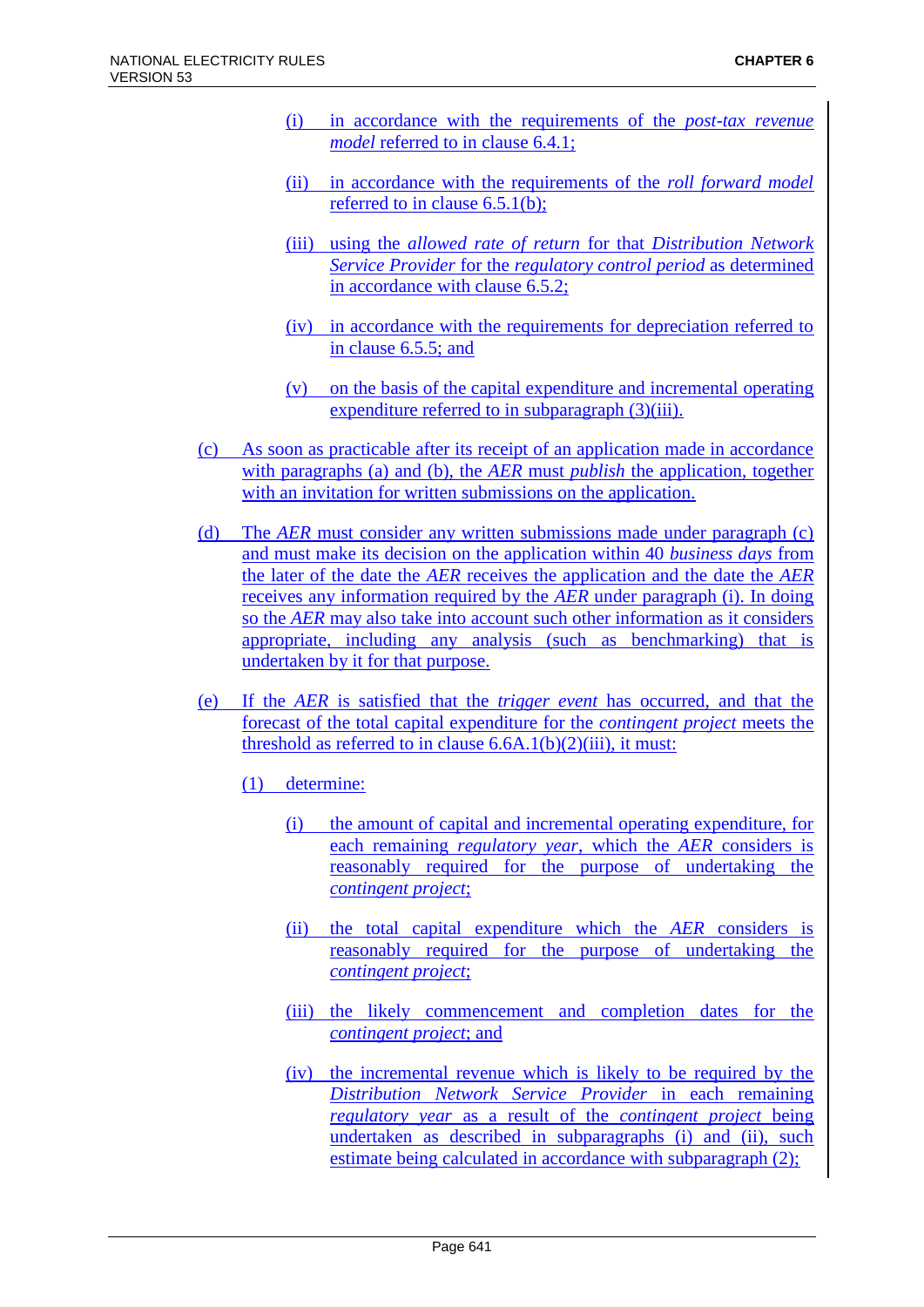(i) in accordance with the requirements of the *post-tax revenue model* referred to in clause 6.4.1;

(ii) in accordance with the requirements of the *roll forward model* referred to in clause 6.5.1(b);

(iii) using the *allowed rate of return* for that *Distribution Network Service Provider* for the *regulatory control period* as determined in accordance with clause 6.5.2;

(iv) in accordance with the requirements for depreciation referred to in clause 6.5.5; and

(v) on the basis of the capital expenditure and incremental operating expenditure referred to in subparagraph (3)(iii).

(c) As soon as practicable after its receipt of an application made in accordance with paragraphs (a) and (b), the *AER* must *publish* the application, together with an invitation for written submissions on the application.

(d) The *AER* must consider any written submissions made under paragraph (c) and must make its decision on the application within 40 *business days* from the later of the date the *AER* receives the application and the date the *AER* receives any information required by the *AER* under paragraph (i). In doing so the *AER* may also take into account such other information as it considers appropriate, including any analysis (such as benchmarking) that is undertaken by it for that purpose.

(e) If the *AER* is satisfied that the *trigger event* has occurred, and that the forecast of the total capital expenditure for the *contingent project* meets the threshold as referred to in clause 6.6A.1(b)(2)(iii), it must:

(1) determine:

(i) the amount of capital and incremental operating expenditure, for each remaining *regulatory year*, which the *AER* considers is reasonably required for the purpose of undertaking the *contingent project*;

(ii) the total capital expenditure which the *AER* considers is reasonably required for the purpose of undertaking the *contingent project*;

(iii) the likely commencement and completion dates for the *contingent project*; and

(iv) the incremental revenue which is likely to be required by the *Distribution Network Service Provider* in each remaining *regulatory year* as a result of the *contingent project* being undertaken as described in subparagraphs (i) and (ii), such estimate being calculated in accordance with subparagraph (2);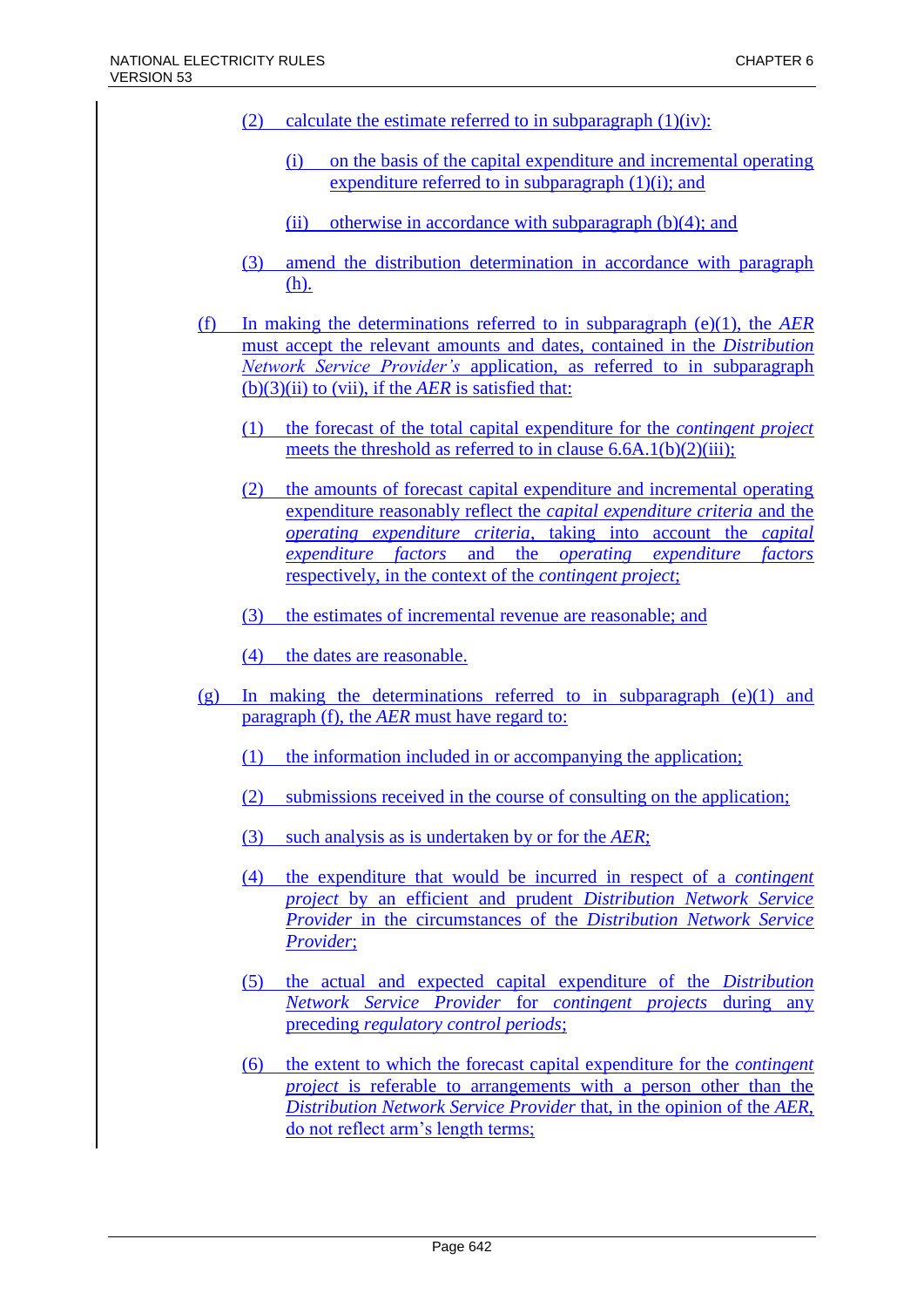(2) calculate the estimate referred to in subparagraph (1)(iv):

   (i) on the basis of the capital expenditure and incremental operating expenditure referred to in subparagraph (1)(i); and

   (ii) otherwise in accordance with subparagraph (b)(4); and

(3) amend the distribution determination in accordance with paragraph (h).

(f) In making the determinations referred to in subparagraph (e)(1), the *AER* must accept the relevant amounts and dates, contained in the *Distribution Network Service Provider's* application, as referred to in subparagraph (b)(3)(ii) to (vii), if the *AER* is satisfied that:

   (1) the forecast of the total capital expenditure for the *contingent project* meets the threshold as referred to in clause 6.6A.1(b)(2)(iii);

   (2) the amounts of forecast capital expenditure and incremental operating expenditure reasonably reflect the *capital expenditure criteria* and the *operating expenditure criteria*, taking into account the *capital expenditure factors* and the *operating expenditure factors* respectively, in the context of the *contingent project*;

   (3) the estimates of incremental revenue are reasonable; and

   (4) the dates are reasonable.

(g) In making the determinations referred to in subparagraph (e)(1) and paragraph (f), the *AER* must have regard to:

   (1) the information included in or accompanying the application;

   (2) submissions received in the course of consulting on the application;

   (3) such analysis as is undertaken by or for the *AER*;

   (4) the expenditure that would be incurred in respect of a *contingent project* by an efficient and prudent *Distribution Network Service Provider* in the circumstances of the *Distribution Network Service Provider*;

   (5) the actual and expected capital expenditure of the *Distribution Network Service Provider* for *contingent projects* during any preceding *regulatory control periods*;

   (6) the extent to which the forecast capital expenditure for the *contingent project* is referable to arrangements with a person other than the *Distribution Network Service Provider* that, in the opinion of the *AER*, do not reflect arm's length terms;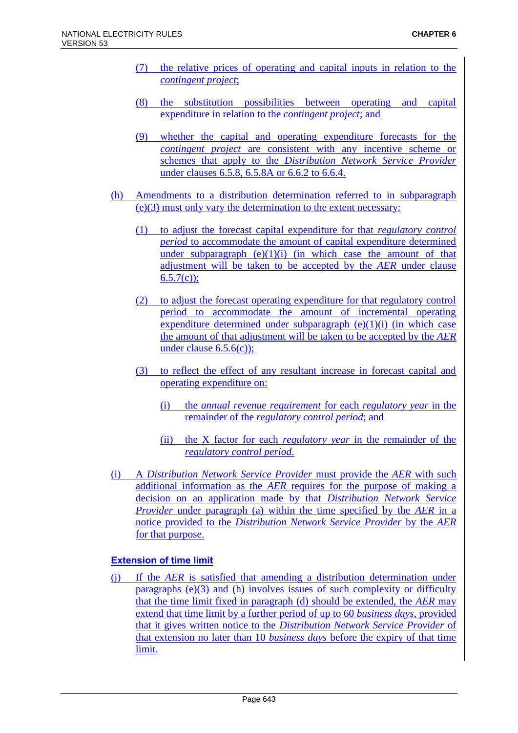(7) the relative prices of operating and capital inputs in relation to the *contingent project*;

(8) the substitution possibilities between operating and capital expenditure in relation to the *contingent project*; and

(9) whether the capital and operating expenditure forecasts for the *contingent project* are consistent with any incentive scheme or schemes that apply to the *Distribution Network Service Provider* under clauses 6.5.8, 6.5.8A or 6.6.2 to 6.6.4.

(h) Amendments to a distribution determination referred to in subparagraph (e)(3) must only vary the determination to the extent necessary:

(1) to adjust the forecast capital expenditure for that *regulatory control period* to accommodate the amount of capital expenditure determined under subparagraph (e)(1)(i) (in which case the amount of that adjustment will be taken to be accepted by the *AER* under clause 6.5.7(c));

(2) to adjust the forecast operating expenditure for that regulatory control period to accommodate the amount of incremental operating expenditure determined under subparagraph (e)(1)(i) (in which case the amount of that adjustment will be taken to be accepted by the *AER* under clause 6.5.6(c));

(3) to reflect the effect of any resultant increase in forecast capital and operating expenditure on:

(i) the *annual revenue requirement* for each *regulatory year* in the remainder of the *regulatory control period*; and

(ii) the X factor for each *regulatory year* in the remainder of the *regulatory control period*.

(i) A *Distribution Network Service Provider* must provide the *AER* with such additional information as the *AER* requires for the purpose of making a decision on an application made by that *Distribution Network Service Provider* under paragraph (a) within the time specified by the *AER* in a notice provided to the *Distribution Network Service Provider* by the *AER* for that purpose.

**Extension of time limit**

(j) If the *AER* is satisfied that amending a distribution determination under paragraphs (e)(3) and (h) involves issues of such complexity or difficulty that the time limit fixed in paragraph (d) should be extended, the *AER* may extend that time limit by a further period of up to 60 *business days*, provided that it gives written notice to the *Distribution Network Service Provider* of that extension no later than 10 *business days* before the expiry of that time limit.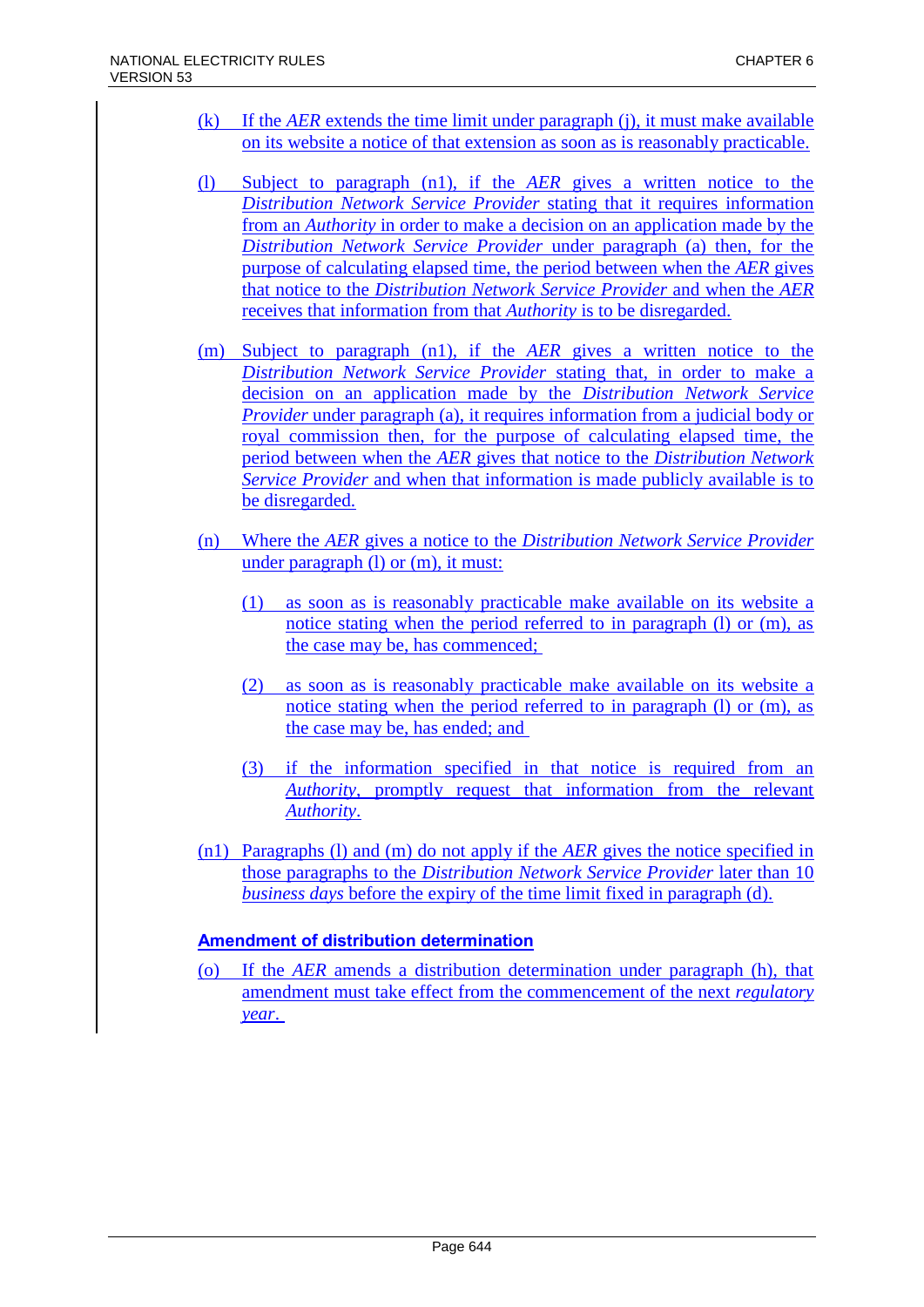(k) If the *AER* extends the time limit under paragraph (j), it must make available on its website a notice of that extension as soon as is reasonably practicable.

(l) Subject to paragraph (n1), if the *AER* gives a written notice to the *Distribution Network Service Provider* stating that it requires information from an *Authority* in order to make a decision on an application made by the *Distribution Network Service Provider* under paragraph (a) then, for the purpose of calculating elapsed time, the period between when the *AER* gives that notice to the *Distribution Network Service Provider* and when the *AER* receives that information from that *Authority* is to be disregarded.

(m) Subject to paragraph (n1), if the *AER* gives a written notice to the *Distribution Network Service Provider* stating that, in order to make a decision on an application made by the *Distribution Network Service Provider* under paragraph (a), it requires information from a judicial body or royal commission then, for the purpose of calculating elapsed time, the period between when the *AER* gives that notice to the *Distribution Network Service Provider* and when that information is made publicly available is to be disregarded.

(n) Where the *AER* gives a notice to the *Distribution Network Service Provider* under paragraph (l) or (m), it must:

   (1) as soon as is reasonably practicable make available on its website a notice stating when the period referred to in paragraph (l) or (m), as the case may be, has commenced;

   (2) as soon as is reasonably practicable make available on its website a notice stating when the period referred to in paragraph (l) or (m), as the case may be, has ended; and

   (3) if the information specified in that notice is required from an *Authority*, promptly request that information from the relevant *Authority*.

(n1) Paragraphs (l) and (m) do not apply if the *AER* gives the notice specified in those paragraphs to the *Distribution Network Service Provider* later than 10 *business days* before the expiry of the time limit fixed in paragraph (d).

**Amendment of distribution determination**

(o) If the *AER* amends a distribution determination under paragraph (h), that amendment must take effect from the commencement of the next *regulatory year*.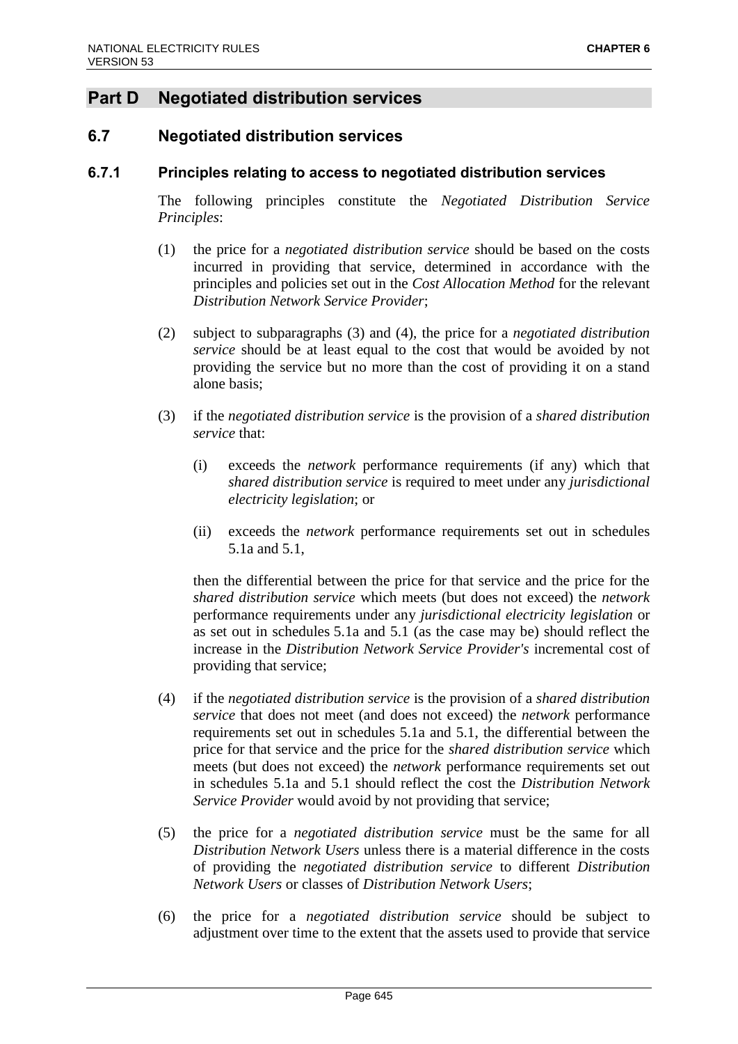# Part D Negotiated distribution services

## 6.7 Negotiated distribution services

### 6.7.1 Principles relating to access to negotiated distribution services

The following principles constitute the *Negotiated Distribution Service Principles*:

(1) the price for a *negotiated distribution service* should be based on the costs incurred in providing that service, determined in accordance with the principles and policies set out in the *Cost Allocation Method* for the relevant *Distribution Network Service Provider*;

(2) subject to subparagraphs (3) and (4), the price for a *negotiated distribution service* should be at least equal to the cost that would be avoided by not providing the service but no more than the cost of providing it on a stand alone basis;

(3) if the *negotiated distribution service* is the provision of a *shared distribution service* that:

  (i) exceeds the *network* performance requirements (if any) which that *shared distribution service* is required to meet under any *jurisdictional electricity legislation*; or

  (ii) exceeds the *network* performance requirements set out in schedules 5.1a and 5.1,

  then the differential between the price for that service and the price for the *shared distribution service* which meets (but does not exceed) the *network* performance requirements under any *jurisdictional electricity legislation* or as set out in schedules 5.1a and 5.1 (as the case may be) should reflect the increase in the *Distribution Network Service Provider's* incremental cost of providing that service;

(4) if the *negotiated distribution service* is the provision of a *shared distribution service* that does not meet (and does not exceed) the *network* performance requirements set out in schedules 5.1a and 5.1, the differential between the price for that service and the price for the *shared distribution service* which meets (but does not exceed) the *network* performance requirements set out in schedules 5.1a and 5.1 should reflect the cost the *Distribution Network Service Provider* would avoid by not providing that service;

(5) the price for a *negotiated distribution service* must be the same for all *Distribution Network Users* unless there is a material difference in the costs of providing the *negotiated distribution service* to different *Distribution Network Users* or classes of *Distribution Network Users*;

(6) the price for a *negotiated distribution service* should be subject to adjustment over time to the extent that the assets used to provide that service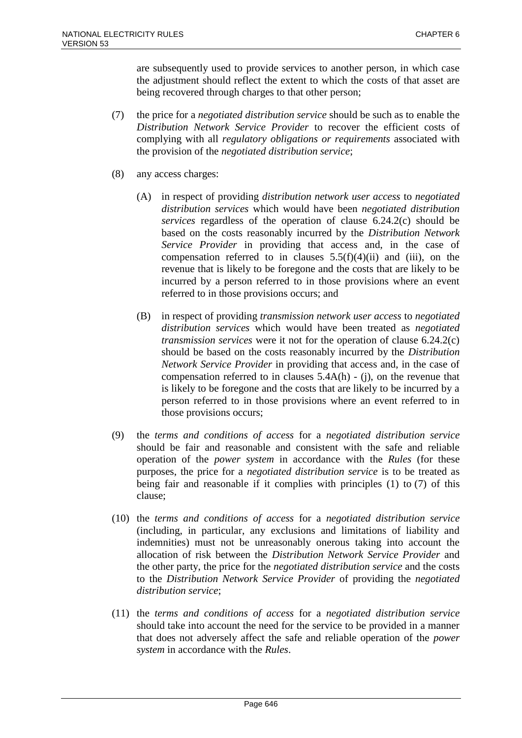are subsequently used to provide services to another person, in which case the adjustment should reflect the extent to which the costs of that asset are being recovered through charges to that other person;

(7) the price for a *negotiated distribution service* should be such as to enable the *Distribution Network Service Provider* to recover the efficient costs of complying with all *regulatory obligations or requirements* associated with the provision of the *negotiated distribution service*;

(8) any access charges:

(A) in respect of providing *distribution network user access* to *negotiated distribution services* which would have been *negotiated distribution services* regardless of the operation of clause 6.24.2(c) should be based on the costs reasonably incurred by the *Distribution Network Service Provider* in providing that access and, in the case of compensation referred to in clauses 5.5(f)(4)(ii) and (iii), on the revenue that is likely to be foregone and the costs that are likely to be incurred by a person referred to in those provisions where an event referred to in those provisions occurs; and

(B) in respect of providing *transmission network user access* to *negotiated distribution services* which would have been treated as *negotiated transmission services* were it not for the operation of clause 6.24.2(c) should be based on the costs reasonably incurred by the *Distribution Network Service Provider* in providing that access and, in the case of compensation referred to in clauses 5.4A(h) - (j), on the revenue that is likely to be foregone and the costs that are likely to be incurred by a person referred to in those provisions where an event referred to in those provisions occurs;

(9) the *terms and conditions of access* for a *negotiated distribution service* should be fair and reasonable and consistent with the safe and reliable operation of the *power system* in accordance with the *Rules* (for these purposes, the price for a *negotiated distribution service* is to be treated as being fair and reasonable if it complies with principles (1) to (7) of this clause;

(10) the *terms and conditions of access* for a *negotiated distribution service* (including, in particular, any exclusions and limitations of liability and indemnities) must not be unreasonably onerous taking into account the allocation of risk between the *Distribution Network Service Provider* and the other party, the price for the *negotiated distribution service* and the costs to the *Distribution Network Service Provider* of providing the *negotiated distribution service*;

(11) the *terms and conditions of access* for a *negotiated distribution service* should take into account the need for the service to be provided in a manner that does not adversely affect the safe and reliable operation of the *power system* in accordance with the *Rules*.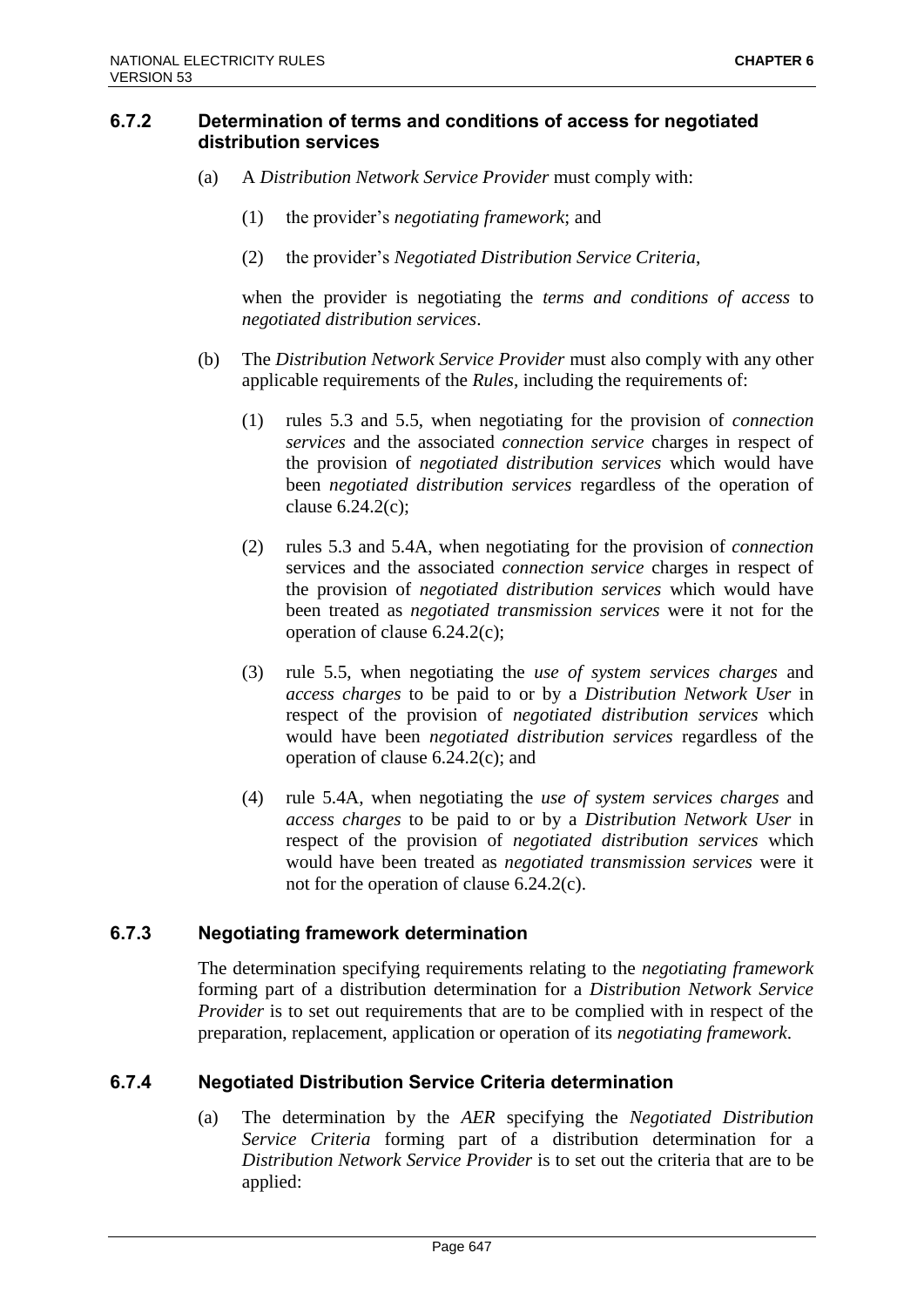### 6.7.2 Determination of terms and conditions of access for negotiated distribution services

(a) A *Distribution Network Service Provider* must comply with:

(1) the provider's *negotiating framework*; and

(2) the provider's *Negotiated Distribution Service Criteria*,

when the provider is negotiating the *terms and conditions of access* to *negotiated distribution services*.

(b) The *Distribution Network Service Provider* must also comply with any other applicable requirements of the *Rules*, including the requirements of:

(1) rules 5.3 and 5.5, when negotiating for the provision of *connection services* and the associated *connection service* charges in respect of the provision of *negotiated distribution services* which would have been *negotiated distribution services* regardless of the operation of clause 6.24.2(c);

(2) rules 5.3 and 5.4A, when negotiating for the provision of *connection* services and the associated *connection service* charges in respect of the provision of *negotiated distribution services* which would have been treated as *negotiated transmission services* were it not for the operation of clause 6.24.2(c);

(3) rule 5.5, when negotiating the *use of system services charges* and *access charges* to be paid to or by a *Distribution Network User* in respect of the provision of *negotiated distribution services* which would have been *negotiated distribution services* regardless of the operation of clause 6.24.2(c); and

(4) rule 5.4A, when negotiating the *use of system services charges* and *access charges* to be paid to or by a *Distribution Network User* in respect of the provision of *negotiated distribution services* which would have been treated as *negotiated transmission services* were it not for the operation of clause 6.24.2(c).

### 6.7.3 Negotiating framework determination

The determination specifying requirements relating to the *negotiating framework* forming part of a distribution determination for a *Distribution Network Service Provider* is to set out requirements that are to be complied with in respect of the preparation, replacement, application or operation of its *negotiating framework*.

### 6.7.4 Negotiated Distribution Service Criteria determination

(a) The determination by the *AER* specifying the *Negotiated Distribution Service Criteria* forming part of a distribution determination for a *Distribution Network Service Provider* is to set out the criteria that are to be applied: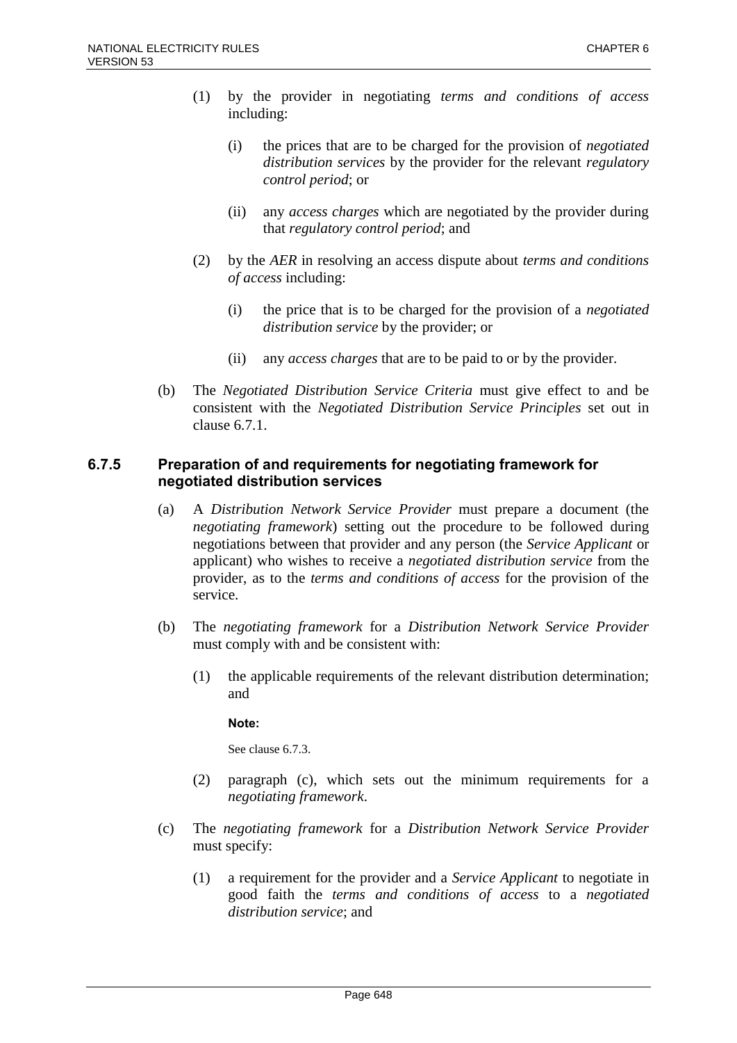(1) by the provider in negotiating *terms and conditions of access* including:

   (i) the prices that are to be charged for the provision of *negotiated distribution services* by the provider for the relevant *regulatory control period*; or

   (ii) any *access charges* which are negotiated by the provider during that *regulatory control period*; and

(2) by the *AER* in resolving an access dispute about *terms and conditions of access* including:

   (i) the price that is to be charged for the provision of a *negotiated distribution service* by the provider; or

   (ii) any *access charges* that are to be paid to or by the provider.

(b) The *Negotiated Distribution Service Criteria* must give effect to and be consistent with the *Negotiated Distribution Service Principles* set out in clause 6.7.1.

### 6.7.5 Preparation of and requirements for negotiating framework for negotiated distribution services

(a) A *Distribution Network Service Provider* must prepare a document (the *negotiating framework*) setting out the procedure to be followed during negotiations between that provider and any person (the *Service Applicant* or applicant) who wishes to receive a *negotiated distribution service* from the provider, as to the *terms and conditions of access* for the provision of the service.

(b) The *negotiating framework* for a *Distribution Network Service Provider* must comply with and be consistent with:

   (1) the applicable requirements of the relevant distribution determination; and

   **Note:**

   See clause 6.7.3.

   (2) paragraph (c), which sets out the minimum requirements for a *negotiating framework*.

(c) The *negotiating framework* for a *Distribution Network Service Provider* must specify:

   (1) a requirement for the provider and a *Service Applicant* to negotiate in good faith the *terms and conditions of access* to a *negotiated distribution service*; and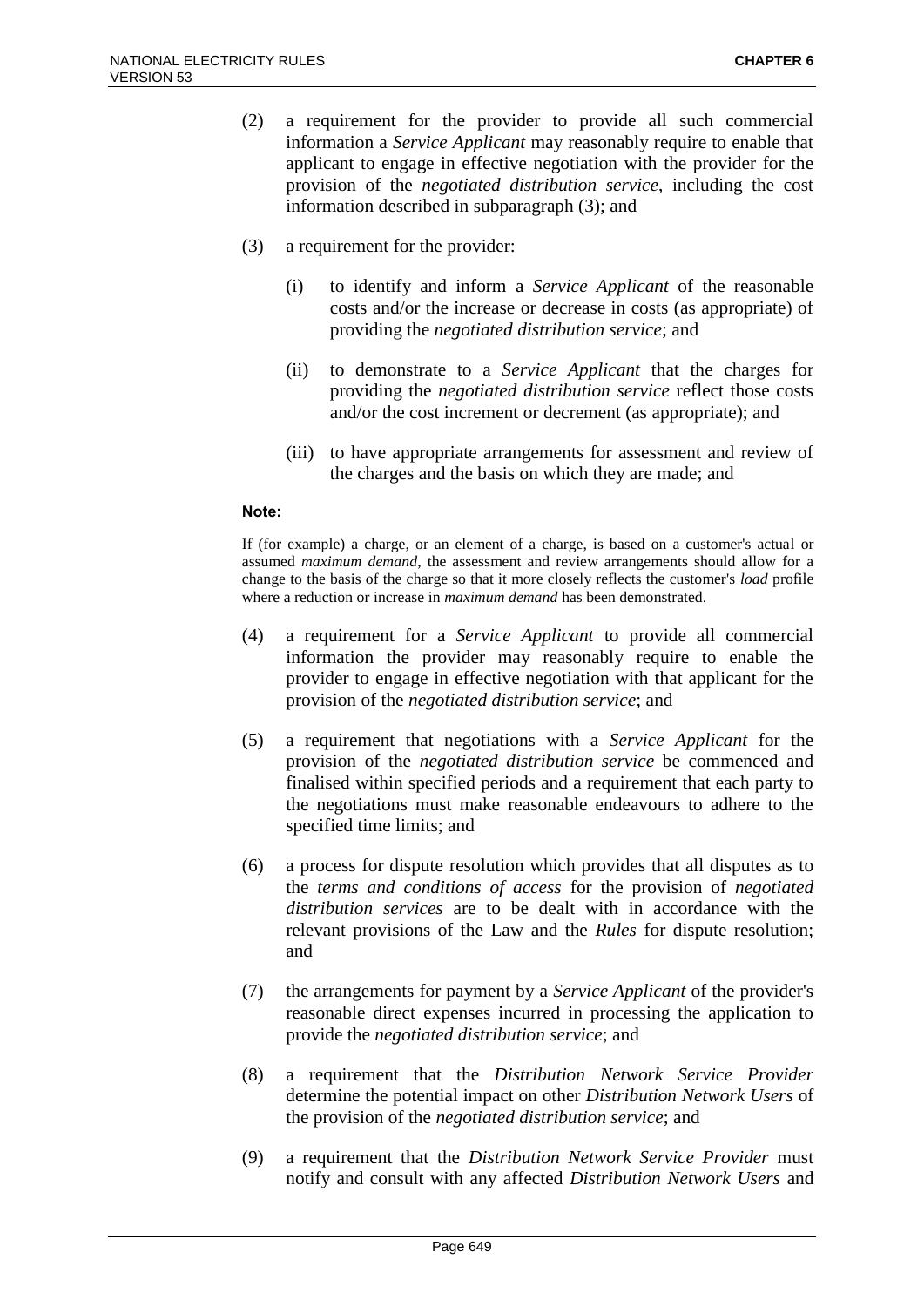(2) a requirement for the provider to provide all such commercial information a *Service Applicant* may reasonably require to enable that applicant to engage in effective negotiation with the provider for the provision of the *negotiated distribution service*, including the cost information described in subparagraph (3); and

(3) a requirement for the provider:

   (i) to identify and inform a *Service Applicant* of the reasonable costs and/or the increase or decrease in costs (as appropriate) of providing the *negotiated distribution service*; and

   (ii) to demonstrate to a *Service Applicant* that the charges for providing the *negotiated distribution service* reflect those costs and/or the cost increment or decrement (as appropriate); and

   (iii) to have appropriate arrangements for assessment and review of the charges and the basis on which they are made; and

**Note:**

If (for example) a charge, or an element of a charge, is based on a customer's actual or assumed *maximum demand*, the assessment and review arrangements should allow for a change to the basis of the charge so that it more closely reflects the customer's *load* profile where a reduction or increase in *maximum demand* has been demonstrated.

(4) a requirement for a *Service Applicant* to provide all commercial information the provider may reasonably require to enable the provider to engage in effective negotiation with that applicant for the provision of the *negotiated distribution service*; and

(5) a requirement that negotiations with a *Service Applicant* for the provision of the *negotiated distribution service* be commenced and finalised within specified periods and a requirement that each party to the negotiations must make reasonable endeavours to adhere to the specified time limits; and

(6) a process for dispute resolution which provides that all disputes as to the *terms and conditions of access* for the provision of *negotiated distribution services* are to be dealt with in accordance with the relevant provisions of the Law and the *Rules* for dispute resolution; and

(7) the arrangements for payment by a *Service Applicant* of the provider's reasonable direct expenses incurred in processing the application to provide the *negotiated distribution service*; and

(8) a requirement that the *Distribution Network Service Provider* determine the potential impact on other *Distribution Network Users* of the provision of the *negotiated distribution service*; and

(9) a requirement that the *Distribution Network Service Provider* must notify and consult with any affected *Distribution Network Users* and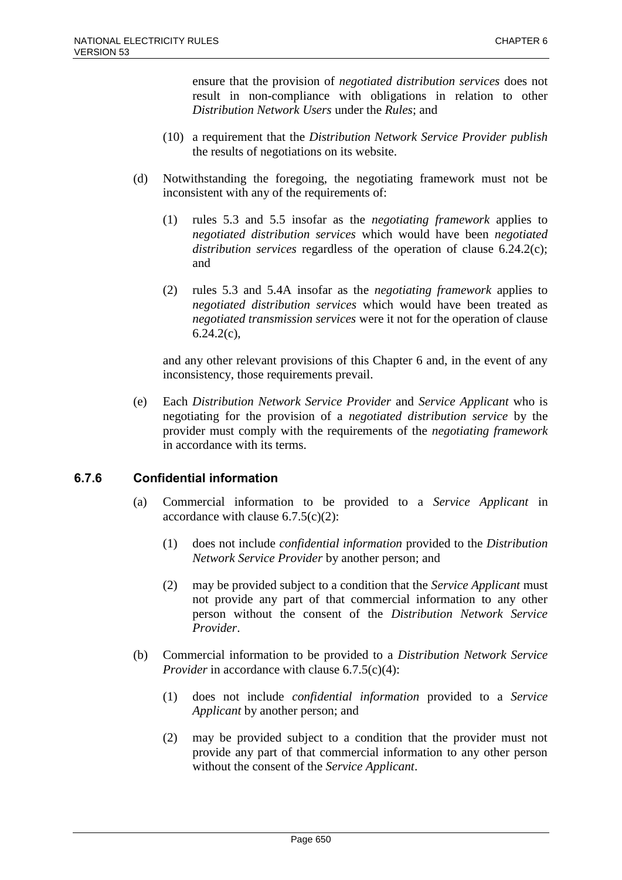ensure that the provision of *negotiated distribution services* does not result in non-compliance with obligations in relation to other *Distribution Network Users* under the *Rules*; and

(10) a requirement that the *Distribution Network Service Provider publish* the results of negotiations on its website.

(d) Notwithstanding the foregoing, the negotiating framework must not be inconsistent with any of the requirements of:

(1) rules 5.3 and 5.5 insofar as the *negotiating framework* applies to *negotiated distribution services* which would have been *negotiated distribution services* regardless of the operation of clause 6.24.2(c); and

(2) rules 5.3 and 5.4A insofar as the *negotiating framework* applies to *negotiated distribution services* which would have been treated as *negotiated transmission services* were it not for the operation of clause 6.24.2(c),

and any other relevant provisions of this Chapter 6 and, in the event of any inconsistency, those requirements prevail.

(e) Each *Distribution Network Service Provider* and *Service Applicant* who is negotiating for the provision of a *negotiated distribution service* by the provider must comply with the requirements of the *negotiating framework* in accordance with its terms.

### 6.7.6 Confidential information

(a) Commercial information to be provided to a *Service Applicant* in accordance with clause 6.7.5(c)(2):

(1) does not include *confidential information* provided to the *Distribution Network Service Provider* by another person; and

(2) may be provided subject to a condition that the *Service Applicant* must not provide any part of that commercial information to any other person without the consent of the *Distribution Network Service Provider*.

(b) Commercial information to be provided to a *Distribution Network Service Provider* in accordance with clause 6.7.5(c)(4):

(1) does not include *confidential information* provided to a *Service Applicant* by another person; and

(2) may be provided subject to a condition that the provider must not provide any part of that commercial information to any other person without the consent of the *Service Applicant*.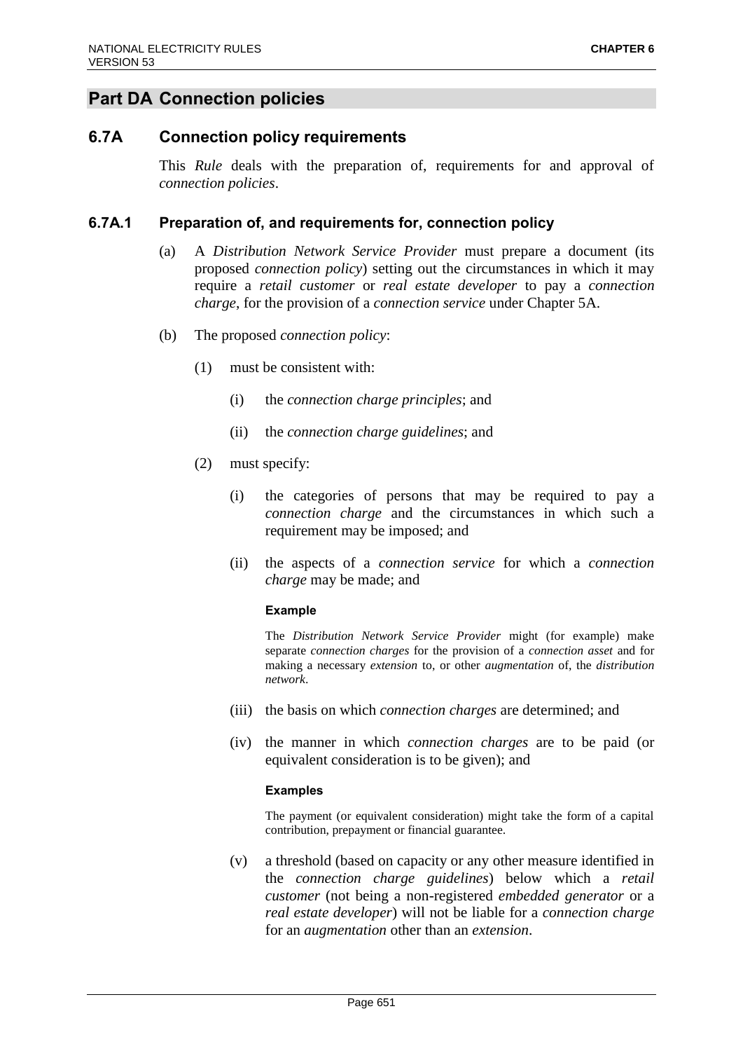## Part DA Connection policies

### 6.7A Connection policy requirements

This *Rule* deals with the preparation of, requirements for and approval of *connection policies*.

#### 6.7A.1 Preparation of, and requirements for, connection policy

(a) A *Distribution Network Service Provider* must prepare a document (its proposed *connection policy*) setting out the circumstances in which it may require a *retail customer* or *real estate developer* to pay a *connection charge*, for the provision of a *connection service* under Chapter 5A.

(b) The proposed *connection policy*:

(1) must be consistent with:

(i) the *connection charge principles*; and

(ii) the *connection charge guidelines*; and

(2) must specify:

(i) the categories of persons that may be required to pay a *connection charge* and the circumstances in which such a requirement may be imposed; and

(ii) the aspects of a *connection service* for which a *connection charge* may be made; and

**Example**

The *Distribution Network Service Provider* might (for example) make separate *connection charges* for the provision of a *connection asset* and for making a necessary *extension* to, or other *augmentation* of, the *distribution network*.

(iii) the basis on which *connection charges* are determined; and

(iv) the manner in which *connection charges* are to be paid (or equivalent consideration is to be given); and

**Examples**

The payment (or equivalent consideration) might take the form of a capital contribution, prepayment or financial guarantee.

(v) a threshold (based on capacity or any other measure identified in the *connection charge guidelines*) below which a *retail customer* (not being a non-registered *embedded generator* or a *real estate developer*) will not be liable for a *connection charge* for an *augmentation* other than an *extension*.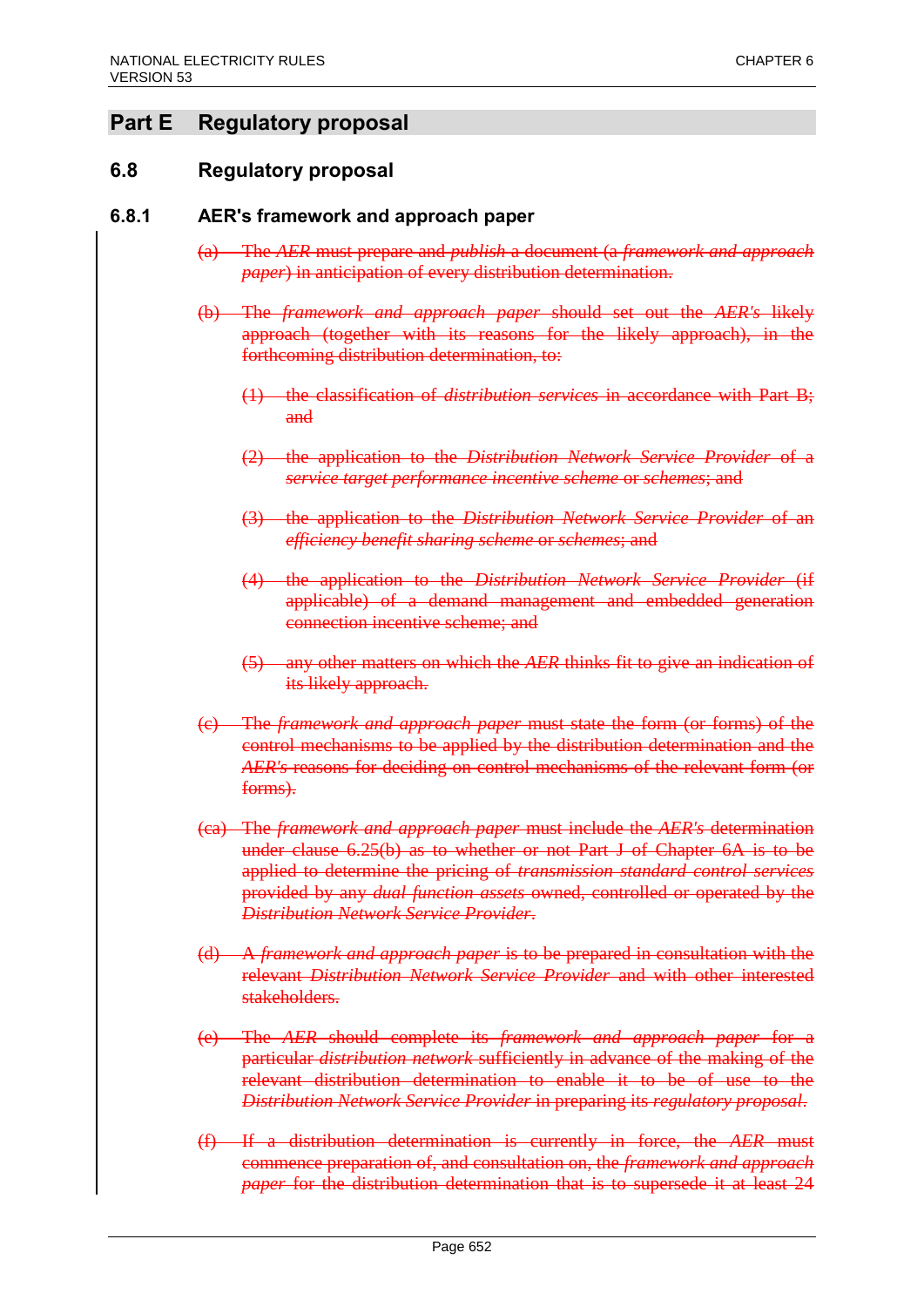# Part E Regulatory proposal

## 6.8 Regulatory proposal

### 6.8.1 AER's framework and approach paper

~~(a) The *AER* must prepare and *publish* a document (a *framework and approach paper*) in anticipation of every distribution determination.~~

~~(b) The *framework and approach paper* should set out the *AER's* likely approach (together with its reasons for the likely approach), in the forthcoming distribution determination, to:~~

~~(1) the classification of *distribution services* in accordance with Part B; and~~

~~(2) the application to the *Distribution Network Service Provider* of a *service target performance incentive scheme* or *schemes*; and~~

~~(3) the application to the *Distribution Network Service Provider* of an *efficiency benefit sharing scheme* or *schemes*; and~~

~~(4) the application to the *Distribution Network Service Provider* (if applicable) of a demand management and embedded generation connection incentive scheme; and~~

~~(5) any other matters on which the *AER* thinks fit to give an indication of its likely approach.~~

~~(c) The *framework and approach paper* must state the form (or forms) of the control mechanisms to be applied by the distribution determination and the *AER's* reasons for deciding on control mechanisms of the relevant form (or forms).~~

~~(ca) The *framework and approach paper* must include the *AER's* determination under clause 6.25(b) as to whether or not Part J of Chapter 6A is to be applied to determine the pricing of *transmission standard control services* provided by any *dual function assets* owned, controlled or operated by the *Distribution Network Service Provider*.~~

~~(d) A *framework and approach paper* is to be prepared in consultation with the relevant *Distribution Network Service Provider* and with other interested stakeholders.~~

~~(e) The *AER* should complete its *framework and approach paper* for a particular *distribution network* sufficiently in advance of the making of the relevant distribution determination to enable it to be of use to the *Distribution Network Service Provider* in preparing its *regulatory proposal*.~~

~~(f) If a distribution determination is currently in force, the *AER* must commence preparation of, and consultation on, the *framework and approach paper* for the distribution determination that is to supersede it at least 24~~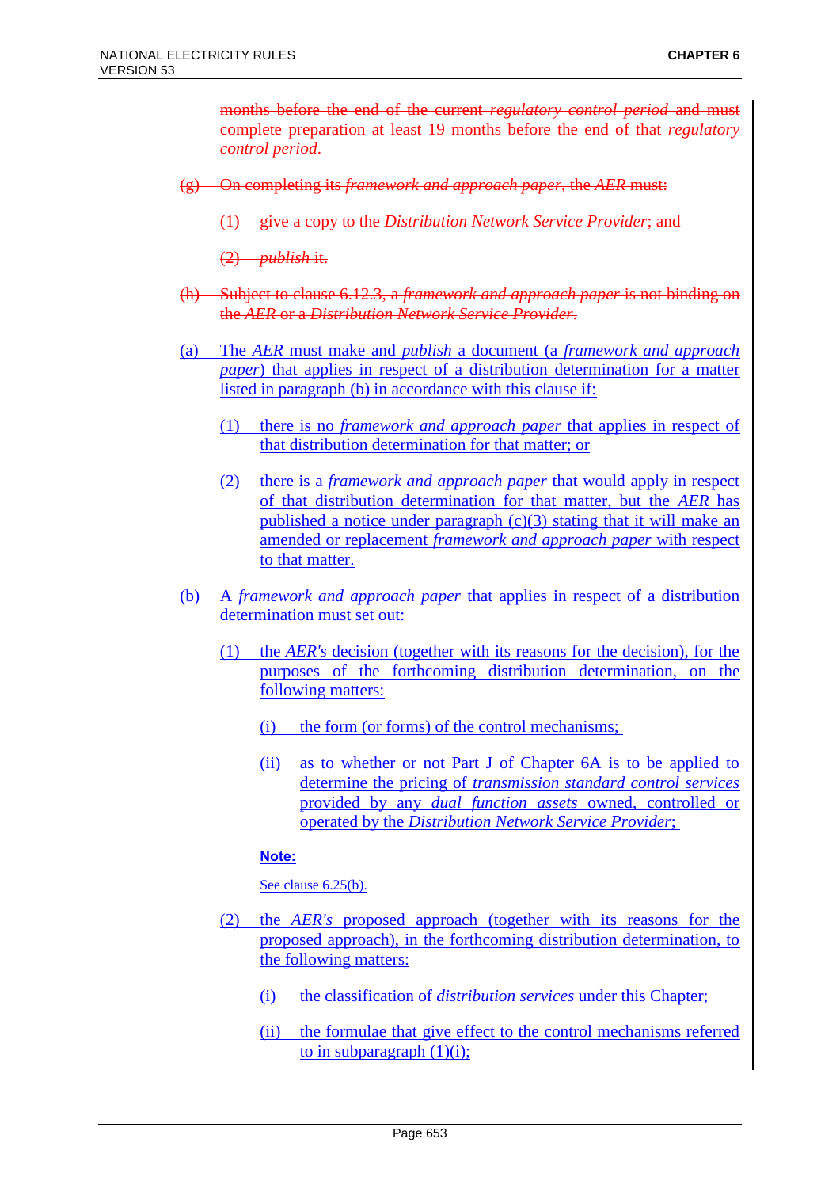~~months before the end of the current *regulatory control period* and must complete preparation at least 19 months before the end of that *regulatory control period*.~~

~~(g) On completing its *framework and approach paper*, the *AER* must:~~

~~(1) give a copy to the *Distribution Network Service Provider*; and~~

~~(2) *publish* it.~~

~~(h) Subject to clause 6.12.3, a *framework and approach paper* is not binding on the *AER* or a *Distribution Network Service Provider*.~~

(a) The *AER* must make and *publish* a document (a *framework and approach paper*) that applies in respect of a distribution determination for a matter listed in paragraph (b) in accordance with this clause if:

(1) there is no *framework and approach paper* that applies in respect of that distribution determination for that matter; or

(2) there is a *framework and approach paper* that would apply in respect of that distribution determination for that matter, but the *AER* has published a notice under paragraph (c)(3) stating that it will make an amended or replacement *framework and approach paper* with respect to that matter.

(b) A *framework and approach paper* that applies in respect of a distribution determination must set out:

(1) the *AER's* decision (together with its reasons for the decision), for the purposes of the forthcoming distribution determination, on the following matters:

(i) the form (or forms) of the control mechanisms;

(ii) as to whether or not Part J of Chapter 6A is to be applied to determine the pricing of *transmission standard control services* provided by any *dual function assets* owned, controlled or operated by the *Distribution Network Service Provider*;

**Note:**

See clause 6.25(b).

(2) the *AER's* proposed approach (together with its reasons for the proposed approach), in the forthcoming distribution determination, to the following matters:

(i) the classification of *distribution services* under this Chapter;

(ii) the formulae that give effect to the control mechanisms referred to in subparagraph (1)(i);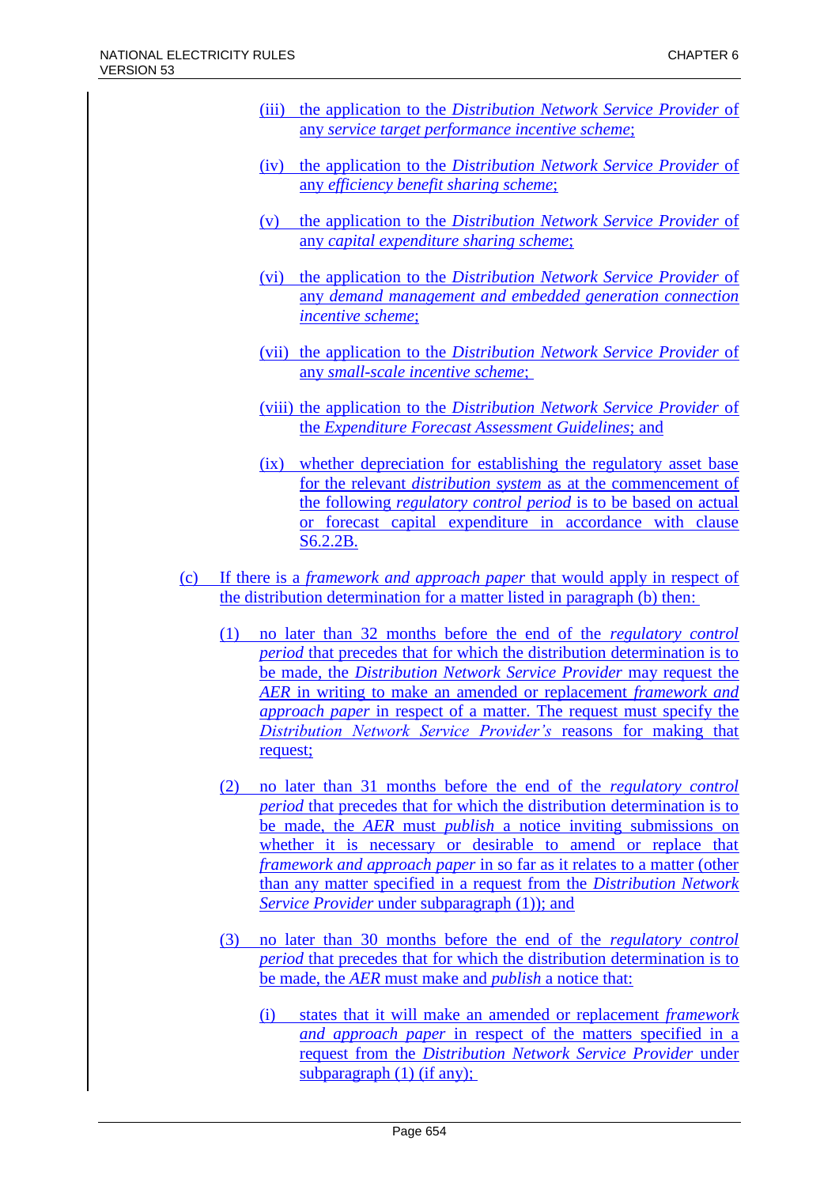(iii) the application to the *Distribution Network Service Provider* of any *service target performance incentive scheme*;

(iv) the application to the *Distribution Network Service Provider* of any *efficiency benefit sharing scheme*;

(v) the application to the *Distribution Network Service Provider* of any *capital expenditure sharing scheme*;

(vi) the application to the *Distribution Network Service Provider* of any *demand management and embedded generation connection incentive scheme*;

(vii) the application to the *Distribution Network Service Provider* of any *small-scale incentive scheme*;

(viii) the application to the *Distribution Network Service Provider* of the *Expenditure Forecast Assessment Guidelines*; and

(ix) whether depreciation for establishing the regulatory asset base for the relevant *distribution system* as at the commencement of the following *regulatory control period* is to be based on actual or forecast capital expenditure in accordance with clause S6.2.2B.

(c) If there is a *framework and approach paper* that would apply in respect of the distribution determination for a matter listed in paragraph (b) then:

(1) no later than 32 months before the end of the *regulatory control period* that precedes that for which the distribution determination is to be made, the *Distribution Network Service Provider* may request the *AER* in writing to make an amended or replacement *framework and approach paper* in respect of a matter. The request must specify the *Distribution Network Service Provider's* reasons for making that request;

(2) no later than 31 months before the end of the *regulatory control period* that precedes that for which the distribution determination is to be made, the *AER* must *publish* a notice inviting submissions on whether it is necessary or desirable to amend or replace that *framework and approach paper* in so far as it relates to a matter (other than any matter specified in a request from the *Distribution Network Service Provider* under subparagraph (1)); and

(3) no later than 30 months before the end of the *regulatory control period* that precedes that for which the distribution determination is to be made, the *AER* must make and *publish* a notice that:

(i) states that it will make an amended or replacement *framework and approach paper* in respect of the matters specified in a request from the *Distribution Network Service Provider* under subparagraph (1) (if any);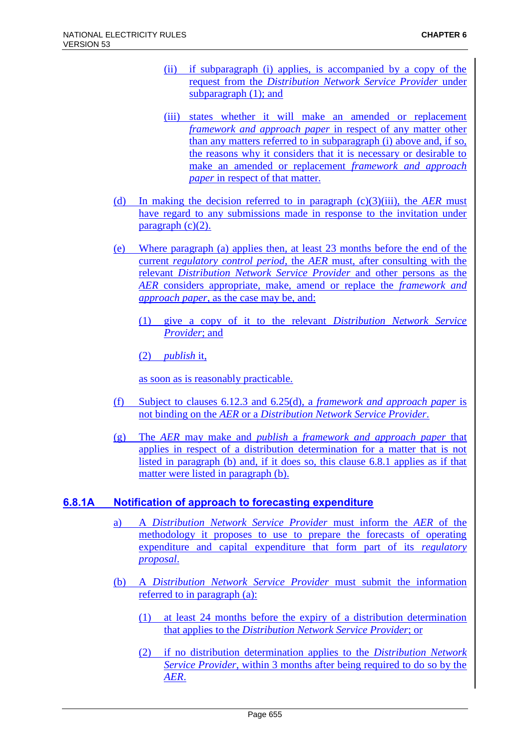(ii) if subparagraph (i) applies, is accompanied by a copy of the request from the *Distribution Network Service Provider* under subparagraph (1); and

(iii) states whether it will make an amended or replacement *framework and approach paper* in respect of any matter other than any matters referred to in subparagraph (i) above and, if so, the reasons why it considers that it is necessary or desirable to make an amended or replacement *framework and approach paper* in respect of that matter.

(d) In making the decision referred to in paragraph (c)(3)(iii), the *AER* must have regard to any submissions made in response to the invitation under paragraph (c)(2).

(e) Where paragraph (a) applies then, at least 23 months before the end of the current *regulatory control period*, the *AER* must, after consulting with the relevant *Distribution Network Service Provider* and other persons as the *AER* considers appropriate, make, amend or replace the *framework and approach paper*, as the case may be, and:

(1) give a copy of it to the relevant *Distribution Network Service Provider*; and

(2) *publish* it,

as soon as is reasonably practicable.

(f) Subject to clauses 6.12.3 and 6.25(d), a *framework and approach paper* is not binding on the *AER* or a *Distribution Network Service Provider*.

(g) The *AER* may make and *publish* a *framework and approach paper* that applies in respect of a distribution determination for a matter that is not listed in paragraph (b) and, if it does so, this clause 6.8.1 applies as if that matter were listed in paragraph (b).

## 6.8.1A Notification of approach to forecasting expenditure

a) A *Distribution Network Service Provider* must inform the *AER* of the methodology it proposes to use to prepare the forecasts of operating expenditure and capital expenditure that form part of its *regulatory proposal*.

(b) A *Distribution Network Service Provider* must submit the information referred to in paragraph (a):

(1) at least 24 months before the expiry of a distribution determination that applies to the *Distribution Network Service Provider*; or

(2) if no distribution determination applies to the *Distribution Network Service Provider*, within 3 months after being required to do so by the *AER*.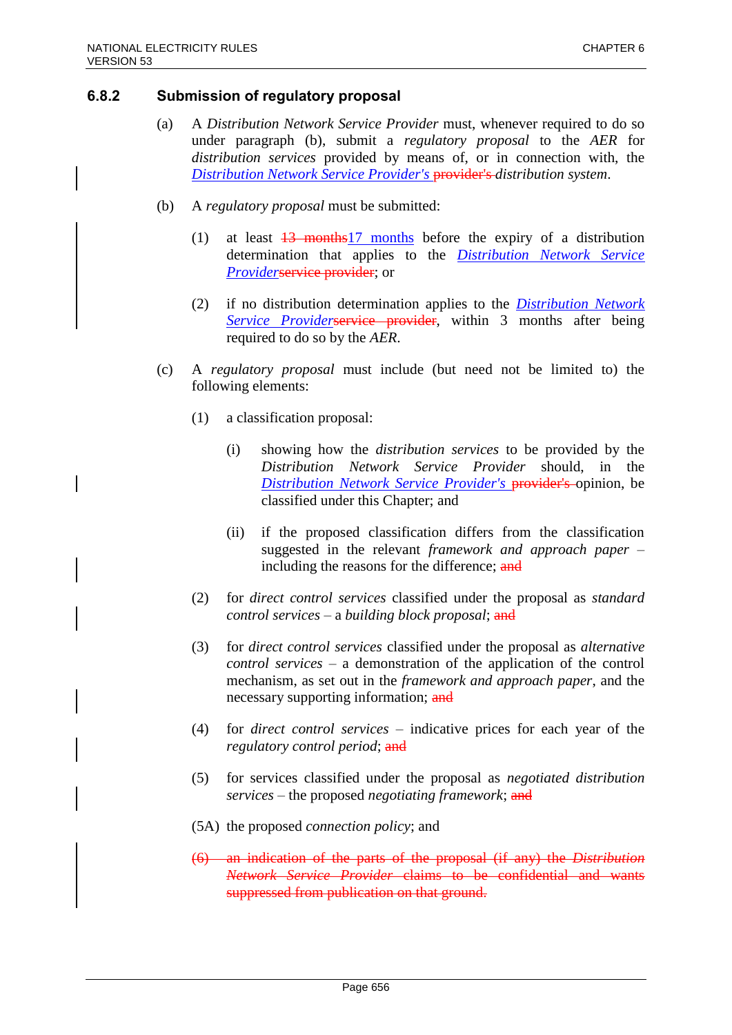### 6.8.2 Submission of regulatory proposal

(a) A *Distribution Network Service Provider* must, whenever required to do so under paragraph (b), submit a *regulatory proposal* to the *AER* for *distribution services* provided by means of, or in connection with, the *Distribution Network Service Provider's* ~~provider's~~ *distribution system*.

(b) A *regulatory proposal* must be submitted:

(1) at least ~~13 months~~17 months before the expiry of a distribution determination that applies to the *Distribution Network Service Provider*~~service provider~~; or

(2) if no distribution determination applies to the *Distribution Network Service Provider*~~service provider~~, within 3 months after being required to do so by the *AER*.

(c) A *regulatory proposal* must include (but need not be limited to) the following elements:

(1) a classification proposal:

(i) showing how the *distribution services* to be provided by the *Distribution Network Service Provider* should, in the *Distribution Network Service Provider's* ~~provider's~~ opinion, be classified under this Chapter; and

(ii) if the proposed classification differs from the classification suggested in the relevant *framework and approach paper* – including the reasons for the difference; ~~and~~

(2) for *direct control services* classified under the proposal as *standard control services* – a *building block proposal*; ~~and~~

(3) for *direct control services* classified under the proposal as *alternative control services* – a demonstration of the application of the control mechanism, as set out in the *framework and approach paper*, and the necessary supporting information; ~~and~~

(4) for *direct control services* – indicative prices for each year of the *regulatory control period*; ~~and~~

(5) for services classified under the proposal as *negotiated distribution services* – the proposed *negotiating framework*; ~~and~~

(5A) the proposed *connection policy*; and

~~(6) an indication of the parts of the proposal (if any) the *Distribution Network Service Provider* claims to be confidential and wants suppressed from publication on that ground.~~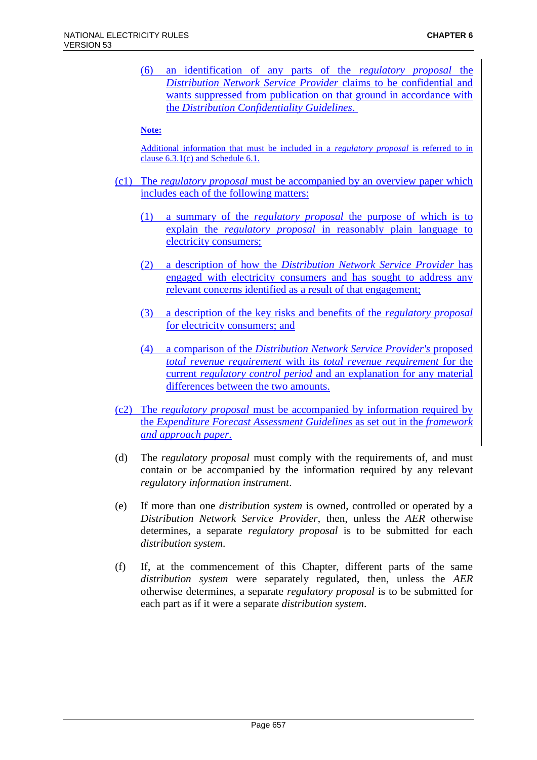(6) an identification of any parts of the *regulatory proposal* the *Distribution Network Service Provider* claims to be confidential and wants suppressed from publication on that ground in accordance with the *Distribution Confidentiality Guidelines*.

**Note:**

Additional information that must be included in a *regulatory proposal* is referred to in clause 6.3.1(c) and Schedule 6.1.

(c1) The *regulatory proposal* must be accompanied by an overview paper which includes each of the following matters:

(1) a summary of the *regulatory proposal* the purpose of which is to explain the *regulatory proposal* in reasonably plain language to electricity consumers;

(2) a description of how the *Distribution Network Service Provider* has engaged with electricity consumers and has sought to address any relevant concerns identified as a result of that engagement;

(3) a description of the key risks and benefits of the *regulatory proposal* for electricity consumers; and

(4) a comparison of the *Distribution Network Service Provider's* proposed *total revenue requirement* with its *total revenue requirement* for the current *regulatory control period* and an explanation for any material differences between the two amounts.

(c2) The *regulatory proposal* must be accompanied by information required by the *Expenditure Forecast Assessment Guidelines* as set out in the *framework and approach paper*.

(d) The *regulatory proposal* must comply with the requirements of, and must contain or be accompanied by the information required by any relevant *regulatory information instrument*.

(e) If more than one *distribution system* is owned, controlled or operated by a *Distribution Network Service Provider*, then, unless the *AER* otherwise determines, a separate *regulatory proposal* is to be submitted for each *distribution system*.

(f) If, at the commencement of this Chapter, different parts of the same *distribution system* were separately regulated, then, unless the *AER* otherwise determines, a separate *regulatory proposal* is to be submitted for each part as if it were a separate *distribution system*.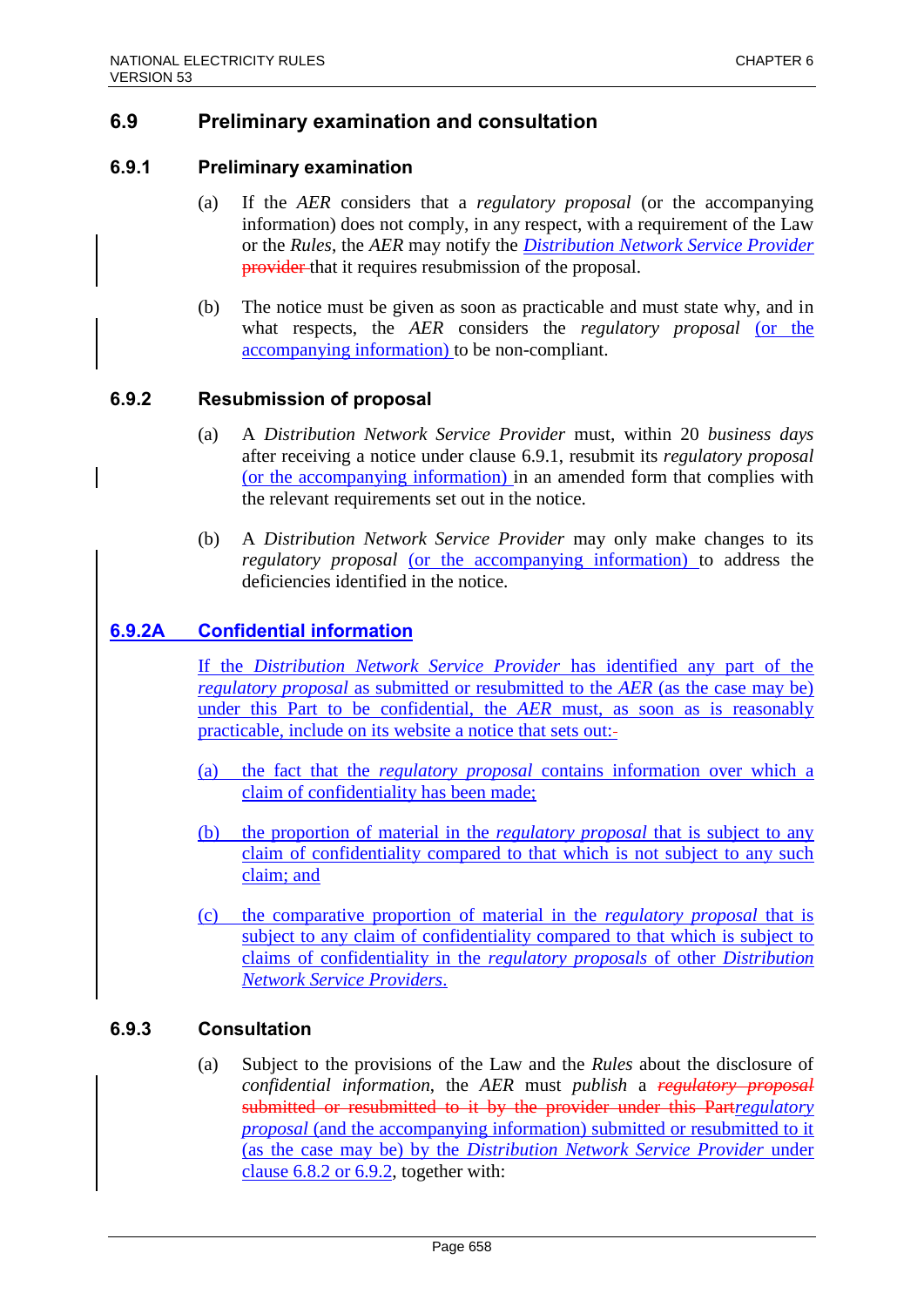## 6.9 Preliminary examination and consultation

### 6.9.1 Preliminary examination

(a) If the *AER* considers that a *regulatory proposal* (or the accompanying information) does not comply, in any respect, with a requirement of the Law or the *Rules*, the *AER* may notify the *Distribution Network Service Provider* ~~provider~~ that it requires resubmission of the proposal.

(b) The notice must be given as soon as practicable and must state why, and in what respects, the *AER* considers the *regulatory proposal* (or the accompanying information) to be non-compliant.

### 6.9.2 Resubmission of proposal

(a) A *Distribution Network Service Provider* must, within 20 *business days* after receiving a notice under clause 6.9.1, resubmit its *regulatory proposal* (or the accompanying information) in an amended form that complies with the relevant requirements set out in the notice.

(b) A *Distribution Network Service Provider* may only make changes to its *regulatory proposal* (or the accompanying information) to address the deficiencies identified in the notice.

### 6.9.2A Confidential information

If the *Distribution Network Service Provider* has identified any part of the *regulatory proposal* as submitted or resubmitted to the *AER* (as the case may be) under this Part to be confidential, the *AER* must, as soon as is reasonably practicable, include on its website a notice that sets out:~~-~~

(a) the fact that the *regulatory proposal* contains information over which a claim of confidentiality has been made;

(b) the proportion of material in the *regulatory proposal* that is subject to any claim of confidentiality compared to that which is not subject to any such claim; and

(c) the comparative proportion of material in the *regulatory proposal* that is subject to any claim of confidentiality compared to that which is subject to claims of confidentiality in the *regulatory proposals* of other *Distribution Network Service Providers*.

### 6.9.3 Consultation

(a) Subject to the provisions of the Law and the *Rules* about the disclosure of *confidential information*, the *AER* must *publish* a ~~*regulatory proposal* submitted or resubmitted to it by the provider under this Part~~ *regulatory proposal* (and the accompanying information) submitted or resubmitted to it (as the case may be) by the *Distribution Network Service Provider* under clause 6.8.2 or 6.9.2, together with: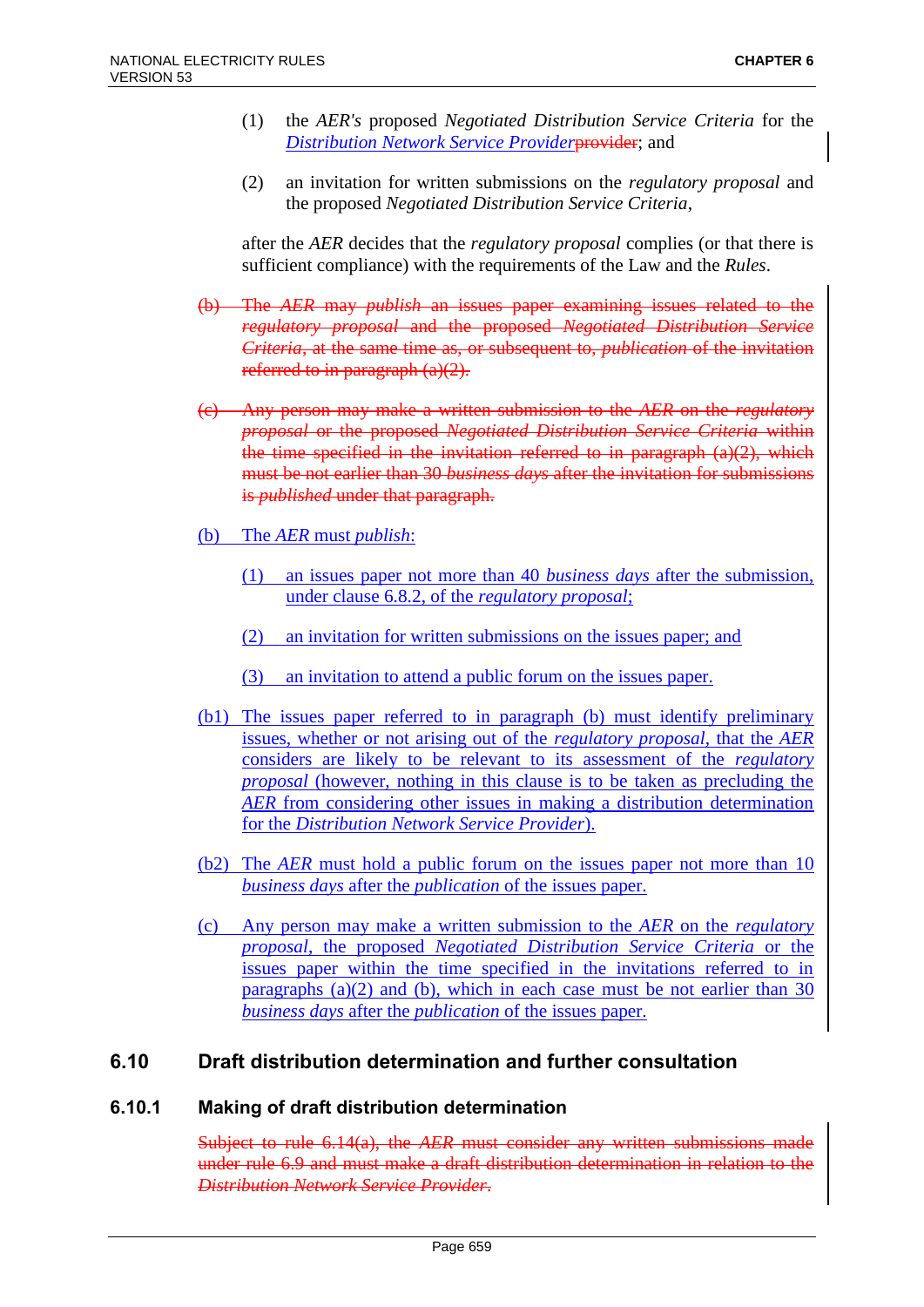(1) the *AER's* proposed *Negotiated Distribution Service Criteria* for the *Distribution Network Service Provider*~~provider~~; and

(2) an invitation for written submissions on the *regulatory proposal* and the proposed *Negotiated Distribution Service Criteria*,

after the *AER* decides that the *regulatory proposal* complies (or that there is sufficient compliance) with the requirements of the Law and the *Rules*.

~~(b) The *AER* may *publish* an issues paper examining issues related to the *regulatory proposal* and the proposed *Negotiated Distribution Service Criteria*, at the same time as, or subsequent to, *publication* of the invitation referred to in paragraph (a)(2).~~

~~(c) Any person may make a written submission to the *AER* on the *regulatory proposal* or the proposed *Negotiated Distribution Service Criteria* within the time specified in the invitation referred to in paragraph (a)(2), which must be not earlier than 30 *business days* after the invitation for submissions is *published* under that paragraph.~~

(b) The *AER* must *publish*:

(1) an issues paper not more than 40 *business days* after the submission, under clause 6.8.2, of the *regulatory proposal*;

(2) an invitation for written submissions on the issues paper; and

(3) an invitation to attend a public forum on the issues paper.

(b1) The issues paper referred to in paragraph (b) must identify preliminary issues, whether or not arising out of the *regulatory proposal*, that the *AER* considers are likely to be relevant to its assessment of the *regulatory proposal* (however, nothing in this clause is to be taken as precluding the *AER* from considering other issues in making a distribution determination for the *Distribution Network Service Provider*).

(b2) The *AER* must hold a public forum on the issues paper not more than 10 *business days* after the *publication* of the issues paper.

(c) Any person may make a written submission to the *AER* on the *regulatory proposal*, the proposed *Negotiated Distribution Service Criteria* or the issues paper within the time specified in the invitations referred to in paragraphs (a)(2) and (b), which in each case must be not earlier than 30 *business days* after the *publication* of the issues paper.

## 6.10 Draft distribution determination and further consultation

### 6.10.1 Making of draft distribution determination

~~Subject to rule 6.14(a), the *AER* must consider any written submissions made under rule 6.9 and must make a draft distribution determination in relation to the *Distribution Network Service Provider*.~~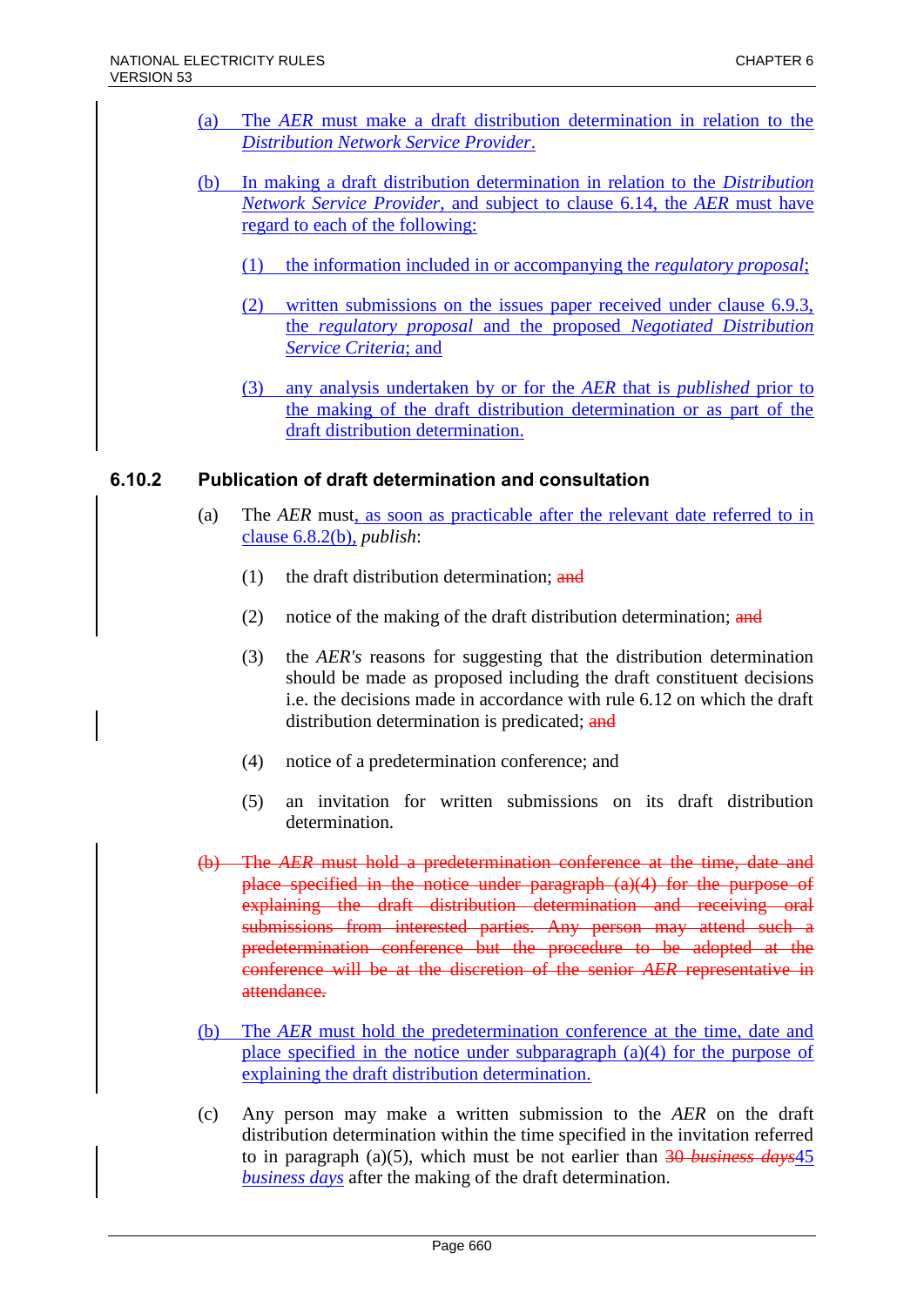(a) The *AER* must make a draft distribution determination in relation to the *Distribution Network Service Provider*.

(b) In making a draft distribution determination in relation to the *Distribution Network Service Provider*, and subject to clause 6.14, the *AER* must have regard to each of the following:

(1) the information included in or accompanying the *regulatory proposal*;

(2) written submissions on the issues paper received under clause 6.9.3, the *regulatory proposal* and the proposed *Negotiated Distribution Service Criteria*; and

(3) any analysis undertaken by or for the *AER* that is *published* prior to the making of the draft distribution determination or as part of the draft distribution determination.

### 6.10.2 Publication of draft determination and consultation

(a) The *AER* must, as soon as practicable after the relevant date referred to in clause 6.8.2(b), *publish*:

(1) the draft distribution determination; ~~and~~

(2) notice of the making of the draft distribution determination; ~~and~~

(3) the *AER's* reasons for suggesting that the distribution determination should be made as proposed including the draft constituent decisions i.e. the decisions made in accordance with rule 6.12 on which the draft distribution determination is predicated; ~~and~~

(4) notice of a predetermination conference; and

(5) an invitation for written submissions on its draft distribution determination.

~~(b) The *AER* must hold a predetermination conference at the time, date and place specified in the notice under paragraph (a)(4) for the purpose of explaining the draft distribution determination and receiving oral submissions from interested parties. Any person may attend such a predetermination conference but the procedure to be adopted at the conference will be at the discretion of the senior *AER* representative in attendance.~~

(b) The *AER* must hold the predetermination conference at the time, date and place specified in the notice under subparagraph (a)(4) for the purpose of explaining the draft distribution determination.

(c) Any person may make a written submission to the *AER* on the draft distribution determination within the time specified in the invitation referred to in paragraph (a)(5), which must be not earlier than ~~30 *business days*~~45 *business days* after the making of the draft determination.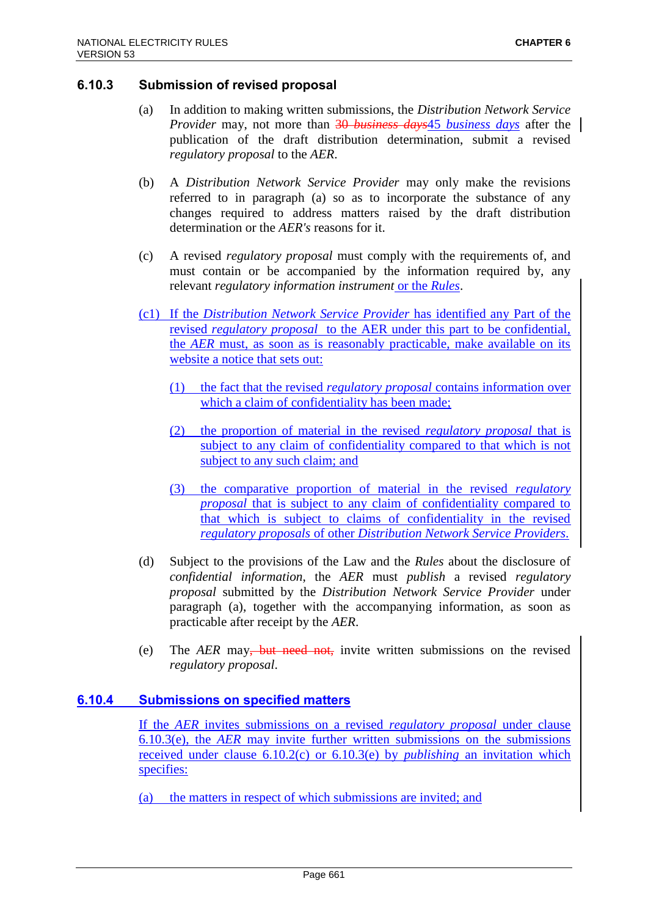### 6.10.3 Submission of revised proposal

(a) In addition to making written submissions, the *Distribution Network Service Provider* may, not more than ~~30 *business days*~~45 *business days* after the publication of the draft distribution determination, submit a revised *regulatory proposal* to the *AER*.

(b) A *Distribution Network Service Provider* may only make the revisions referred to in paragraph (a) so as to incorporate the substance of any changes required to address matters raised by the draft distribution determination or the *AER's* reasons for it.

(c) A revised *regulatory proposal* must comply with the requirements of, and must contain or be accompanied by the information required by, any relevant *regulatory information instrument* or the *Rules*.

(c1) If the *Distribution Network Service Provider* has identified any Part of the revised *regulatory proposal* to the AER under this part to be confidential, the *AER* must, as soon as is reasonably practicable, make available on its website a notice that sets out:

(1) the fact that the revised *regulatory proposal* contains information over which a claim of confidentiality has been made;

(2) the proportion of material in the revised *regulatory proposal* that is subject to any claim of confidentiality compared to that which is not subject to any such claim; and

(3) the comparative proportion of material in the revised *regulatory proposal* that is subject to any claim of confidentiality compared to that which is subject to claims of confidentiality in the revised *regulatory proposals* of other *Distribution Network Service Providers*.

(d) Subject to the provisions of the Law and the *Rules* about the disclosure of *confidential information*, the *AER* must *publish* a revised *regulatory proposal* submitted by the *Distribution Network Service Provider* under paragraph (a), together with the accompanying information, as soon as practicable after receipt by the *AER*.

(e) The *AER* may~~, but need not,~~ invite written submissions on the revised *regulatory proposal*.

### 6.10.4 Submissions on specified matters

If the *AER* invites submissions on a revised *regulatory proposal* under clause 6.10.3(e), the *AER* may invite further written submissions on the submissions received under clause 6.10.2(c) or 6.10.3(e) by *publishing* an invitation which specifies:

(a) the matters in respect of which submissions are invited; and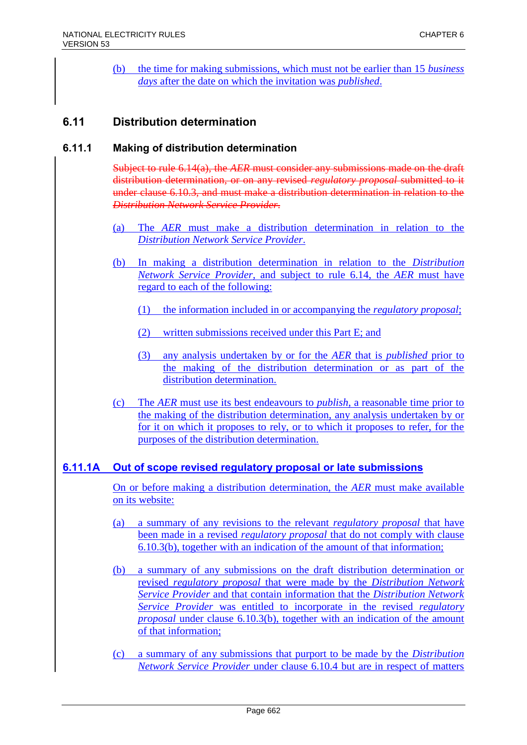(b) the time for making submissions, which must not be earlier than 15 *business days* after the date on which the invitation was *published*.

## 6.11 Distribution determination

### 6.11.1 Making of distribution determination

~~Subject to rule 6.14(a), the *AER* must consider any submissions made on the draft distribution determination, or on any revised *regulatory proposal* submitted to it under clause 6.10.3, and must make a distribution determination in relation to the *Distribution Network Service Provider*.~~

(a) The *AER* must make a distribution determination in relation to the *Distribution Network Service Provider*.

(b) In making a distribution determination in relation to the *Distribution Network Service Provider*, and subject to rule 6.14, the *AER* must have regard to each of the following:

(1) the information included in or accompanying the *regulatory proposal*;

(2) written submissions received under this Part E; and

(3) any analysis undertaken by or for the *AER* that is *published* prior to the making of the distribution determination or as part of the distribution determination.

(c) The *AER* must use its best endeavours to *publish*, a reasonable time prior to the making of the distribution determination, any analysis undertaken by or for it on which it proposes to rely, or to which it proposes to refer, for the purposes of the distribution determination.

### 6.11.1A Out of scope revised regulatory proposal or late submissions

On or before making a distribution determination, the *AER* must make available on its website:

(a) a summary of any revisions to the relevant *regulatory proposal* that have been made in a revised *regulatory proposal* that do not comply with clause 6.10.3(b), together with an indication of the amount of that information;

(b) a summary of any submissions on the draft distribution determination or revised *regulatory proposal* that were made by the *Distribution Network Service Provider* and that contain information that the *Distribution Network Service Provider* was entitled to incorporate in the revised *regulatory proposal* under clause 6.10.3(b), together with an indication of the amount of that information;

(c) a summary of any submissions that purport to be made by the *Distribution Network Service Provider* under clause 6.10.4 but are in respect of matters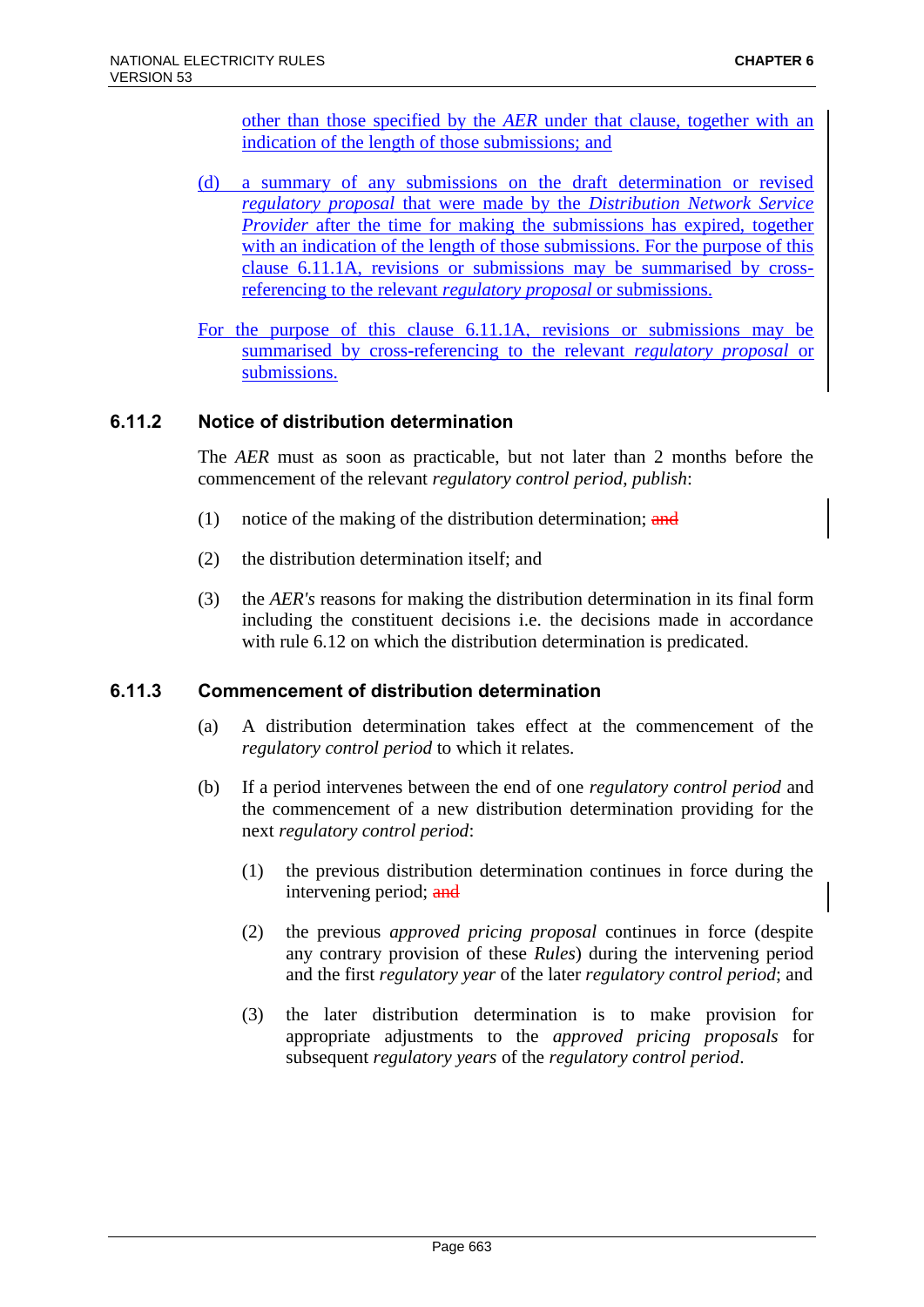other than those specified by the *AER* under that clause, together with an indication of the length of those submissions; and

(d) a summary of any submissions on the draft determination or revised *regulatory proposal* that were made by the *Distribution Network Service Provider* after the time for making the submissions has expired, together with an indication of the length of those submissions. For the purpose of this clause 6.11.1A, revisions or submissions may be summarised by cross-referencing to the relevant *regulatory proposal* or submissions.

For the purpose of this clause 6.11.1A, revisions or submissions may be summarised by cross-referencing to the relevant *regulatory proposal* or submissions.

### 6.11.2 Notice of distribution determination

The *AER* must as soon as practicable, but not later than 2 months before the commencement of the relevant *regulatory control period*, *publish*:

(1) notice of the making of the distribution determination; ~~and~~

(2) the distribution determination itself; and

(3) the *AER's* reasons for making the distribution determination in its final form including the constituent decisions i.e. the decisions made in accordance with rule 6.12 on which the distribution determination is predicated.

### 6.11.3 Commencement of distribution determination

(a) A distribution determination takes effect at the commencement of the *regulatory control period* to which it relates.

(b) If a period intervenes between the end of one *regulatory control period* and the commencement of a new distribution determination providing for the next *regulatory control period*:

  (1) the previous distribution determination continues in force during the intervening period; ~~and~~

  (2) the previous *approved pricing proposal* continues in force (despite any contrary provision of these *Rules*) during the intervening period and the first *regulatory year* of the later *regulatory control period*; and

  (3) the later distribution determination is to make provision for appropriate adjustments to the *approved pricing proposals* for subsequent *regulatory years* of the *regulatory control period*.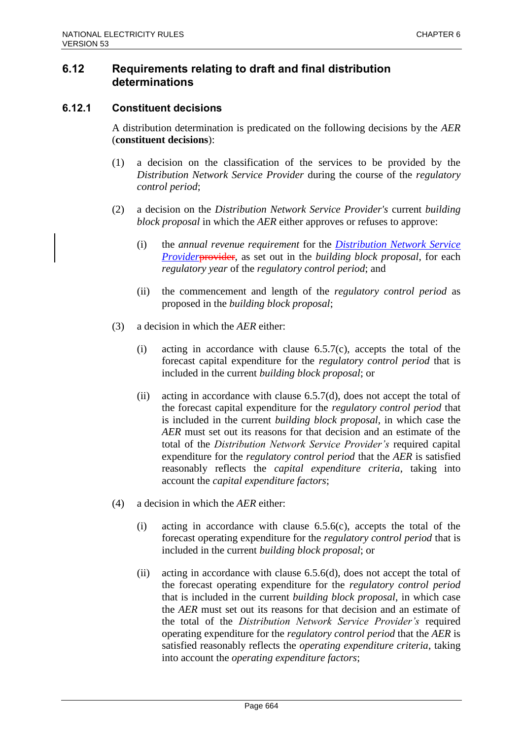## 6.12 Requirements relating to draft and final distribution determinations

### 6.12.1 Constituent decisions

A distribution determination is predicated on the following decisions by the *AER* (**constituent decisions**):

(1) a decision on the classification of the services to be provided by the *Distribution Network Service Provider* during the course of the *regulatory control period*;

(2) a decision on the *Distribution Network Service Provider's* current *building block proposal* in which the *AER* either approves or refuses to approve:

(i) the *annual revenue requirement* for the *Distribution Network Service Provider*~~provider~~, as set out in the *building block proposal*, for each *regulatory year* of the *regulatory control period*; and

(ii) the commencement and length of the *regulatory control period* as proposed in the *building block proposal*;

(3) a decision in which the *AER* either:

(i) acting in accordance with clause 6.5.7(c), accepts the total of the forecast capital expenditure for the *regulatory control period* that is included in the current *building block proposal*; or

(ii) acting in accordance with clause 6.5.7(d), does not accept the total of the forecast capital expenditure for the *regulatory control period* that is included in the current *building block proposal*, in which case the *AER* must set out its reasons for that decision and an estimate of the total of the *Distribution Network Service Provider's* required capital expenditure for the *regulatory control period* that the *AER* is satisfied reasonably reflects the *capital expenditure criteria*, taking into account the *capital expenditure factors*;

(4) a decision in which the *AER* either:

(i) acting in accordance with clause 6.5.6(c), accepts the total of the forecast operating expenditure for the *regulatory control period* that is included in the current *building block proposal*; or

(ii) acting in accordance with clause 6.5.6(d), does not accept the total of the forecast operating expenditure for the *regulatory control period* that is included in the current *building block proposal*, in which case the *AER* must set out its reasons for that decision and an estimate of the total of the *Distribution Network Service Provider's* required operating expenditure for the *regulatory control period* that the *AER* is satisfied reasonably reflects the *operating expenditure criteria*, taking into account the *operating expenditure factors*;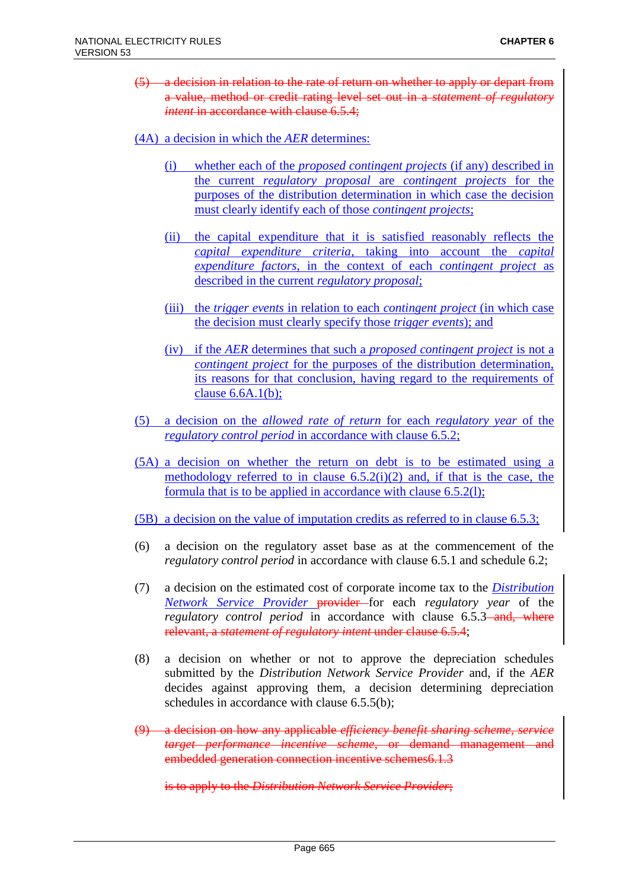~~(5) a decision in relation to the rate of return on whether to apply or depart from a value, method or credit rating level set out in a *statement of regulatory intent* in accordance with clause 6.5.4;~~

(4A) a decision in which the *AER* determines:

(i) whether each of the *proposed contingent projects* (if any) described in the current *regulatory proposal* are *contingent projects* for the purposes of the distribution determination in which case the decision must clearly identify each of those *contingent projects*;

(ii) the capital expenditure that it is satisfied reasonably reflects the *capital expenditure criteria*, taking into account the *capital expenditure factors*, in the context of each *contingent project* as described in the current *regulatory proposal*;

(iii) the *trigger events* in relation to each *contingent project* (in which case the decision must clearly specify those *trigger events*); and

(iv) if the *AER* determines that such a *proposed contingent project* is not a *contingent project* for the purposes of the distribution determination, its reasons for that conclusion, having regard to the requirements of clause 6.6A.1(b);

(5) a decision on the *allowed rate of return* for each *regulatory year* of the *regulatory control period* in accordance with clause 6.5.2;

(5A) a decision on whether the return on debt is to be estimated using a methodology referred to in clause 6.5.2(i)(2) and, if that is the case, the formula that is to be applied in accordance with clause 6.5.2(l);

(5B) a decision on the value of imputation credits as referred to in clause 6.5.3;

(6) a decision on the regulatory asset base as at the commencement of the *regulatory control period* in accordance with clause 6.5.1 and schedule 6.2;

(7) a decision on the estimated cost of corporate income tax to the *Distribution Network Service Provider* ~~provider~~ for each *regulatory year* of the *regulatory control period* in accordance with clause 6.5.3~~ and, where relevant, a *statement of regulatory intent* under clause 6.5.4~~;

(8) a decision on whether or not to approve the depreciation schedules submitted by the *Distribution Network Service Provider* and, if the *AER* decides against approving them, a decision determining depreciation schedules in accordance with clause 6.5.5(b);

~~(9) a decision on how any applicable *efficiency benefit sharing scheme*, *service target performance incentive scheme*, or demand management and embedded generation connection incentive schemes6.1.3~~

~~is to apply to the *Distribution Network Service Provider*;~~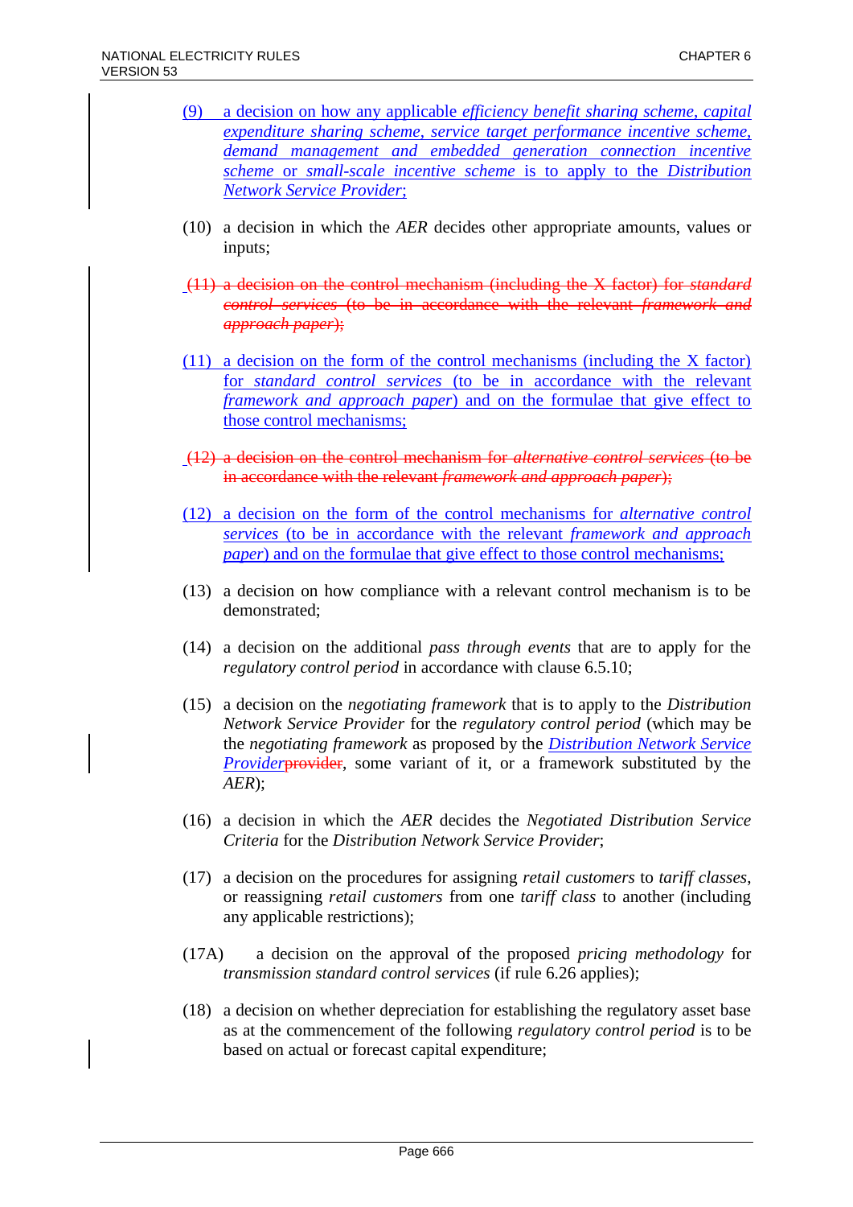(9) a decision on how any applicable *efficiency benefit sharing scheme, capital expenditure sharing scheme, service target performance incentive scheme, demand management and embedded generation connection incentive scheme* or *small-scale incentive scheme* is to apply to the *Distribution Network Service Provider*;

(10) a decision in which the *AER* decides other appropriate amounts, values or inputs;

~~(11) a decision on the control mechanism (including the X factor) for *standard control services* (to be in accordance with the relevant *framework and approach paper*);~~

(11) a decision on the form of the control mechanisms (including the X factor) for *standard control services* (to be in accordance with the relevant *framework and approach paper*) and on the formulae that give effect to those control mechanisms;

~~(12) a decision on the control mechanism for *alternative control services* (to be in accordance with the relevant *framework and approach paper*);~~

(12) a decision on the form of the control mechanisms for *alternative control services* (to be in accordance with the relevant *framework and approach paper*) and on the formulae that give effect to those control mechanisms;

(13) a decision on how compliance with a relevant control mechanism is to be demonstrated;

(14) a decision on the additional *pass through events* that are to apply for the *regulatory control period* in accordance with clause 6.5.10;

(15) a decision on the *negotiating framework* that is to apply to the *Distribution Network Service Provider* for the *regulatory control period* (which may be the *negotiating framework* as proposed by the *Distribution Network Service Provider*~~provider~~, some variant of it, or a framework substituted by the *AER*);

(16) a decision in which the *AER* decides the *Negotiated Distribution Service Criteria* for the *Distribution Network Service Provider*;

(17) a decision on the procedures for assigning *retail customers* to *tariff classes*, or reassigning *retail customers* from one *tariff class* to another (including any applicable restrictions);

(17A) a decision on the approval of the proposed *pricing methodology* for *transmission standard control services* (if rule 6.26 applies);

(18) a decision on whether depreciation for establishing the regulatory asset base as at the commencement of the following *regulatory control period* is to be based on actual or forecast capital expenditure;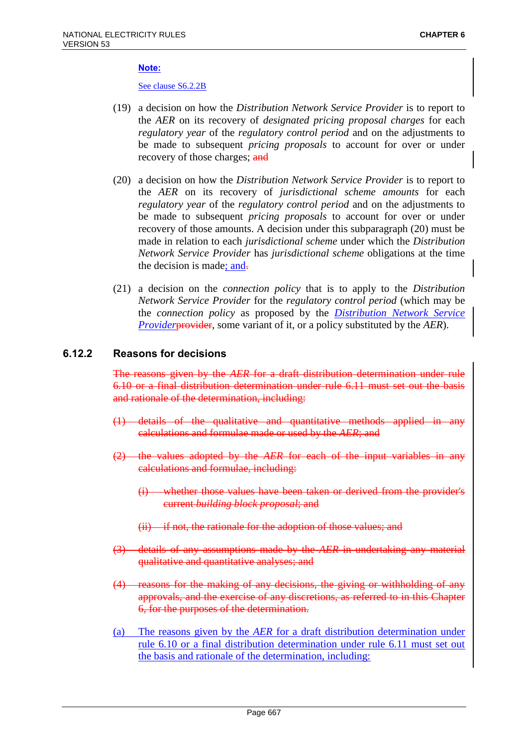**Note:**

See clause S6.2.2B

(19) a decision on how the *Distribution Network Service Provider* is to report to the *AER* on its recovery of *designated pricing proposal charges* for each *regulatory year* of the *regulatory control period* and on the adjustments to be made to subsequent *pricing proposals* to account for over or under recovery of those charges; ~~and~~

(20) a decision on how the *Distribution Network Service Provider* is to report to the *AER* on its recovery of *jurisdictional scheme amounts* for each *regulatory year* of the *regulatory control period* and on the adjustments to be made to subsequent *pricing proposals* to account for over or under recovery of those amounts. A decision under this subparagraph (20) must be made in relation to each *jurisdictional scheme* under which the *Distribution Network Service Provider* has *jurisdictional scheme* obligations at the time the decision is made; and~~.~~

(21) a decision on the *connection policy* that is to apply to the *Distribution Network Service Provider* for the *regulatory control period* (which may be the *connection policy* as proposed by the *Distribution Network Service Provider*~~provider~~, some variant of it, or a policy substituted by the *AER*).

## 6.12.2 Reasons for decisions

~~The reasons given by the *AER* for a draft distribution determination under rule 6.10 or a final distribution determination under rule 6.11 must set out the basis and rationale of the determination, including:~~

~~(1) details of the qualitative and quantitative methods applied in any calculations and formulae made or used by the *AER*; and~~

~~(2) the values adopted by the *AER* for each of the input variables in any calculations and formulae, including:~~

~~(i) whether those values have been taken or derived from the provider's current *building block proposal*; and~~

~~(ii) if not, the rationale for the adoption of those values; and~~

~~(3) details of any assumptions made by the *AER* in undertaking any material qualitative and quantitative analyses; and~~

~~(4) reasons for the making of any decisions, the giving or withholding of any approvals, and the exercise of any discretions, as referred to in this Chapter 6, for the purposes of the determination.~~

(a) The reasons given by the *AER* for a draft distribution determination under rule 6.10 or a final distribution determination under rule 6.11 must set out the basis and rationale of the determination, including: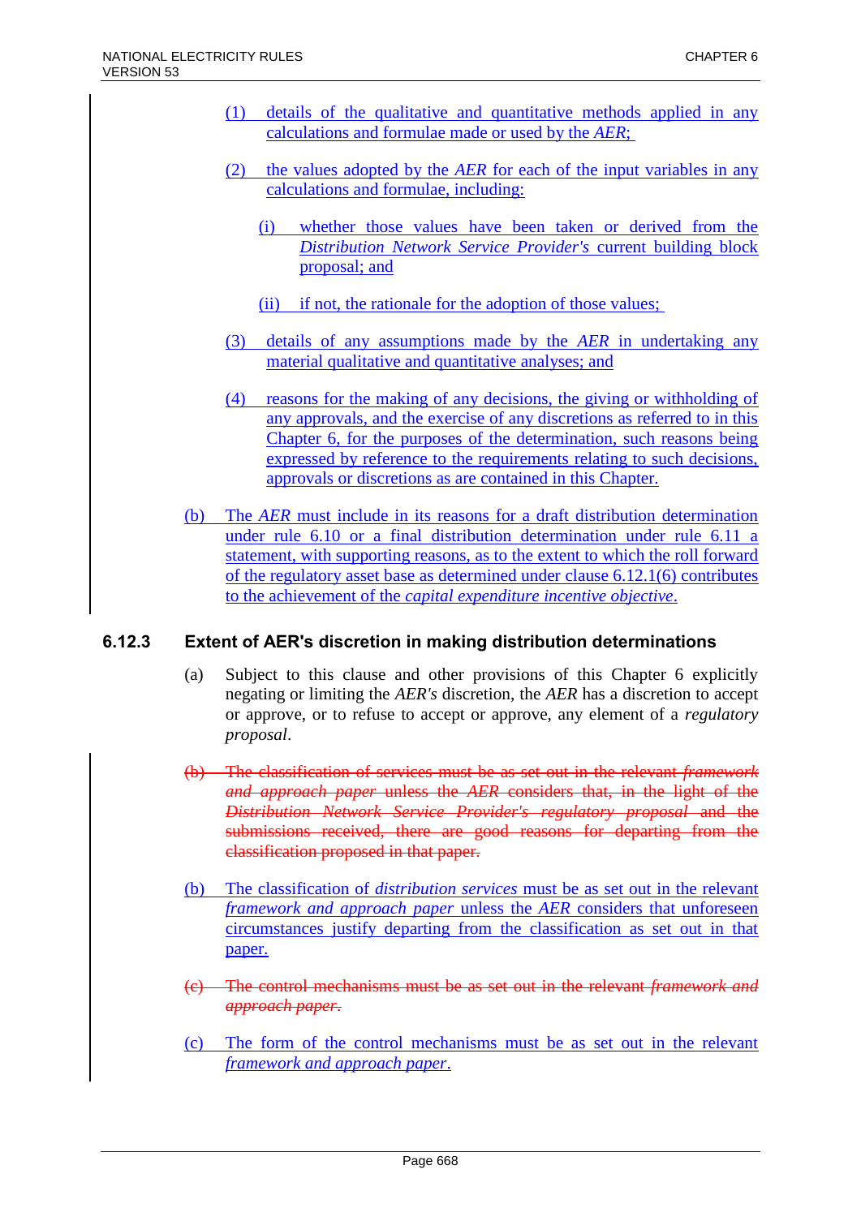(1) details of the qualitative and quantitative methods applied in any calculations and formulae made or used by the *AER*;

(2) the values adopted by the *AER* for each of the input variables in any calculations and formulae, including:

(i) whether those values have been taken or derived from the *Distribution Network Service Provider's* current building block proposal; and

(ii) if not, the rationale for the adoption of those values;

(3) details of any assumptions made by the *AER* in undertaking any material qualitative and quantitative analyses; and

(4) reasons for the making of any decisions, the giving or withholding of any approvals, and the exercise of any discretions as referred to in this Chapter 6, for the purposes of the determination, such reasons being expressed by reference to the requirements relating to such decisions, approvals or discretions as are contained in this Chapter.

(b) The *AER* must include in its reasons for a draft distribution determination under rule 6.10 or a final distribution determination under rule 6.11 a statement, with supporting reasons, as to the extent to which the roll forward of the regulatory asset base as determined under clause 6.12.1(6) contributes to the achievement of the *capital expenditure incentive objective*.

## 6.12.3 Extent of AER's discretion in making distribution determinations

(a) Subject to this clause and other provisions of this Chapter 6 explicitly negating or limiting the *AER's* discretion, the *AER* has a discretion to accept or approve, or to refuse to accept or approve, any element of a *regulatory proposal*.

~~(b) The classification of services must be as set out in the relevant *framework and approach paper* unless the *AER* considers that, in the light of the *Distribution Network Service Provider's regulatory proposal* and the submissions received, there are good reasons for departing from the classification proposed in that paper.~~

(b) The classification of *distribution services* must be as set out in the relevant *framework and approach paper* unless the *AER* considers that unforeseen circumstances justify departing from the classification as set out in that paper.

~~(c) The control mechanisms must be as set out in the relevant *framework and approach paper*.~~

(c) The form of the control mechanisms must be as set out in the relevant *framework and approach paper*.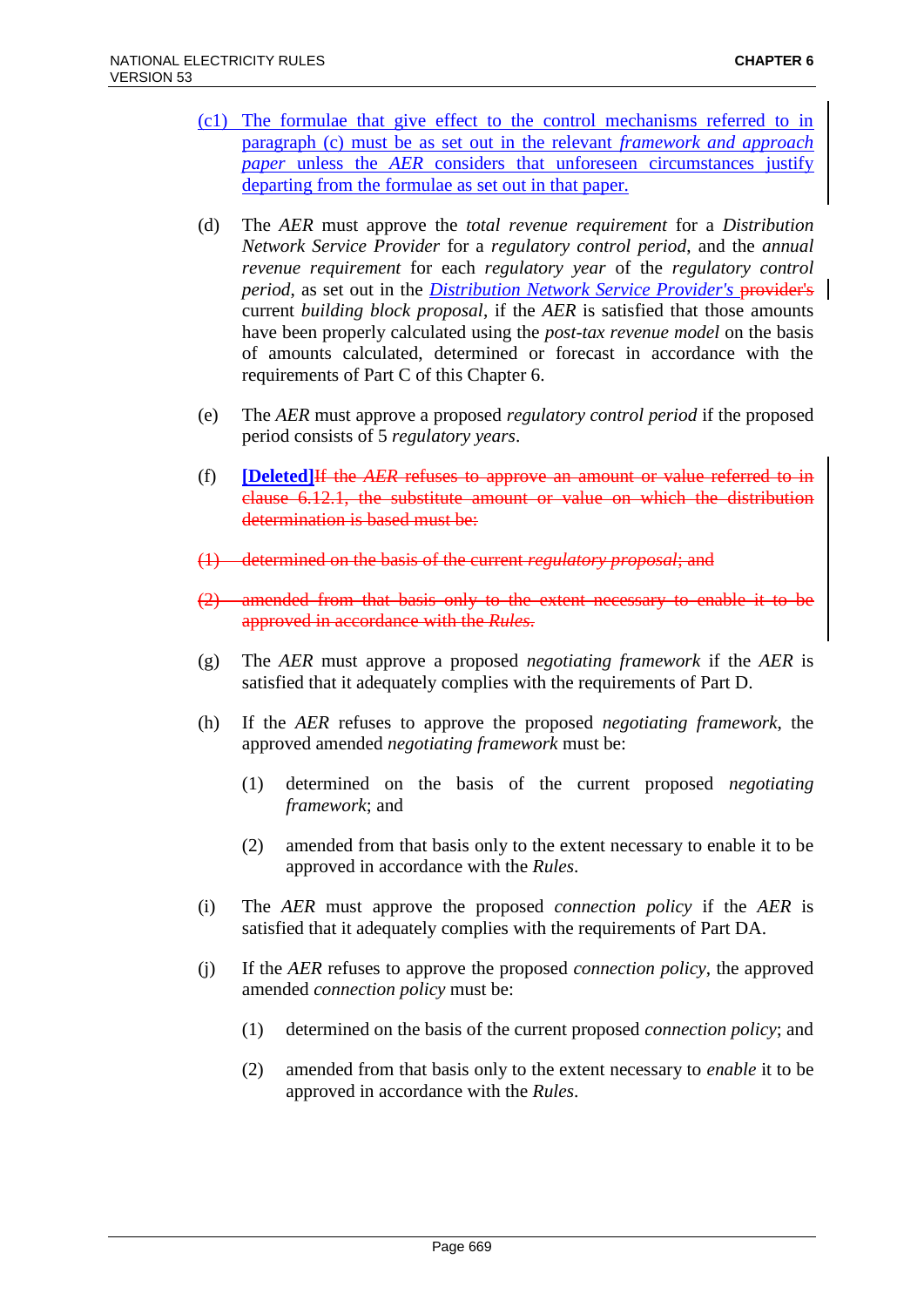(c1) The formulae that give effect to the control mechanisms referred to in paragraph (c) must be as set out in the relevant *framework and approach paper* unless the *AER* considers that unforeseen circumstances justify departing from the formulae as set out in that paper.

(d) The *AER* must approve the *total revenue requirement* for a *Distribution Network Service Provider* for a *regulatory control period*, and the *annual revenue requirement* for each *regulatory year* of the *regulatory control period*, as set out in the *Distribution Network Service Provider's* ~~provider's~~ current *building block proposal*, if the *AER* is satisfied that those amounts have been properly calculated using the *post-tax revenue model* on the basis of amounts calculated, determined or forecast in accordance with the requirements of Part C of this Chapter 6.

(e) The *AER* must approve a proposed *regulatory control period* if the proposed period consists of 5 *regulatory years*.

(f) **[Deleted]**~~If the *AER* refuses to approve an amount or value referred to in clause 6.12.1, the substitute amount or value on which the distribution determination is based must be:~~

~~(1) determined on the basis of the current *regulatory proposal*; and~~

~~(2) amended from that basis only to the extent necessary to enable it to be approved in accordance with the *Rules*.~~

(g) The *AER* must approve a proposed *negotiating framework* if the *AER* is satisfied that it adequately complies with the requirements of Part D.

(h) If the *AER* refuses to approve the proposed *negotiating framework*, the approved amended *negotiating framework* must be:

  (1) determined on the basis of the current proposed *negotiating framework*; and

  (2) amended from that basis only to the extent necessary to enable it to be approved in accordance with the *Rules*.

(i) The *AER* must approve the proposed *connection policy* if the *AER* is satisfied that it adequately complies with the requirements of Part DA.

(j) If the *AER* refuses to approve the proposed *connection policy*, the approved amended *connection policy* must be:

  (1) determined on the basis of the current proposed *connection policy*; and

  (2) amended from that basis only to the extent necessary to *enable* it to be approved in accordance with the *Rules*.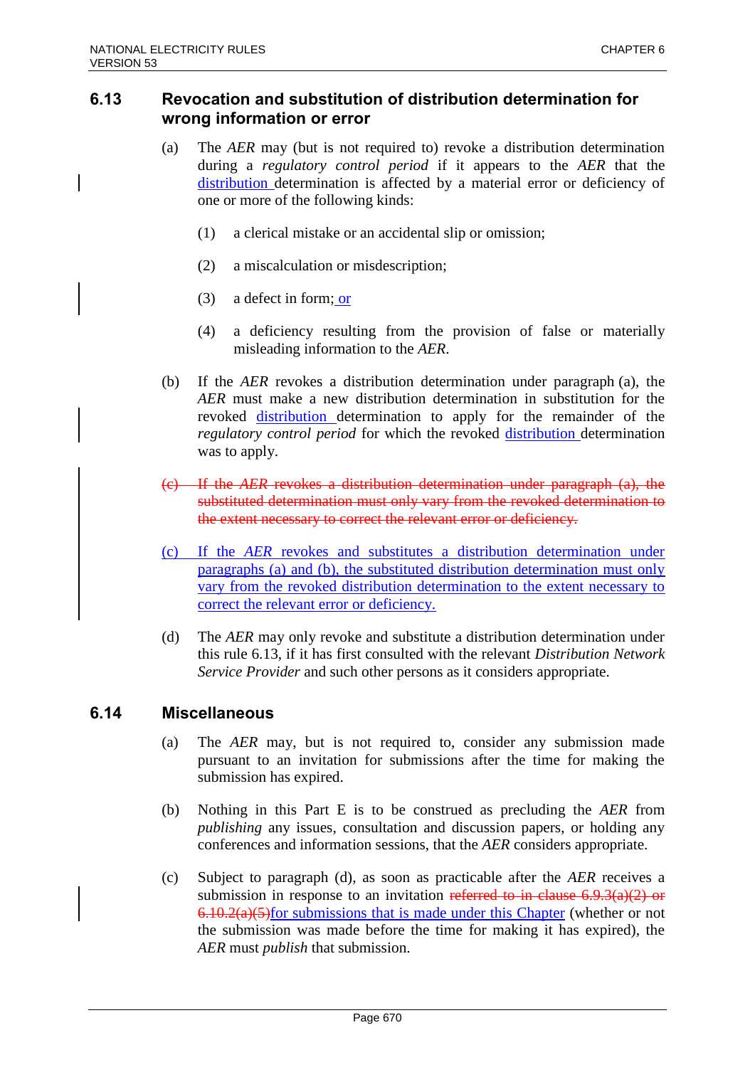## 6.13 Revocation and substitution of distribution determination for wrong information or error

(a) The *AER* may (but is not required to) revoke a distribution determination during a *regulatory control period* if it appears to the *AER* that the distribution determination is affected by a material error or deficiency of one or more of the following kinds:

(1) a clerical mistake or an accidental slip or omission;

(2) a miscalculation or misdescription;

(3) a defect in form; or

(4) a deficiency resulting from the provision of false or materially misleading information to the *AER*.

(b) If the *AER* revokes a distribution determination under paragraph (a), the *AER* must make a new distribution determination in substitution for the revoked distribution determination to apply for the remainder of the *regulatory control period* for which the revoked distribution determination was to apply.

~~(c) If the *AER* revokes a distribution determination under paragraph (a), the substituted determination must only vary from the revoked determination to the extent necessary to correct the relevant error or deficiency.~~

(c) If the *AER* revokes and substitutes a distribution determination under paragraphs (a) and (b), the substituted distribution determination must only vary from the revoked distribution determination to the extent necessary to correct the relevant error or deficiency.

(d) The *AER* may only revoke and substitute a distribution determination under this rule 6.13, if it has first consulted with the relevant *Distribution Network Service Provider* and such other persons as it considers appropriate.

## 6.14 Miscellaneous

(a) The *AER* may, but is not required to, consider any submission made pursuant to an invitation for submissions after the time for making the submission has expired.

(b) Nothing in this Part E is to be construed as precluding the *AER* from *publishing* any issues, consultation and discussion papers, or holding any conferences and information sessions, that the *AER* considers appropriate.

(c) Subject to paragraph (d), as soon as practicable after the *AER* receives a submission in response to an invitation ~~referred to in clause 6.9.3(a)(2) or 6.10.2(a)(5)~~for submissions that is made under this Chapter (whether or not the submission was made before the time for making it has expired), the *AER* must *publish* that submission.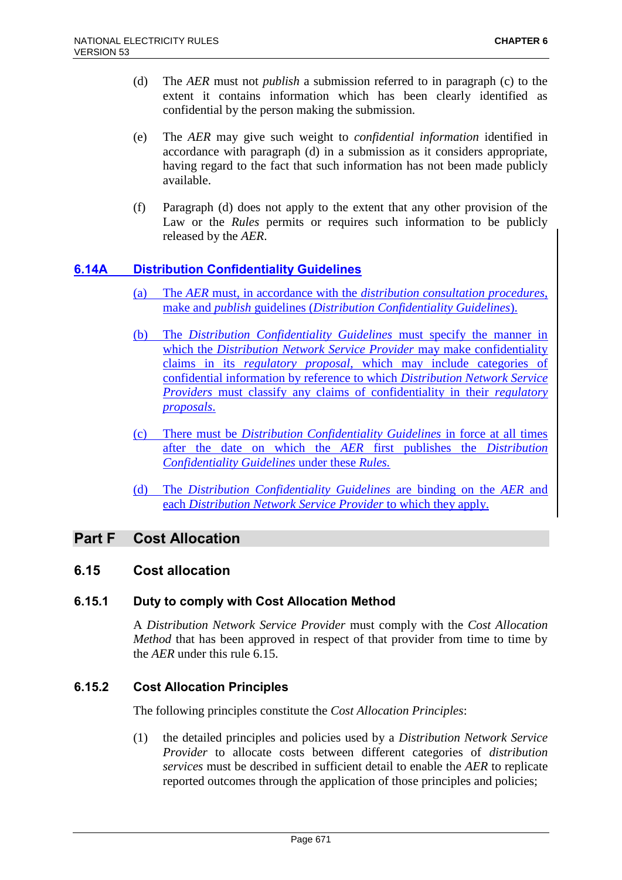(d) The *AER* must not *publish* a submission referred to in paragraph (c) to the extent it contains information which has been clearly identified as confidential by the person making the submission.

(e) The *AER* may give such weight to *confidential information* identified in accordance with paragraph (d) in a submission as it considers appropriate, having regard to the fact that such information has not been made publicly available.

(f) Paragraph (d) does not apply to the extent that any other provision of the Law or the *Rules* permits or requires such information to be publicly released by the *AER*.

### 6.14A Distribution Confidentiality Guidelines

(a) The *AER* must, in accordance with the *distribution consultation procedures*, make and *publish* guidelines (*Distribution Confidentiality Guidelines*).

(b) The *Distribution Confidentiality Guidelines* must specify the manner in which the *Distribution Network Service Provider* may make confidentiality claims in its *regulatory proposal*, which may include categories of confidential information by reference to which *Distribution Network Service Providers* must classify any claims of confidentiality in their *regulatory proposals*.

(c) There must be *Distribution Confidentiality Guidelines* in force at all times after the date on which the *AER* first publishes the *Distribution Confidentiality Guidelines* under these *Rules*.

(d) The *Distribution Confidentiality Guidelines* are binding on the *AER* and each *Distribution Network Service Provider* to which they apply.

## Part F Cost Allocation

### 6.15 Cost allocation

#### 6.15.1 Duty to comply with Cost Allocation Method

A *Distribution Network Service Provider* must comply with the *Cost Allocation Method* that has been approved in respect of that provider from time to time by the *AER* under this rule 6.15.

#### 6.15.2 Cost Allocation Principles

The following principles constitute the *Cost Allocation Principles*:

(1) the detailed principles and policies used by a *Distribution Network Service Provider* to allocate costs between different categories of *distribution services* must be described in sufficient detail to enable the *AER* to replicate reported outcomes through the application of those principles and policies;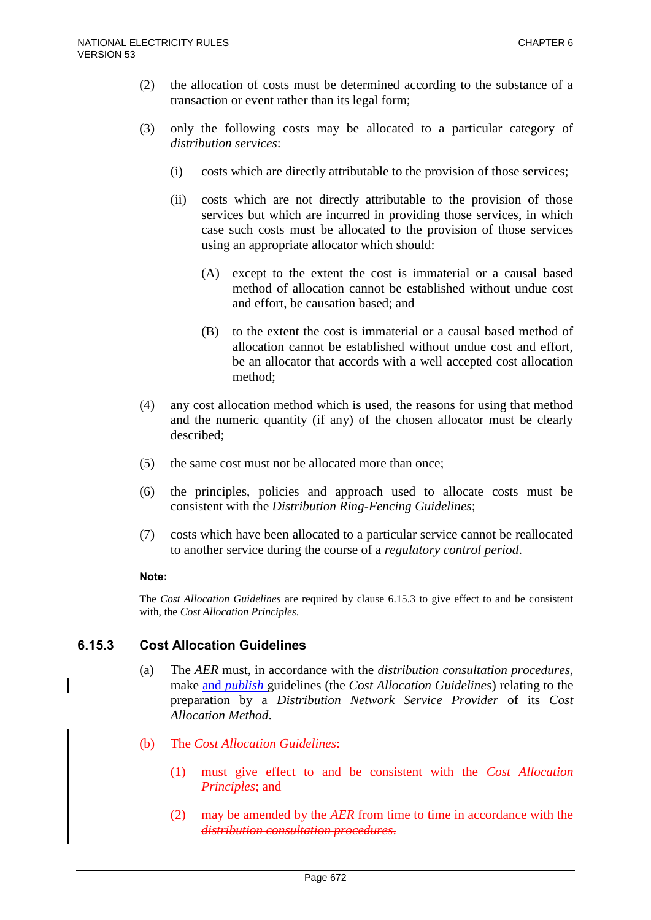(2) the allocation of costs must be determined according to the substance of a transaction or event rather than its legal form;

(3) only the following costs may be allocated to a particular category of *distribution services*:

(i) costs which are directly attributable to the provision of those services;

(ii) costs which are not directly attributable to the provision of those services but which are incurred in providing those services, in which case such costs must be allocated to the provision of those services using an appropriate allocator which should:

(A) except to the extent the cost is immaterial or a causal based method of allocation cannot be established without undue cost and effort, be causation based; and

(B) to the extent the cost is immaterial or a causal based method of allocation cannot be established without undue cost and effort, be an allocator that accords with a well accepted cost allocation method;

(4) any cost allocation method which is used, the reasons for using that method and the numeric quantity (if any) of the chosen allocator must be clearly described;

(5) the same cost must not be allocated more than once;

(6) the principles, policies and approach used to allocate costs must be consistent with the *Distribution Ring-Fencing Guidelines*;

(7) costs which have been allocated to a particular service cannot be reallocated to another service during the course of a *regulatory control period*.

**Note:**

The *Cost Allocation Guidelines* are required by clause 6.15.3 to give effect to and be consistent with, the *Cost Allocation Principles*.

### 6.15.3 Cost Allocation Guidelines

(a) The *AER* must, in accordance with the *distribution consultation procedures*, make and *publish* guidelines (the *Cost Allocation Guidelines*) relating to the preparation by a *Distribution Network Service Provider* of its *Cost Allocation Method*.

~~(b) The *Cost Allocation Guidelines*:~~

~~(1) must give effect to and be consistent with the *Cost Allocation Principles*; and~~

~~(2) may be amended by the *AER* from time to time in accordance with the *distribution consultation procedures*.~~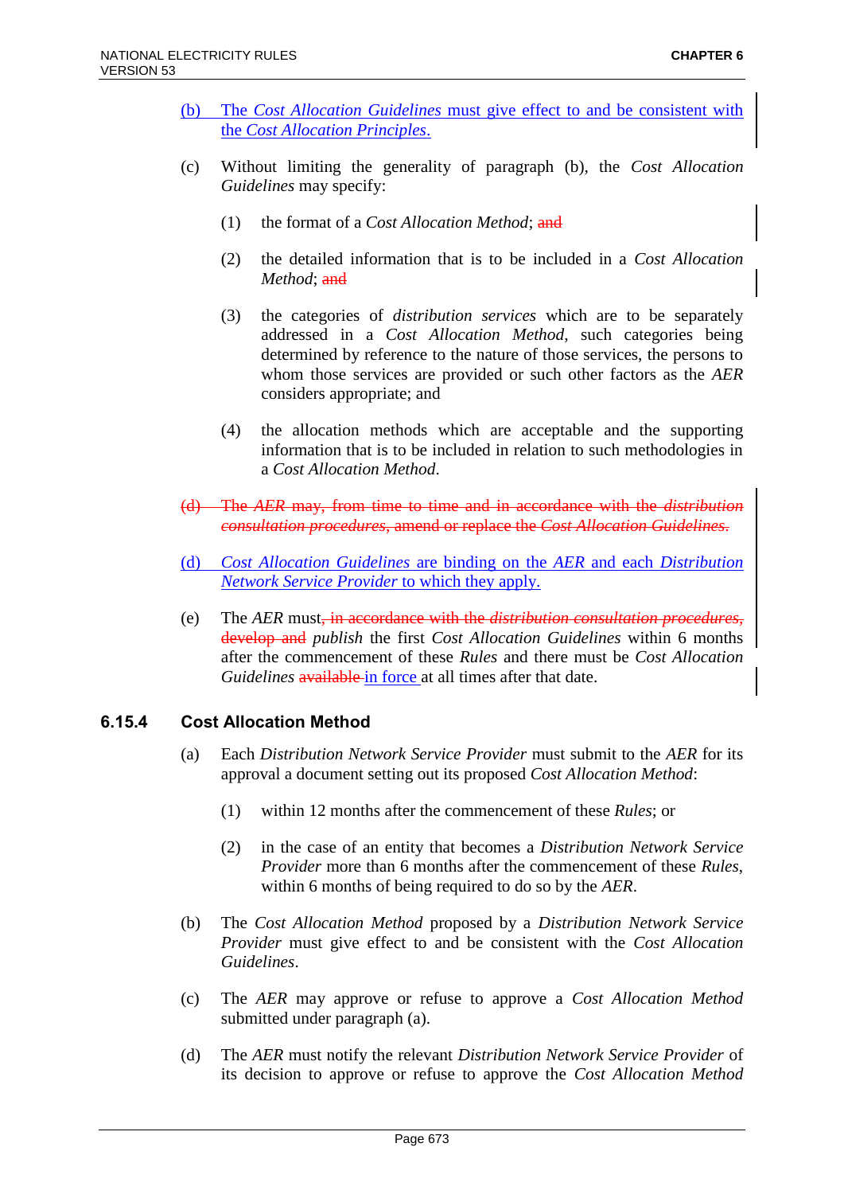(b) The *Cost Allocation Guidelines* must give effect to and be consistent with the *Cost Allocation Principles*.

(c) Without limiting the generality of paragraph (b), the *Cost Allocation Guidelines* may specify:

(1) the format of a *Cost Allocation Method*; ~~and~~

(2) the detailed information that is to be included in a *Cost Allocation Method*; ~~and~~

(3) the categories of *distribution services* which are to be separately addressed in a *Cost Allocation Method*, such categories being determined by reference to the nature of those services, the persons to whom those services are provided or such other factors as the *AER* considers appropriate; and

(4) the allocation methods which are acceptable and the supporting information that is to be included in relation to such methodologies in a *Cost Allocation Method*.

~~(d) The *AER* may, from time to time and in accordance with the *distribution consultation procedures*, amend or replace the *Cost Allocation Guidelines*.~~

(d) *Cost Allocation Guidelines* are binding on the *AER* and each *Distribution Network Service Provider* to which they apply.

(e) The *AER* must~~, in accordance with the *distribution consultation procedures*, develop and~~ *publish* the first *Cost Allocation Guidelines* within 6 months after the commencement of these *Rules* and there must be *Cost Allocation Guidelines* ~~available~~ in force at all times after that date.

### 6.15.4 Cost Allocation Method

(a) Each *Distribution Network Service Provider* must submit to the *AER* for its approval a document setting out its proposed *Cost Allocation Method*:

(1) within 12 months after the commencement of these *Rules*; or

(2) in the case of an entity that becomes a *Distribution Network Service Provider* more than 6 months after the commencement of these *Rules*, within 6 months of being required to do so by the *AER*.

(b) The *Cost Allocation Method* proposed by a *Distribution Network Service Provider* must give effect to and be consistent with the *Cost Allocation Guidelines*.

(c) The *AER* may approve or refuse to approve a *Cost Allocation Method* submitted under paragraph (a).

(d) The *AER* must notify the relevant *Distribution Network Service Provider* of its decision to approve or refuse to approve the *Cost Allocation Method*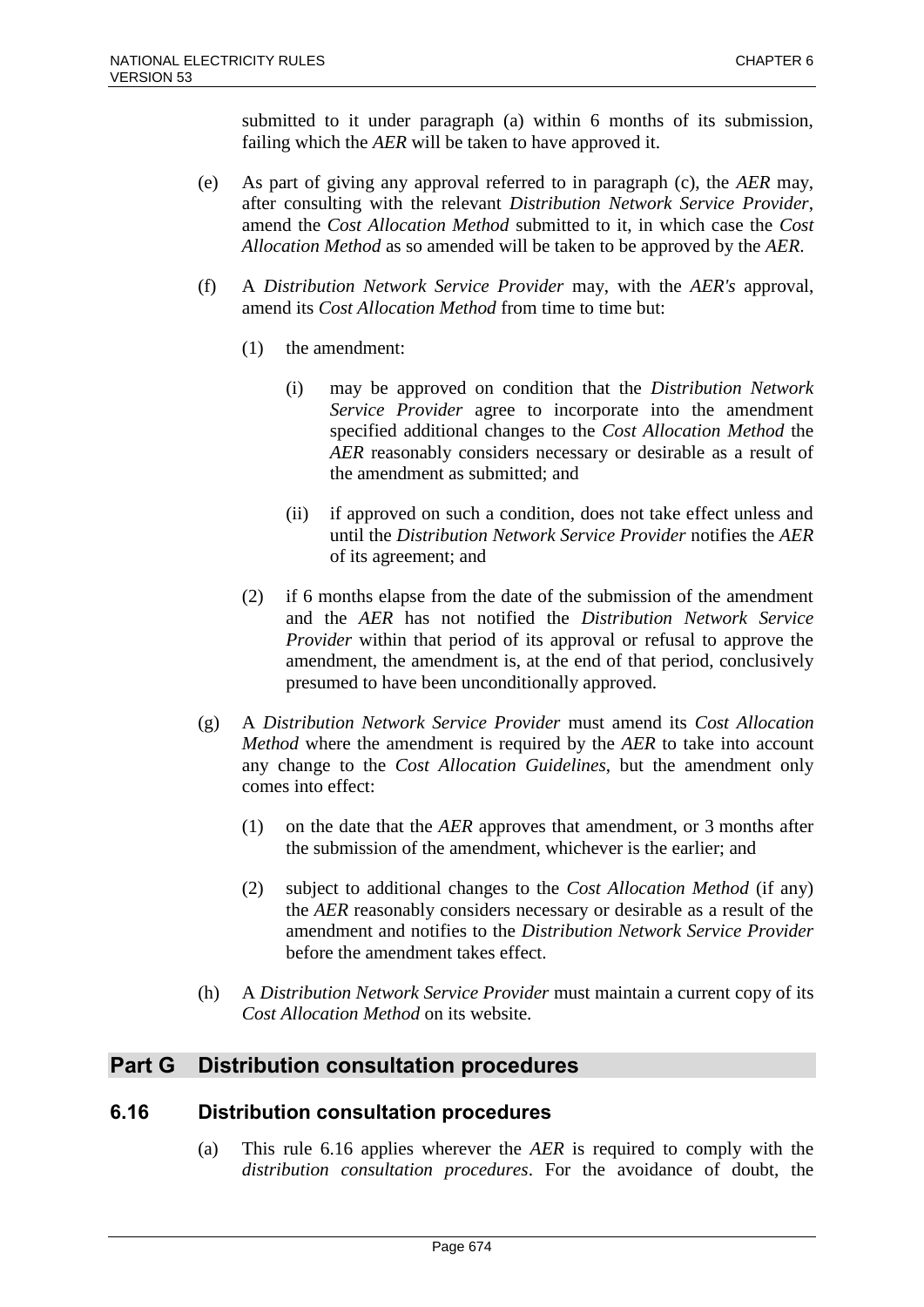submitted to it under paragraph (a) within 6 months of its submission, failing which the *AER* will be taken to have approved it.

(e) As part of giving any approval referred to in paragraph (c), the *AER* may, after consulting with the relevant *Distribution Network Service Provider*, amend the *Cost Allocation Method* submitted to it, in which case the *Cost Allocation Method* as so amended will be taken to be approved by the *AER*.

(f) A *Distribution Network Service Provider* may, with the *AER's* approval, amend its *Cost Allocation Method* from time to time but:

(1) the amendment:

(i) may be approved on condition that the *Distribution Network Service Provider* agree to incorporate into the amendment specified additional changes to the *Cost Allocation Method* the *AER* reasonably considers necessary or desirable as a result of the amendment as submitted; and

(ii) if approved on such a condition, does not take effect unless and until the *Distribution Network Service Provider* notifies the *AER* of its agreement; and

(2) if 6 months elapse from the date of the submission of the amendment and the *AER* has not notified the *Distribution Network Service Provider* within that period of its approval or refusal to approve the amendment, the amendment is, at the end of that period, conclusively presumed to have been unconditionally approved.

(g) A *Distribution Network Service Provider* must amend its *Cost Allocation Method* where the amendment is required by the *AER* to take into account any change to the *Cost Allocation Guidelines*, but the amendment only comes into effect:

(1) on the date that the *AER* approves that amendment, or 3 months after the submission of the amendment, whichever is the earlier; and

(2) subject to additional changes to the *Cost Allocation Method* (if any) the *AER* reasonably considers necessary or desirable as a result of the amendment and notifies to the *Distribution Network Service Provider* before the amendment takes effect.

(h) A *Distribution Network Service Provider* must maintain a current copy of its *Cost Allocation Method* on its website.

## Part G Distribution consultation procedures

### 6.16 Distribution consultation procedures

(a) This rule 6.16 applies wherever the *AER* is required to comply with the *distribution consultation procedures*. For the avoidance of doubt, the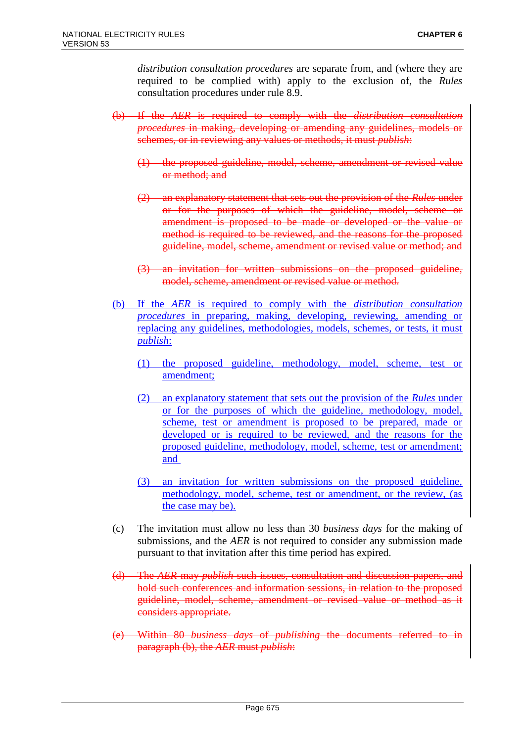*distribution consultation procedures* are separate from, and (where they are required to be complied with) apply to the exclusion of, the *Rules* consultation procedures under rule 8.9.

~~(b) If the *AER* is required to comply with the *distribution consultation procedures* in making, developing or amending any guidelines, models or schemes, or in reviewing any values or methods, it must *publish*:~~

~~(1) the proposed guideline, model, scheme, amendment or revised value or method; and~~

~~(2) an explanatory statement that sets out the provision of the *Rules* under or for the purposes of which the guideline, model, scheme or amendment is proposed to be made or developed or the value or method is required to be reviewed, and the reasons for the proposed guideline, model, scheme, amendment or revised value or method; and~~

~~(3) an invitation for written submissions on the proposed guideline, model, scheme, amendment or revised value or method.~~

(b) If the *AER* is required to comply with the *distribution consultation procedures* in preparing, making, developing, reviewing, amending or replacing any guidelines, methodologies, models, schemes, or tests, it must *publish*:

(1) the proposed guideline, methodology, model, scheme, test or amendment;

(2) an explanatory statement that sets out the provision of the *Rules* under or for the purposes of which the guideline, methodology, model, scheme, test or amendment is proposed to be prepared, made or developed or is required to be reviewed, and the reasons for the proposed guideline, methodology, model, scheme, test or amendment; and

(3) an invitation for written submissions on the proposed guideline, methodology, model, scheme, test or amendment, or the review, (as the case may be).

(c) The invitation must allow no less than 30 *business days* for the making of submissions, and the *AER* is not required to consider any submission made pursuant to that invitation after this time period has expired.

~~(d) The *AER* may *publish* such issues, consultation and discussion papers, and hold such conferences and information sessions, in relation to the proposed guideline, model, scheme, amendment or revised value or method as it considers appropriate.~~

~~(e) Within 80 *business days* of *publishing* the documents referred to in paragraph (b), the *AER* must *publish*:~~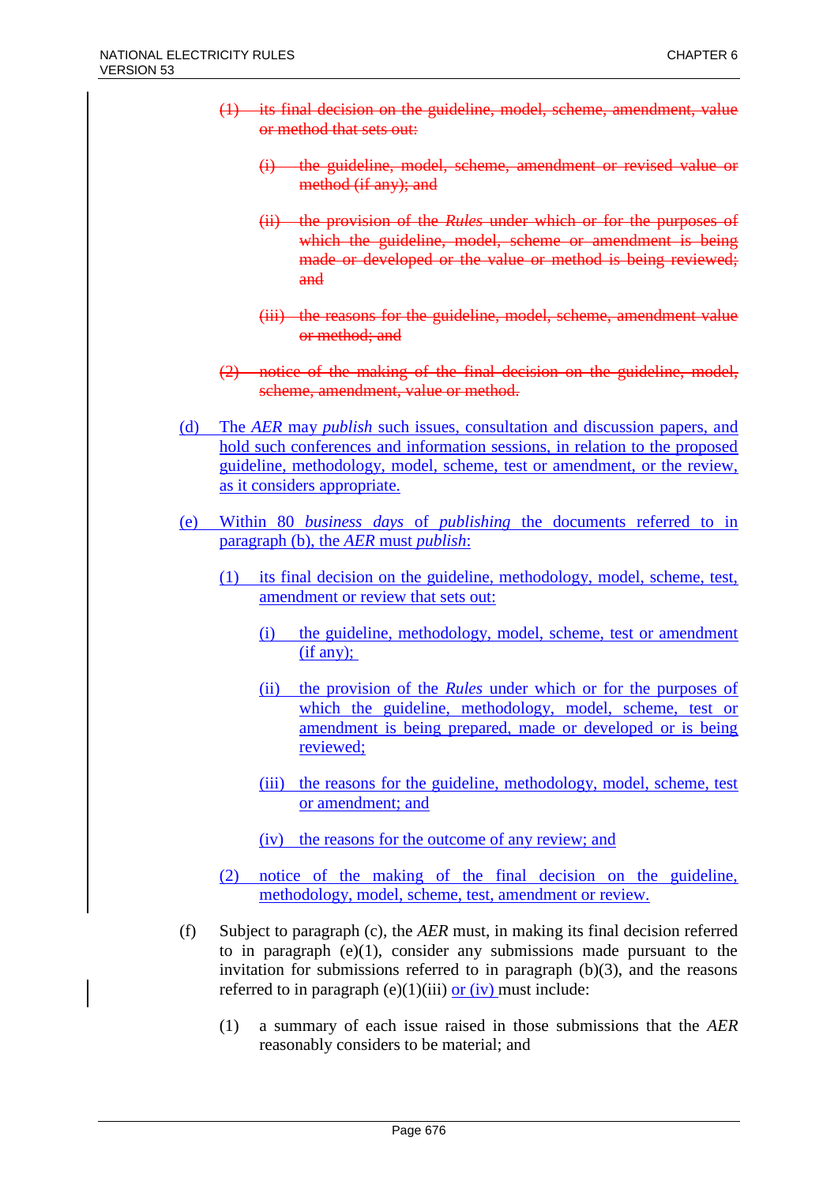~~(1) its final decision on the guideline, model, scheme, amendment, value or method that sets out:~~

~~(i) the guideline, model, scheme, amendment or revised value or method (if any); and~~

~~(ii) the provision of the *Rules* under which or for the purposes of which the guideline, model, scheme or amendment is being made or developed or the value or method is being reviewed; and~~

~~(iii) the reasons for the guideline, model, scheme, amendment value or method; and~~

~~(2) notice of the making of the final decision on the guideline, model, scheme, amendment, value or method.~~

(d) The *AER* may *publish* such issues, consultation and discussion papers, and hold such conferences and information sessions, in relation to the proposed guideline, methodology, model, scheme, test or amendment, or the review, as it considers appropriate.

(e) Within 80 *business days* of *publishing* the documents referred to in paragraph (b), the *AER* must *publish*:

(1) its final decision on the guideline, methodology, model, scheme, test, amendment or review that sets out:

(i) the guideline, methodology, model, scheme, test or amendment (if any);

(ii) the provision of the *Rules* under which or for the purposes of which the guideline, methodology, model, scheme, test or amendment is being prepared, made or developed or is being reviewed;

(iii) the reasons for the guideline, methodology, model, scheme, test or amendment; and

(iv) the reasons for the outcome of any review; and

(2) notice of the making of the final decision on the guideline, methodology, model, scheme, test, amendment or review.

(f) Subject to paragraph (c), the *AER* must, in making its final decision referred to in paragraph (e)(1), consider any submissions made pursuant to the invitation for submissions referred to in paragraph (b)(3), and the reasons referred to in paragraph (e)(1)(iii) or (iv) must include:

(1) a summary of each issue raised in those submissions that the *AER* reasonably considers to be material; and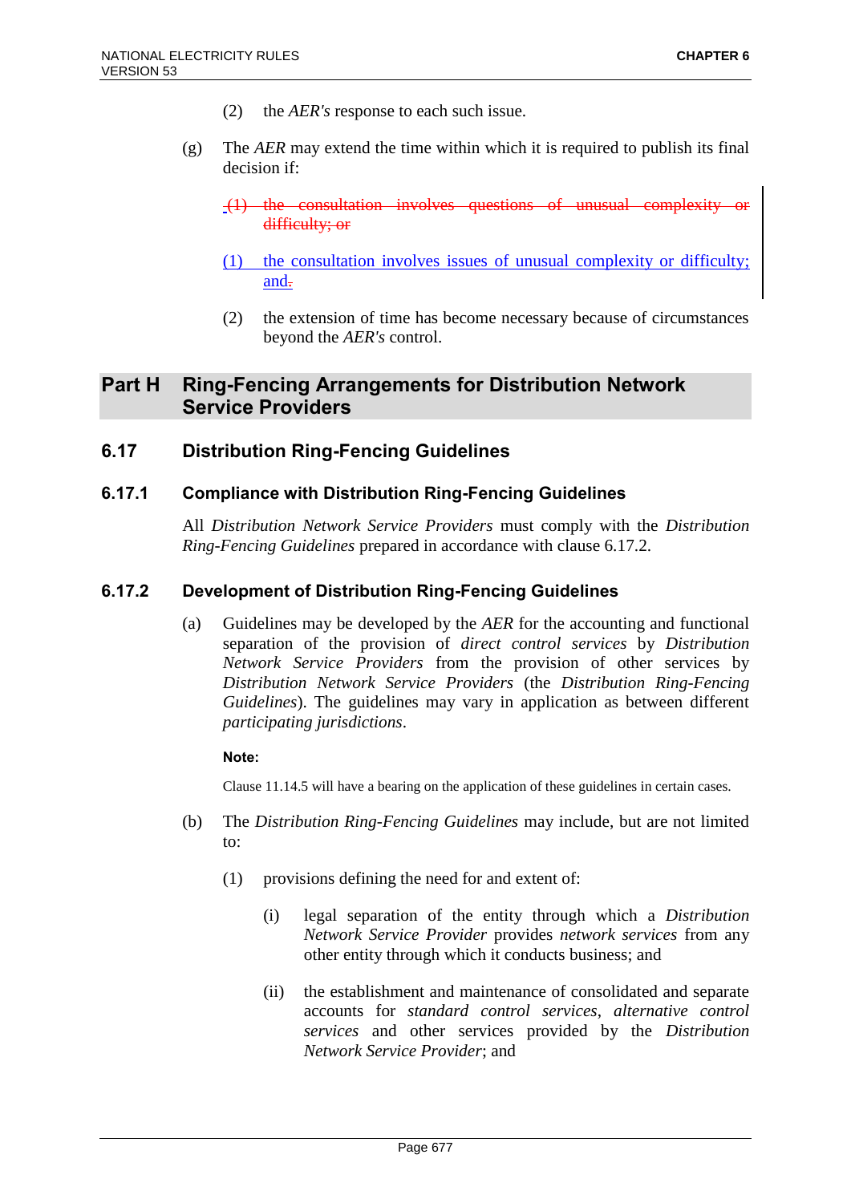(2) the *AER's* response to each such issue.

(g) The *AER* may extend the time within which it is required to publish its final decision if:

~~(1) the consultation involves questions of unusual complexity or difficulty; or~~

(1) the consultation involves issues of unusual complexity or difficulty; and~~.~~

(2) the extension of time has become necessary because of circumstances beyond the *AER's* control.

# Part H Ring-Fencing Arrangements for Distribution Network Service Providers

## 6.17 Distribution Ring-Fencing Guidelines

### 6.17.1 Compliance with Distribution Ring-Fencing Guidelines

All *Distribution Network Service Providers* must comply with the *Distribution Ring-Fencing Guidelines* prepared in accordance with clause 6.17.2.

### 6.17.2 Development of Distribution Ring-Fencing Guidelines

(a) Guidelines may be developed by the *AER* for the accounting and functional separation of the provision of *direct control services* by *Distribution Network Service Providers* from the provision of other services by *Distribution Network Service Providers* (the *Distribution Ring-Fencing Guidelines*). The guidelines may vary in application as between different *participating jurisdictions*.

**Note:**

Clause 11.14.5 will have a bearing on the application of these guidelines in certain cases.

(b) The *Distribution Ring-Fencing Guidelines* may include, but are not limited to:

(1) provisions defining the need for and extent of:

(i) legal separation of the entity through which a *Distribution Network Service Provider* provides *network services* from any other entity through which it conducts business; and

(ii) the establishment and maintenance of consolidated and separate accounts for *standard control services*, *alternative control services* and other services provided by the *Distribution Network Service Provider*; and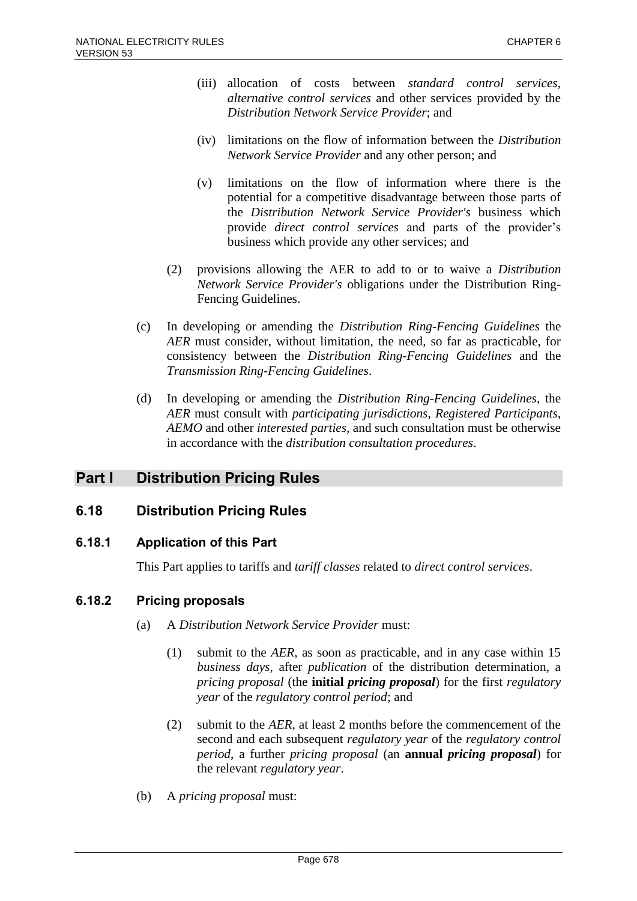(iii) allocation of costs between *standard control services*, *alternative control services* and other services provided by the *Distribution Network Service Provider*; and

(iv) limitations on the flow of information between the *Distribution Network Service Provider* and any other person; and

(v) limitations on the flow of information where there is the potential for a competitive disadvantage between those parts of the *Distribution Network Service Provider's* business which provide *direct control services* and parts of the provider's business which provide any other services; and

(2) provisions allowing the AER to add to or to waive a *Distribution Network Service Provider's* obligations under the Distribution Ring-Fencing Guidelines.

(c) In developing or amending the *Distribution Ring-Fencing Guidelines* the *AER* must consider, without limitation, the need, so far as practicable, for consistency between the *Distribution Ring-Fencing Guidelines* and the *Transmission Ring-Fencing Guidelines*.

(d) In developing or amending the *Distribution Ring-Fencing Guidelines*, the *AER* must consult with *participating jurisdictions*, *Registered Participants*, *AEMO* and other *interested parties*, and such consultation must be otherwise in accordance with the *distribution consultation procedures*.

# Part I Distribution Pricing Rules

## 6.18 Distribution Pricing Rules

### 6.18.1 Application of this Part

This Part applies to tariffs and *tariff classes* related to *direct control services*.

### 6.18.2 Pricing proposals

(a) A *Distribution Network Service Provider* must:

(1) submit to the *AER*, as soon as practicable, and in any case within 15 *business days*, after *publication* of the distribution determination, a *pricing proposal* (the **initial *pricing proposal***) for the first *regulatory year* of the *regulatory control period*; and

(2) submit to the *AER*, at least 2 months before the commencement of the second and each subsequent *regulatory year* of the *regulatory control period*, a further *pricing proposal* (an **annual *pricing proposal***) for the relevant *regulatory year*.

(b) A *pricing proposal* must: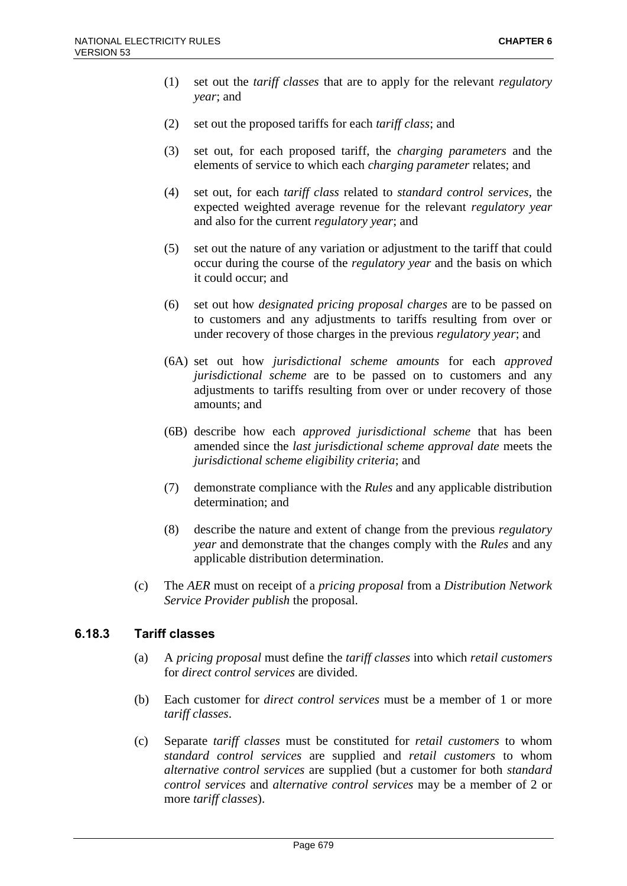(1) set out the *tariff classes* that are to apply for the relevant *regulatory year*; and

(2) set out the proposed tariffs for each *tariff class*; and

(3) set out, for each proposed tariff, the *charging parameters* and the elements of service to which each *charging parameter* relates; and

(4) set out, for each *tariff class* related to *standard control services*, the expected weighted average revenue for the relevant *regulatory year* and also for the current *regulatory year*; and

(5) set out the nature of any variation or adjustment to the tariff that could occur during the course of the *regulatory year* and the basis on which it could occur; and

(6) set out how *designated pricing proposal charges* are to be passed on to customers and any adjustments to tariffs resulting from over or under recovery of those charges in the previous *regulatory year*; and

(6A) set out how *jurisdictional scheme amounts* for each *approved jurisdictional scheme* are to be passed on to customers and any adjustments to tariffs resulting from over or under recovery of those amounts; and

(6B) describe how each *approved jurisdictional scheme* that has been amended since the *last jurisdictional scheme approval date* meets the *jurisdictional scheme eligibility criteria*; and

(7) demonstrate compliance with the *Rules* and any applicable distribution determination; and

(8) describe the nature and extent of change from the previous *regulatory year* and demonstrate that the changes comply with the *Rules* and any applicable distribution determination.

(c) The *AER* must on receipt of a *pricing proposal* from a *Distribution Network Service Provider publish* the proposal.

### 6.18.3 Tariff classes

(a) A *pricing proposal* must define the *tariff classes* into which *retail customers* for *direct control services* are divided.

(b) Each customer for *direct control services* must be a member of 1 or more *tariff classes*.

(c) Separate *tariff classes* must be constituted for *retail customers* to whom *standard control services* are supplied and *retail customers* to whom *alternative control services* are supplied (but a customer for both *standard control services* and *alternative control services* may be a member of 2 or more *tariff classes*).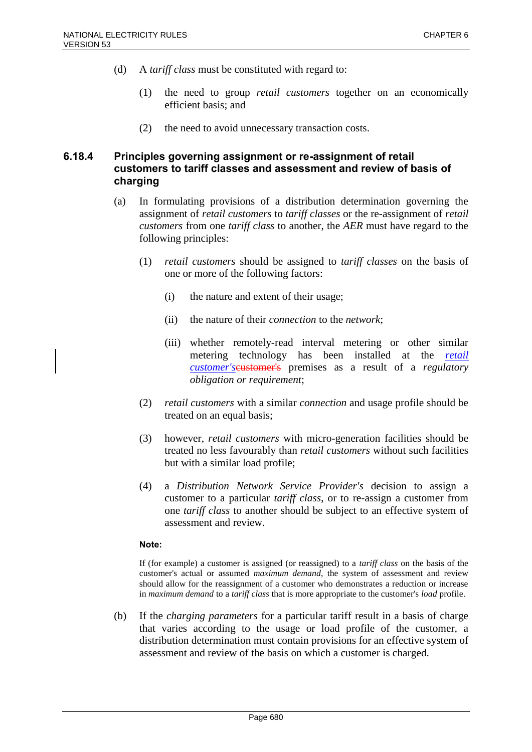(d) A *tariff class* must be constituted with regard to:

(1) the need to group *retail customers* together on an economically efficient basis; and

(2) the need to avoid unnecessary transaction costs.

### 6.18.4 Principles governing assignment or re-assignment of retail customers to tariff classes and assessment and review of basis of charging

(a) In formulating provisions of a distribution determination governing the assignment of *retail customers* to *tariff classes* or the re-assignment of *retail customers* from one *tariff class* to another, the *AER* must have regard to the following principles:

(1) *retail customers* should be assigned to *tariff classes* on the basis of one or more of the following factors:

(i) the nature and extent of their usage;

(ii) the nature of their *connection* to the *network*;

(iii) whether remotely-read interval metering or other similar metering technology has been installed at the *retail customer's*~~customer's~~ premises as a result of a *regulatory obligation or requirement*;

(2) *retail customers* with a similar *connection* and usage profile should be treated on an equal basis;

(3) however, *retail customers* with micro-generation facilities should be treated no less favourably than *retail customers* without such facilities but with a similar load profile;

(4) a *Distribution Network Service Provider's* decision to assign a customer to a particular *tariff class*, or to re-assign a customer from one *tariff class* to another should be subject to an effective system of assessment and review.

**Note:**

If (for example) a customer is assigned (or reassigned) to a *tariff class* on the basis of the customer's actual or assumed *maximum demand*, the system of assessment and review should allow for the reassignment of a customer who demonstrates a reduction or increase in *maximum demand* to a *tariff class* that is more appropriate to the customer's *load* profile.

(b) If the *charging parameters* for a particular tariff result in a basis of charge that varies according to the usage or load profile of the customer, a distribution determination must contain provisions for an effective system of assessment and review of the basis on which a customer is charged.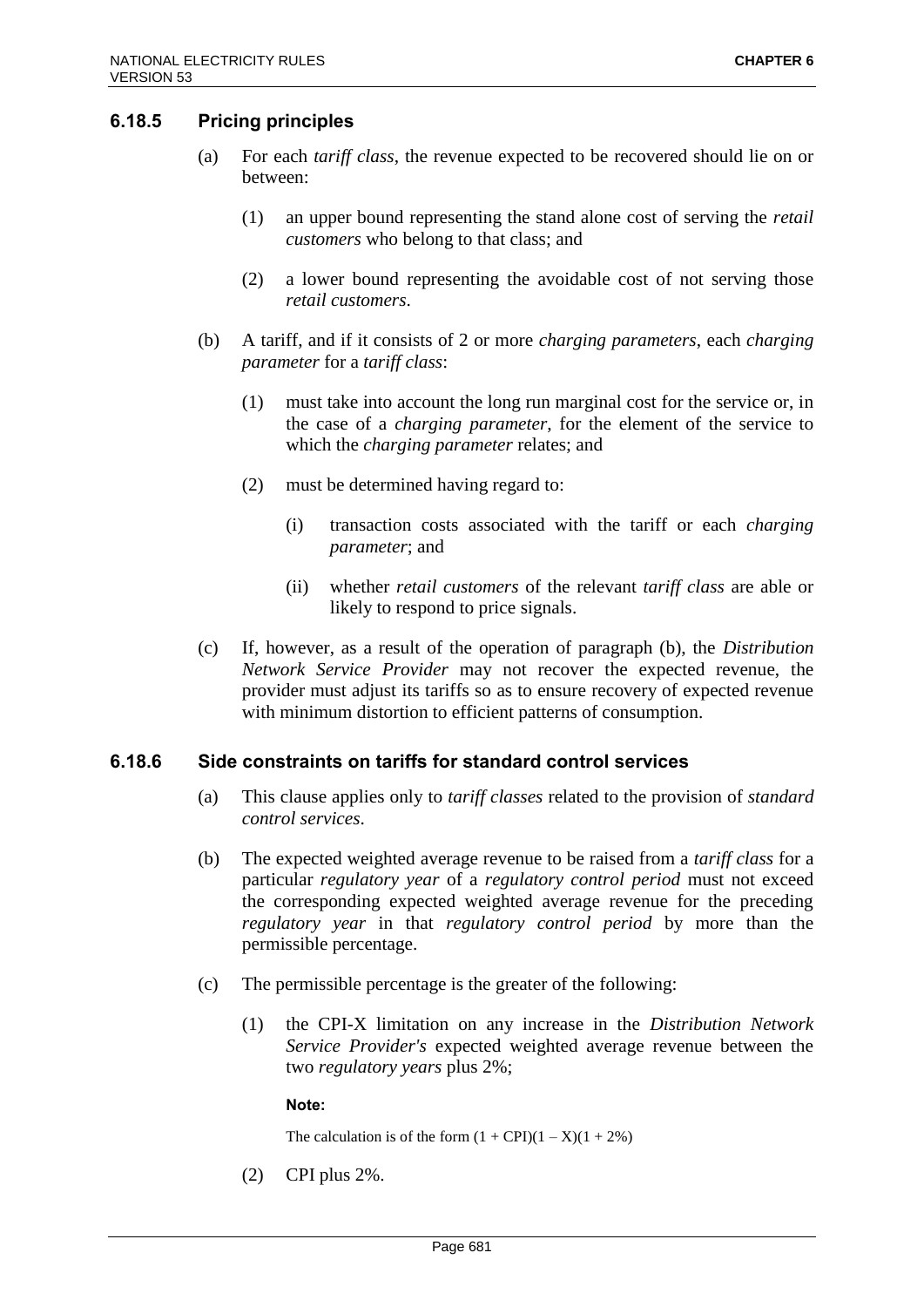### 6.18.5 Pricing principles

(a) For each *tariff class*, the revenue expected to be recovered should lie on or between:

(1) an upper bound representing the stand alone cost of serving the *retail customers* who belong to that class; and

(2) a lower bound representing the avoidable cost of not serving those *retail customers*.

(b) A tariff, and if it consists of 2 or more *charging parameters*, each *charging parameter* for a *tariff class*:

(1) must take into account the long run marginal cost for the service or, in the case of a *charging parameter*, for the element of the service to which the *charging parameter* relates; and

(2) must be determined having regard to:

(i) transaction costs associated with the tariff or each *charging parameter*; and

(ii) whether *retail customers* of the relevant *tariff class* are able or likely to respond to price signals.

(c) If, however, as a result of the operation of paragraph (b), the *Distribution Network Service Provider* may not recover the expected revenue, the provider must adjust its tariffs so as to ensure recovery of expected revenue with minimum distortion to efficient patterns of consumption.

### 6.18.6 Side constraints on tariffs for standard control services

(a) This clause applies only to *tariff classes* related to the provision of *standard control services*.

(b) The expected weighted average revenue to be raised from a *tariff class* for a particular *regulatory year* of a *regulatory control period* must not exceed the corresponding expected weighted average revenue for the preceding *regulatory year* in that *regulatory control period* by more than the permissible percentage.

(c) The permissible percentage is the greater of the following:

(1) the CPI-X limitation on any increase in the *Distribution Network Service Provider's* expected weighted average revenue between the two *regulatory years* plus 2%;

**Note:**

The calculation is of the form $(1 + CPI)(1 – X)(1 + 2\%)$

(2) CPI plus 2%.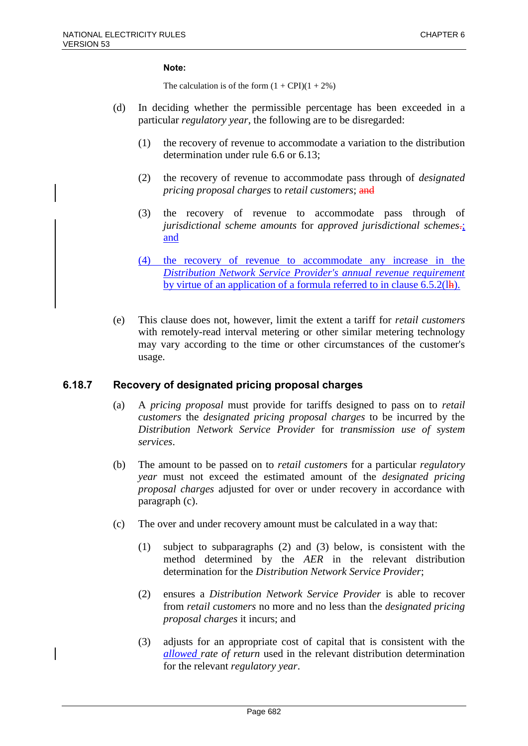**Note:**

The calculation is of the form (1 + CPI)(1 + 2%)

(d) In deciding whether the permissible percentage has been exceeded in a particular *regulatory year*, the following are to be disregarded:

(1) the recovery of revenue to accommodate a variation to the distribution determination under rule 6.6 or 6.13;

(2) the recovery of revenue to accommodate pass through of *designated pricing proposal charges* to *retail customers*; and

(3) the recovery of revenue to accommodate pass through of *jurisdictional scheme amounts* for *approved jurisdictional schemes*.; and

(4) the recovery of revenue to accommodate any increase in the *Distribution Network Service Provider's annual revenue requirement* by virtue of an application of a formula referred to in clause 6.5.2(lh).

(e) This clause does not, however, limit the extent a tariff for *retail customers* with remotely-read interval metering or other similar metering technology may vary according to the time or other circumstances of the customer's usage.

### 6.18.7 Recovery of designated pricing proposal charges

(a) A *pricing proposal* must provide for tariffs designed to pass on to *retail customers* the *designated pricing proposal charges* to be incurred by the *Distribution Network Service Provider* for *transmission use of system services*.

(b) The amount to be passed on to *retail customers* for a particular *regulatory year* must not exceed the estimated amount of the *designated pricing proposal charges* adjusted for over or under recovery in accordance with paragraph (c).

(c) The over and under recovery amount must be calculated in a way that:

(1) subject to subparagraphs (2) and (3) below, is consistent with the method determined by the *AER* in the relevant distribution determination for the *Distribution Network Service Provider*;

(2) ensures a *Distribution Network Service Provider* is able to recover from *retail customers* no more and no less than the *designated pricing proposal charges* it incurs; and

(3) adjusts for an appropriate cost of capital that is consistent with the *allowed rate of return* used in the relevant distribution determination for the relevant *regulatory year*.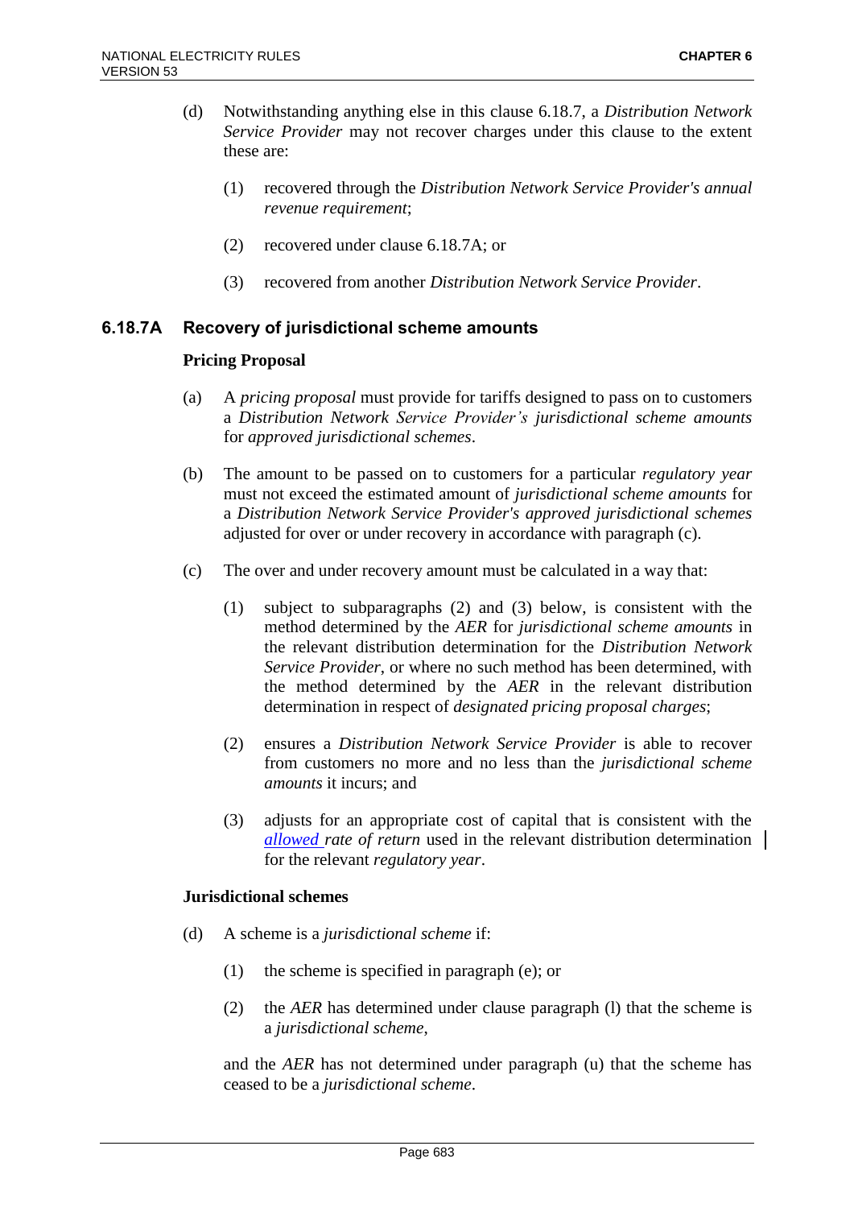(d) Notwithstanding anything else in this clause 6.18.7, a *Distribution Network Service Provider* may not recover charges under this clause to the extent these are:

(1) recovered through the *Distribution Network Service Provider's annual revenue requirement*;

(2) recovered under clause 6.18.7A; or

(3) recovered from another *Distribution Network Service Provider*.

### 6.18.7A Recovery of jurisdictional scheme amounts

**Pricing Proposal**

(a) A *pricing proposal* must provide for tariffs designed to pass on to customers a *Distribution Network Service Provider's jurisdictional scheme amounts* for *approved jurisdictional schemes*.

(b) The amount to be passed on to customers for a particular *regulatory year* must not exceed the estimated amount of *jurisdictional scheme amounts* for a *Distribution Network Service Provider's approved jurisdictional schemes* adjusted for over or under recovery in accordance with paragraph (c).

(c) The over and under recovery amount must be calculated in a way that:

(1) subject to subparagraphs (2) and (3) below, is consistent with the method determined by the *AER* for *jurisdictional scheme amounts* in the relevant distribution determination for the *Distribution Network Service Provider*, or where no such method has been determined, with the method determined by the *AER* in the relevant distribution determination in respect of *designated pricing proposal charges*;

(2) ensures a *Distribution Network Service Provider* is able to recover from customers no more and no less than the *jurisdictional scheme amounts* it incurs; and

(3) adjusts for an appropriate cost of capital that is consistent with the *allowed rate of return* used in the relevant distribution determination for the relevant *regulatory year*.

**Jurisdictional schemes**

(d) A scheme is a *jurisdictional scheme* if:

(1) the scheme is specified in paragraph (e); or

(2) the *AER* has determined under clause paragraph (l) that the scheme is a *jurisdictional scheme*,

and the *AER* has not determined under paragraph (u) that the scheme has ceased to be a *jurisdictional scheme*.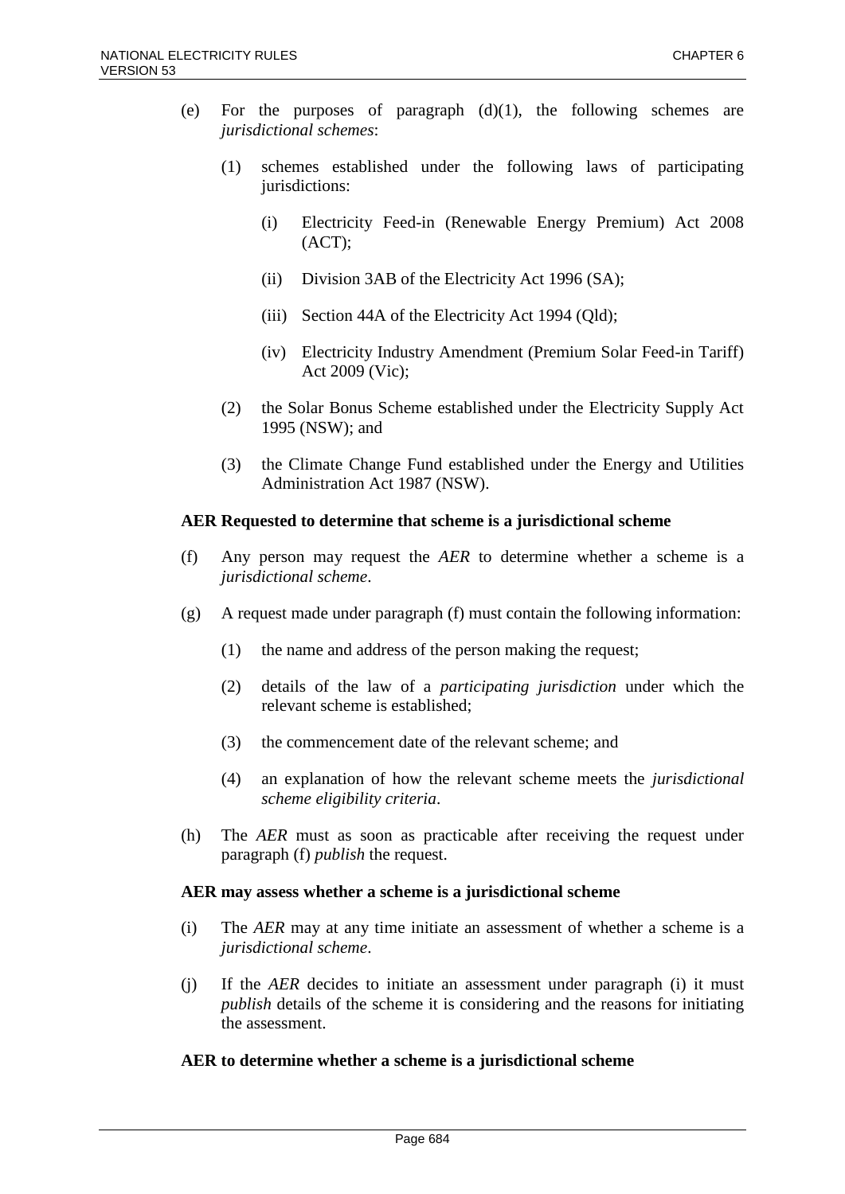(e) For the purposes of paragraph (d)(1), the following schemes are *jurisdictional schemes*:

 (1) schemes established under the following laws of participating jurisdictions:

  (i) Electricity Feed-in (Renewable Energy Premium) Act 2008 (ACT);

  (ii) Division 3AB of the Electricity Act 1996 (SA);

  (iii) Section 44A of the Electricity Act 1994 (Qld);

  (iv) Electricity Industry Amendment (Premium Solar Feed-in Tariff) Act 2009 (Vic);

 (2) the Solar Bonus Scheme established under the Electricity Supply Act 1995 (NSW); and

 (3) the Climate Change Fund established under the Energy and Utilities Administration Act 1987 (NSW).

**AER Requested to determine that scheme is a jurisdictional scheme**

(f) Any person may request the *AER* to determine whether a scheme is a *jurisdictional scheme*.

(g) A request made under paragraph (f) must contain the following information:

 (1) the name and address of the person making the request;

 (2) details of the law of a *participating jurisdiction* under which the relevant scheme is established;

 (3) the commencement date of the relevant scheme; and

 (4) an explanation of how the relevant scheme meets the *jurisdictional scheme eligibility criteria*.

(h) The *AER* must as soon as practicable after receiving the request under paragraph (f) *publish* the request.

**AER may assess whether a scheme is a jurisdictional scheme**

(i) The *AER* may at any time initiate an assessment of whether a scheme is a *jurisdictional scheme*.

(j) If the *AER* decides to initiate an assessment under paragraph (i) it must *publish* details of the scheme it is considering and the reasons for initiating the assessment.

**AER to determine whether a scheme is a jurisdictional scheme**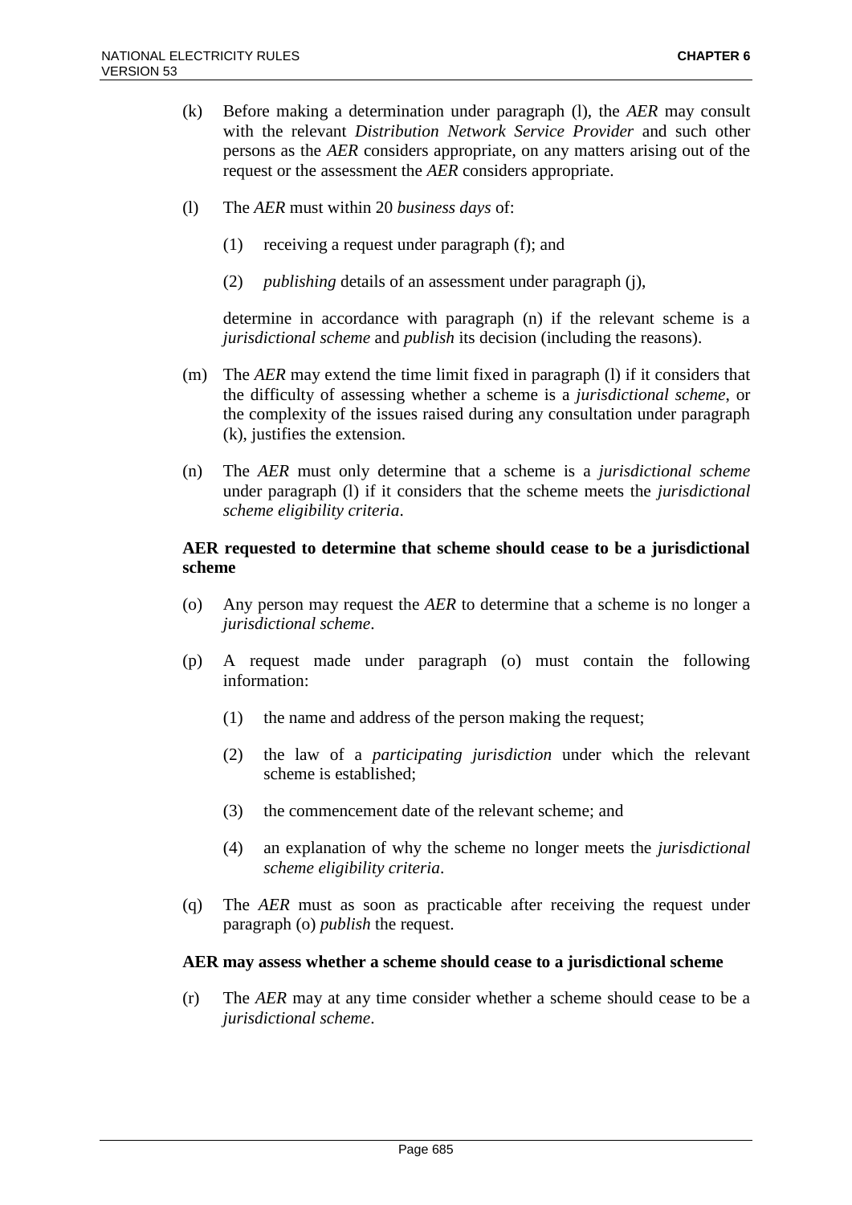(k) Before making a determination under paragraph (l), the *AER* may consult with the relevant *Distribution Network Service Provider* and such other persons as the *AER* considers appropriate, on any matters arising out of the request or the assessment the *AER* considers appropriate.

(l) The *AER* must within 20 *business days* of:

  (1) receiving a request under paragraph (f); and

  (2) *publishing* details of an assessment under paragraph (j),

  determine in accordance with paragraph (n) if the relevant scheme is a *jurisdictional scheme* and *publish* its decision (including the reasons).

(m) The *AER* may extend the time limit fixed in paragraph (l) if it considers that the difficulty of assessing whether a scheme is a *jurisdictional scheme*, or the complexity of the issues raised during any consultation under paragraph (k), justifies the extension.

(n) The *AER* must only determine that a scheme is a *jurisdictional scheme* under paragraph (l) if it considers that the scheme meets the *jurisdictional scheme eligibility criteria*.

**AER requested to determine that scheme should cease to be a jurisdictional scheme**

(o) Any person may request the *AER* to determine that a scheme is no longer a *jurisdictional scheme*.

(p) A request made under paragraph (o) must contain the following information:

  (1) the name and address of the person making the request;

  (2) the law of a *participating jurisdiction* under which the relevant scheme is established;

  (3) the commencement date of the relevant scheme; and

  (4) an explanation of why the scheme no longer meets the *jurisdictional scheme eligibility criteria*.

(q) The *AER* must as soon as practicable after receiving the request under paragraph (o) *publish* the request.

**AER may assess whether a scheme should cease to a jurisdictional scheme**

(r) The *AER* may at any time consider whether a scheme should cease to be a *jurisdictional scheme*.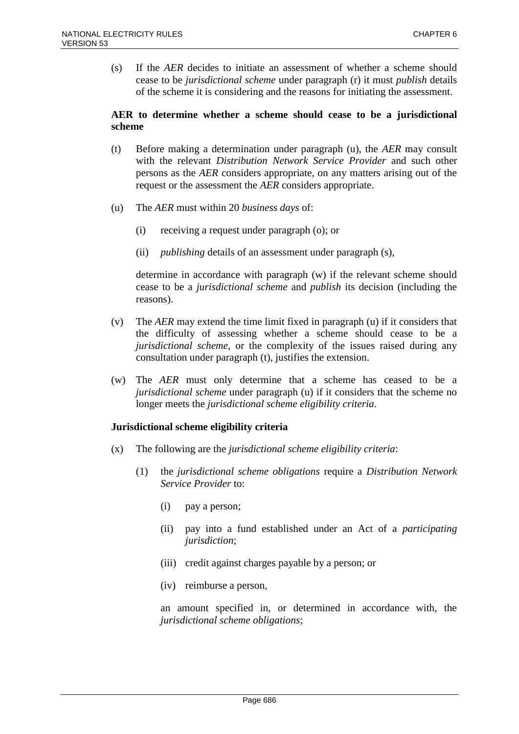(s) If the *AER* decides to initiate an assessment of whether a scheme should cease to be *jurisdictional scheme* under paragraph (r) it must *publish* details of the scheme it is considering and the reasons for initiating the assessment.

**AER to determine whether a scheme should cease to be a jurisdictional scheme**

(t) Before making a determination under paragraph (u), the *AER* may consult with the relevant *Distribution Network Service Provider* and such other persons as the *AER* considers appropriate, on any matters arising out of the request or the assessment the *AER* considers appropriate.

(u) The *AER* must within 20 *business days* of:

(i) receiving a request under paragraph (o); or

(ii) *publishing* details of an assessment under paragraph (s),

determine in accordance with paragraph (w) if the relevant scheme should cease to be a *jurisdictional scheme* and *publish* its decision (including the reasons).

(v) The *AER* may extend the time limit fixed in paragraph (u) if it considers that the difficulty of assessing whether a scheme should cease to be a *jurisdictional scheme*, or the complexity of the issues raised during any consultation under paragraph (t), justifies the extension.

(w) The *AER* must only determine that a scheme has ceased to be a *jurisdictional scheme* under paragraph (u) if it considers that the scheme no longer meets the *jurisdictional scheme eligibility criteria*.

**Jurisdictional scheme eligibility criteria**

(x) The following are the *jurisdictional scheme eligibility criteria*:

(1) the *jurisdictional scheme obligations* require a *Distribution Network Service Provider* to:

(i) pay a person;

(ii) pay into a fund established under an Act of a *participating jurisdiction*;

(iii) credit against charges payable by a person; or

(iv) reimburse a person,

an amount specified in, or determined in accordance with, the *jurisdictional scheme obligations*;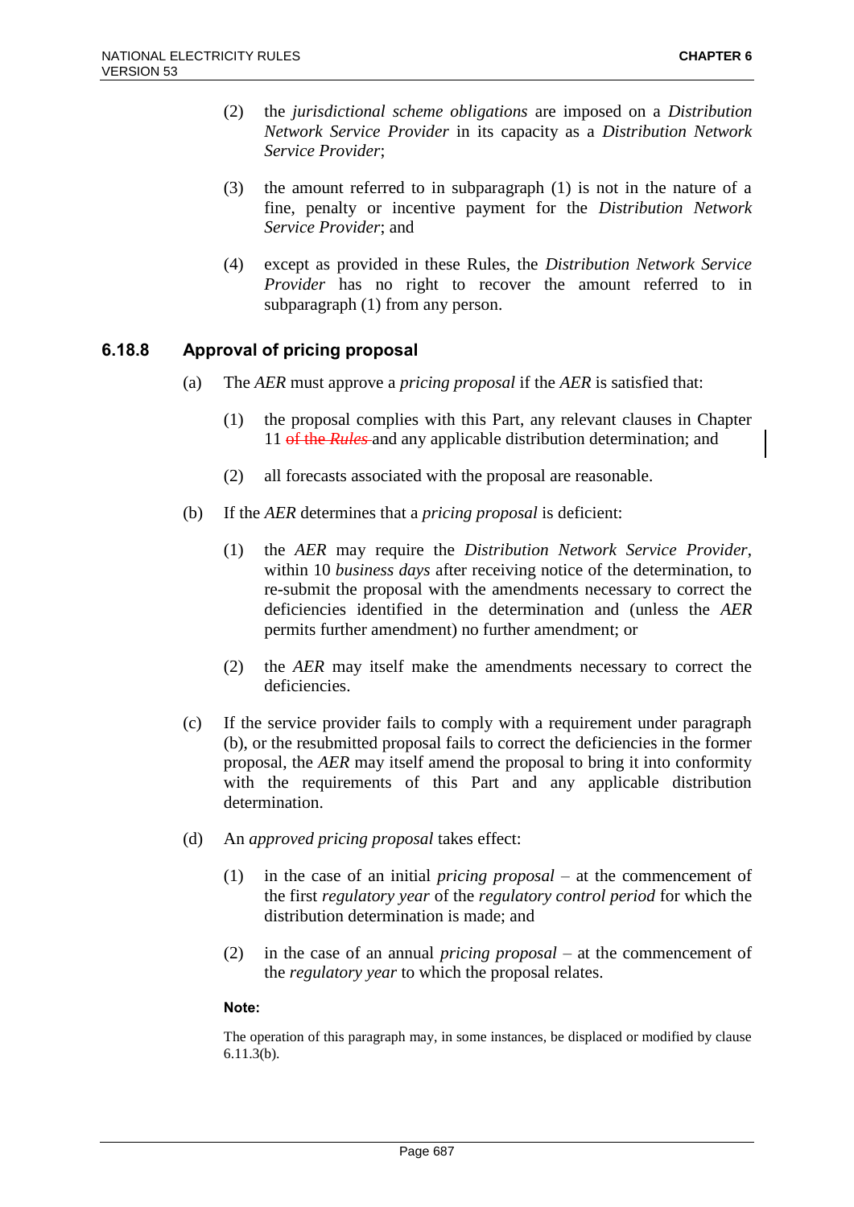(2) the *jurisdictional scheme obligations* are imposed on a *Distribution Network Service Provider* in its capacity as a *Distribution Network Service Provider*;

(3) the amount referred to in subparagraph (1) is not in the nature of a fine, penalty or incentive payment for the *Distribution Network Service Provider*; and

(4) except as provided in these Rules, the *Distribution Network Service Provider* has no right to recover the amount referred to in subparagraph (1) from any person.

### 6.18.8 Approval of pricing proposal

(a) The *AER* must approve a *pricing proposal* if the *AER* is satisfied that:

(1) the proposal complies with this Part, any relevant clauses in Chapter 11 ~~of the *Rules*~~ and any applicable distribution determination; and

(2) all forecasts associated with the proposal are reasonable.

(b) If the *AER* determines that a *pricing proposal* is deficient:

(1) the *AER* may require the *Distribution Network Service Provider*, within 10 *business days* after receiving notice of the determination, to re-submit the proposal with the amendments necessary to correct the deficiencies identified in the determination and (unless the *AER* permits further amendment) no further amendment; or

(2) the *AER* may itself make the amendments necessary to correct the deficiencies.

(c) If the service provider fails to comply with a requirement under paragraph (b), or the resubmitted proposal fails to correct the deficiencies in the former proposal, the *AER* may itself amend the proposal to bring it into conformity with the requirements of this Part and any applicable distribution determination.

(d) An *approved pricing proposal* takes effect:

(1) in the case of an initial *pricing proposal* – at the commencement of the first *regulatory year* of the *regulatory control period* for which the distribution determination is made; and

(2) in the case of an annual *pricing proposal* – at the commencement of the *regulatory year* to which the proposal relates.

**Note:**

The operation of this paragraph may, in some instances, be displaced or modified by clause 6.11.3(b).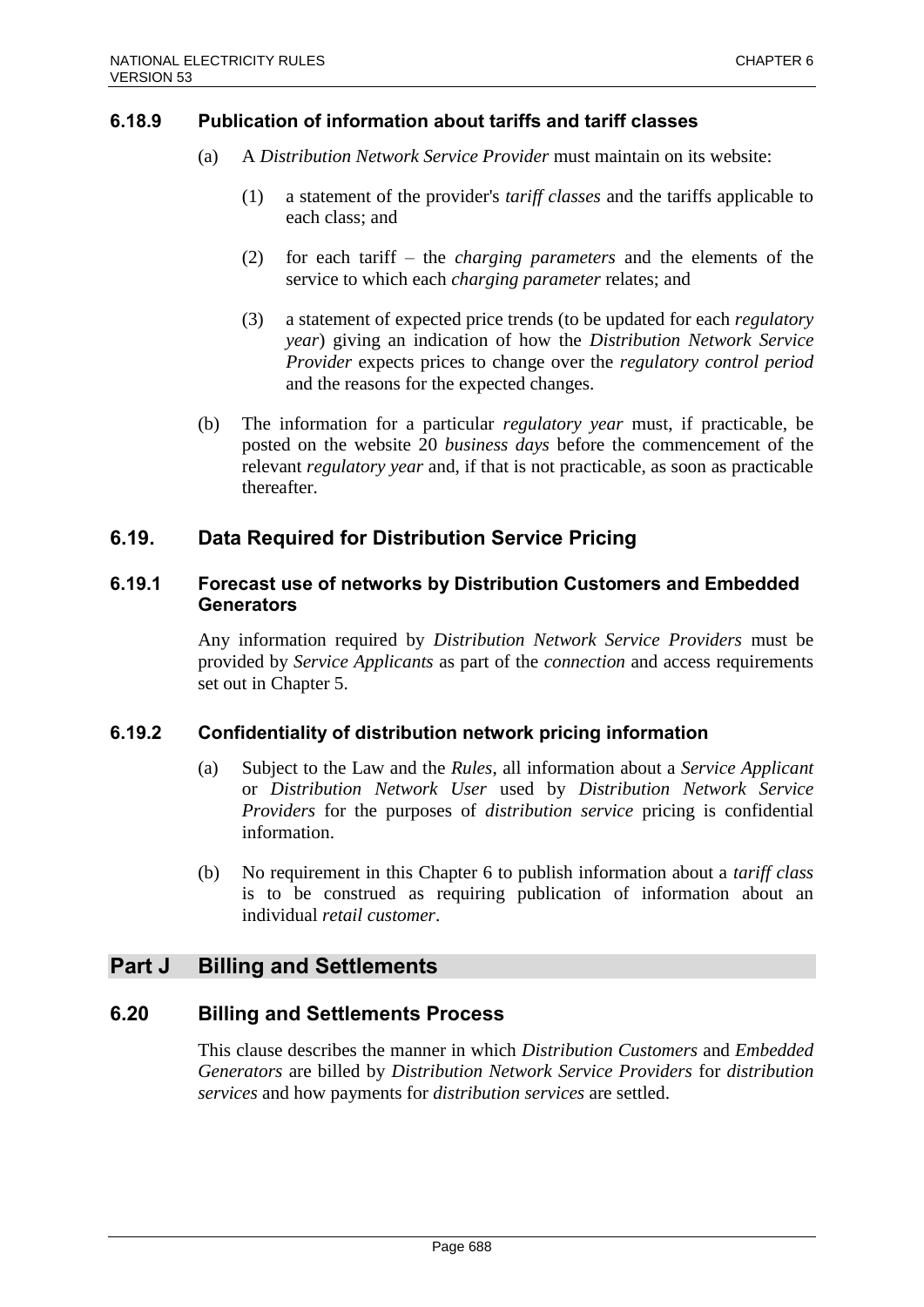### 6.18.9 Publication of information about tariffs and tariff classes

(a) A *Distribution Network Service Provider* must maintain on its website:

(1) a statement of the provider's *tariff classes* and the tariffs applicable to each class; and

(2) for each tariff – the *charging parameters* and the elements of the service to which each *charging parameter* relates; and

(3) a statement of expected price trends (to be updated for each *regulatory year*) giving an indication of how the *Distribution Network Service Provider* expects prices to change over the *regulatory control period* and the reasons for the expected changes.

(b) The information for a particular *regulatory year* must, if practicable, be posted on the website 20 *business days* before the commencement of the relevant *regulatory year* and, if that is not practicable, as soon as practicable thereafter.

## 6.19. Data Required for Distribution Service Pricing

### 6.19.1 Forecast use of networks by Distribution Customers and Embedded Generators

Any information required by *Distribution Network Service Providers* must be provided by *Service Applicants* as part of the *connection* and access requirements set out in Chapter 5.

### 6.19.2 Confidentiality of distribution network pricing information

(a) Subject to the Law and the *Rules*, all information about a *Service Applicant* or *Distribution Network User* used by *Distribution Network Service Providers* for the purposes of *distribution service* pricing is confidential information.

(b) No requirement in this Chapter 6 to publish information about a *tariff class* is to be construed as requiring publication of information about an individual *retail customer*.

# Part J Billing and Settlements

## 6.20 Billing and Settlements Process

This clause describes the manner in which *Distribution Customers* and *Embedded Generators* are billed by *Distribution Network Service Providers* for *distribution services* and how payments for *distribution services* are settled.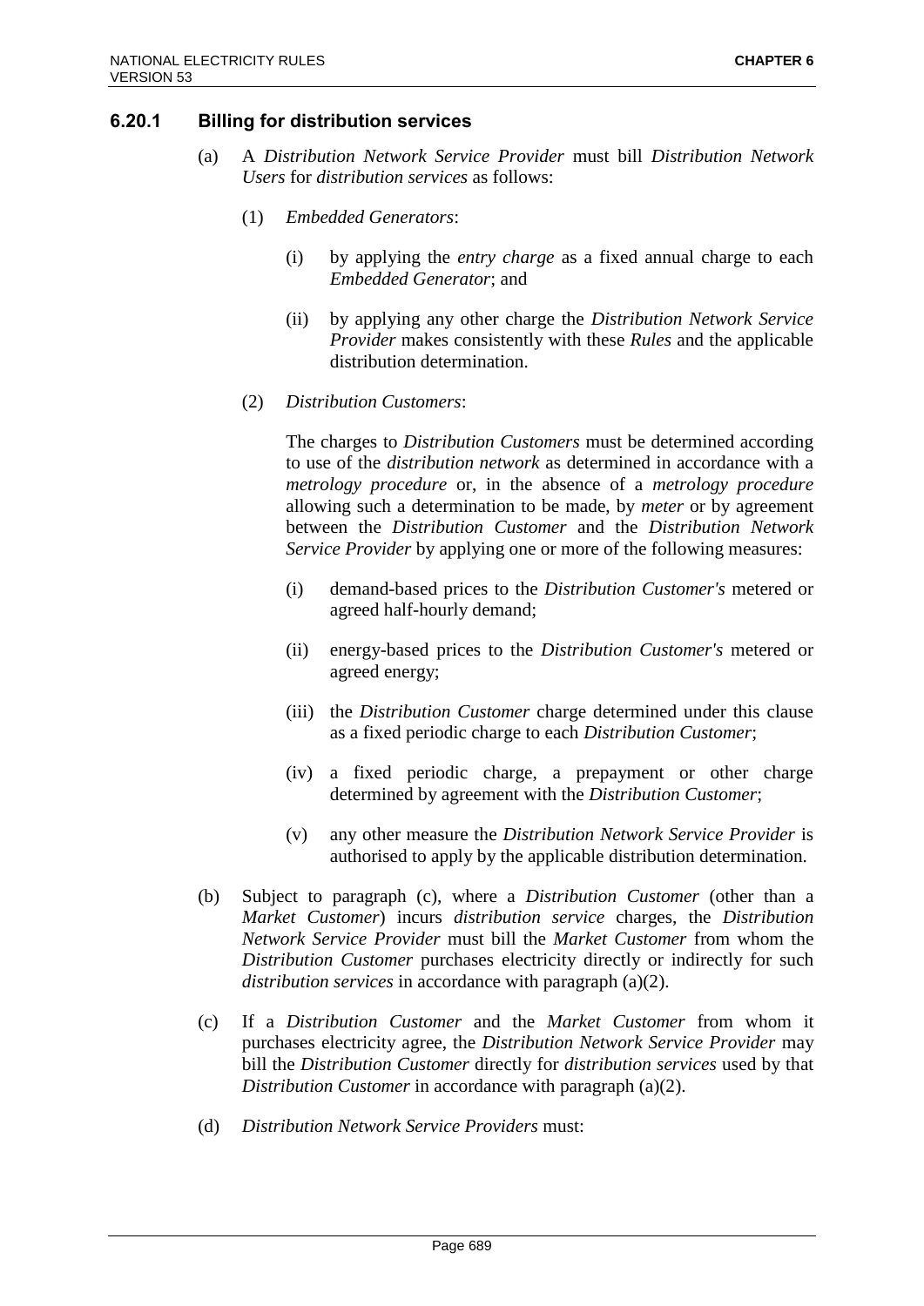### 6.20.1 Billing for distribution services

(a) A *Distribution Network Service Provider* must bill *Distribution Network Users* for *distribution services* as follows:

(1) *Embedded Generators*:

(i) by applying the *entry charge* as a fixed annual charge to each *Embedded Generator*; and

(ii) by applying any other charge the *Distribution Network Service Provider* makes consistently with these *Rules* and the applicable distribution determination.

(2) *Distribution Customers*:

The charges to *Distribution Customers* must be determined according to use of the *distribution network* as determined in accordance with a *metrology procedure* or, in the absence of a *metrology procedure* allowing such a determination to be made, by *meter* or by agreement between the *Distribution Customer* and the *Distribution Network Service Provider* by applying one or more of the following measures:

(i) demand-based prices to the *Distribution Customer's* metered or agreed half-hourly demand;

(ii) energy-based prices to the *Distribution Customer's* metered or agreed energy;

(iii) the *Distribution Customer* charge determined under this clause as a fixed periodic charge to each *Distribution Customer*;

(iv) a fixed periodic charge, a prepayment or other charge determined by agreement with the *Distribution Customer*;

(v) any other measure the *Distribution Network Service Provider* is authorised to apply by the applicable distribution determination.

(b) Subject to paragraph (c), where a *Distribution Customer* (other than a *Market Customer*) incurs *distribution service* charges, the *Distribution Network Service Provider* must bill the *Market Customer* from whom the *Distribution Customer* purchases electricity directly or indirectly for such *distribution services* in accordance with paragraph (a)(2).

(c) If a *Distribution Customer* and the *Market Customer* from whom it purchases electricity agree, the *Distribution Network Service Provider* may bill the *Distribution Customer* directly for *distribution services* used by that *Distribution Customer* in accordance with paragraph (a)(2).

(d) *Distribution Network Service Providers* must: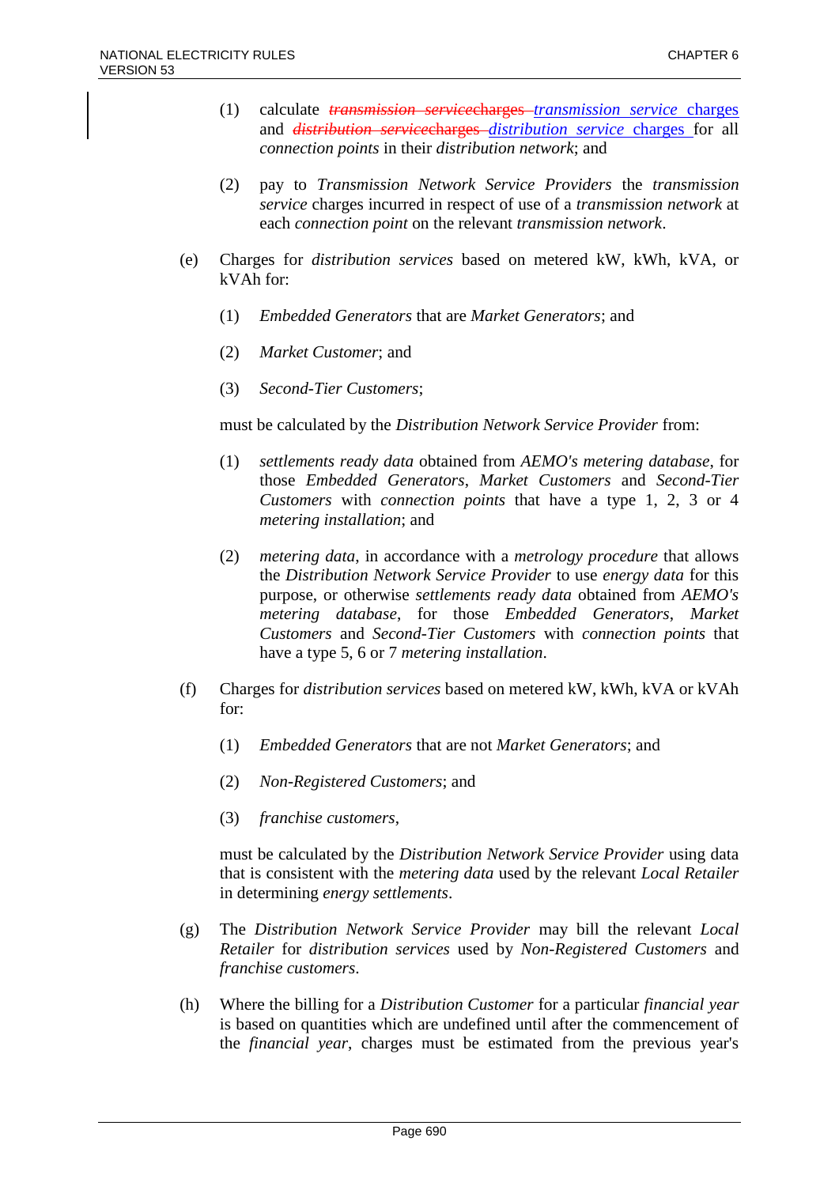(1) calculate ~~*transmission servicecharges*~~ *transmission service* charges and ~~*distribution servicecharges*~~ *distribution service* charges for all *connection points* in their *distribution network*; and

(2) pay to *Transmission Network Service Providers* the *transmission service* charges incurred in respect of use of a *transmission network* at each *connection point* on the relevant *transmission network*.

(e) Charges for *distribution services* based on metered kW, kWh, kVA, or kVAh for:

(1) *Embedded Generators* that are *Market Generators*; and

(2) *Market Customer*; and

(3) *Second-Tier Customers*;

must be calculated by the *Distribution Network Service Provider* from:

(1) *settlements ready data* obtained from *AEMO's metering database*, for those *Embedded Generators*, *Market Customers* and *Second-Tier Customers* with *connection points* that have a type 1, 2, 3 or 4 *metering installation*; and

(2) *metering data*, in accordance with a *metrology procedure* that allows the *Distribution Network Service Provider* to use *energy data* for this purpose, or otherwise *settlements ready data* obtained from *AEMO's metering database*, for those *Embedded Generators*, *Market Customers* and *Second-Tier Customers* with *connection points* that have a type 5, 6 or 7 *metering installation*.

(f) Charges for *distribution services* based on metered kW, kWh, kVA or kVAh for:

(1) *Embedded Generators* that are not *Market Generators*; and

(2) *Non-Registered Customers*; and

(3) *franchise customers*,

must be calculated by the *Distribution Network Service Provider* using data that is consistent with the *metering data* used by the relevant *Local Retailer* in determining *energy settlements*.

(g) The *Distribution Network Service Provider* may bill the relevant *Local Retailer* for *distribution services* used by *Non-Registered Customers* and *franchise customers*.

(h) Where the billing for a *Distribution Customer* for a particular *financial year* is based on quantities which are undefined until after the commencement of the *financial year*, charges must be estimated from the previous year's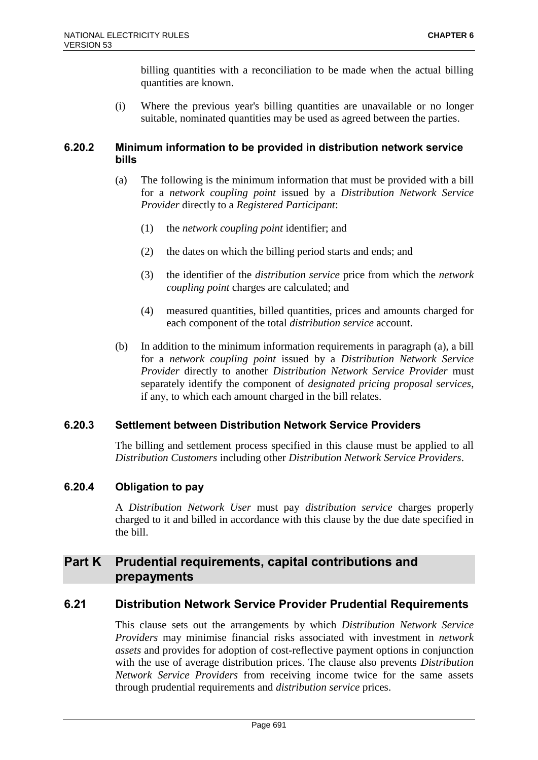billing quantities with a reconciliation to be made when the actual billing quantities are known.

(i) Where the previous year's billing quantities are unavailable or no longer suitable, nominated quantities may be used as agreed between the parties.

### 6.20.2 Minimum information to be provided in distribution network service bills

(a) The following is the minimum information that must be provided with a bill for a *network coupling point* issued by a *Distribution Network Service Provider* directly to a *Registered Participant*:

(1) the *network coupling point* identifier; and

(2) the dates on which the billing period starts and ends; and

(3) the identifier of the *distribution service* price from which the *network coupling point* charges are calculated; and

(4) measured quantities, billed quantities, prices and amounts charged for each component of the total *distribution service* account.

(b) In addition to the minimum information requirements in paragraph (a), a bill for a *network coupling point* issued by a *Distribution Network Service Provider* directly to another *Distribution Network Service Provider* must separately identify the component of *designated pricing proposal services*, if any, to which each amount charged in the bill relates.

### 6.20.3 Settlement between Distribution Network Service Providers

The billing and settlement process specified in this clause must be applied to all *Distribution Customers* including other *Distribution Network Service Providers*.

### 6.20.4 Obligation to pay

A *Distribution Network User* must pay *distribution service* charges properly charged to it and billed in accordance with this clause by the due date specified in the bill.

## Part K Prudential requirements, capital contributions and prepayments

## 6.21 Distribution Network Service Provider Prudential Requirements

This clause sets out the arrangements by which *Distribution Network Service Providers* may minimise financial risks associated with investment in *network assets* and provides for adoption of cost-reflective payment options in conjunction with the use of average distribution prices. The clause also prevents *Distribution Network Service Providers* from receiving income twice for the same assets through prudential requirements and *distribution service* prices.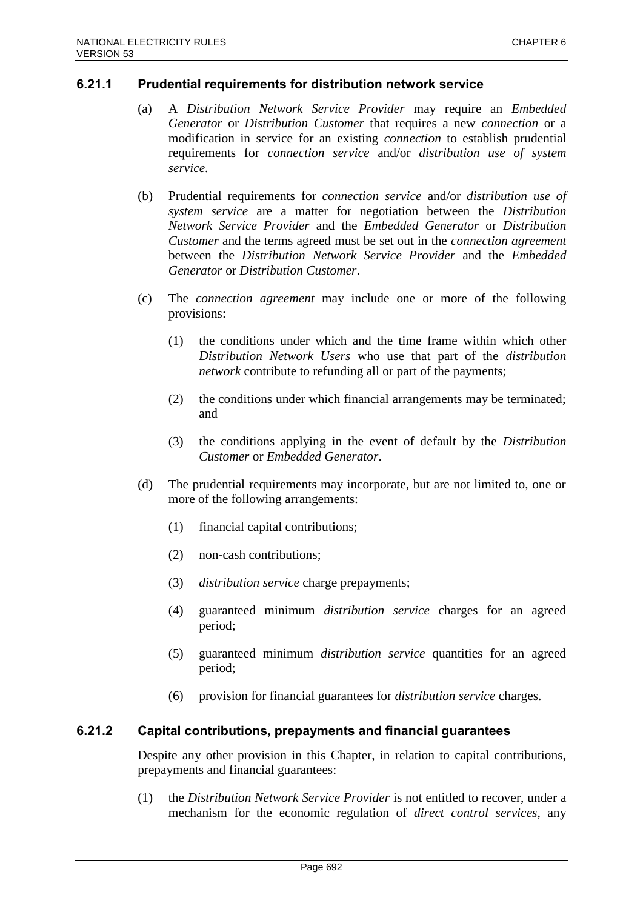### 6.21.1 Prudential requirements for distribution network service

(a) A *Distribution Network Service Provider* may require an *Embedded Generator* or *Distribution Customer* that requires a new *connection* or a modification in service for an existing *connection* to establish prudential requirements for *connection service* and/or *distribution use of system service*.

(b) Prudential requirements for *connection service* and/or *distribution use of system service* are a matter for negotiation between the *Distribution Network Service Provider* and the *Embedded Generator* or *Distribution Customer* and the terms agreed must be set out in the *connection agreement* between the *Distribution Network Service Provider* and the *Embedded Generator* or *Distribution Customer*.

(c) The *connection agreement* may include one or more of the following provisions:

(1) the conditions under which and the time frame within which other *Distribution Network Users* who use that part of the *distribution network* contribute to refunding all or part of the payments;

(2) the conditions under which financial arrangements may be terminated; and

(3) the conditions applying in the event of default by the *Distribution Customer* or *Embedded Generator*.

(d) The prudential requirements may incorporate, but are not limited to, one or more of the following arrangements:

(1) financial capital contributions;

(2) non-cash contributions;

(3) *distribution service* charge prepayments;

(4) guaranteed minimum *distribution service* charges for an agreed period;

(5) guaranteed minimum *distribution service* quantities for an agreed period;

(6) provision for financial guarantees for *distribution service* charges.

### 6.21.2 Capital contributions, prepayments and financial guarantees

Despite any other provision in this Chapter, in relation to capital contributions, prepayments and financial guarantees:

(1) the *Distribution Network Service Provider* is not entitled to recover, under a mechanism for the economic regulation of *direct control services*, any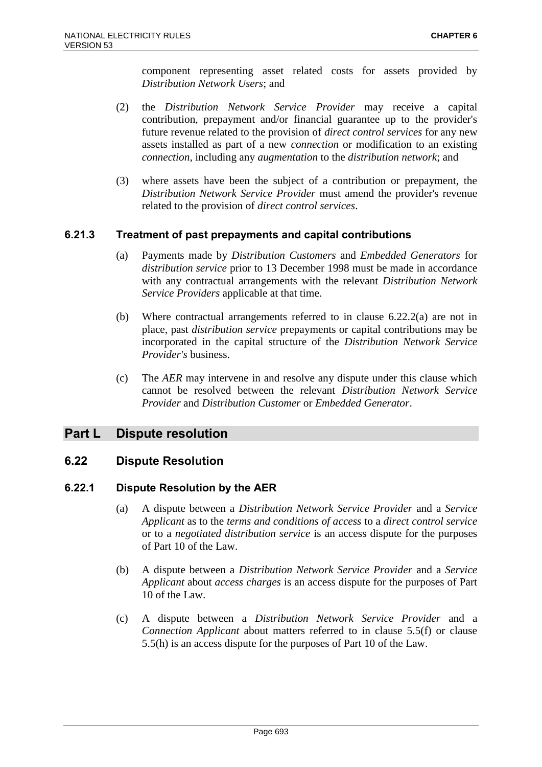component representing asset related costs for assets provided by *Distribution Network Users*; and

(2) the *Distribution Network Service Provider* may receive a capital contribution, prepayment and/or financial guarantee up to the provider's future revenue related to the provision of *direct control services* for any new assets installed as part of a new *connection* or modification to an existing *connection*, including any *augmentation* to the *distribution network*; and

(3) where assets have been the subject of a contribution or prepayment, the *Distribution Network Service Provider* must amend the provider's revenue related to the provision of *direct control services*.

### 6.21.3 Treatment of past prepayments and capital contributions

(a) Payments made by *Distribution Customers* and *Embedded Generators* for *distribution service* prior to 13 December 1998 must be made in accordance with any contractual arrangements with the relevant *Distribution Network Service Providers* applicable at that time.

(b) Where contractual arrangements referred to in clause 6.22.2(a) are not in place, past *distribution service* prepayments or capital contributions may be incorporated in the capital structure of the *Distribution Network Service Provider's* business.

(c) The *AER* may intervene in and resolve any dispute under this clause which cannot be resolved between the relevant *Distribution Network Service Provider* and *Distribution Customer* or *Embedded Generator*.

# Part L Dispute resolution

## 6.22 Dispute Resolution

### 6.22.1 Dispute Resolution by the AER

(a) A dispute between a *Distribution Network Service Provider* and a *Service Applicant* as to the *terms and conditions of access* to a *direct control service* or to a *negotiated distribution service* is an access dispute for the purposes of Part 10 of the Law.

(b) A dispute between a *Distribution Network Service Provider* and a *Service Applicant* about *access charges* is an access dispute for the purposes of Part 10 of the Law.

(c) A dispute between a *Distribution Network Service Provider* and a *Connection Applicant* about matters referred to in clause 5.5(f) or clause 5.5(h) is an access dispute for the purposes of Part 10 of the Law.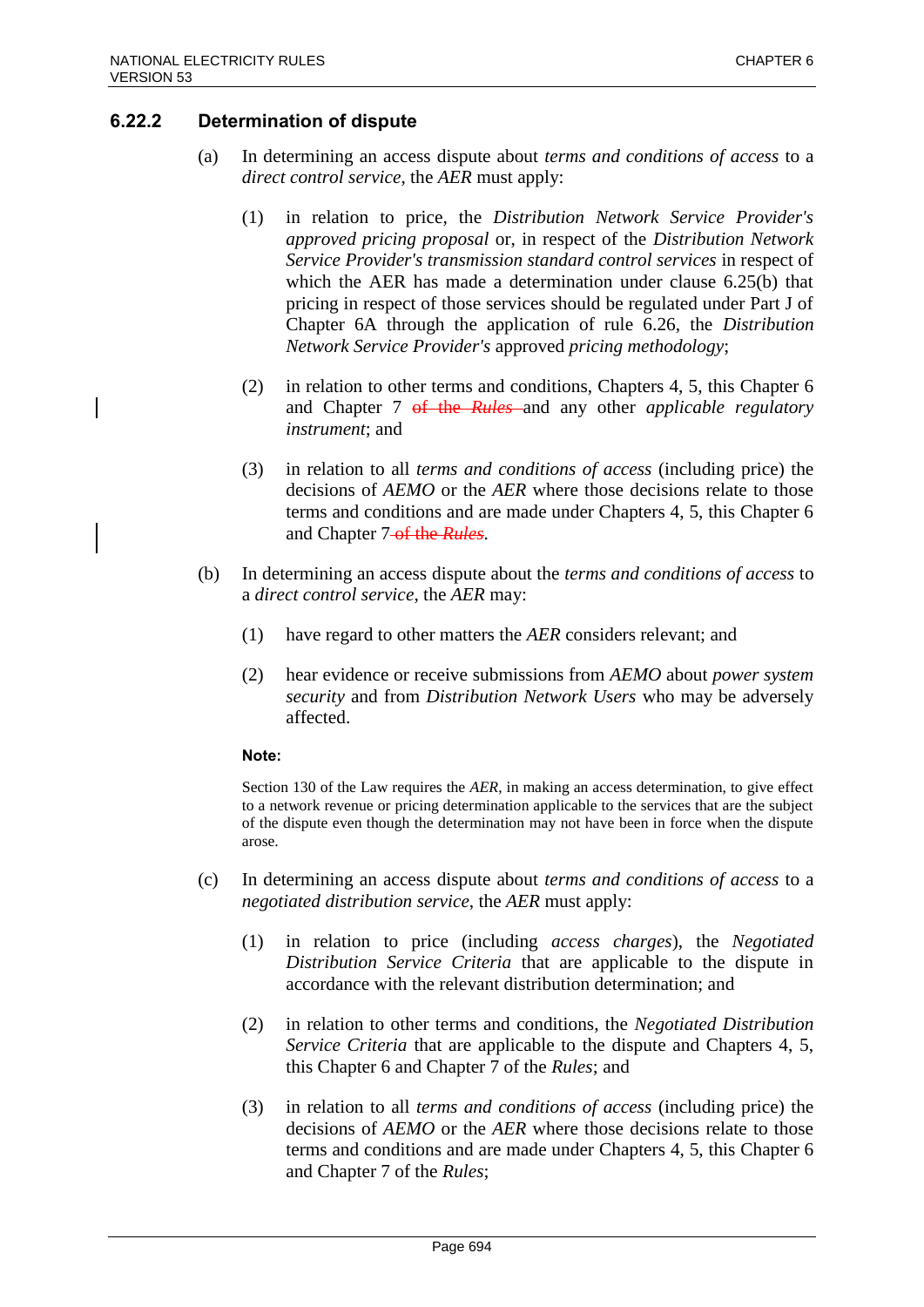### 6.22.2 Determination of dispute

(a) In determining an access dispute about *terms and conditions of access* to a *direct control service*, the *AER* must apply:

   (1) in relation to price, the *Distribution Network Service Provider's approved pricing proposal* or, in respect of the *Distribution Network Service Provider's transmission standard control services* in respect of which the AER has made a determination under clause 6.25(b) that pricing in respect of those services should be regulated under Part J of Chapter 6A through the application of rule 6.26, the *Distribution Network Service Provider's* approved *pricing methodology*;

   (2) in relation to other terms and conditions, Chapters 4, 5, this Chapter 6 and Chapter 7 ~~of the *Rules*~~ and any other *applicable regulatory instrument*; and

   (3) in relation to all *terms and conditions of access* (including price) the decisions of *AEMO* or the *AER* where those decisions relate to those terms and conditions and are made under Chapters 4, 5, this Chapter 6 and Chapter 7 ~~of the *Rules*~~.

(b) In determining an access dispute about the *terms and conditions of access* to a *direct control service*, the *AER* may:

   (1) have regard to other matters the *AER* considers relevant; and

   (2) hear evidence or receive submissions from *AEMO* about *power system security* and from *Distribution Network Users* who may be adversely affected.

**Note:**

Section 130 of the Law requires the *AER*, in making an access determination, to give effect to a network revenue or pricing determination applicable to the services that are the subject of the dispute even though the determination may not have been in force when the dispute arose.

(c) In determining an access dispute about *terms and conditions of access* to a *negotiated distribution service*, the *AER* must apply:

   (1) in relation to price (including *access charges*), the *Negotiated Distribution Service Criteria* that are applicable to the dispute in accordance with the relevant distribution determination; and

   (2) in relation to other terms and conditions, the *Negotiated Distribution Service Criteria* that are applicable to the dispute and Chapters 4, 5, this Chapter 6 and Chapter 7 of the *Rules*; and

   (3) in relation to all *terms and conditions of access* (including price) the decisions of *AEMO* or the *AER* where those decisions relate to those terms and conditions and are made under Chapters 4, 5, this Chapter 6 and Chapter 7 of the *Rules*;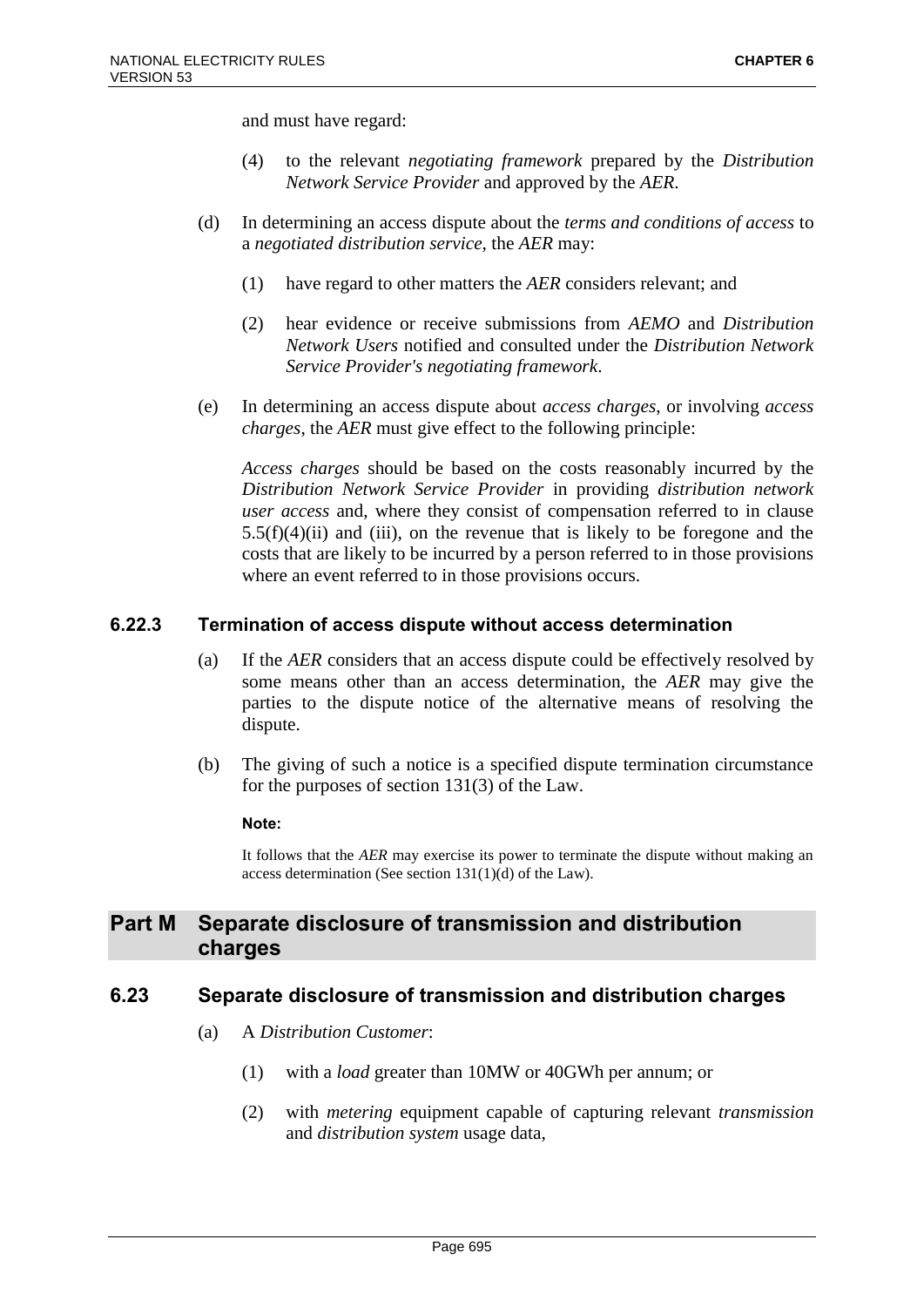and must have regard:

(4) to the relevant *negotiating framework* prepared by the *Distribution Network Service Provider* and approved by the *AER*.

(d) In determining an access dispute about the *terms and conditions of access* to a *negotiated distribution service*, the *AER* may:

(1) have regard to other matters the *AER* considers relevant; and

(2) hear evidence or receive submissions from *AEMO* and *Distribution Network Users* notified and consulted under the *Distribution Network Service Provider's negotiating framework*.

(e) In determining an access dispute about *access charges*, or involving *access charges*, the *AER* must give effect to the following principle:

*Access charges* should be based on the costs reasonably incurred by the *Distribution Network Service Provider* in providing *distribution network user access* and, where they consist of compensation referred to in clause 5.5(f)(4)(ii) and (iii), on the revenue that is likely to be foregone and the costs that are likely to be incurred by a person referred to in those provisions where an event referred to in those provisions occurs.

### 6.22.3 Termination of access dispute without access determination

(a) If the *AER* considers that an access dispute could be effectively resolved by some means other than an access determination, the *AER* may give the parties to the dispute notice of the alternative means of resolving the dispute.

(b) The giving of such a notice is a specified dispute termination circumstance for the purposes of section 131(3) of the Law.

**Note:**

It follows that the *AER* may exercise its power to terminate the dispute without making an access determination (See section 131(1)(d) of the Law).

## Part M Separate disclosure of transmission and distribution charges

### 6.23 Separate disclosure of transmission and distribution charges

(a) A *Distribution Customer*:

(1) with a *load* greater than 10MW or 40GWh per annum; or

(2) with *metering* equipment capable of capturing relevant *transmission* and *distribution system* usage data,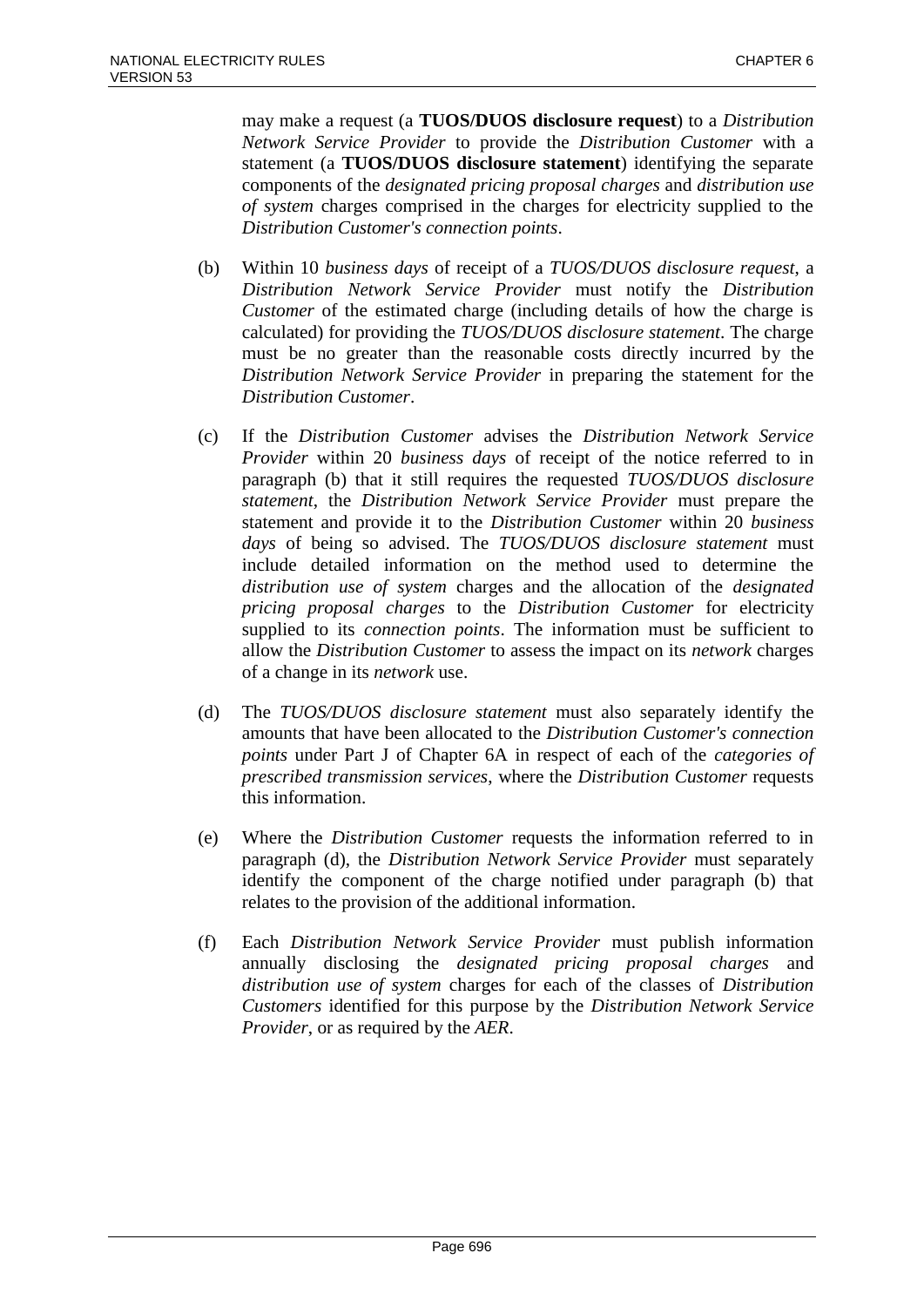may make a request (a **TUOS/DUOS disclosure request**) to a *Distribution Network Service Provider* to provide the *Distribution Customer* with a statement (a **TUOS/DUOS disclosure statement**) identifying the separate components of the *designated pricing proposal charges* and *distribution use of system* charges comprised in the charges for electricity supplied to the *Distribution Customer's connection points*.

(b) Within 10 *business days* of receipt of a *TUOS/DUOS disclosure request*, a *Distribution Network Service Provider* must notify the *Distribution Customer* of the estimated charge (including details of how the charge is calculated) for providing the *TUOS/DUOS disclosure statement*. The charge must be no greater than the reasonable costs directly incurred by the *Distribution Network Service Provider* in preparing the statement for the *Distribution Customer*.

(c) If the *Distribution Customer* advises the *Distribution Network Service Provider* within 20 *business days* of receipt of the notice referred to in paragraph (b) that it still requires the requested *TUOS/DUOS disclosure statement*, the *Distribution Network Service Provider* must prepare the statement and provide it to the *Distribution Customer* within 20 *business days* of being so advised. The *TUOS/DUOS disclosure statement* must include detailed information on the method used to determine the *distribution use of system* charges and the allocation of the *designated pricing proposal charges* to the *Distribution Customer* for electricity supplied to its *connection points*. The information must be sufficient to allow the *Distribution Customer* to assess the impact on its *network* charges of a change in its *network* use.

(d) The *TUOS/DUOS disclosure statement* must also separately identify the amounts that have been allocated to the *Distribution Customer's connection points* under Part J of Chapter 6A in respect of each of the *categories of prescribed transmission services*, where the *Distribution Customer* requests this information.

(e) Where the *Distribution Customer* requests the information referred to in paragraph (d), the *Distribution Network Service Provider* must separately identify the component of the charge notified under paragraph (b) that relates to the provision of the additional information.

(f) Each *Distribution Network Service Provider* must publish information annually disclosing the *designated pricing proposal charges* and *distribution use of system* charges for each of the classes of *Distribution Customers* identified for this purpose by the *Distribution Network Service Provider*, or as required by the *AER*.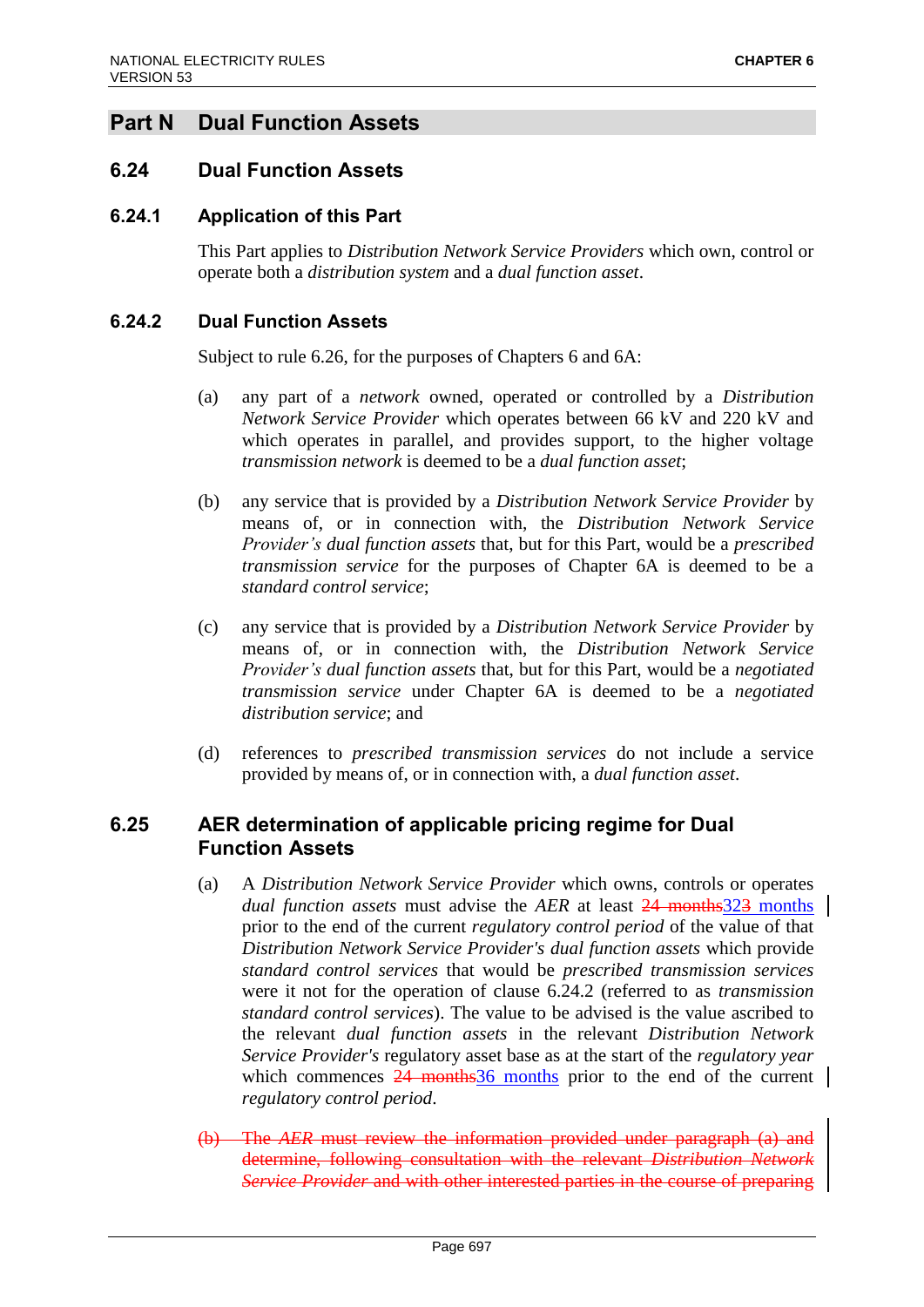# Part N Dual Function Assets

## 6.24 Dual Function Assets

### 6.24.1 Application of this Part

This Part applies to *Distribution Network Service Providers* which own, control or operate both a *distribution system* and a *dual function asset*.

### 6.24.2 Dual Function Assets

Subject to rule 6.26, for the purposes of Chapters 6 and 6A:

(a) any part of a *network* owned, operated or controlled by a *Distribution Network Service Provider* which operates between 66 kV and 220 kV and which operates in parallel, and provides support, to the higher voltage *transmission network* is deemed to be a *dual function asset*;

(b) any service that is provided by a *Distribution Network Service Provider* by means of, or in connection with, the *Distribution Network Service Provider's dual function assets* that, but for this Part, would be a *prescribed transmission service* for the purposes of Chapter 6A is deemed to be a *standard control service*;

(c) any service that is provided by a *Distribution Network Service Provider* by means of, or in connection with, the *Distribution Network Service Provider's dual function assets* that, but for this Part, would be a *negotiated transmission service* under Chapter 6A is deemed to be a *negotiated distribution service*; and

(d) references to *prescribed transmission services* do not include a service provided by means of, or in connection with, a *dual function asset*.

## 6.25 AER determination of applicable pricing regime for Dual Function Assets

(a) A *Distribution Network Service Provider* which owns, controls or operates *dual function assets* must advise the *AER* at least ~~24 months~~323 months prior to the end of the current *regulatory control period* of the value of that *Distribution Network Service Provider's dual function assets* which provide *standard control services* that would be *prescribed transmission services* were it not for the operation of clause 6.24.2 (referred to as *transmission standard control services*). The value to be advised is the value ascribed to the relevant *dual function assets* in the relevant *Distribution Network Service Provider's* regulatory asset base as at the start of the *regulatory year* which commences ~~24 months~~36 months prior to the end of the current *regulatory control period*.

~~(b) The *AER* must review the information provided under paragraph (a) and determine, following consultation with the relevant *Distribution Network Service Provider* and with other interested parties in the course of preparing~~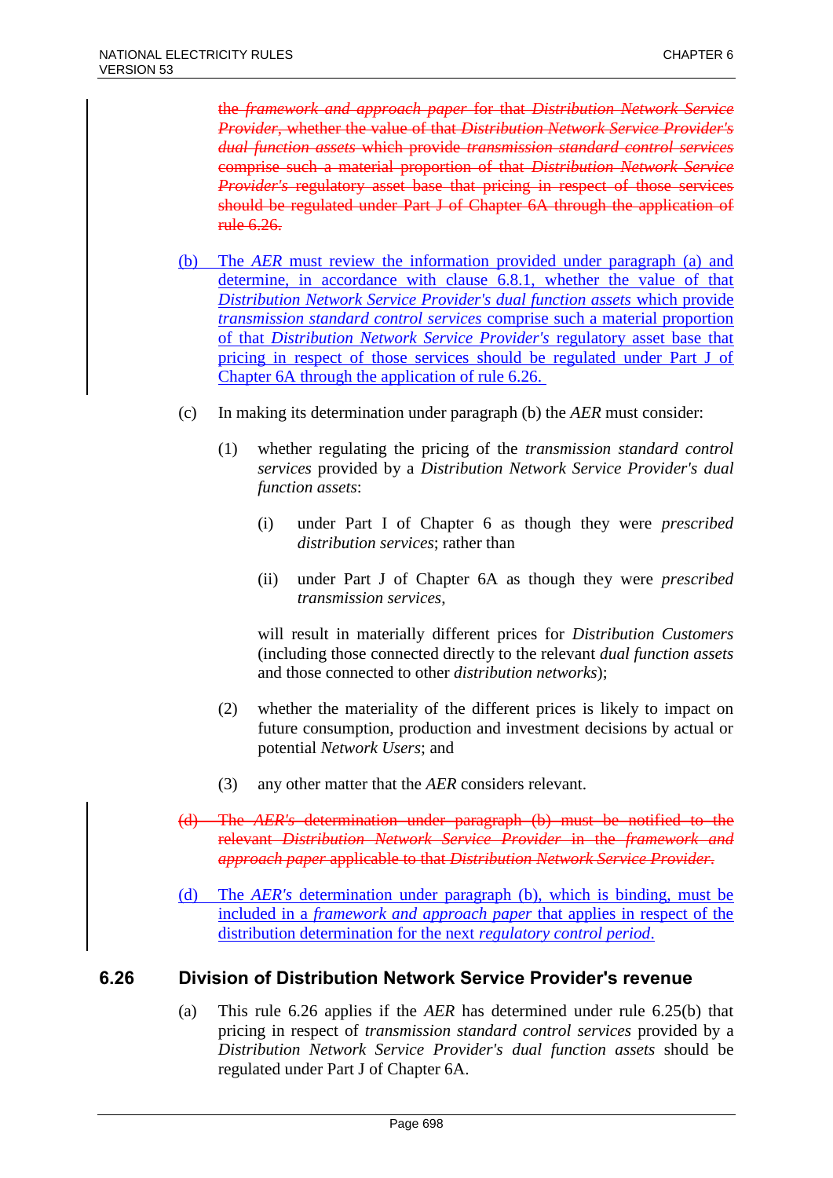~~the *framework and approach paper* for that *Distribution Network Service Provider*, whether the value of that *Distribution Network Service Provider's dual function assets* which provide *transmission standard control services* comprise such a material proportion of that *Distribution Network Service Provider's* regulatory asset base that pricing in respect of those services should be regulated under Part J of Chapter 6A through the application of rule 6.26.~~

<u>(b) The *AER* must review the information provided under paragraph (a) and determine, in accordance with clause 6.8.1, whether the value of that *Distribution Network Service Provider's dual function assets* which provide *transmission standard control services* comprise such a material proportion of that *Distribution Network Service Provider's* regulatory asset base that pricing in respect of those services should be regulated under Part J of Chapter 6A through the application of rule 6.26.</u>

(c) In making its determination under paragraph (b) the *AER* must consider:

(1) whether regulating the pricing of the *transmission standard control services* provided by a *Distribution Network Service Provider's dual function assets*:

(i) under Part I of Chapter 6 as though they were *prescribed distribution services*; rather than

(ii) under Part J of Chapter 6A as though they were *prescribed transmission services*,

will result in materially different prices for *Distribution Customers* (including those connected directly to the relevant *dual function assets* and those connected to other *distribution networks*);

(2) whether the materiality of the different prices is likely to impact on future consumption, production and investment decisions by actual or potential *Network Users*; and

(3) any other matter that the *AER* considers relevant.

~~(d) The *AER's* determination under paragraph (b) must be notified to the relevant *Distribution Network Service Provider* in the *framework and approach paper* applicable to that *Distribution Network Service Provider*.~~

<u>(d) The *AER's* determination under paragraph (b), which is binding, must be included in a *framework and approach paper* that applies in respect of the distribution determination for the next *regulatory control period*.</u>

## 6.26 Division of Distribution Network Service Provider's revenue

(a) This rule 6.26 applies if the *AER* has determined under rule 6.25(b) that pricing in respect of *transmission standard control services* provided by a *Distribution Network Service Provider's dual function assets* should be regulated under Part J of Chapter 6A.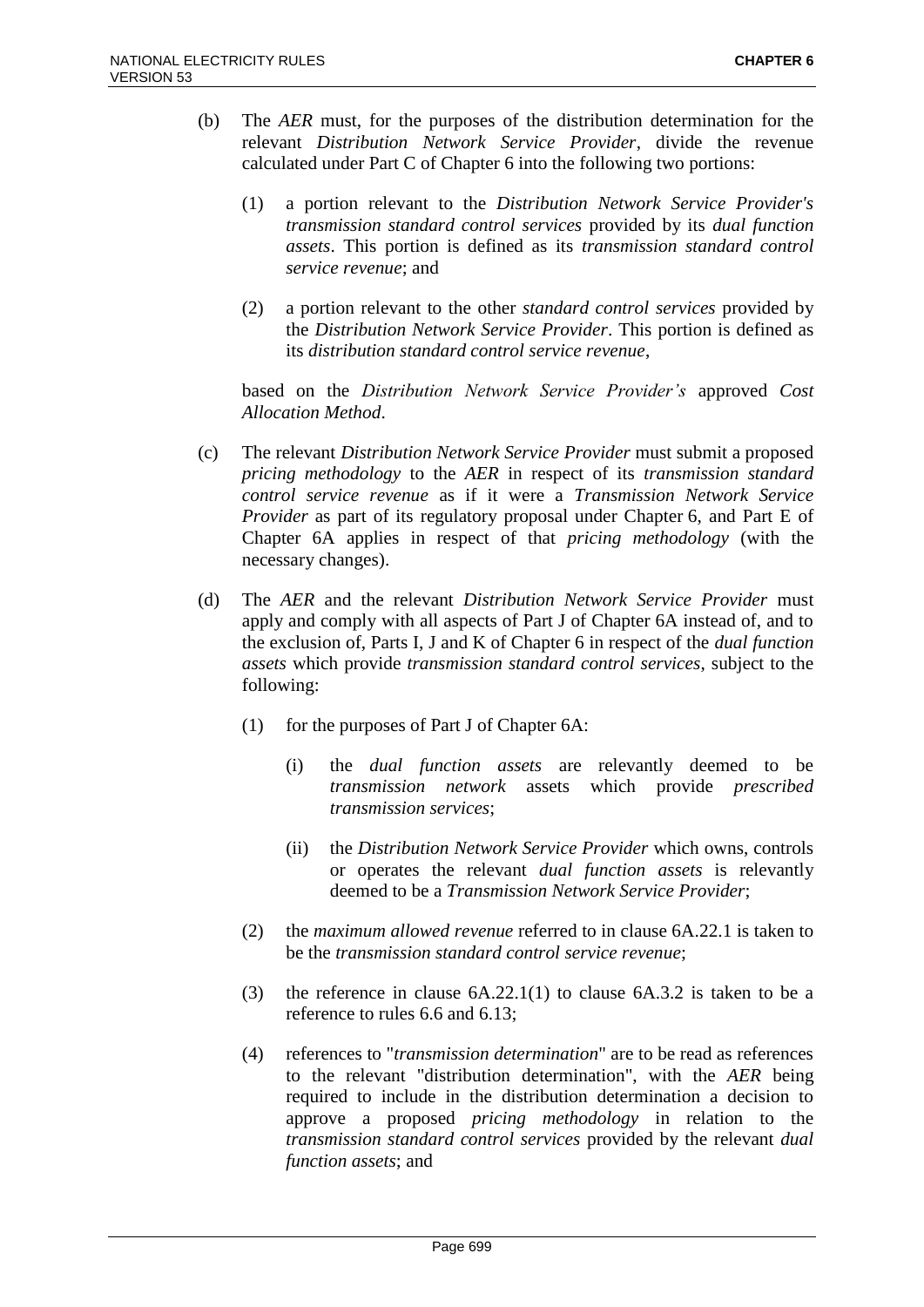(b) The *AER* must, for the purposes of the distribution determination for the relevant *Distribution Network Service Provider*, divide the revenue calculated under Part C of Chapter 6 into the following two portions:

   (1) a portion relevant to the *Distribution Network Service Provider's transmission standard control services* provided by its *dual function assets*. This portion is defined as its *transmission standard control service revenue*; and

   (2) a portion relevant to the other *standard control services* provided by the *Distribution Network Service Provider*. This portion is defined as its *distribution standard control service revenue*,

   based on the *Distribution Network Service Provider's* approved *Cost Allocation Method*.

(c) The relevant *Distribution Network Service Provider* must submit a proposed *pricing methodology* to the *AER* in respect of its *transmission standard control service revenue* as if it were a *Transmission Network Service Provider* as part of its regulatory proposal under Chapter 6, and Part E of Chapter 6A applies in respect of that *pricing methodology* (with the necessary changes).

(d) The *AER* and the relevant *Distribution Network Service Provider* must apply and comply with all aspects of Part J of Chapter 6A instead of, and to the exclusion of, Parts I, J and K of Chapter 6 in respect of the *dual function assets* which provide *transmission standard control services*, subject to the following:

   (1) for the purposes of Part J of Chapter 6A:

      (i) the *dual function assets* are relevantly deemed to be *transmission network* assets which provide *prescribed transmission services*;

      (ii) the *Distribution Network Service Provider* which owns, controls or operates the relevant *dual function assets* is relevantly deemed to be a *Transmission Network Service Provider*;

   (2) the *maximum allowed revenue* referred to in clause 6A.22.1 is taken to be the *transmission standard control service revenue*;

   (3) the reference in clause 6A.22.1(1) to clause 6A.3.2 is taken to be a reference to rules 6.6 and 6.13;

   (4) references to "*transmission determination*" are to be read as references to the relevant "distribution determination", with the *AER* being required to include in the distribution determination a decision to approve a proposed *pricing methodology* in relation to the *transmission standard control services* provided by the relevant *dual function assets*; and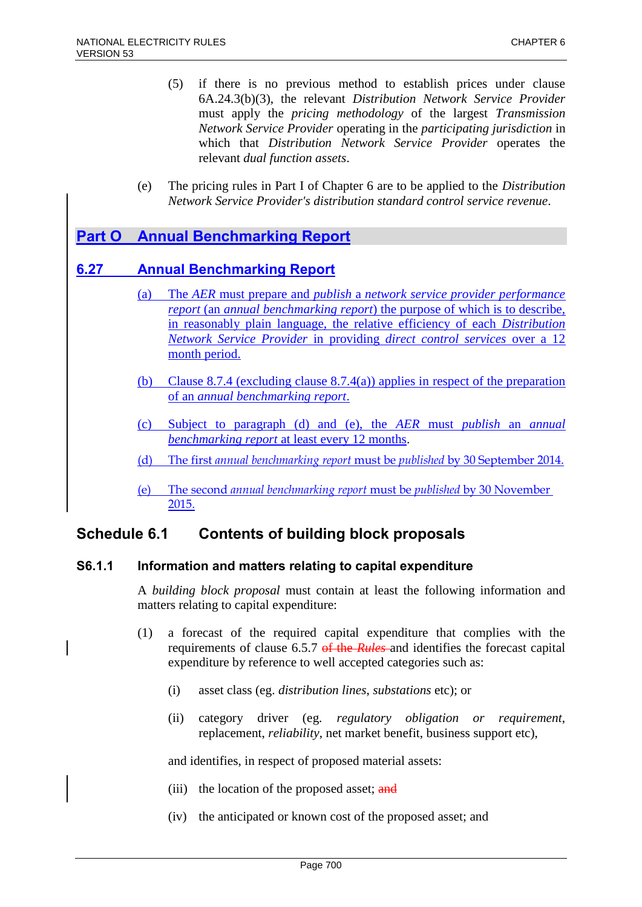(5) if there is no previous method to establish prices under clause 6A.24.3(b)(3), the relevant *Distribution Network Service Provider* must apply the *pricing methodology* of the largest *Transmission Network Service Provider* operating in the *participating jurisdiction* in which that *Distribution Network Service Provider* operates the relevant *dual function assets*.

(e) The pricing rules in Part I of Chapter 6 are to be applied to the *Distribution Network Service Provider's distribution standard control service revenue*.

## Part O Annual Benchmarking Report

### 6.27 Annual Benchmarking Report

(a) The *AER* must prepare and *publish* a *network service provider performance report* (an *annual benchmarking report*) the purpose of which is to describe, in reasonably plain language, the relative efficiency of each *Distribution Network Service Provider* in providing *direct control services* over a 12 month period.

(b) Clause 8.7.4 (excluding clause 8.7.4(a)) applies in respect of the preparation of an *annual benchmarking report*.

(c) Subject to paragraph (d) and (e), the *AER* must *publish* an *annual benchmarking report* at least every 12 months.

(d) The first *annual benchmarking report* must be *published* by 30 September 2014.

(e) The second *annual benchmarking report* must be *published* by 30 November 2015.

## Schedule 6.1 Contents of building block proposals

### S6.1.1 Information and matters relating to capital expenditure

A *building block proposal* must contain at least the following information and matters relating to capital expenditure:

(1) a forecast of the required capital expenditure that complies with the requirements of clause 6.5.7 ~~of the *Rules*~~ and identifies the forecast capital expenditure by reference to well accepted categories such as:

(i) asset class (eg. *distribution lines*, *substations* etc); or

(ii) category driver (eg. *regulatory obligation or requirement*, replacement, *reliability*, net market benefit, business support etc),

and identifies, in respect of proposed material assets:

(iii) the location of the proposed asset; ~~and~~

(iv) the anticipated or known cost of the proposed asset; and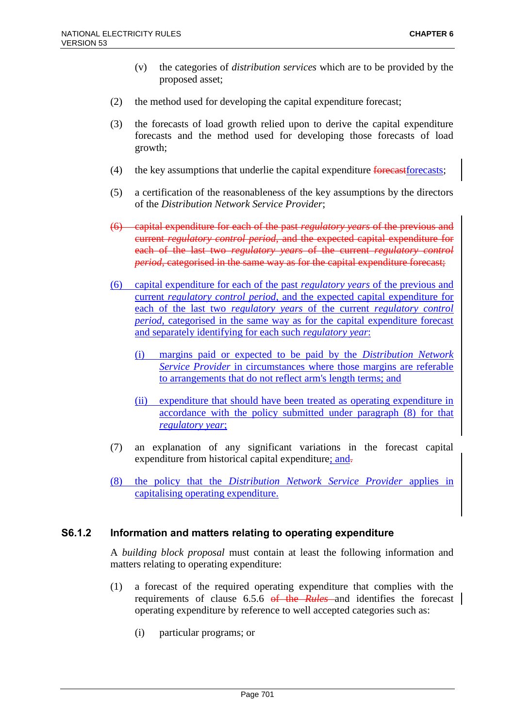(v) the categories of *distribution services* which are to be provided by the proposed asset;

(2) the method used for developing the capital expenditure forecast;

(3) the forecasts of load growth relied upon to derive the capital expenditure forecasts and the method used for developing those forecasts of load growth;

(4) the key assumptions that underlie the capital expenditure ~~forecast~~forecasts;

(5) a certification of the reasonableness of the key assumptions by the directors of the *Distribution Network Service Provider*;

~~(6) capital expenditure for each of the past *regulatory years* of the previous and current *regulatory control period*, and the expected capital expenditure for each of the last two *regulatory years* of the current *regulatory control period*, categorised in the same way as for the capital expenditure forecast;~~

(6) capital expenditure for each of the past *regulatory years* of the previous and current *regulatory control period*, and the expected capital expenditure for each of the last two *regulatory years* of the current *regulatory control period*, categorised in the same way as for the capital expenditure forecast and separately identifying for each such *regulatory year*:

(i) margins paid or expected to be paid by the *Distribution Network Service Provider* in circumstances where those margins are referable to arrangements that do not reflect arm's length terms; and

(ii) expenditure that should have been treated as operating expenditure in accordance with the policy submitted under paragraph (8) for that *regulatory year*;

(7) an explanation of any significant variations in the forecast capital expenditure from historical capital expenditure; and~~.~~

(8) the policy that the *Distribution Network Service Provider* applies in capitalising operating expenditure.

### S6.1.2 Information and matters relating to operating expenditure

A *building block proposal* must contain at least the following information and matters relating to operating expenditure:

(1) a forecast of the required operating expenditure that complies with the requirements of clause 6.5.6 ~~of the *Rules*~~ and identifies the forecast operating expenditure by reference to well accepted categories such as:

(i) particular programs; or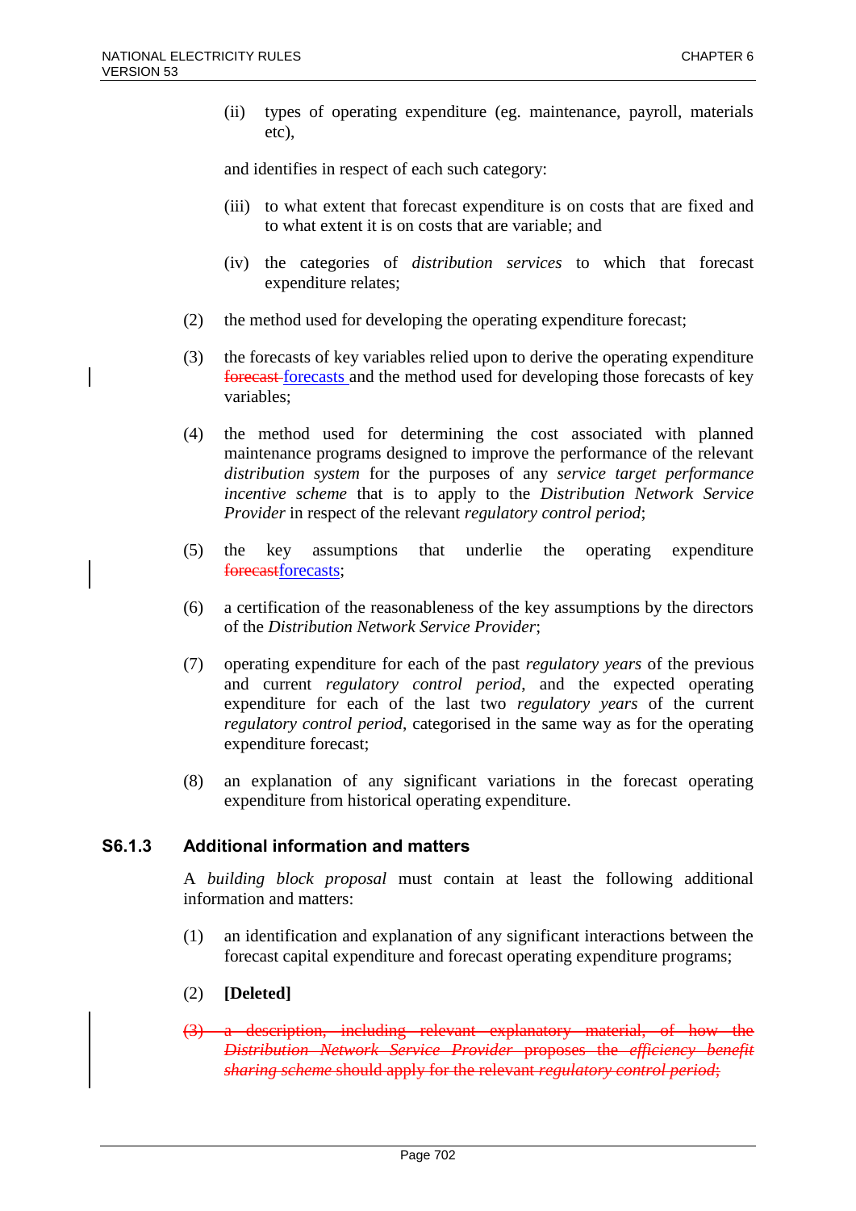(ii) types of operating expenditure (eg. maintenance, payroll, materials etc),

and identifies in respect of each such category:

(iii) to what extent that forecast expenditure is on costs that are fixed and to what extent it is on costs that are variable; and

(iv) the categories of *distribution services* to which that forecast expenditure relates;

(2) the method used for developing the operating expenditure forecast;

(3) the forecasts of key variables relied upon to derive the operating expenditure ~~forecast~~ forecasts and the method used for developing those forecasts of key variables;

(4) the method used for determining the cost associated with planned maintenance programs designed to improve the performance of the relevant *distribution system* for the purposes of any *service target performance incentive scheme* that is to apply to the *Distribution Network Service Provider* in respect of the relevant *regulatory control period*;

(5) the key assumptions that underlie the operating expenditure ~~forecast~~forecasts;

(6) a certification of the reasonableness of the key assumptions by the directors of the *Distribution Network Service Provider*;

(7) operating expenditure for each of the past *regulatory years* of the previous and current *regulatory control period*, and the expected operating expenditure for each of the last two *regulatory years* of the current *regulatory control period*, categorised in the same way as for the operating expenditure forecast;

(8) an explanation of any significant variations in the forecast operating expenditure from historical operating expenditure.

### S6.1.3 Additional information and matters

A *building block proposal* must contain at least the following additional information and matters:

(1) an identification and explanation of any significant interactions between the forecast capital expenditure and forecast operating expenditure programs;

(2) **[Deleted]**

~~(3) a description, including relevant explanatory material, of how the *Distribution Network Service Provider* proposes the *efficiency benefit sharing scheme* should apply for the relevant *regulatory control period*;~~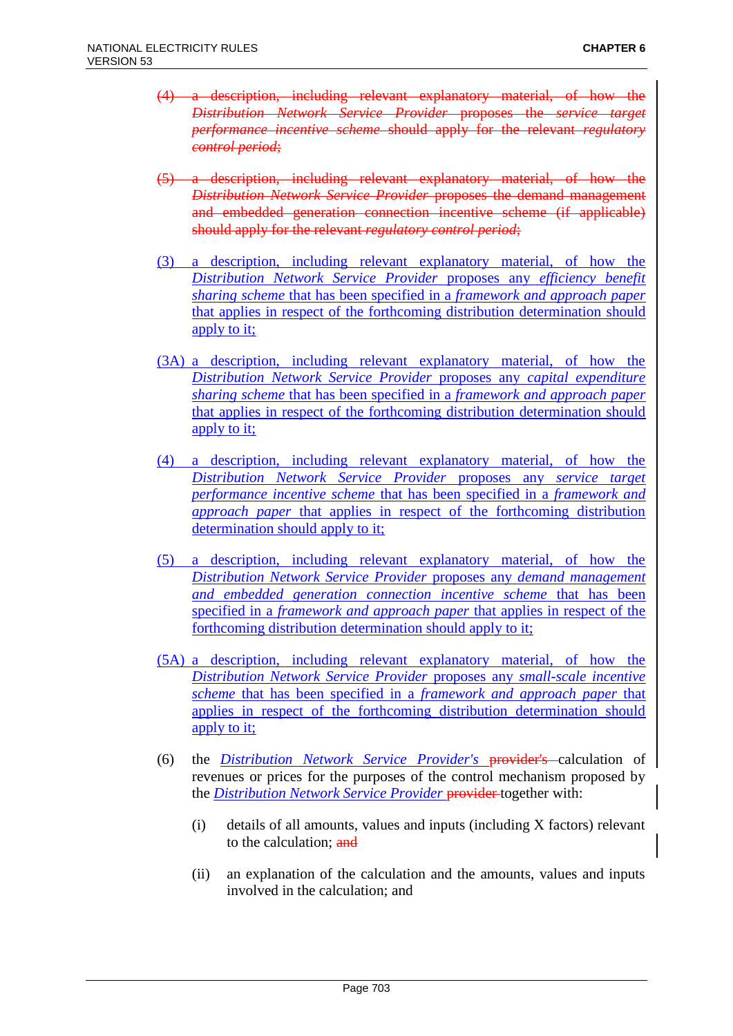~~(4) a description, including relevant explanatory material, of how the *Distribution Network Service Provider* proposes the *service target performance incentive scheme* should apply for the relevant *regulatory control period*;~~

~~(5) a description, including relevant explanatory material, of how the *Distribution Network Service Provider* proposes the demand management and embedded generation connection incentive scheme (if applicable) should apply for the relevant *regulatory control period*;~~

<u>(3) a description, including relevant explanatory material, of how the *Distribution Network Service Provider* proposes any *efficiency benefit sharing scheme* that has been specified in a *framework and approach paper* that applies in respect of the forthcoming distribution determination should apply to it;</u>

<u>(3A) a description, including relevant explanatory material, of how the *Distribution Network Service Provider* proposes any *capital expenditure sharing scheme* that has been specified in a *framework and approach paper* that applies in respect of the forthcoming distribution determination should apply to it;</u>

<u>(4) a description, including relevant explanatory material, of how the *Distribution Network Service Provider* proposes any *service target performance incentive scheme* that has been specified in a *framework and approach paper* that applies in respect of the forthcoming distribution determination should apply to it;</u>

<u>(5) a description, including relevant explanatory material, of how the *Distribution Network Service Provider* proposes any *demand management and embedded generation connection incentive scheme* that has been specified in a *framework and approach paper* that applies in respect of the forthcoming distribution determination should apply to it;</u>

<u>(5A) a description, including relevant explanatory material, of how the *Distribution Network Service Provider* proposes any *small-scale incentive scheme* that has been specified in a *framework and approach paper* that applies in respect of the forthcoming distribution determination should apply to it;</u>

(6) the <u>*Distribution Network Service Provider's*</u> ~~provider's~~ calculation of revenues or prices for the purposes of the control mechanism proposed by the <u>*Distribution Network Service Provider*</u> ~~provider~~ together with:

   (i) details of all amounts, values and inputs (including X factors) relevant to the calculation; ~~and~~

   (ii) an explanation of the calculation and the amounts, values and inputs involved in the calculation; and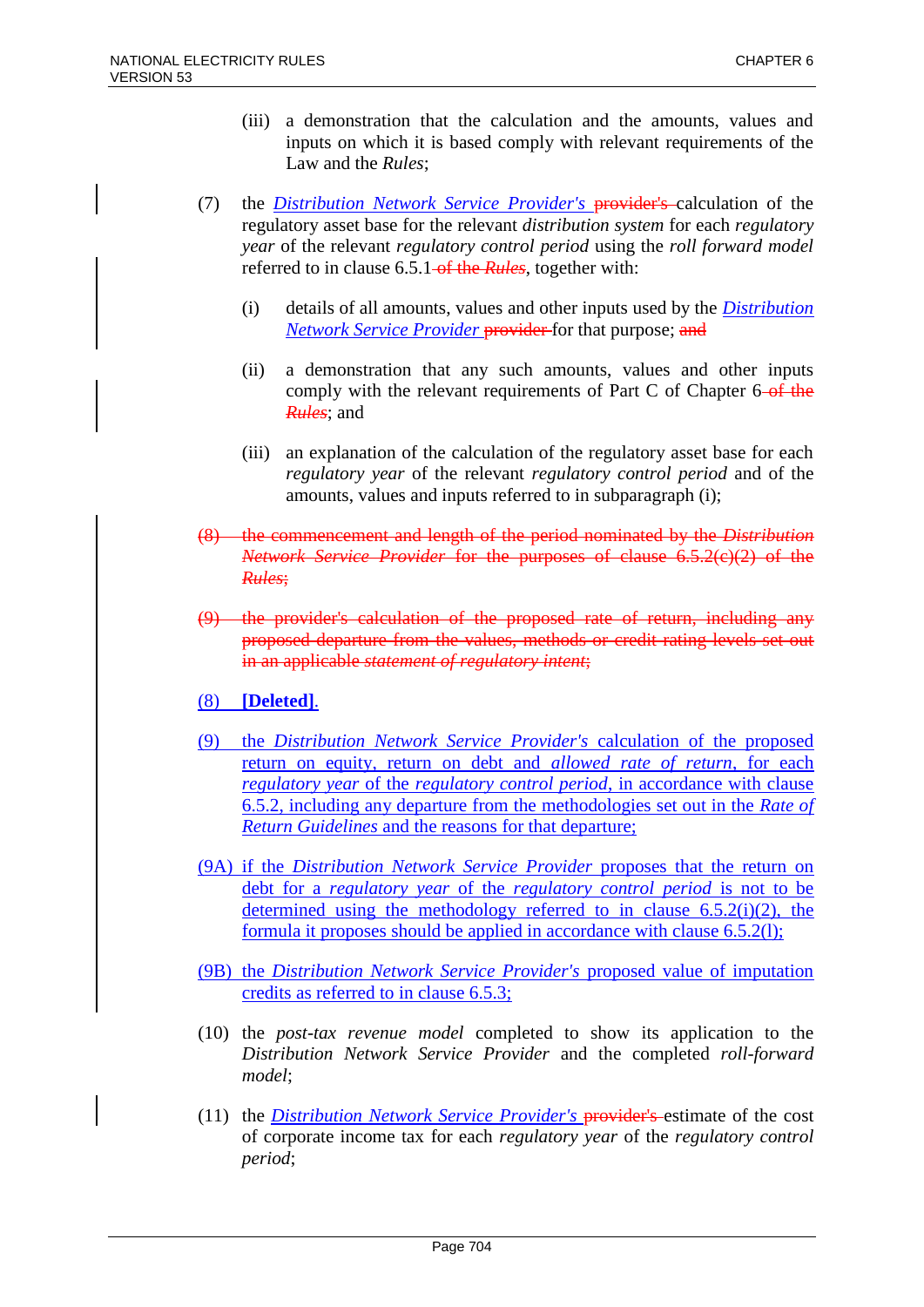(iii) a demonstration that the calculation and the amounts, values and inputs on which it is based comply with relevant requirements of the Law and the *Rules*;

(7) the *Distribution Network Service Provider's* ~~provider's~~ calculation of the regulatory asset base for the relevant *distribution system* for each *regulatory year* of the relevant *regulatory control period* using the *roll forward model* referred to in clause 6.5.1 ~~of the *Rules*~~, together with:

(i) details of all amounts, values and other inputs used by the *Distribution Network Service Provider* ~~provider~~ for that purpose; ~~and~~

(ii) a demonstration that any such amounts, values and other inputs comply with the relevant requirements of Part C of Chapter 6 ~~of the *Rules*~~; and

(iii) an explanation of the calculation of the regulatory asset base for each *regulatory year* of the relevant *regulatory control period* and of the amounts, values and inputs referred to in subparagraph (i);

~~(8) the commencement and length of the period nominated by the *Distribution Network Service Provider* for the purposes of clause 6.5.2(c)(2) of the *Rules*;~~

~~(9) the provider's calculation of the proposed rate of return, including any proposed departure from the values, methods or credit rating levels set out in an applicable *statement of regulatory intent*;~~

(8) **[Deleted]**.

(9) the *Distribution Network Service Provider's* calculation of the proposed return on equity, return on debt and *allowed rate of return*, for each *regulatory year* of the *regulatory control period*, in accordance with clause 6.5.2, including any departure from the methodologies set out in the *Rate of Return Guidelines* and the reasons for that departure;

(9A) if the *Distribution Network Service Provider* proposes that the return on debt for a *regulatory year* of the *regulatory control period* is not to be determined using the methodology referred to in clause 6.5.2(i)(2), the formula it proposes should be applied in accordance with clause 6.5.2(l);

(9B) the *Distribution Network Service Provider's* proposed value of imputation credits as referred to in clause 6.5.3;

(10) the *post-tax revenue model* completed to show its application to the *Distribution Network Service Provider* and the completed *roll-forward model*;

(11) the *Distribution Network Service Provider's* ~~provider's~~ estimate of the cost of corporate income tax for each *regulatory year* of the *regulatory control period*;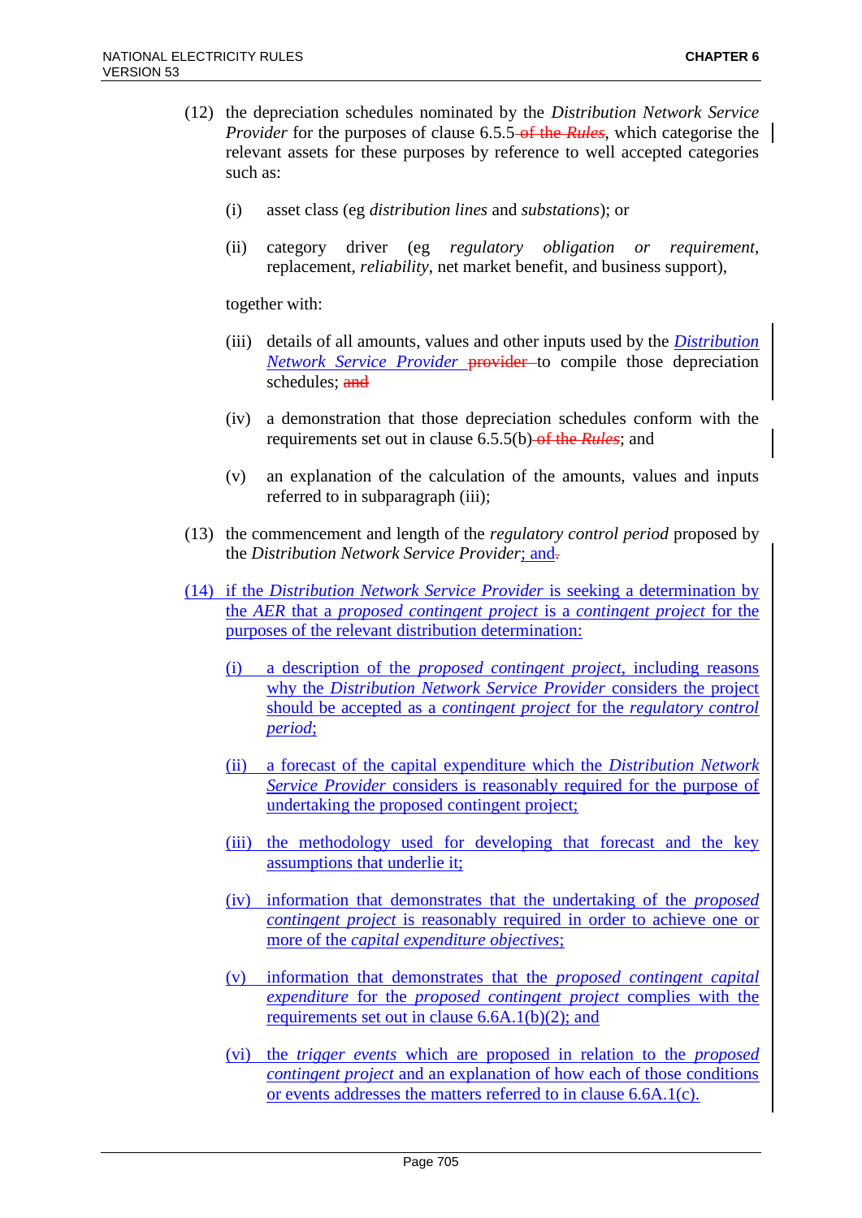(12) the depreciation schedules nominated by the *Distribution Network Service Provider* for the purposes of clause 6.5.5 ~~of the *Rules*~~, which categorise the relevant assets for these purposes by reference to well accepted categories such as:

(i) asset class (eg *distribution lines* and *substations*); or

(ii) category driver (eg *regulatory obligation or requirement*, replacement, *reliability*, net market benefit, and business support),

together with:

(iii) details of all amounts, values and other inputs used by the *Distribution Network Service Provider* ~~provider~~ to compile those depreciation schedules; ~~and~~

(iv) a demonstration that those depreciation schedules conform with the requirements set out in clause 6.5.5(b) ~~of the *Rules*~~; and

(v) an explanation of the calculation of the amounts, values and inputs referred to in subparagraph (iii);

(13) the commencement and length of the *regulatory control period* proposed by the *Distribution Network Service Provider*; and~~.~~

(14) if the *Distribution Network Service Provider* is seeking a determination by the *AER* that a *proposed contingent project* is a *contingent project* for the purposes of the relevant distribution determination:

(i) a description of the *proposed contingent project*, including reasons why the *Distribution Network Service Provider* considers the project should be accepted as a *contingent project* for the *regulatory control period*;

(ii) a forecast of the capital expenditure which the *Distribution Network Service Provider* considers is reasonably required for the purpose of undertaking the proposed contingent project;

(iii) the methodology used for developing that forecast and the key assumptions that underlie it;

(iv) information that demonstrates that the undertaking of the *proposed contingent project* is reasonably required in order to achieve one or more of the *capital expenditure objectives*;

(v) information that demonstrates that the *proposed contingent capital expenditure* for the *proposed contingent project* complies with the requirements set out in clause 6.6A.1(b)(2); and

(vi) the *trigger events* which are proposed in relation to the *proposed contingent project* and an explanation of how each of those conditions or events addresses the matters referred to in clause 6.6A.1(c).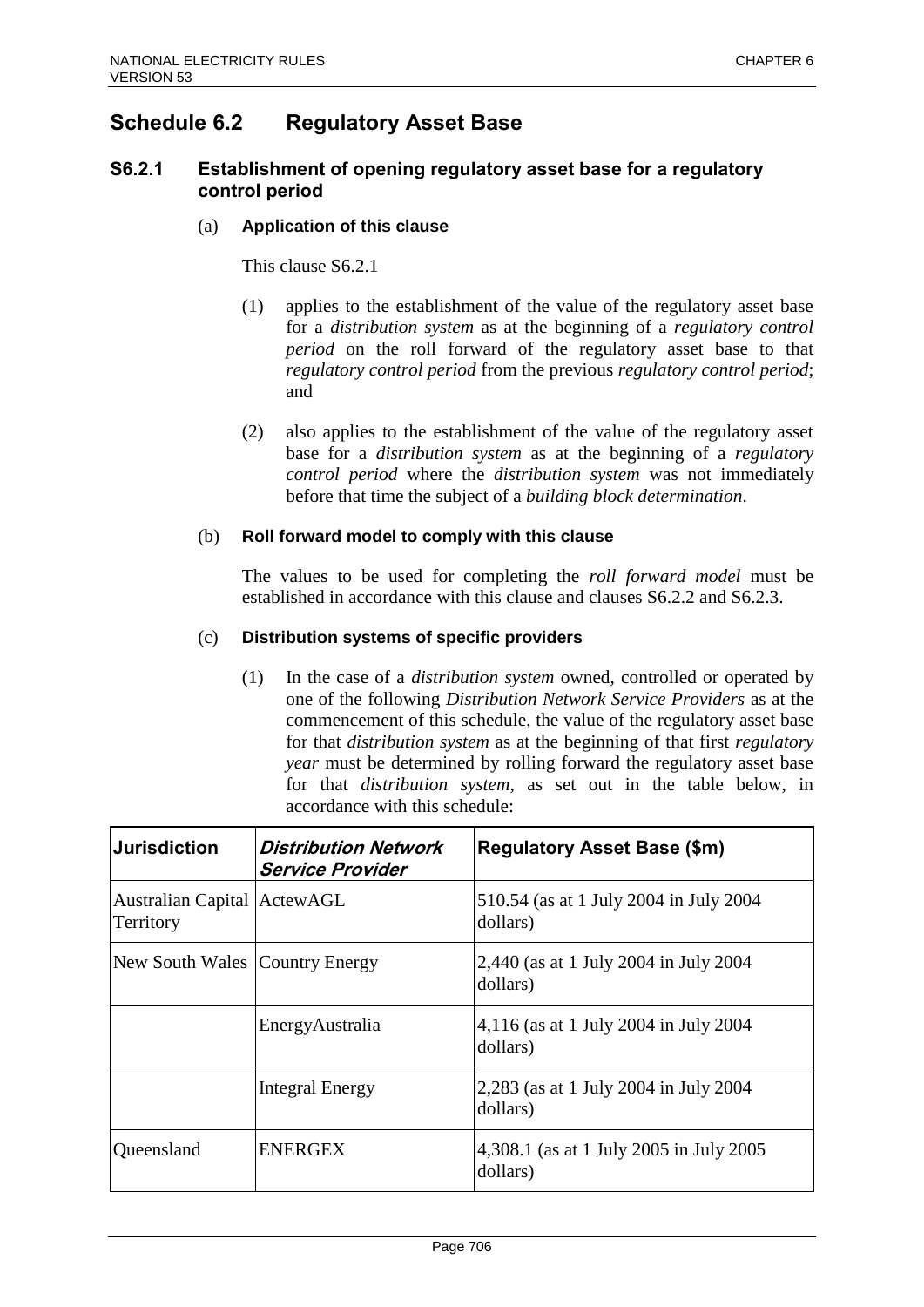## Schedule 6.2 Regulatory Asset Base

### S6.2.1 Establishment of opening regulatory asset base for a regulatory control period

(a) **Application of this clause**

This clause S6.2.1

(1) applies to the establishment of the value of the regulatory asset base for a *distribution system* as at the beginning of a *regulatory control period* on the roll forward of the regulatory asset base to that *regulatory control period* from the previous *regulatory control period*; and

(2) also applies to the establishment of the value of the regulatory asset base for a *distribution system* as at the beginning of a *regulatory control period* where the *distribution system* was not immediately before that time the subject of a *building block determination*.

(b) **Roll forward model to comply with this clause**

The values to be used for completing the *roll forward model* must be established in accordance with this clause and clauses S6.2.2 and S6.2.3.

(c) **Distribution systems of specific providers**

(1) In the case of a *distribution system* owned, controlled or operated by one of the following *Distribution Network Service Providers* as at the commencement of this schedule, the value of the regulatory asset base for that *distribution system* as at the beginning of that first *regulatory year* must be determined by rolling forward the regulatory asset base for that *distribution system*, as set out in the table below, in accordance with this schedule:

| Jurisdiction | *Distribution Network Service Provider* | Regulatory Asset Base ($m) |
|---|---|---|
| Australian Capital Territory | ActewAGL | 510.54 (as at 1 July 2004 in July 2004 dollars) |
| New South Wales | Country Energy | 2,440 (as at 1 July 2004 in July 2004 dollars) |
| | EnergyAustralia | 4,116 (as at 1 July 2004 in July 2004 dollars) |
| | Integral Energy | 2,283 (as at 1 July 2004 in July 2004 dollars) |
| Queensland | ENERGEX | 4,308.1 (as at 1 July 2005 in July 2005 dollars) |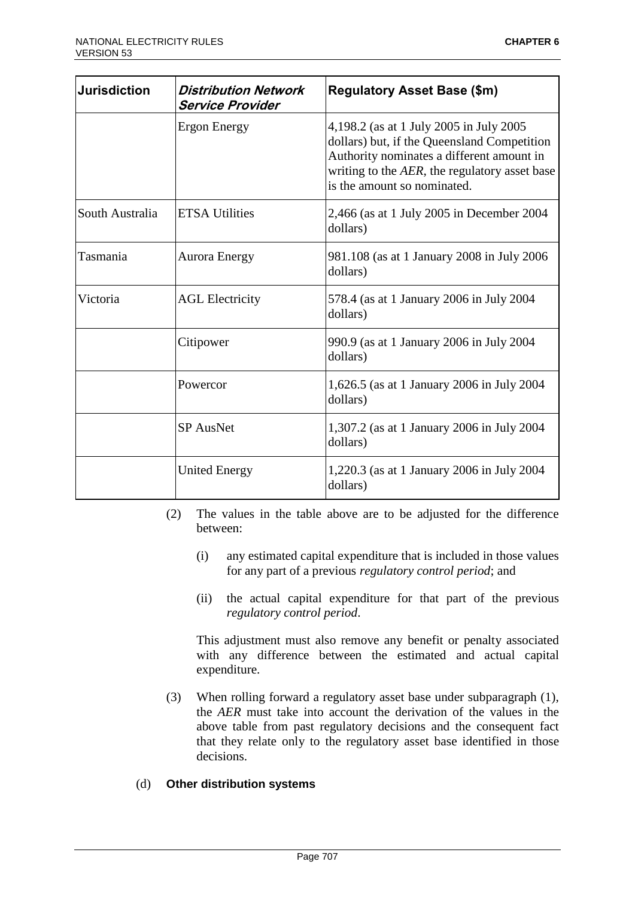| **Jurisdiction** | ***Distribution Network Service Provider*** | **Regulatory Asset Base ($m)** |
|---|---|---|
| | Ergon Energy | 4,198.2 (as at 1 July 2005 in July 2005 dollars) but, if the Queensland Competition Authority nominates a different amount in writing to the *AER*, the regulatory asset base is the amount so nominated. |
| South Australia | ETSA Utilities | 2,466 (as at 1 July 2005 in December 2004 dollars) |
| Tasmania | Aurora Energy | 981.108 (as at 1 January 2008 in July 2006 dollars) |
| Victoria | AGL Electricity | 578.4 (as at 1 January 2006 in July 2004 dollars) |
| | Citipower | 990.9 (as at 1 January 2006 in July 2004 dollars) |
| | Powercor | 1,626.5 (as at 1 January 2006 in July 2004 dollars) |
| | SP AusNet | 1,307.2 (as at 1 January 2006 in July 2004 dollars) |
| | United Energy | 1,220.3 (as at 1 January 2006 in July 2004 dollars) |

(2) The values in the table above are to be adjusted for the difference between:

(i) any estimated capital expenditure that is included in those values for any part of a previous *regulatory control period*; and

(ii) the actual capital expenditure for that part of the previous *regulatory control period*.

This adjustment must also remove any benefit or penalty associated with any difference between the estimated and actual capital expenditure.

(3) When rolling forward a regulatory asset base under subparagraph (1), the *AER* must take into account the derivation of the values in the above table from past regulatory decisions and the consequent fact that they relate only to the regulatory asset base identified in those decisions.

(d) **Other distribution systems**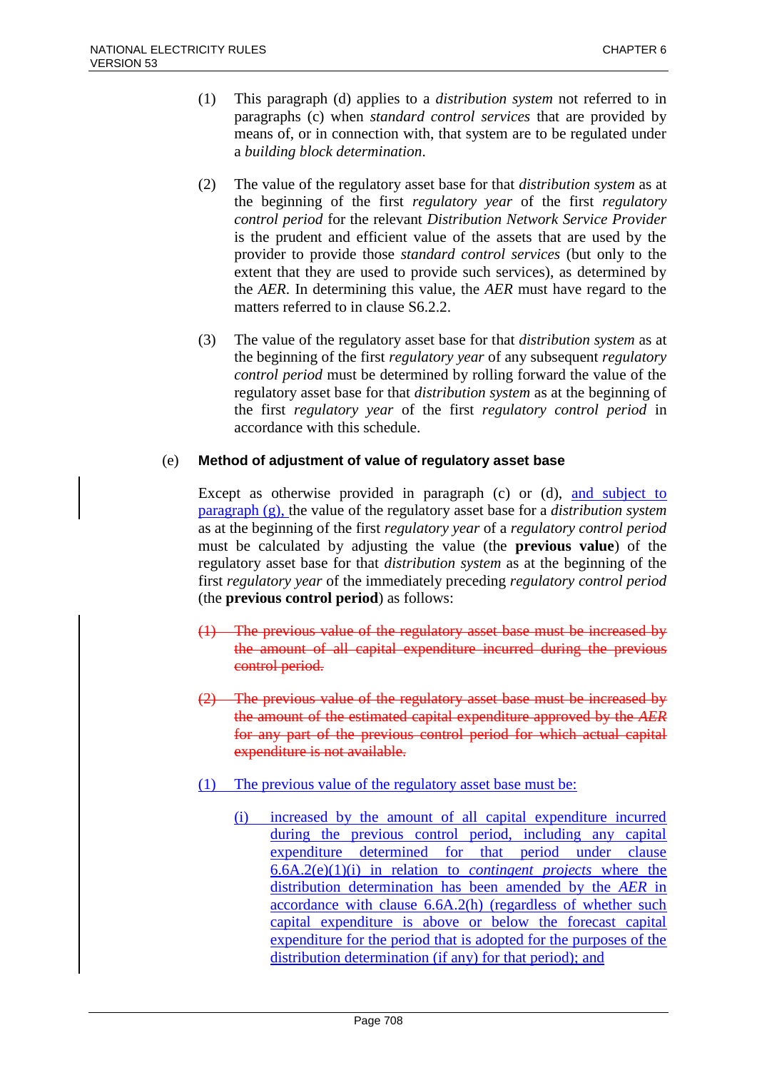(1) This paragraph (d) applies to a *distribution system* not referred to in paragraphs (c) when *standard control services* that are provided by means of, or in connection with, that system are to be regulated under a *building block determination*.

(2) The value of the regulatory asset base for that *distribution system* as at the beginning of the first *regulatory year* of the first *regulatory control period* for the relevant *Distribution Network Service Provider* is the prudent and efficient value of the assets that are used by the provider to provide those *standard control services* (but only to the extent that they are used to provide such services), as determined by the *AER*. In determining this value, the *AER* must have regard to the matters referred to in clause S6.2.2.

(3) The value of the regulatory asset base for that *distribution system* as at the beginning of the first *regulatory year* of any subsequent *regulatory control period* must be determined by rolling forward the value of the regulatory asset base for that *distribution system* as at the beginning of the first *regulatory year* of the first *regulatory control period* in accordance with this schedule.

(e) **Method of adjustment of value of regulatory asset base**

Except as otherwise provided in paragraph (c) or (d), and subject to paragraph (g), the value of the regulatory asset base for a *distribution system* as at the beginning of the first *regulatory year* of a *regulatory control period* must be calculated by adjusting the value (the **previous value**) of the regulatory asset base for that *distribution system* as at the beginning of the first *regulatory year* of the immediately preceding *regulatory control period* (the **previous control period**) as follows:

~~(1) The previous value of the regulatory asset base must be increased by the amount of all capital expenditure incurred during the previous control period.~~

~~(2) The previous value of the regulatory asset base must be increased by the amount of the estimated capital expenditure approved by the *AER* for any part of the previous control period for which actual capital expenditure is not available.~~

(1) The previous value of the regulatory asset base must be:

(i) increased by the amount of all capital expenditure incurred during the previous control period, including any capital expenditure determined for that period under clause 6.6A.2(e)(1)(i) in relation to *contingent projects* where the distribution determination has been amended by the *AER* in accordance with clause 6.6A.2(h) (regardless of whether such capital expenditure is above or below the forecast capital expenditure for the period that is adopted for the purposes of the distribution determination (if any) for that period); and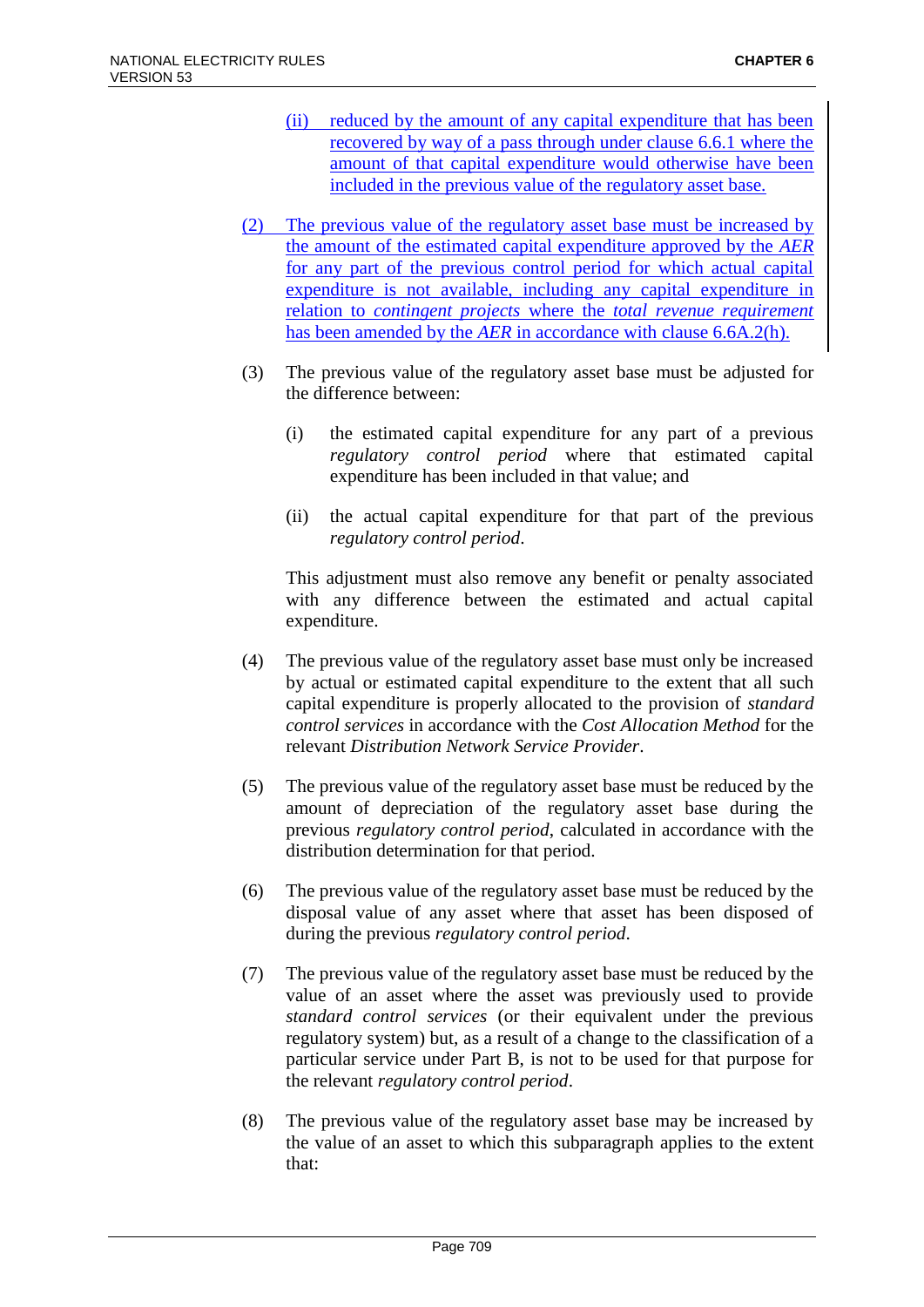(ii) reduced by the amount of any capital expenditure that has been recovered by way of a pass through under clause 6.6.1 where the amount of that capital expenditure would otherwise have been included in the previous value of the regulatory asset base.

(2) The previous value of the regulatory asset base must be increased by the amount of the estimated capital expenditure approved by the *AER* for any part of the previous control period for which actual capital expenditure is not available, including any capital expenditure in relation to *contingent projects* where the *total revenue requirement* has been amended by the *AER* in accordance with clause 6.6A.2(h).

(3) The previous value of the regulatory asset base must be adjusted for the difference between:

(i) the estimated capital expenditure for any part of a previous *regulatory control period* where that estimated capital expenditure has been included in that value; and

(ii) the actual capital expenditure for that part of the previous *regulatory control period*.

This adjustment must also remove any benefit or penalty associated with any difference between the estimated and actual capital expenditure.

(4) The previous value of the regulatory asset base must only be increased by actual or estimated capital expenditure to the extent that all such capital expenditure is properly allocated to the provision of *standard control services* in accordance with the *Cost Allocation Method* for the relevant *Distribution Network Service Provider*.

(5) The previous value of the regulatory asset base must be reduced by the amount of depreciation of the regulatory asset base during the previous *regulatory control period*, calculated in accordance with the distribution determination for that period.

(6) The previous value of the regulatory asset base must be reduced by the disposal value of any asset where that asset has been disposed of during the previous *regulatory control period*.

(7) The previous value of the regulatory asset base must be reduced by the value of an asset where the asset was previously used to provide *standard control services* (or their equivalent under the previous regulatory system) but, as a result of a change to the classification of a particular service under Part B, is not to be used for that purpose for the relevant *regulatory control period*.

(8) The previous value of the regulatory asset base may be increased by the value of an asset to which this subparagraph applies to the extent that: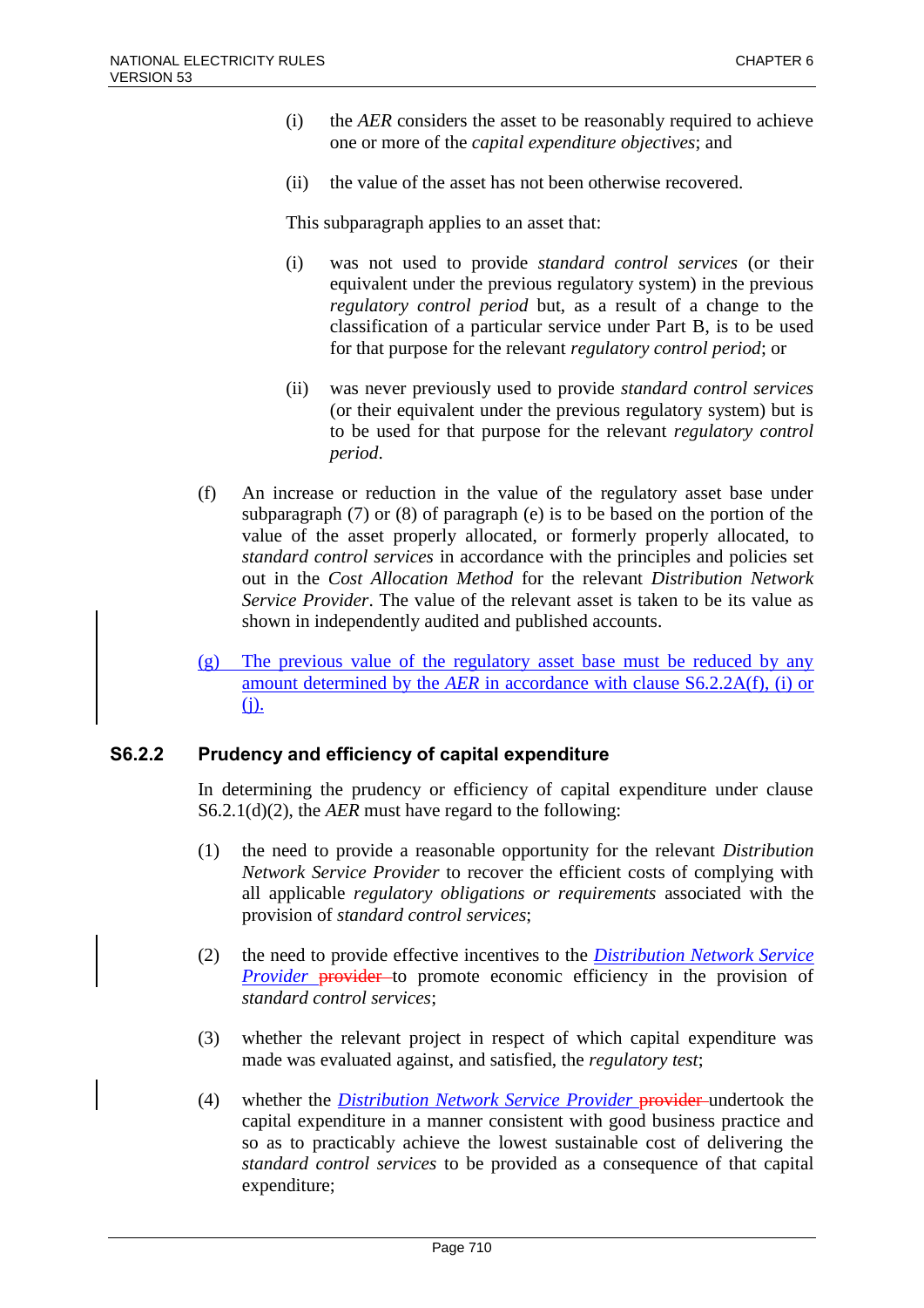(i) the *AER* considers the asset to be reasonably required to achieve one or more of the *capital expenditure objectives*; and

(ii) the value of the asset has not been otherwise recovered.

This subparagraph applies to an asset that:

(i) was not used to provide *standard control services* (or their equivalent under the previous regulatory system) in the previous *regulatory control period* but, as a result of a change to the classification of a particular service under Part B, is to be used for that purpose for the relevant *regulatory control period*; or

(ii) was never previously used to provide *standard control services* (or their equivalent under the previous regulatory system) but is to be used for that purpose for the relevant *regulatory control period*.

(f) An increase or reduction in the value of the regulatory asset base under subparagraph (7) or (8) of paragraph (e) is to be based on the portion of the value of the asset properly allocated, or formerly properly allocated, to *standard control services* in accordance with the principles and policies set out in the *Cost Allocation Method* for the relevant *Distribution Network Service Provider*. The value of the relevant asset is taken to be its value as shown in independently audited and published accounts.

(g) The previous value of the regulatory asset base must be reduced by any amount determined by the *AER* in accordance with clause S6.2.2A(f), (i) or (j).

### S6.2.2 Prudency and efficiency of capital expenditure

In determining the prudency or efficiency of capital expenditure under clause S6.2.1(d)(2), the *AER* must have regard to the following:

(1) the need to provide a reasonable opportunity for the relevant *Distribution Network Service Provider* to recover the efficient costs of complying with all applicable *regulatory obligations or requirements* associated with the provision of *standard control services*;

(2) the need to provide effective incentives to the *Distribution Network Service Provider* ~~provider~~ to promote economic efficiency in the provision of *standard control services*;

(3) whether the relevant project in respect of which capital expenditure was made was evaluated against, and satisfied, the *regulatory test*;

(4) whether the *Distribution Network Service Provider* ~~provider~~ undertook the capital expenditure in a manner consistent with good business practice and so as to practicably achieve the lowest sustainable cost of delivering the *standard control services* to be provided as a consequence of that capital expenditure;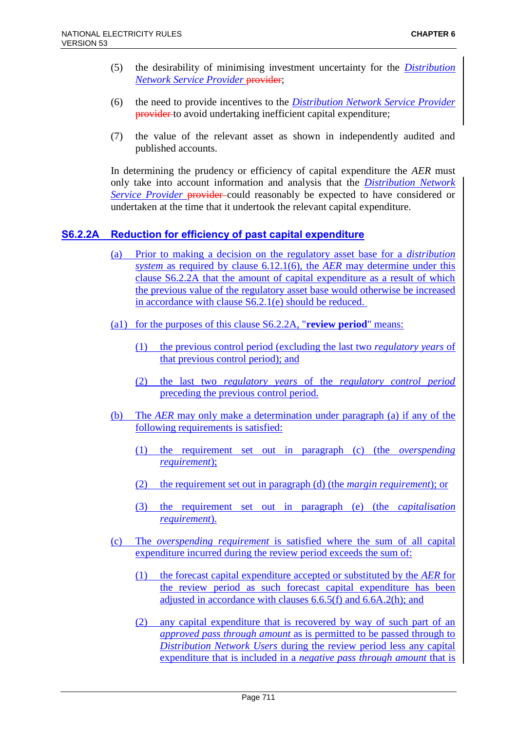(5) the desirability of minimising investment uncertainty for the *Distribution Network Service Provider* provider;

(6) the need to provide incentives to the *Distribution Network Service Provider* provider to avoid undertaking inefficient capital expenditure;

(7) the value of the relevant asset as shown in independently audited and published accounts.

In determining the prudency or efficiency of capital expenditure the *AER* must only take into account information and analysis that the *Distribution Network Service Provider* provider could reasonably be expected to have considered or undertaken at the time that it undertook the relevant capital expenditure.

## S6.2.2A Reduction for efficiency of past capital expenditure

(a) Prior to making a decision on the regulatory asset base for a *distribution system* as required by clause 6.12.1(6), the *AER* may determine under this clause S6.2.2A that the amount of capital expenditure as a result of which the previous value of the regulatory asset base would otherwise be increased in accordance with clause S6.2.1(e) should be reduced.

(a1) for the purposes of this clause S6.2.2A, "**review period**" means:

(1) the previous control period (excluding the last two *regulatory years* of that previous control period); and

(2) the last two *regulatory years* of the *regulatory control period* preceding the previous control period.

(b) The *AER* may only make a determination under paragraph (a) if any of the following requirements is satisfied:

(1) the requirement set out in paragraph (c) (the *overspending requirement*);

(2) the requirement set out in paragraph (d) (the *margin requirement*); or

(3) the requirement set out in paragraph (e) (the *capitalisation requirement*).

(c) The *overspending requirement* is satisfied where the sum of all capital expenditure incurred during the review period exceeds the sum of:

(1) the forecast capital expenditure accepted or substituted by the *AER* for the review period as such forecast capital expenditure has been adjusted in accordance with clauses 6.6.5(f) and 6.6A.2(h); and

(2) any capital expenditure that is recovered by way of such part of an *approved pass through amount* as is permitted to be passed through to *Distribution Network Users* during the review period less any capital expenditure that is included in a *negative pass through amount* that is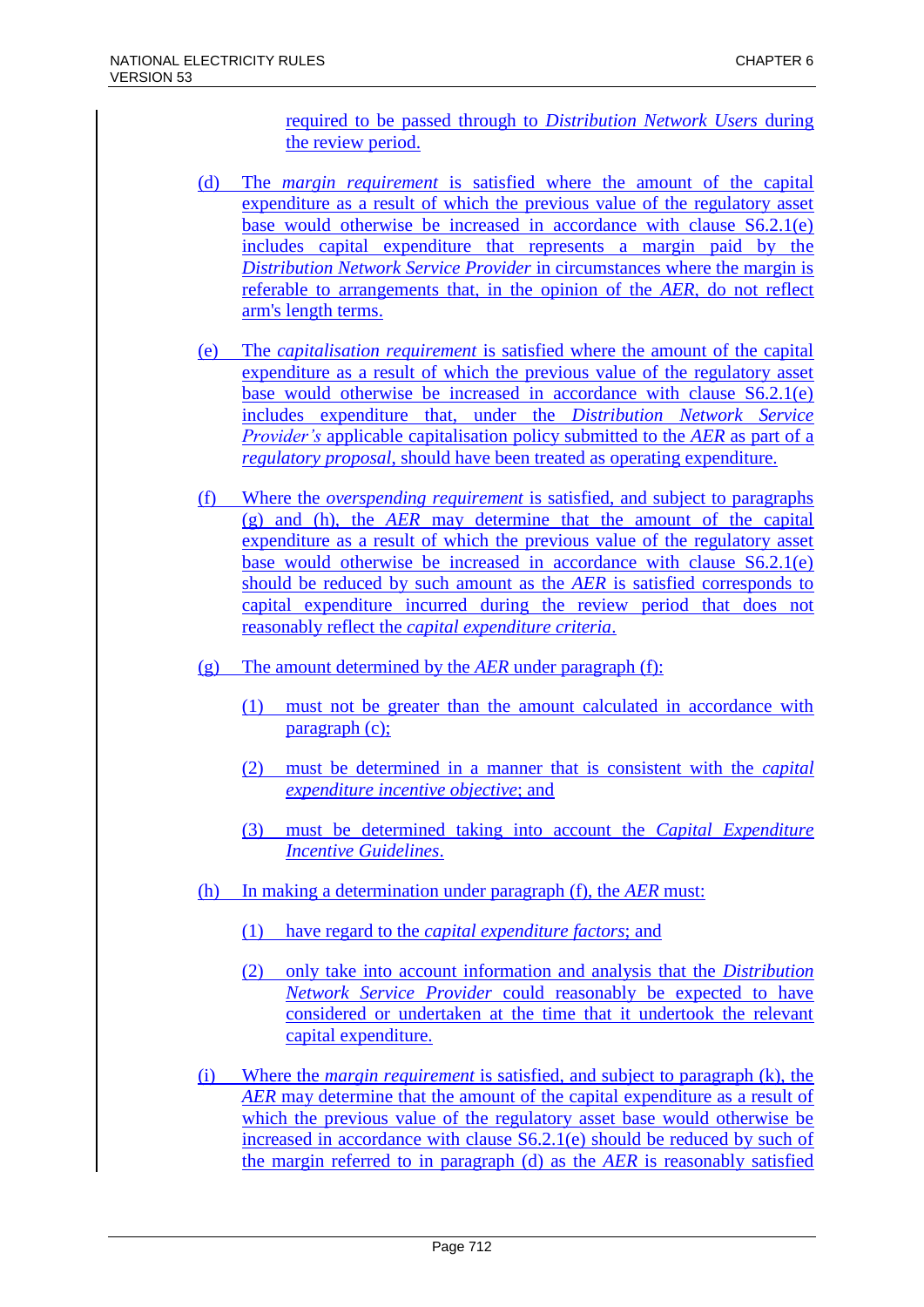required to be passed through to *Distribution Network Users* during the review period.

(d) The *margin requirement* is satisfied where the amount of the capital expenditure as a result of which the previous value of the regulatory asset base would otherwise be increased in accordance with clause S6.2.1(e) includes capital expenditure that represents a margin paid by the *Distribution Network Service Provider* in circumstances where the margin is referable to arrangements that, in the opinion of the *AER*, do not reflect arm's length terms.

(e) The *capitalisation requirement* is satisfied where the amount of the capital expenditure as a result of which the previous value of the regulatory asset base would otherwise be increased in accordance with clause S6.2.1(e) includes expenditure that, under the *Distribution Network Service Provider's* applicable capitalisation policy submitted to the *AER* as part of a *regulatory proposal*, should have been treated as operating expenditure.

(f) Where the *overspending requirement* is satisfied, and subject to paragraphs (g) and (h), the *AER* may determine that the amount of the capital expenditure as a result of which the previous value of the regulatory asset base would otherwise be increased in accordance with clause S6.2.1(e) should be reduced by such amount as the *AER* is satisfied corresponds to capital expenditure incurred during the review period that does not reasonably reflect the *capital expenditure criteria*.

(g) The amount determined by the *AER* under paragraph (f):

(1) must not be greater than the amount calculated in accordance with paragraph (c);

(2) must be determined in a manner that is consistent with the *capital expenditure incentive objective*; and

(3) must be determined taking into account the *Capital Expenditure Incentive Guidelines*.

(h) In making a determination under paragraph (f), the *AER* must:

(1) have regard to the *capital expenditure factors*; and

(2) only take into account information and analysis that the *Distribution Network Service Provider* could reasonably be expected to have considered or undertaken at the time that it undertook the relevant capital expenditure.

(i) Where the *margin requirement* is satisfied, and subject to paragraph (k), the *AER* may determine that the amount of the capital expenditure as a result of which the previous value of the regulatory asset base would otherwise be increased in accordance with clause S6.2.1(e) should be reduced by such of the margin referred to in paragraph (d) as the *AER* is reasonably satisfied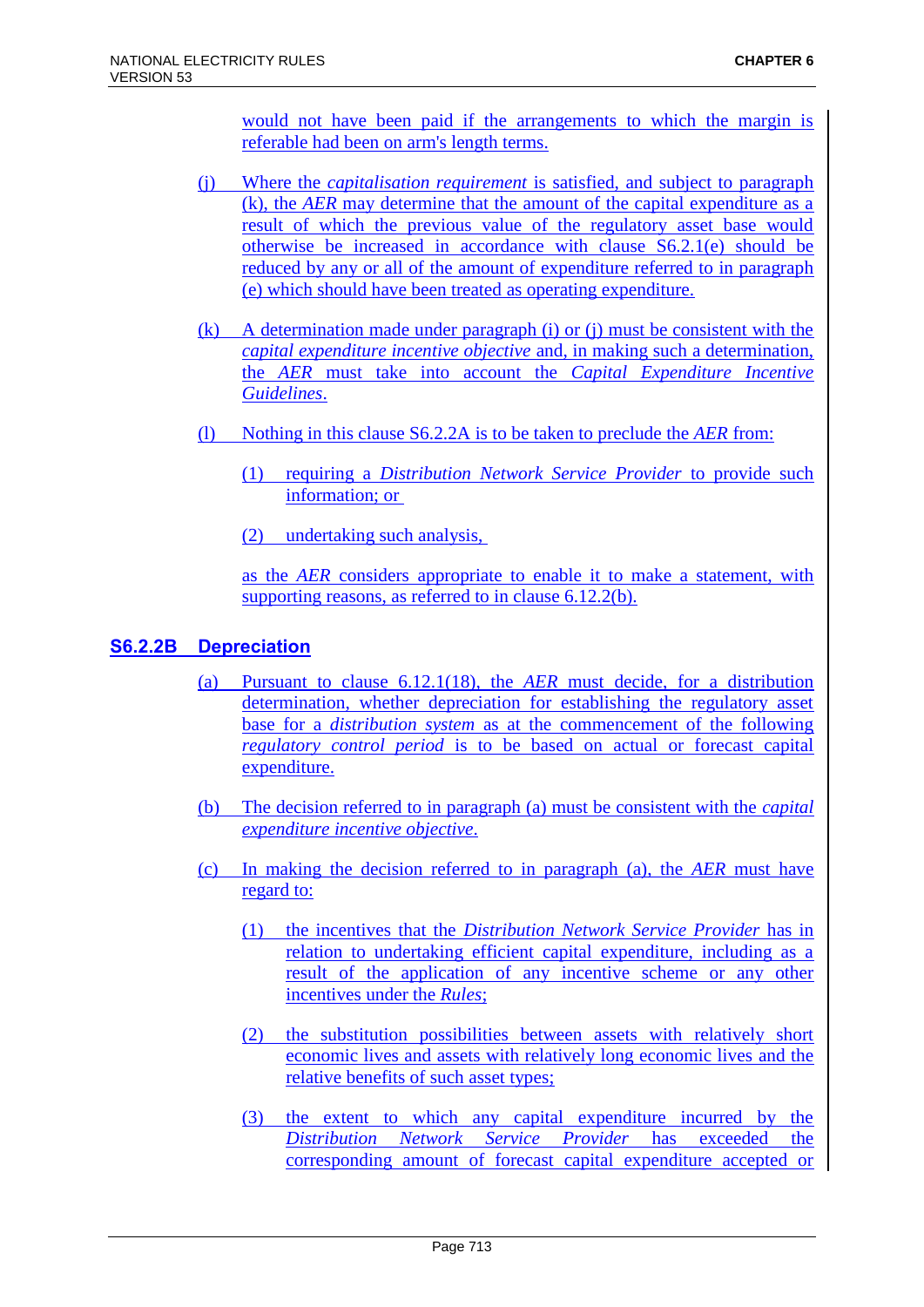would not have been paid if the arrangements to which the margin is referable had been on arm's length terms.

(j) Where the *capitalisation requirement* is satisfied, and subject to paragraph (k), the *AER* may determine that the amount of the capital expenditure as a result of which the previous value of the regulatory asset base would otherwise be increased in accordance with clause S6.2.1(e) should be reduced by any or all of the amount of expenditure referred to in paragraph (e) which should have been treated as operating expenditure.

(k) A determination made under paragraph (i) or (j) must be consistent with the *capital expenditure incentive objective* and, in making such a determination, the *AER* must take into account the *Capital Expenditure Incentive Guidelines*.

(l) Nothing in this clause S6.2.2A is to be taken to preclude the *AER* from:

(1) requiring a *Distribution Network Service Provider* to provide such information; or

(2) undertaking such analysis,

as the *AER* considers appropriate to enable it to make a statement, with supporting reasons, as referred to in clause 6.12.2(b).

## S6.2.2B Depreciation

(a) Pursuant to clause 6.12.1(18), the *AER* must decide, for a distribution determination, whether depreciation for establishing the regulatory asset base for a *distribution system* as at the commencement of the following *regulatory control period* is to be based on actual or forecast capital expenditure.

(b) The decision referred to in paragraph (a) must be consistent with the *capital expenditure incentive objective*.

(c) In making the decision referred to in paragraph (a), the *AER* must have regard to:

(1) the incentives that the *Distribution Network Service Provider* has in relation to undertaking efficient capital expenditure, including as a result of the application of any incentive scheme or any other incentives under the *Rules*;

(2) the substitution possibilities between assets with relatively short economic lives and assets with relatively long economic lives and the relative benefits of such asset types;

(3) the extent to which any capital expenditure incurred by the *Distribution Network Service Provider* has exceeded the corresponding amount of forecast capital expenditure accepted or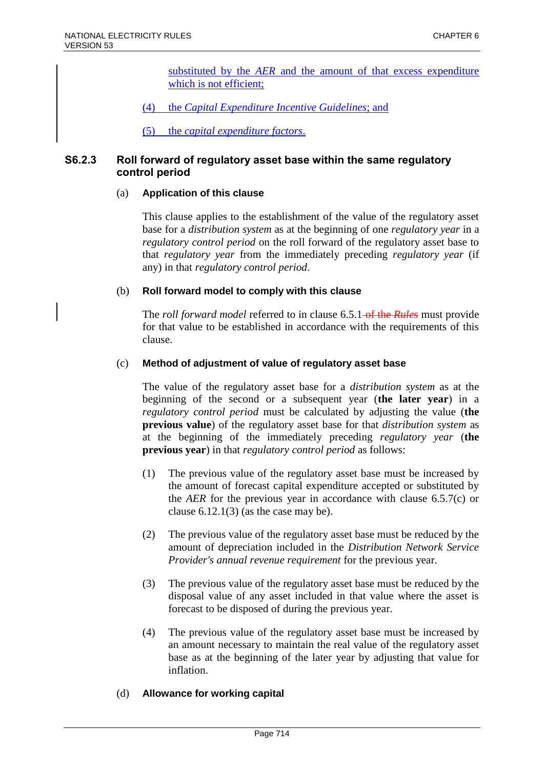substituted by the *AER* and the amount of that excess expenditure which is not efficient;

(4) the *Capital Expenditure Incentive Guidelines*; and

(5) the *capital expenditure factors*.

### S6.2.3 Roll forward of regulatory asset base within the same regulatory control period

(a) **Application of this clause**

This clause applies to the establishment of the value of the regulatory asset base for a *distribution system* as at the beginning of one *regulatory year* in a *regulatory control period* on the roll forward of the regulatory asset base to that *regulatory year* from the immediately preceding *regulatory year* (if any) in that *regulatory control period*.

(b) **Roll forward model to comply with this clause**

The *roll forward model* referred to in clause 6.5.1 ~~of the *Rules*~~ must provide for that value to be established in accordance with the requirements of this clause.

(c) **Method of adjustment of value of regulatory asset base**

The value of the regulatory asset base for a *distribution system* as at the beginning of the second or a subsequent year (**the later year**) in a *regulatory control period* must be calculated by adjusting the value (**the previous value**) of the regulatory asset base for that *distribution system* as at the beginning of the immediately preceding *regulatory year* (**the previous year**) in that *regulatory control period* as follows:

(1) The previous value of the regulatory asset base must be increased by the amount of forecast capital expenditure accepted or substituted by the *AER* for the previous year in accordance with clause 6.5.7(c) or clause 6.12.1(3) (as the case may be).

(2) The previous value of the regulatory asset base must be reduced by the amount of depreciation included in the *Distribution Network Service Provider's annual revenue requirement* for the previous year.

(3) The previous value of the regulatory asset base must be reduced by the disposal value of any asset included in that value where the asset is forecast to be disposed of during the previous year.

(4) The previous value of the regulatory asset base must be increased by an amount necessary to maintain the real value of the regulatory asset base as at the beginning of the later year by adjusting that value for inflation.

(d) **Allowance for working capital**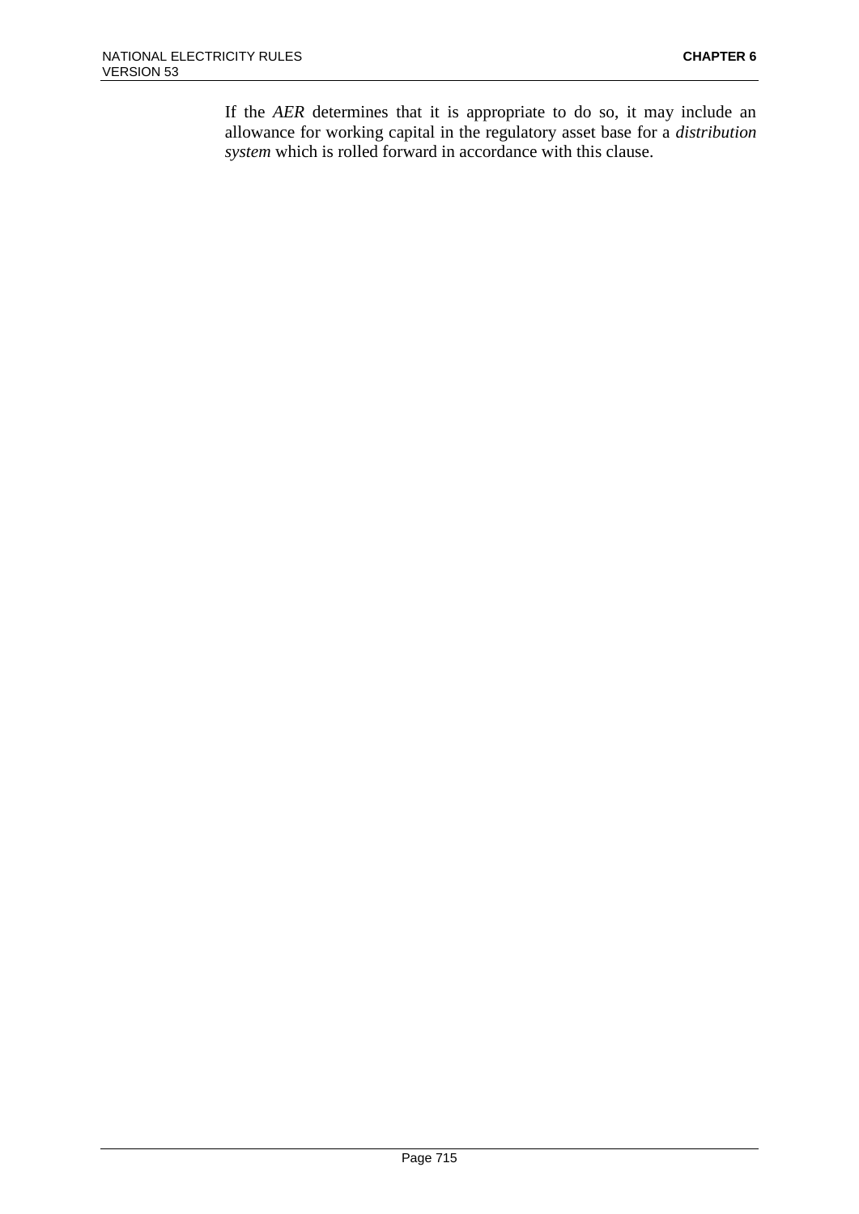If the *AER* determines that it is appropriate to do so, it may include an allowance for working capital in the regulatory asset base for a *distribution system* which is rolled forward in accordance with this clause.